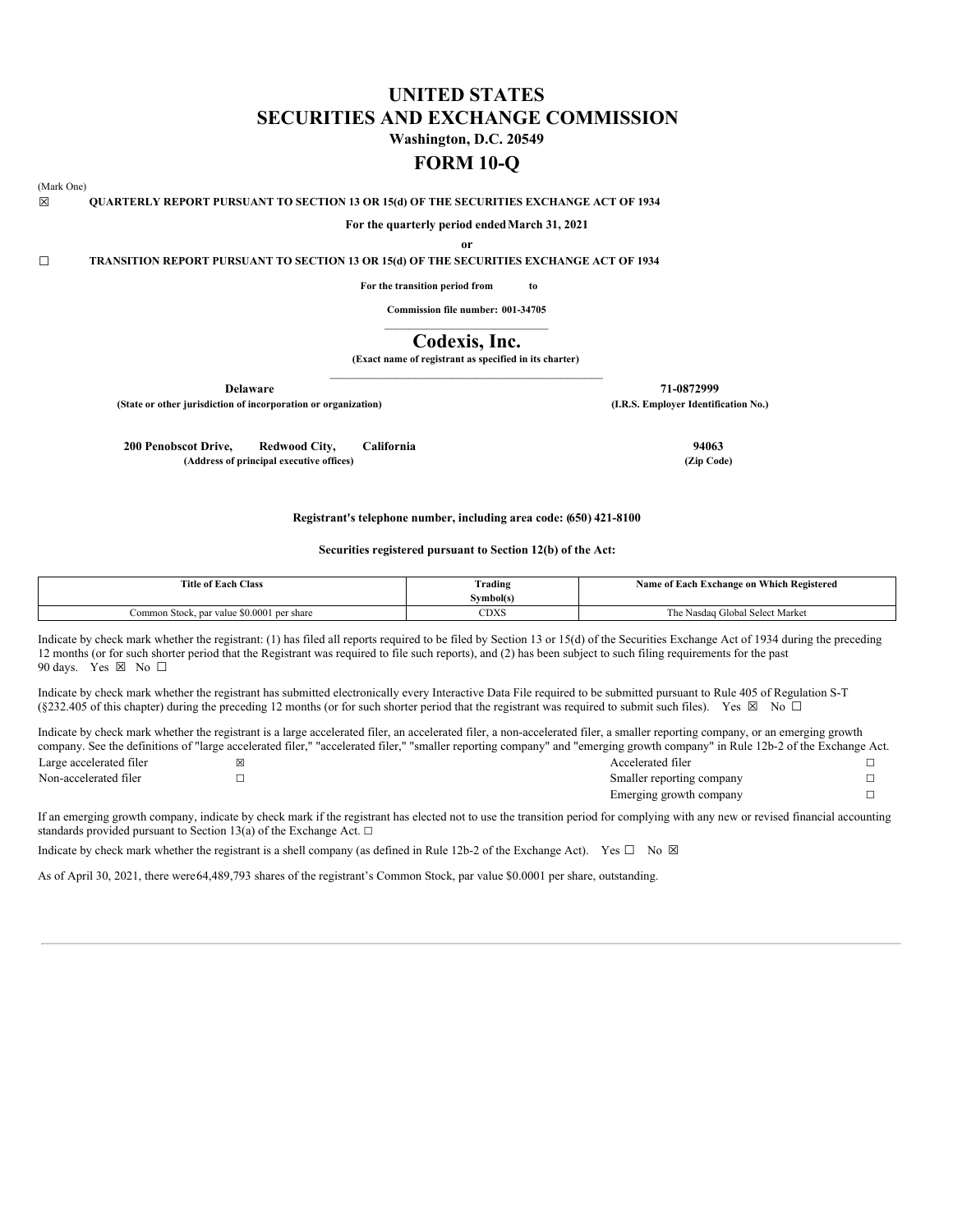# UNITED STATES
# SECURITIES AND EXCHANGE COMMISSION

**Washington, D.C. 20549**

# FORM 10-Q

(Mark One)

☒ **QUARTERLY REPORT PURSUANT TO SECTION 13 OR 15(d) OF THE SECURITIES EXCHANGE ACT OF 1934**

**For the quarterly period ended March 31, 2021**

**or**

☐ **TRANSITION REPORT PURSUANT TO SECTION 13 OR 15(d) OF THE SECURITIES EXCHANGE ACT OF 1934**

**For the transition period from to**

**Commission file number: 001-34705**

# Codexis, Inc.

**(Exact name of registrant as specified in its charter)**

| | |
|---|---|
| **Delaware** | **71-0872999** |
| **(State or other jurisdiction of incorporation or organization)** | **(I.R.S. Employer Identification No.)** |
| **200 Penobscot Drive, Redwood City, California** | **94063** |
| **(Address of principal executive offices)** | **(Zip Code)** |

**Registrant's telephone number, including area code: (650) 421-8100**

**Securities registered pursuant to Section 12(b) of the Act:**

| Title of Each Class | Trading Symbol(s) | Name of Each Exchange on Which Registered |
|---|---|---|
| Common Stock, par value $0.0001 per share | CDXS | The Nasdaq Global Select Market |

Indicate by check mark whether the registrant: (1) has filed all reports required to be filed by Section 13 or 15(d) of the Securities Exchange Act of 1934 during the preceding 12 months (or for such shorter period that the Registrant was required to file such reports), and (2) has been subject to such filing requirements for the past 90 days. Yes ☒ No ☐

Indicate by check mark whether the registrant has submitted electronically every Interactive Data File required to be submitted pursuant to Rule 405 of Regulation S-T (§232.405 of this chapter) during the preceding 12 months (or for such shorter period that the registrant was required to submit such files). Yes ☒ No ☐

Indicate by check mark whether the registrant is a large accelerated filer, an accelerated filer, a non-accelerated filer, a smaller reporting company, or an emerging growth company. See the definitions of "large accelerated filer," "accelerated filer," "smaller reporting company" and "emerging growth company" in Rule 12b-2 of the Exchange Act.

| | | | |
|---|---|---|---|
| Large accelerated filer | ☒ | Accelerated filer | ☐ |
| Non-accelerated filer | ☐ | Smaller reporting company | ☐ |
| | | Emerging growth company | ☐ |

If an emerging growth company, indicate by check mark if the registrant has elected not to use the transition period for complying with any new or revised financial accounting standards provided pursuant to Section 13(a) of the Exchange Act. ☐

Indicate by check mark whether the registrant is a shell company (as defined in Rule 12b-2 of the Exchange Act). Yes ☐ No ☒

As of April 30, 2021, there were 64,489,793 shares of the registrant's Common Stock, par value $0.0001 per share, outstanding.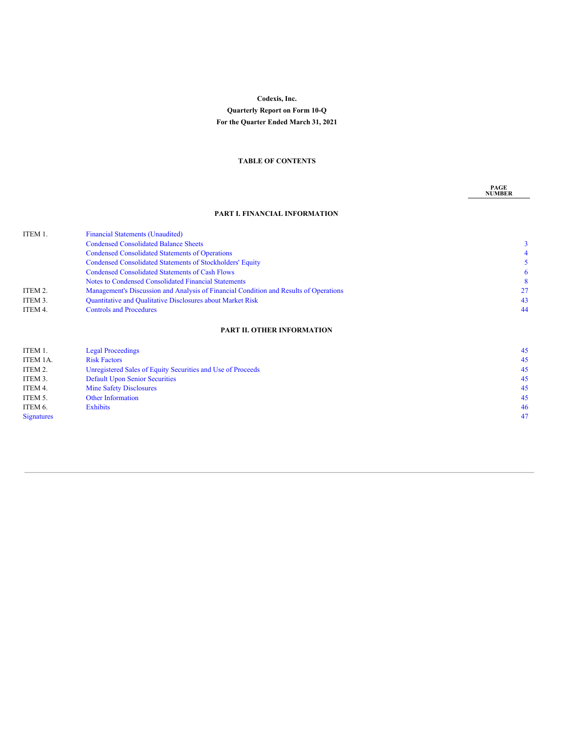**Codexis, Inc.**

**Quarterly Report on Form 10-Q**

**For the Quarter Ended March 31, 2021**

**TABLE OF CONTENTS**

| | | PAGE NUMBER |
|---|---|---|
| | **PART I. FINANCIAL INFORMATION** | |
| ITEM 1. | Financial Statements (Unaudited) | |
| | Condensed Consolidated Balance Sheets | 3 |
| | Condensed Consolidated Statements of Operations | 4 |
| | Condensed Consolidated Statements of Stockholders' Equity | 5 |
| | Condensed Consolidated Statements of Cash Flows | 6 |
| | Notes to Condensed Consolidated Financial Statements | 8 |
| ITEM 2. | Management's Discussion and Analysis of Financial Condition and Results of Operations | 27 |
| ITEM 3. | Quantitative and Qualitative Disclosures about Market Risk | 43 |
| ITEM 4. | Controls and Procedures | 44 |
| | **PART II. OTHER INFORMATION** | |
| ITEM 1. | Legal Proceedings | 45 |
| ITEM 1A. | Risk Factors | 45 |
| ITEM 2. | Unregistered Sales of Equity Securities and Use of Proceeds | 45 |
| ITEM 3. | Default Upon Senior Securities | 45 |
| ITEM 4. | Mine Safety Disclosures | 45 |
| ITEM 5. | Other Information | 45 |
| ITEM 6. | Exhibits | 46 |
| Signatures | | 47 |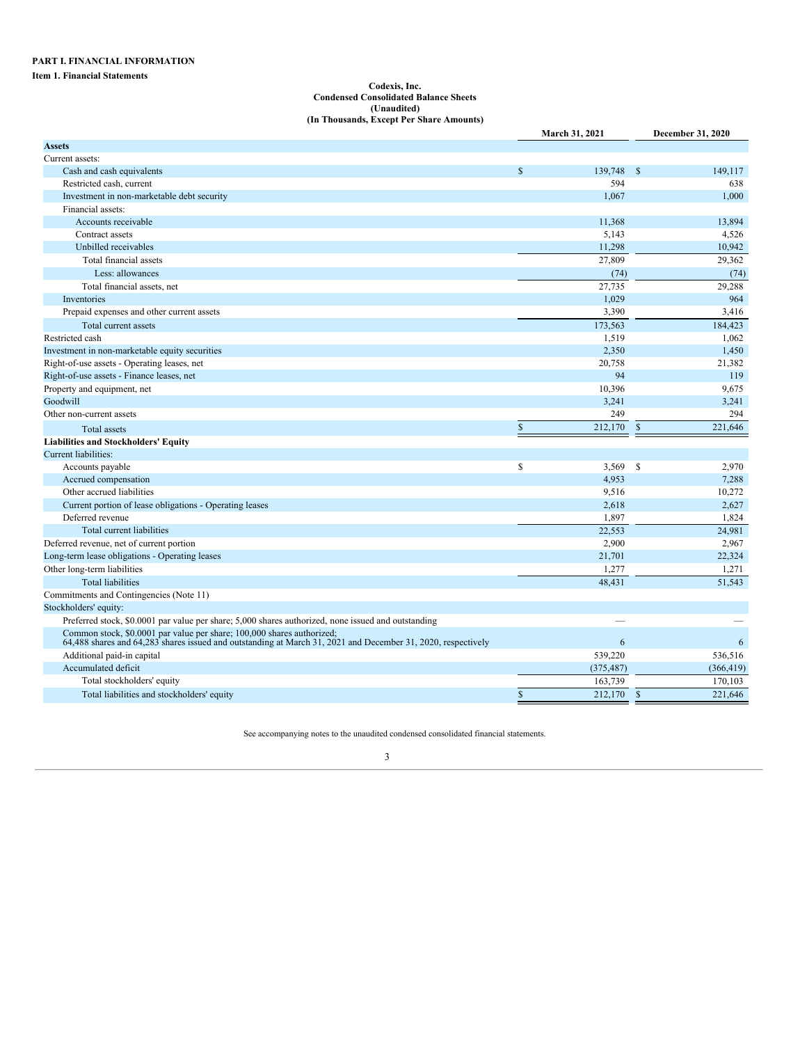**PART I. FINANCIAL INFORMATION**

**Item 1. Financial Statements**

**Codexis, Inc.**
**Condensed Consolidated Balance Sheets**
**(Unaudited)**
**(In Thousands, Except Per Share Amounts)**

| | March 31, 2021 | December 31, 2020 |
|---|---|---|
| **Assets** | | |
| Current assets: | | |
| Cash and cash equivalents | $ 139,748 | $ 149,117 |
| Restricted cash, current | 594 | 638 |
| Investment in non-marketable debt security | 1,067 | 1,000 |
| Financial assets: | | |
| Accounts receivable | 11,368 | 13,894 |
| Contract assets | 5,143 | 4,526 |
| Unbilled receivables | 11,298 | 10,942 |
| Total financial assets | 27,809 | 29,362 |
| Less: allowances | (74) | (74) |
| Total financial assets, net | 27,735 | 29,288 |
| Inventories | 1,029 | 964 |
| Prepaid expenses and other current assets | 3,390 | 3,416 |
| Total current assets | 173,563 | 184,423 |
| Restricted cash | 1,519 | 1,062 |
| Investment in non-marketable equity securities | 2,350 | 1,450 |
| Right-of-use assets - Operating leases, net | 20,758 | 21,382 |
| Right-of-use assets - Finance leases, net | 94 | 119 |
| Property and equipment, net | 10,396 | 9,675 |
| Goodwill | 3,241 | 3,241 |
| Other non-current assets | 249 | 294 |
| Total assets | $ 212,170 | $ 221,646 |
| **Liabilities and Stockholders' Equity** | | |
| Current liabilities: | | |
| Accounts payable | $ 3,569 | $ 2,970 |
| Accrued compensation | 4,953 | 7,288 |
| Other accrued liabilities | 9,516 | 10,272 |
| Current portion of lease obligations - Operating leases | 2,618 | 2,627 |
| Deferred revenue | 1,897 | 1,824 |
| Total current liabilities | 22,553 | 24,981 |
| Deferred revenue, net of current portion | 2,900 | 2,967 |
| Long-term lease obligations - Operating leases | 21,701 | 22,324 |
| Other long-term liabilities | 1,277 | 1,271 |
| Total liabilities | 48,431 | 51,543 |
| Commitments and Contingencies (Note 11) | | |
| Stockholders' equity: | | |
| Preferred stock, $0.0001 par value per share; 5,000 shares authorized, none issued and outstanding | — | — |
| Common stock, $0.0001 par value per share; 100,000 shares authorized; 64,488 shares and 64,283 shares issued and outstanding at March 31, 2021 and December 31, 2020, respectively | 6 | 6 |
| Additional paid-in capital | 539,220 | 536,516 |
| Accumulated deficit | (375,487) | (366,419) |
| Total stockholders' equity | 163,739 | 170,103 |
| Total liabilities and stockholders' equity | $ 212,170 | $ 221,646 |

See accompanying notes to the unaudited condensed consolidated financial statements.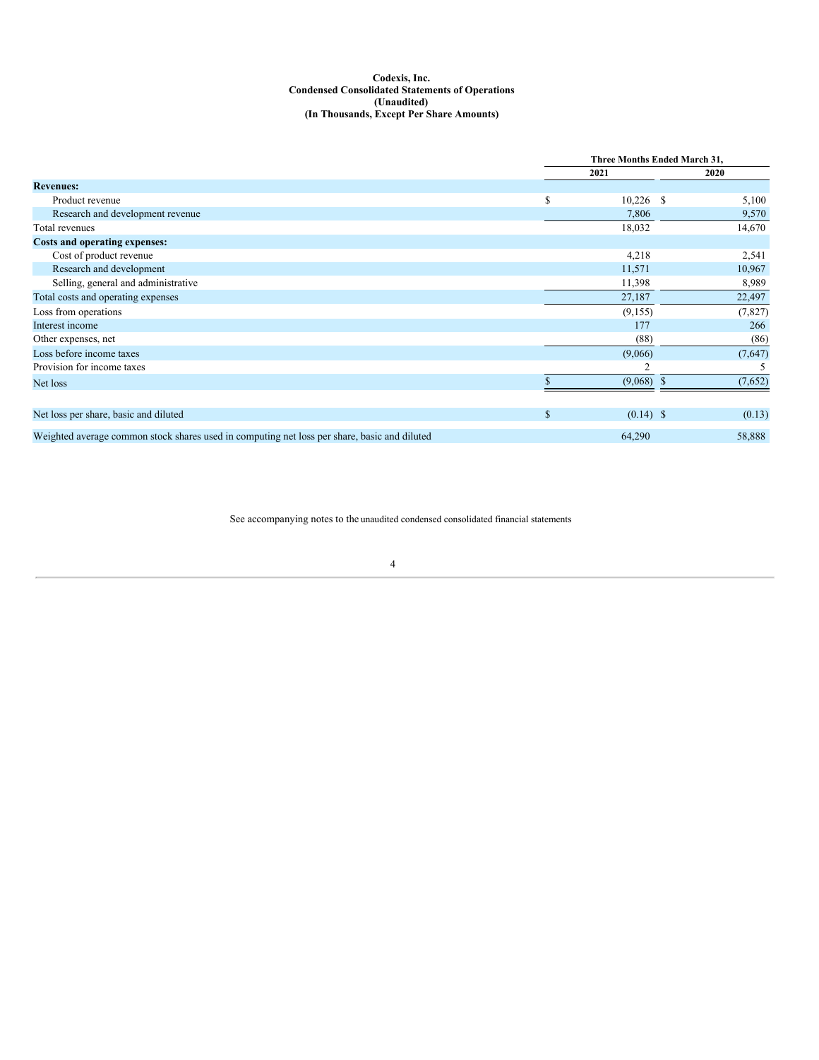**Codexis, Inc.**
**Condensed Consolidated Statements of Operations**
**(Unaudited)**
**(In Thousands, Except Per Share Amounts)**

| | Three Months Ended March 31, | |
|---|---|---|
| | 2021 | 2020 |
| **Revenues:** | | |
| Product revenue | $ 10,226 | $ 5,100 |
| Research and development revenue | 7,806 | 9,570 |
| Total revenues | 18,032 | 14,670 |
| **Costs and operating expenses:** | | |
| Cost of product revenue | 4,218 | 2,541 |
| Research and development | 11,571 | 10,967 |
| Selling, general and administrative | 11,398 | 8,989 |
| Total costs and operating expenses | 27,187 | 22,497 |
| Loss from operations | (9,155) | (7,827) |
| Interest income | 177 | 266 |
| Other expenses, net | (88) | (86) |
| Loss before income taxes | (9,066) | (7,647) |
| Provision for income taxes | 2 | 5 |
| Net loss | $ (9,068) | $ (7,652) |
| | | |
| Net loss per share, basic and diluted | $ (0.14) | $ (0.13) |
| Weighted average common stock shares used in computing net loss per share, basic and diluted | 64,290 | 58,888 |

See accompanying notes to the unaudited condensed consolidated financial statements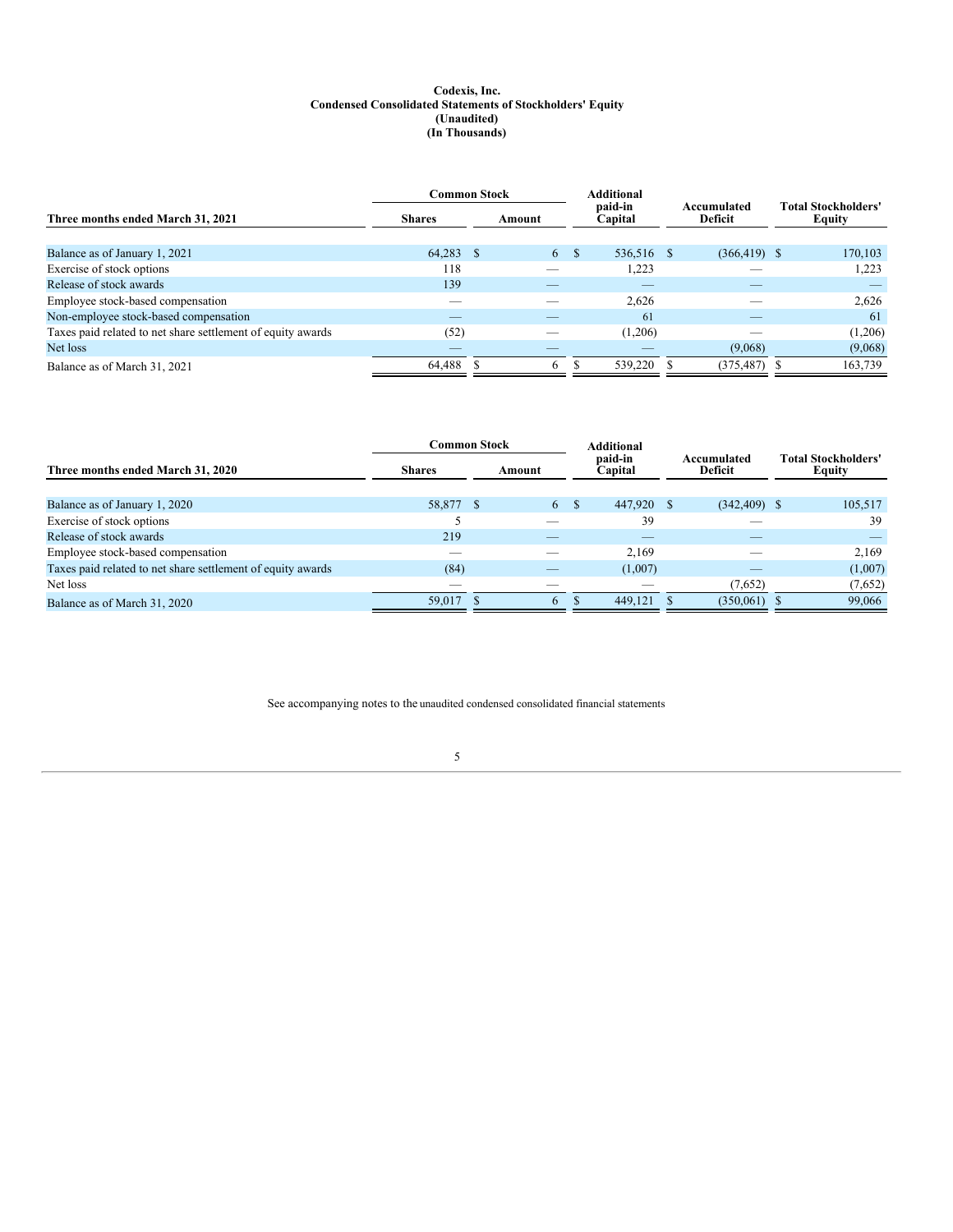# Codexis, Inc.
## Condensed Consolidated Statements of Stockholders' Equity
### (Unaudited)
### (In Thousands)

| Three months ended March 31, 2021 | Common Stock | | Additional paid-in Capital | Accumulated Deficit | Total Stockholders' Equity |
|---|---|---|---|---|---|
| | Shares | Amount | | | |
| Balance as of January 1, 2021 | 64,283 | $ 6 | $ 536,516 | $ (366,419) | $ 170,103 |
| Exercise of stock options | 118 | — | 1,223 | — | 1,223 |
| Release of stock awards | 139 | — | — | — | — |
| Employee stock-based compensation | — | — | 2,626 | — | 2,626 |
| Non-employee stock-based compensation | — | — | 61 | — | 61 |
| Taxes paid related to net share settlement of equity awards | (52) | — | (1,206) | — | (1,206) |
| Net loss | — | — | — | (9,068) | (9,068) |
| Balance as of March 31, 2021 | 64,488 | $ 6 | $ 539,220 | $ (375,487) | $ 163,739 |

| Three months ended March 31, 2020 | Common Stock | | Additional paid-in Capital | Accumulated Deficit | Total Stockholders' Equity |
|---|---|---|---|---|---|
| | Shares | Amount | | | |
| Balance as of January 1, 2020 | 58,877 | $ 6 | $ 447,920 | $ (342,409) | $ 105,517 |
| Exercise of stock options | 5 | — | 39 | — | 39 |
| Release of stock awards | 219 | — | — | — | — |
| Employee stock-based compensation | — | — | 2,169 | — | 2,169 |
| Taxes paid related to net share settlement of equity awards | (84) | — | (1,007) | — | (1,007) |
| Net loss | — | — | — | (7,652) | (7,652) |
| Balance as of March 31, 2020 | 59,017 | $ 6 | $ 449,121 | $ (350,061) | $ 99,066 |

See accompanying notes to the unaudited condensed consolidated financial statements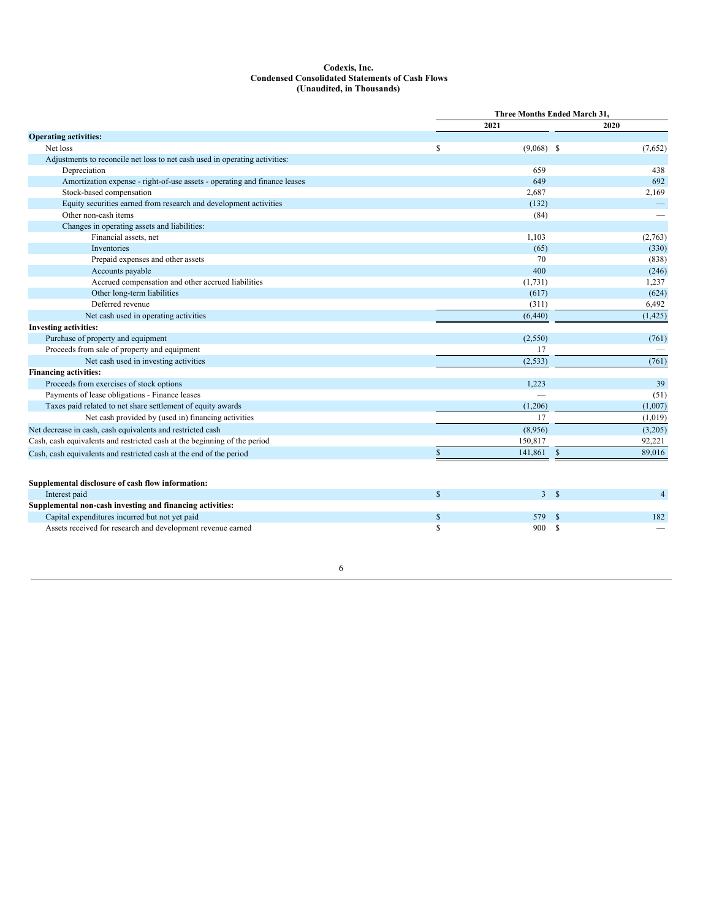# Codexis, Inc.
## Condensed Consolidated Statements of Cash Flows
### (Unaudited, in Thousands)

| | Three Months Ended March 31, | |
|---|---|---|
| | 2021 | 2020 |
| **Operating activities:** | | |
| Net loss | $ (9,068) | $ (7,652) |
| Adjustments to reconcile net loss to net cash used in operating activities: | | |
| Depreciation | 659 | 438 |
| Amortization expense - right-of-use assets - operating and finance leases | 649 | 692 |
| Stock-based compensation | 2,687 | 2,169 |
| Equity securities earned from research and development activities | (132) | — |
| Other non-cash items | (84) | — |
| Changes in operating assets and liabilities: | | |
| Financial assets, net | 1,103 | (2,763) |
| Inventories | (65) | (330) |
| Prepaid expenses and other assets | 70 | (838) |
| Accounts payable | 400 | (246) |
| Accrued compensation and other accrued liabilities | (1,731) | 1,237 |
| Other long-term liabilities | (617) | (624) |
| Deferred revenue | (311) | 6,492 |
| Net cash used in operating activities | (6,440) | (1,425) |
| **Investing activities:** | | |
| Purchase of property and equipment | (2,550) | (761) |
| Proceeds from sale of property and equipment | 17 | — |
| Net cash used in investing activities | (2,533) | (761) |
| **Financing activities:** | | |
| Proceeds from exercises of stock options | 1,223 | 39 |
| Payments of lease obligations - Finance leases | — | (51) |
| Taxes paid related to net share settlement of equity awards | (1,206) | (1,007) |
| Net cash provided by (used in) financing activities | 17 | (1,019) |
| Net decrease in cash, cash equivalents and restricted cash | (8,956) | (3,205) |
| Cash, cash equivalents and restricted cash at the beginning of the period | 150,817 | 92,221 |
| Cash, cash equivalents and restricted cash at the end of the period | $ 141,861 | $ 89,016 |
| | | |
| **Supplemental disclosure of cash flow information:** | | |
| Interest paid | $ 3 | $ 4 |
| **Supplemental non-cash investing and financing activities:** | | |
| Capital expenditures incurred but not yet paid | $ 579 | $ 182 |
| Assets received for research and development revenue earned | $ 900 | $ — |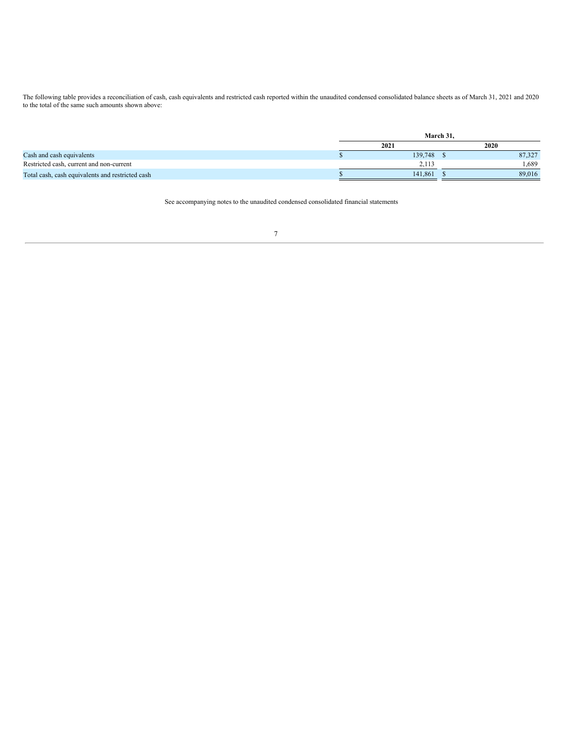The following table provides a reconciliation of cash, cash equivalents and restricted cash reported within the unaudited condensed consolidated balance sheets as of March 31, 2021 and 2020 to the total of the same such amounts shown above:

| | March 31, | |
|---|---|---|
| | 2021 | 2020 |
| Cash and cash equivalents | $ 139,748 | $ 87,327 |
| Restricted cash, current and non-current | 2,113 | 1,689 |
| Total cash, cash equivalents and restricted cash | $ 141,861 | $ 89,016 |

See accompanying notes to the unaudited condensed consolidated financial statements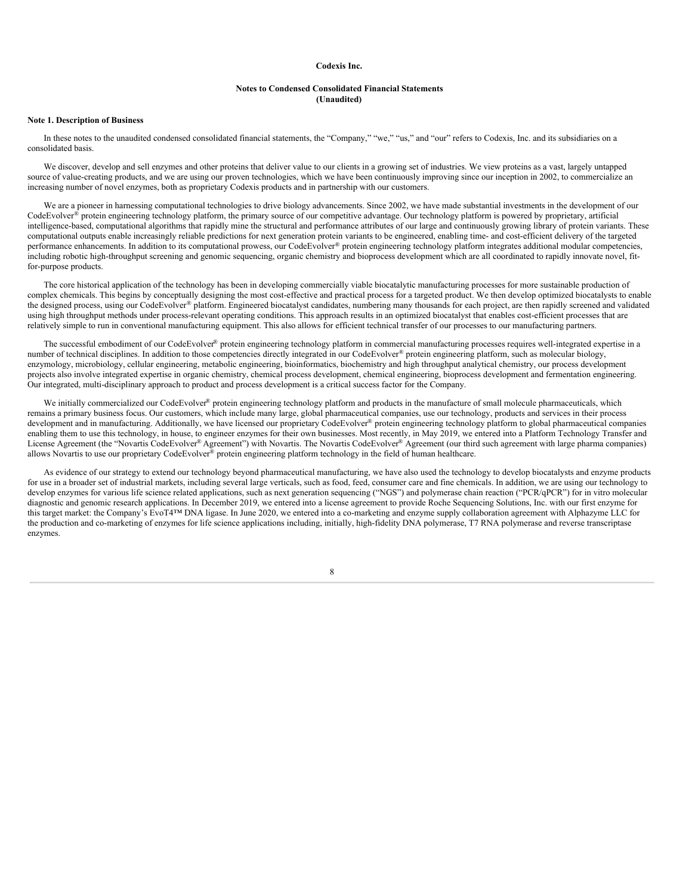**Codexis Inc.**

**Notes to Condensed Consolidated Financial Statements**
**(Unaudited)**

**Note 1. Description of Business**

In these notes to the unaudited condensed consolidated financial statements, the "Company," "we," "us," and "our" refers to Codexis, Inc. and its subsidiaries on a consolidated basis.

We discover, develop and sell enzymes and other proteins that deliver value to our clients in a growing set of industries. We view proteins as a vast, largely untapped source of value-creating products, and we are using our proven technologies, which we have been continuously improving since our inception in 2002, to commercialize an increasing number of novel enzymes, both as proprietary Codexis products and in partnership with our customers.

We are a pioneer in harnessing computational technologies to drive biology advancements. Since 2002, we have made substantial investments in the development of our CodeEvolver® protein engineering technology platform, the primary source of our competitive advantage. Our technology platform is powered by proprietary, artificial intelligence-based, computational algorithms that rapidly mine the structural and performance attributes of our large and continuously growing library of protein variants. These computational outputs enable increasingly reliable predictions for next generation protein variants to be engineered, enabling time- and cost-efficient delivery of the targeted performance enhancements. In addition to its computational prowess, our CodeEvolver® protein engineering technology platform integrates additional modular competencies, including robotic high-throughput screening and genomic sequencing, organic chemistry and bioprocess development which are all coordinated to rapidly innovate novel, fit-for-purpose products.

The core historical application of the technology has been in developing commercially viable biocatalytic manufacturing processes for more sustainable production of complex chemicals. This begins by conceptually designing the most cost-effective and practical process for a targeted product. We then develop optimized biocatalysts to enable the designed process, using our CodeEvolver® platform. Engineered biocatalyst candidates, numbering many thousands for each project, are then rapidly screened and validated using high throughput methods under process-relevant operating conditions. This approach results in an optimized biocatalyst that enables cost-efficient processes that are relatively simple to run in conventional manufacturing equipment. This also allows for efficient technical transfer of our processes to our manufacturing partners.

The successful embodiment of our CodeEvolver® protein engineering technology platform in commercial manufacturing processes requires well-integrated expertise in a number of technical disciplines. In addition to those competencies directly integrated in our CodeEvolver® protein engineering platform, such as molecular biology, enzymology, microbiology, cellular engineering, metabolic engineering, bioinformatics, biochemistry and high throughput analytical chemistry, our process development projects also involve integrated expertise in organic chemistry, chemical process development, chemical engineering, bioprocess development and fermentation engineering. Our integrated, multi-disciplinary approach to product and process development is a critical success factor for the Company.

We initially commercialized our CodeEvolver® protein engineering technology platform and products in the manufacture of small molecule pharmaceuticals, which remains a primary business focus. Our customers, which include many large, global pharmaceutical companies, use our technology, products and services in their process development and in manufacturing. Additionally, we have licensed our proprietary CodeEvolver® protein engineering technology platform to global pharmaceutical companies enabling them to use this technology, in house, to engineer enzymes for their own businesses. Most recently, in May 2019, we entered into a Platform Technology Transfer and License Agreement (the "Novartis CodeEvolver® Agreement") with Novartis. The Novartis CodeEvolver® Agreement (our third such agreement with large pharma companies) allows Novartis to use our proprietary CodeEvolver® protein engineering platform technology in the field of human healthcare.

As evidence of our strategy to extend our technology beyond pharmaceutical manufacturing, we have also used the technology to develop biocatalysts and enzyme products for use in a broader set of industrial markets, including several large verticals, such as food, feed, consumer care and fine chemicals. In addition, we are using our technology to develop enzymes for various life science related applications, such as next generation sequencing ("NGS") and polymerase chain reaction ("PCR/qPCR") for in vitro molecular diagnostic and genomic research applications. In December 2019, we entered into a license agreement to provide Roche Sequencing Solutions, Inc. with our first enzyme for this target market: the Company's EvoT4™ DNA ligase. In June 2020, we entered into a co-marketing and enzyme supply collaboration agreement with Alphazyme LLC for the production and co-marketing of enzymes for life science applications including, initially, high-fidelity DNA polymerase, T7 RNA polymerase and reverse transcriptase enzymes.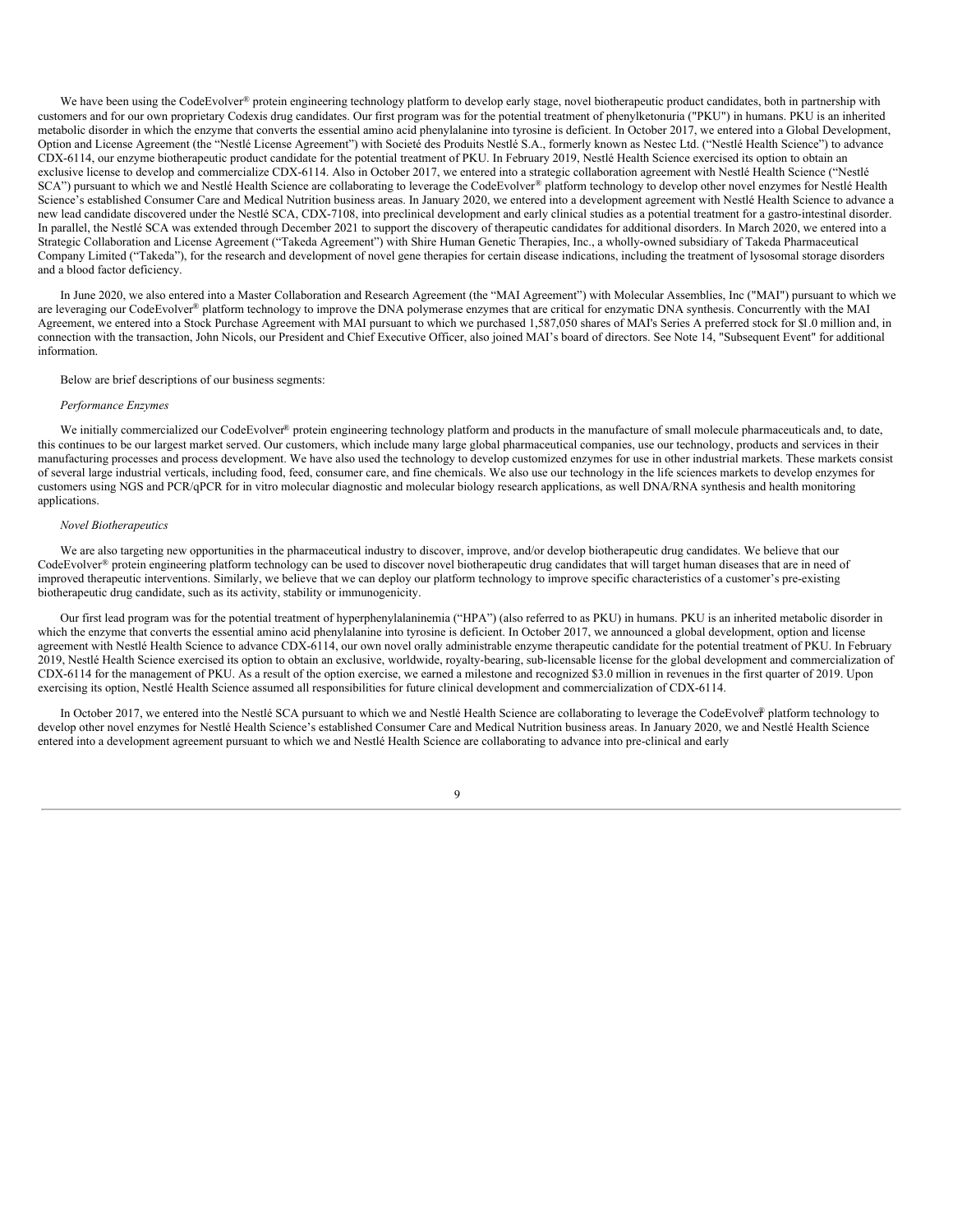We have been using the CodeEvolver® protein engineering technology platform to develop early stage, novel biotherapeutic product candidates, both in partnership with customers and for our own proprietary Codexis drug candidates. Our first program was for the potential treatment of phenylketonuria ("PKU") in humans. PKU is an inherited metabolic disorder in which the enzyme that converts the essential amino acid phenylalanine into tyrosine is deficient. In October 2017, we entered into a Global Development, Option and License Agreement (the "Nestlé License Agreement") with Societé des Produits Nestlé S.A., formerly known as Nestec Ltd. ("Nestlé Health Science") to advance CDX-6114, our enzyme biotherapeutic product candidate for the potential treatment of PKU. In February 2019, Nestlé Health Science exercised its option to obtain an exclusive license to develop and commercialize CDX-6114. Also in October 2017, we entered into a strategic collaboration agreement with Nestlé Health Science ("Nestlé SCA") pursuant to which we and Nestlé Health Science are collaborating to leverage the CodeEvolver® platform technology to develop other novel enzymes for Nestlé Health Science's established Consumer Care and Medical Nutrition business areas. In January 2020, we entered into a development agreement with Nestlé Health Science to advance a new lead candidate discovered under the Nestlé SCA, CDX-7108, into preclinical development and early clinical studies as a potential treatment for a gastro-intestinal disorder. In parallel, the Nestlé SCA was extended through December 2021 to support the discovery of therapeutic candidates for additional disorders. In March 2020, we entered into a Strategic Collaboration and License Agreement ("Takeda Agreement") with Shire Human Genetic Therapies, Inc., a wholly-owned subsidiary of Takeda Pharmaceutical Company Limited ("Takeda"), for the research and development of novel gene therapies for certain disease indications, including the treatment of lysosomal storage disorders and a blood factor deficiency.

In June 2020, we also entered into a Master Collaboration and Research Agreement (the "MAI Agreement") with Molecular Assemblies, Inc ("MAI") pursuant to which we are leveraging our CodeEvolver® platform technology to improve the DNA polymerase enzymes that are critical for enzymatic DNA synthesis. Concurrently with the MAI Agreement, we entered into a Stock Purchase Agreement with MAI pursuant to which we purchased 1,587,050 shares of MAI's Series A preferred stock for $1.0 million and, in connection with the transaction, John Nicols, our President and Chief Executive Officer, also joined MAI's board of directors. See Note 14, "Subsequent Event" for additional information.

Below are brief descriptions of our business segments:

*Performance Enzymes*

We initially commercialized our CodeEvolver® protein engineering technology platform and products in the manufacture of small molecule pharmaceuticals and, to date, this continues to be our largest market served. Our customers, which include many large global pharmaceutical companies, use our technology, products and services in their manufacturing processes and process development. We have also used the technology to develop customized enzymes for use in other industrial markets. These markets consist of several large industrial verticals, including food, feed, consumer care, and fine chemicals. We also use our technology in the life sciences markets to develop enzymes for customers using NGS and PCR/qPCR for in vitro molecular diagnostic and molecular biology research applications, as well DNA/RNA synthesis and health monitoring applications.

*Novel Biotherapeutics*

We are also targeting new opportunities in the pharmaceutical industry to discover, improve, and/or develop biotherapeutic drug candidates. We believe that our CodeEvolver® protein engineering platform technology can be used to discover novel biotherapeutic drug candidates that will target human diseases that are in need of improved therapeutic interventions. Similarly, we believe that we can deploy our platform technology to improve specific characteristics of a customer's pre-existing biotherapeutic drug candidate, such as its activity, stability or immunogenicity.

Our first lead program was for the potential treatment of hyperphenylalaninemia ("HPA") (also referred to as PKU) in humans. PKU is an inherited metabolic disorder in which the enzyme that converts the essential amino acid phenylalanine into tyrosine is deficient. In October 2017, we announced a global development, option and license agreement with Nestlé Health Science to advance CDX-6114, our own novel orally administrable enzyme therapeutic candidate for the potential treatment of PKU. In February 2019, Nestlé Health Science exercised its option to obtain an exclusive, worldwide, royalty-bearing, sub-licensable license for the global development and commercialization of CDX-6114 for the management of PKU. As a result of the option exercise, we earned a milestone and recognized $3.0 million in revenues in the first quarter of 2019. Upon exercising its option, Nestlé Health Science assumed all responsibilities for future clinical development and commercialization of CDX-6114.

In October 2017, we entered into the Nestlé SCA pursuant to which we and Nestlé Health Science are collaborating to leverage the CodeEvolver® platform technology to develop other novel enzymes for Nestlé Health Science's established Consumer Care and Medical Nutrition business areas. In January 2020, we and Nestlé Health Science entered into a development agreement pursuant to which we and Nestlé Health Science are collaborating to advance into pre-clinical and early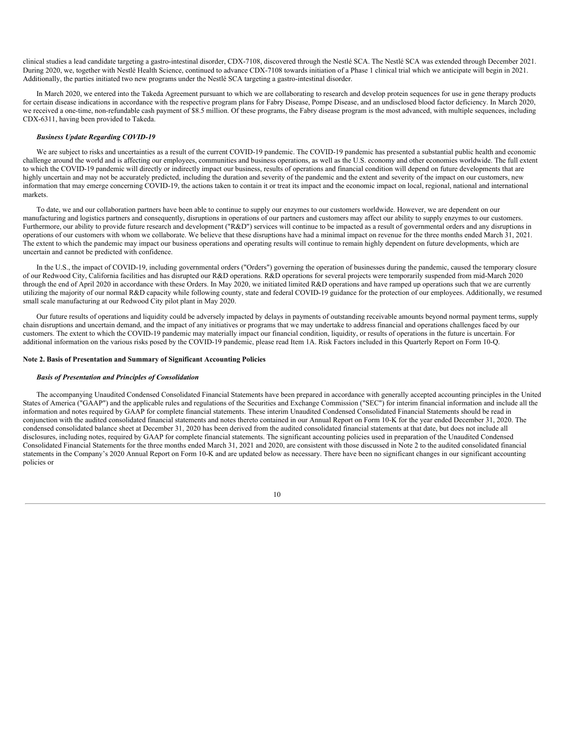clinical studies a lead candidate targeting a gastro-intestinal disorder, CDX-7108, discovered through the Nestlé SCA. The Nestlé SCA was extended through December 2021. During 2020, we, together with Nestlé Health Science, continued to advance CDX-7108 towards initiation of a Phase 1 clinical trial which we anticipate will begin in 2021. Additionally, the parties initiated two new programs under the Nestlé SCA targeting a gastro-intestinal disorder.

In March 2020, we entered into the Takeda Agreement pursuant to which we are collaborating to research and develop protein sequences for use in gene therapy products for certain disease indications in accordance with the respective program plans for Fabry Disease, Pompe Disease, and an undisclosed blood factor deficiency. In March 2020, we received a one-time, non-refundable cash payment of $8.5 million. Of these programs, the Fabry disease program is the most advanced, with multiple sequences, including CDX-6311, having been provided to Takeda.

### *Business Update Regarding COVID-19*

We are subject to risks and uncertainties as a result of the current COVID-19 pandemic. The COVID-19 pandemic has presented a substantial public health and economic challenge around the world and is affecting our employees, communities and business operations, as well as the U.S. economy and other economies worldwide. The full extent to which the COVID-19 pandemic will directly or indirectly impact our business, results of operations and financial condition will depend on future developments that are highly uncertain and may not be accurately predicted, including the duration and severity of the pandemic and the extent and severity of the impact on our customers, new information that may emerge concerning COVID-19, the actions taken to contain it or treat its impact and the economic impact on local, regional, national and international markets.

To date, we and our collaboration partners have been able to continue to supply our enzymes to our customers worldwide. However, we are dependent on our manufacturing and logistics partners and consequently, disruptions in operations of our partners and customers may affect our ability to supply enzymes to our customers. Furthermore, our ability to provide future research and development ("R&D") services will continue to be impacted as a result of governmental orders and any disruptions in operations of our customers with whom we collaborate. We believe that these disruptions have had a minimal impact on revenue for the three months ended March 31, 2021. The extent to which the pandemic may impact our business operations and operating results will continue to remain highly dependent on future developments, which are uncertain and cannot be predicted with confidence.

In the U.S., the impact of COVID-19, including governmental orders ("Orders") governing the operation of businesses during the pandemic, caused the temporary closure of our Redwood City, California facilities and has disrupted our R&D operations. R&D operations for several projects were temporarily suspended from mid-March 2020 through the end of April 2020 in accordance with these Orders. In May 2020, we initiated limited R&D operations and have ramped up operations such that we are currently utilizing the majority of our normal R&D capacity while following county, state and federal COVID-19 guidance for the protection of our employees. Additionally, we resumed small scale manufacturing at our Redwood City pilot plant in May 2020.

Our future results of operations and liquidity could be adversely impacted by delays in payments of outstanding receivable amounts beyond normal payment terms, supply chain disruptions and uncertain demand, and the impact of any initiatives or programs that we may undertake to address financial and operations challenges faced by our customers. The extent to which the COVID-19 pandemic may materially impact our financial condition, liquidity, or results of operations in the future is uncertain. For additional information on the various risks posed by the COVID-19 pandemic, please read Item 1A. Risk Factors included in this Quarterly Report on Form 10-Q.

## Note 2. Basis of Presentation and Summary of Significant Accounting Policies

### *Basis of Presentation and Principles of Consolidation*

The accompanying Unaudited Condensed Consolidated Financial Statements have been prepared in accordance with generally accepted accounting principles in the United States of America ("GAAP") and the applicable rules and regulations of the Securities and Exchange Commission ("SEC") for interim financial information and include all the information and notes required by GAAP for complete financial statements. These interim Unaudited Condensed Consolidated Financial Statements should be read in conjunction with the audited consolidated financial statements and notes thereto contained in our Annual Report on Form 10-K for the year ended December 31, 2020. The condensed consolidated balance sheet at December 31, 2020 has been derived from the audited consolidated financial statements at that date, but does not include all disclosures, including notes, required by GAAP for complete financial statements. The significant accounting policies used in preparation of the Unaudited Condensed Consolidated Financial Statements for the three months ended March 31, 2021 and 2020, are consistent with those discussed in Note 2 to the audited consolidated financial statements in the Company's 2020 Annual Report on Form 10-K and are updated below as necessary. There have been no significant changes in our significant accounting policies or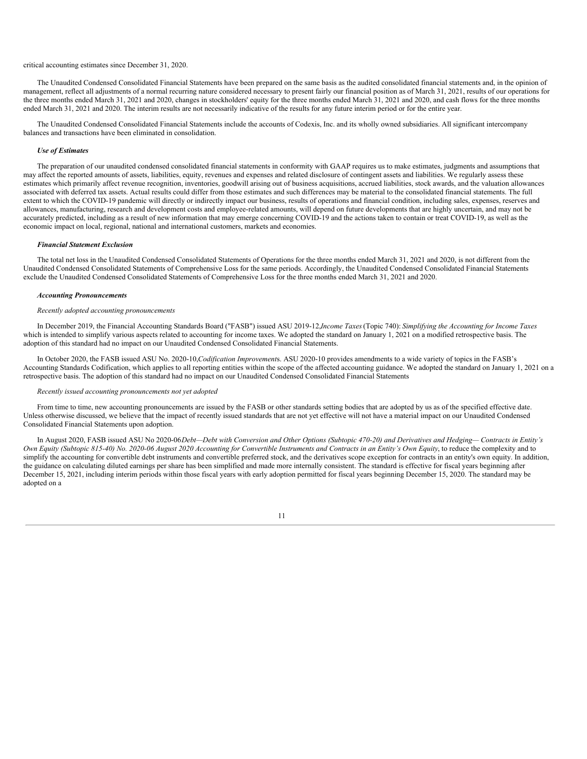critical accounting estimates since December 31, 2020.

The Unaudited Condensed Consolidated Financial Statements have been prepared on the same basis as the audited consolidated financial statements and, in the opinion of management, reflect all adjustments of a normal recurring nature considered necessary to present fairly our financial position as of March 31, 2021, results of our operations for the three months ended March 31, 2021 and 2020, changes in stockholders' equity for the three months ended March 31, 2021 and 2020, and cash flows for the three months ended March 31, 2021 and 2020. The interim results are not necessarily indicative of the results for any future interim period or for the entire year.

The Unaudited Condensed Consolidated Financial Statements include the accounts of Codexis, Inc. and its wholly owned subsidiaries. All significant intercompany balances and transactions have been eliminated in consolidation.

***Use of Estimates***

The preparation of our unaudited condensed consolidated financial statements in conformity with GAAP requires us to make estimates, judgments and assumptions that may affect the reported amounts of assets, liabilities, equity, revenues and expenses and related disclosure of contingent assets and liabilities. We regularly assess these estimates which primarily affect revenue recognition, inventories, goodwill arising out of business acquisitions, accrued liabilities, stock awards, and the valuation allowances associated with deferred tax assets. Actual results could differ from those estimates and such differences may be material to the consolidated financial statements. The full extent to which the COVID-19 pandemic will directly or indirectly impact our business, results of operations and financial condition, including sales, expenses, reserves and allowances, manufacturing, research and development costs and employee-related amounts, will depend on future developments that are highly uncertain, and may not be accurately predicted, including as a result of new information that may emerge concerning COVID-19 and the actions taken to contain or treat COVID-19, as well as the economic impact on local, regional, national and international customers, markets and economies.

***Financial Statement Exclusion***

The total net loss in the Unaudited Condensed Consolidated Statements of Operations for the three months ended March 31, 2021 and 2020, is not different from the Unaudited Condensed Consolidated Statements of Comprehensive Loss for the same periods. Accordingly, the Unaudited Condensed Consolidated Financial Statements exclude the Unaudited Condensed Consolidated Statements of Comprehensive Loss for the three months ended March 31, 2021 and 2020.

***Accounting Pronouncements***

*Recently adopted accounting pronouncements*

In December 2019, the Financial Accounting Standards Board ("FASB") issued ASU 2019-12,*Income Taxes* (Topic 740): *Simplifying the Accounting for Income Taxes* which is intended to simplify various aspects related to accounting for income taxes. We adopted the standard on January 1, 2021 on a modified retrospective basis. The adoption of this standard had no impact on our Unaudited Condensed Consolidated Financial Statements.

In October 2020, the FASB issued ASU No. 2020-10,*Codification Improvement*s. ASU 2020-10 provides amendments to a wide variety of topics in the FASB's Accounting Standards Codification, which applies to all reporting entities within the scope of the affected accounting guidance. We adopted the standard on January 1, 2021 on a retrospective basis. The adoption of this standard had no impact on our Unaudited Condensed Consolidated Financial Statements

*Recently issued accounting pronouncements not yet adopted*

From time to time, new accounting pronouncements are issued by the FASB or other standards setting bodies that are adopted by us as of the specified effective date. Unless otherwise discussed, we believe that the impact of recently issued standards that are not yet effective will not have a material impact on our Unaudited Condensed Consolidated Financial Statements upon adoption.

In August 2020, FASB issued ASU No 2020-06*Debt—Debt with Conversion and Other Options (Subtopic 470-20) and Derivatives and Hedging— Contracts in Entity's Own Equity (Subtopic 815-40) No. 2020-06 August 2020 Accounting for Convertible Instruments and Contracts in an Entity's Own Equity*, to reduce the complexity and to simplify the accounting for convertible debt instruments and convertible preferred stock, and the derivatives scope exception for contracts in an entity's own equity. In addition, the guidance on calculating diluted earnings per share has been simplified and made more internally consistent. The standard is effective for fiscal years beginning after December 15, 2021, including interim periods within those fiscal years with early adoption permitted for fiscal years beginning December 15, 2020. The standard may be adopted on a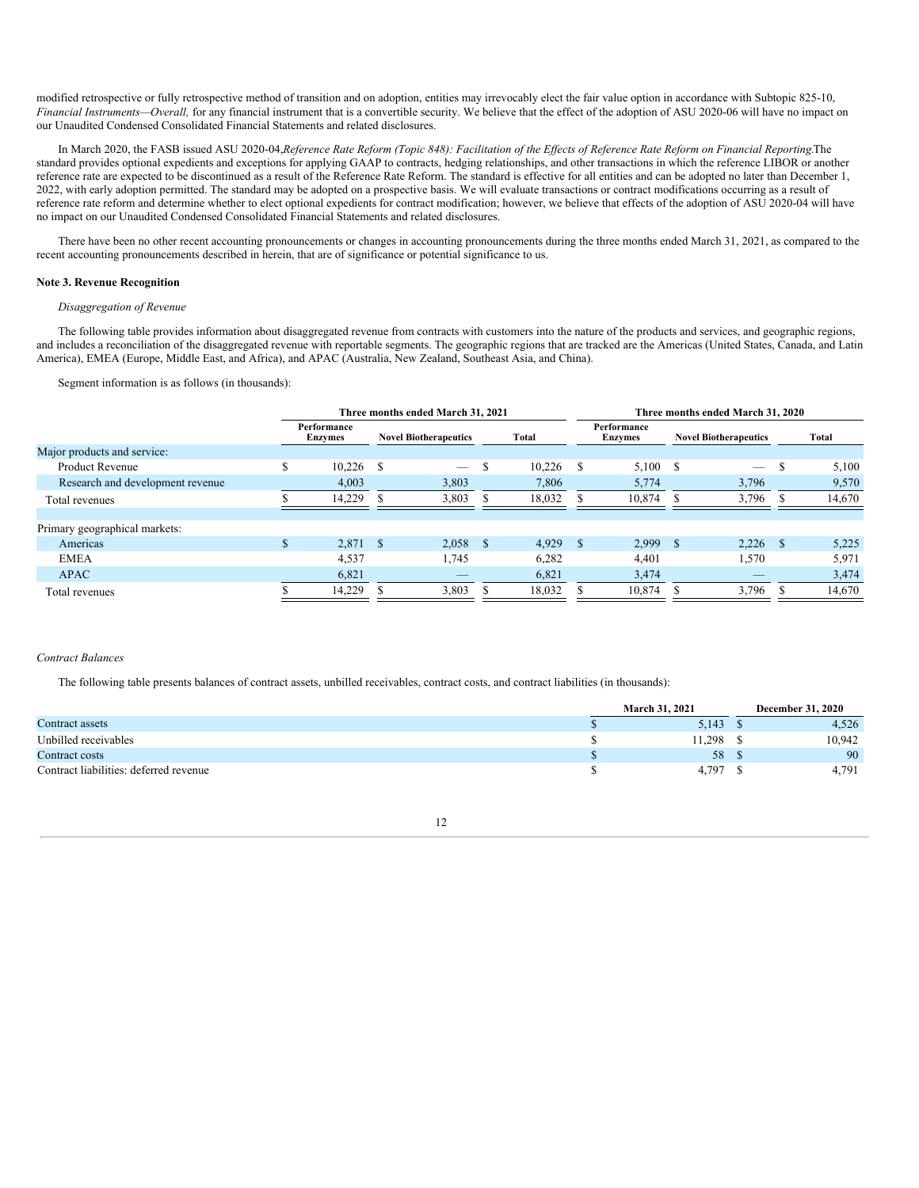modified retrospective or fully retrospective method of transition and on adoption, entities may irrevocably elect the fair value option in accordance with Subtopic 825-10, *Financial Instruments—Overall,* for any financial instrument that is a convertible security. We believe that the effect of the adoption of ASU 2020-06 will have no impact on our Unaudited Condensed Consolidated Financial Statements and related disclosures.

In March 2020, the FASB issued ASU 2020-04,*Reference Rate Reform (Topic 848): Facilitation of the Effects of Reference Rate Reform on Financial Reporting*.The standard provides optional expedients and exceptions for applying GAAP to contracts, hedging relationships, and other transactions in which the reference LIBOR or another reference rate are expected to be discontinued as a result of the Reference Rate Reform. The standard is effective for all entities and can be adopted no later than December 1, 2022, with early adoption permitted. The standard may be adopted on a prospective basis. We will evaluate transactions or contract modifications occurring as a result of reference rate reform and determine whether to elect optional expedients for contract modification; however, we believe that effects of the adoption of ASU 2020-04 will have no impact on our Unaudited Condensed Consolidated Financial Statements and related disclosures.

There have been no other recent accounting pronouncements or changes in accounting pronouncements during the three months ended March 31, 2021, as compared to the recent accounting pronouncements described in herein, that are of significance or potential significance to us.

**Note 3. Revenue Recognition**

*Disaggregation of Revenue*

The following table provides information about disaggregated revenue from contracts with customers into the nature of the products and services, and geographic regions, and includes a reconciliation of the disaggregated revenue with reportable segments. The geographic regions that are tracked are the Americas (United States, Canada, and Latin America), EMEA (Europe, Middle East, and Africa), and APAC (Australia, New Zealand, Southeast Asia, and China).

Segment information is as follows (in thousands):

| | Three months ended March 31, 2021 | | | Three months ended March 31, 2020 | | |
|---|---|---|---|---|---|---|
| | Performance Enzymes | Novel Biotherapeutics | Total | Performance Enzymes | Novel Biotherapeutics | Total |
| Major products and service: | | | | | | |
| Product Revenue | $ 10,226 | $ — | $ 10,226 | $ 5,100 | $ — | $ 5,100 |
| Research and development revenue | 4,003 | 3,803 | 7,806 | 5,774 | 3,796 | 9,570 |
| Total revenues | $ 14,229 | $ 3,803 | $ 18,032 | $ 10,874 | $ 3,796 | $ 14,670 |
| | | | | | | |
| Primary geographical markets: | | | | | | |
| Americas | $ 2,871 | $ 2,058 | $ 4,929 | $ 2,999 | $ 2,226 | $ 5,225 |
| EMEA | 4,537 | 1,745 | 6,282 | 4,401 | 1,570 | 5,971 |
| APAC | 6,821 | — | 6,821 | 3,474 | — | 3,474 |
| Total revenues | $ 14,229 | $ 3,803 | $ 18,032 | $ 10,874 | $ 3,796 | $ 14,670 |

*Contract Balances*

The following table presents balances of contract assets, unbilled receivables, contract costs, and contract liabilities (in thousands):

| | March 31, 2021 | December 31, 2020 |
|---|---|---|
| Contract assets | $ 5,143 | $ 4,526 |
| Unbilled receivables | $ 11,298 | $ 10,942 |
| Contract costs | $ 58 | $ 90 |
| Contract liabilities: deferred revenue | $ 4,797 | $ 4,791 |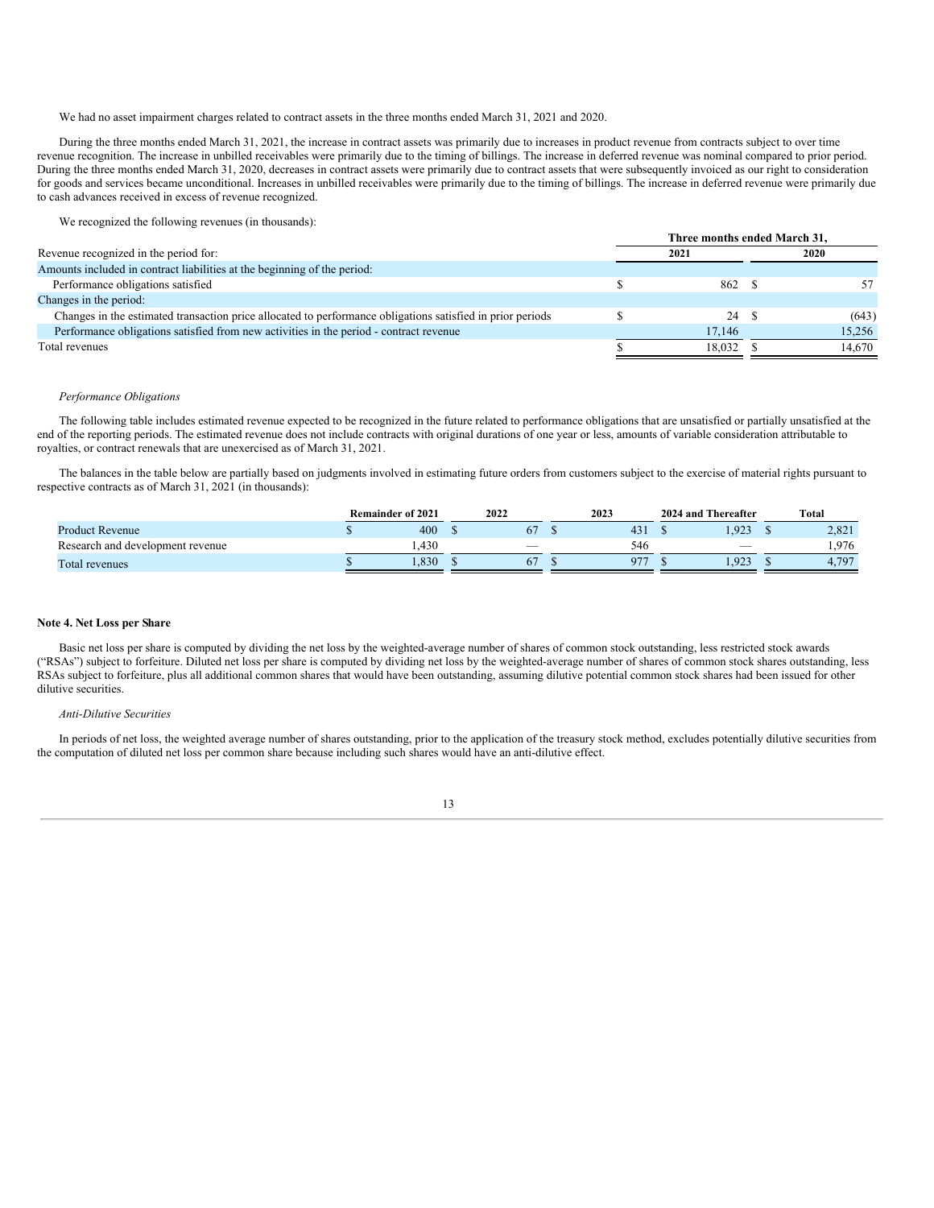We had no asset impairment charges related to contract assets in the three months ended March 31, 2021 and 2020.

During the three months ended March 31, 2021, the increase in contract assets was primarily due to increases in product revenue from contracts subject to over time revenue recognition. The increase in unbilled receivables were primarily due to the timing of billings. The increase in deferred revenue was nominal compared to prior period. During the three months ended March 31, 2020, decreases in contract assets were primarily due to contract assets that were subsequently invoiced as our right to consideration for goods and services became unconditional. Increases in unbilled receivables were primarily due to the timing of billings. The increase in deferred revenue were primarily due to cash advances received in excess of revenue recognized.

We recognized the following revenues (in thousands):

| | Three months ended March 31, | |
|---|---|---|
| Revenue recognized in the period for: | 2021 | 2020 |
| Amounts included in contract liabilities at the beginning of the period: | | |
| Performance obligations satisfied | $ 862 | $ 57 |
| Changes in the period: | | |
| Changes in the estimated transaction price allocated to performance obligations satisfied in prior periods | $ 24 | $ (643) |
| Performance obligations satisfied from new activities in the period - contract revenue | 17,146 | 15,256 |
| Total revenues | $ 18,032 | $ 14,670 |

*Performance Obligations*

The following table includes estimated revenue expected to be recognized in the future related to performance obligations that are unsatisfied or partially unsatisfied at the end of the reporting periods. The estimated revenue does not include contracts with original durations of one year or less, amounts of variable consideration attributable to royalties, or contract renewals that are unexercised as of March 31, 2021.

The balances in the table below are partially based on judgments involved in estimating future orders from customers subject to the exercise of material rights pursuant to respective contracts as of March 31, 2021 (in thousands):

| | Remainder of 2021 | 2022 | 2023 | 2024 and Thereafter | Total |
|---|---|---|---|---|---|
| Product Revenue | $ 400 | $ 67 | $ 431 | $ 1,923 | $ 2,821 |
| Research and development revenue | 1,430 | — | 546 | — | 1,976 |
| Total revenues | $ 1,830 | $ 67 | $ 977 | $ 1,923 | $ 4,797 |

**Note 4. Net Loss per Share**

Basic net loss per share is computed by dividing the net loss by the weighted-average number of shares of common stock outstanding, less restricted stock awards ("RSAs") subject to forfeiture. Diluted net loss per share is computed by dividing net loss by the weighted-average number of shares of common stock shares outstanding, less RSAs subject to forfeiture, plus all additional common shares that would have been outstanding, assuming dilutive potential common stock shares had been issued for other dilutive securities.

*Anti-Dilutive Securities*

In periods of net loss, the weighted average number of shares outstanding, prior to the application of the treasury stock method, excludes potentially dilutive securities from the computation of diluted net loss per common share because including such shares would have an anti-dilutive effect.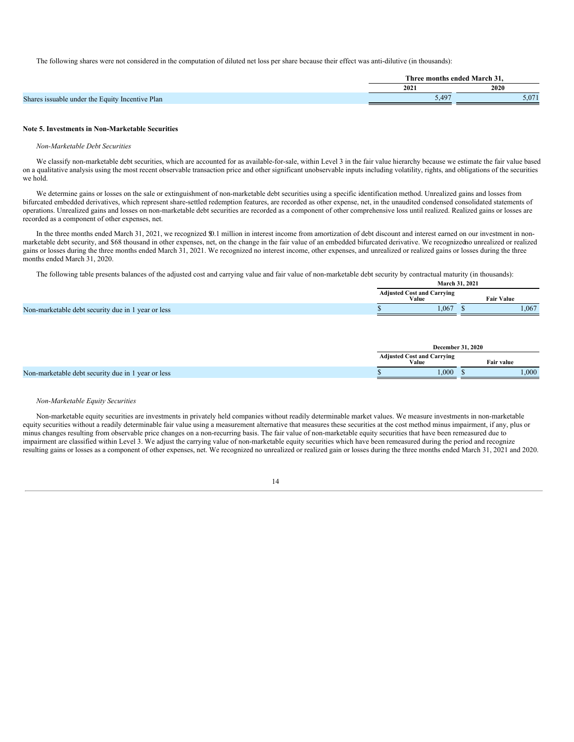The following shares were not considered in the computation of diluted net loss per share because their effect was anti-dilutive (in thousands):

| | Three months ended March 31, | |
|---|---|---|
| | 2021 | 2020 |
| Shares issuable under the Equity Incentive Plan | 5,497 | 5,071 |

**Note 5. Investments in Non-Marketable Securities**

*Non-Marketable Debt Securities*

We classify non-marketable debt securities, which are accounted for as available-for-sale, within Level 3 in the fair value hierarchy because we estimate the fair value based on a qualitative analysis using the most recent observable transaction price and other significant unobservable inputs including volatility, rights, and obligations of the securities we hold.

We determine gains or losses on the sale or extinguishment of non-marketable debt securities using a specific identification method. Unrealized gains and losses from bifurcated embedded derivatives, which represent share-settled redemption features, are recorded as other expense, net, in the unaudited condensed consolidated statements of operations. Unrealized gains and losses on non-marketable debt securities are recorded as a component of other comprehensive loss until realized. Realized gains or losses are recorded as a component of other expenses, net.

In the three months ended March 31, 2021, we recognized $0.1 million in interest income from amortization of debt discount and interest earned on our investment in non-marketable debt security, and $68 thousand in other expenses, net, on the change in the fair value of an embedded bifurcated derivative. We recognized no unrealized or realized gains or losses during the three months ended March 31, 2021. We recognized no interest income, other expenses, and unrealized or realized gains or losses during the three months ended March 31, 2020.

The following table presents balances of the adjusted cost and carrying value and fair value of non-marketable debt security by contractual maturity (in thousands):

| | March 31, 2021 | |
|---|---|---|
| | Adjusted Cost and Carrying Value | Fair Value |
| Non-marketable debt security due in 1 year or less | $ 1,067 | $ 1,067 |

| | December 31, 2020 | |
|---|---|---|
| | Adjusted Cost and Carrying Value | Fair value |
| Non-marketable debt security due in 1 year or less | $ 1,000 | $ 1,000 |

*Non-Marketable Equity Securities*

Non-marketable equity securities are investments in privately held companies without readily determinable market values. We measure investments in non-marketable equity securities without a readily determinable fair value using a measurement alternative that measures these securities at the cost method minus impairment, if any, plus or minus changes resulting from observable price changes on a non-recurring basis. The fair value of non-marketable equity securities that have been remeasured due to impairment are classified within Level 3. We adjust the carrying value of non-marketable equity securities which have been remeasured during the period and recognize resulting gains or losses as a component of other expenses, net. We recognized no unrealized or realized gain or losses during the three months ended March 31, 2021 and 2020.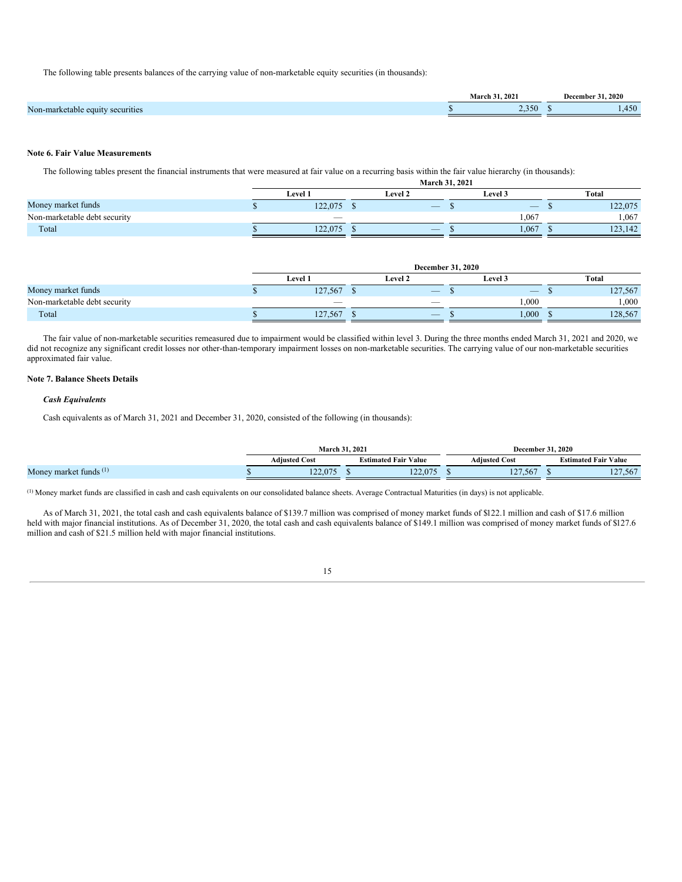The following table presents balances of the carrying value of non-marketable equity securities (in thousands):

| | March 31, 2021 | December 31, 2020 |
|---|---|---|
| Non-marketable equity securities | $ 2,350 | $ 1,450 |

**Note 6. Fair Value Measurements**

The following tables present the financial instruments that were measured at fair value on a recurring basis within the fair value hierarchy (in thousands):

| | March 31, 2021 | | | |
|---|---|---|---|---|
| | Level 1 | Level 2 | Level 3 | Total |
| Money market funds | $ 122,075 | $ — | $ — | $ 122,075 |
| Non-marketable debt security | — | | 1,067 | 1,067 |
| Total | $ 122,075 | $ — | $ 1,067 | $ 123,142 |

| | December 31, 2020 | | | |
|---|---|---|---|---|
| | Level 1 | Level 2 | Level 3 | Total |
| Money market funds | $ 127,567 | $ — | $ — | $ 127,567 |
| Non-marketable debt security | — | — | 1,000 | 1,000 |
| Total | $ 127,567 | $ — | $ 1,000 | $ 128,567 |

The fair value of non-marketable securities remeasured due to impairment would be classified within level 3. During the three months ended March 31, 2021 and 2020, we did not recognize any significant credit losses nor other-than-temporary impairment losses on non-marketable securities. The carrying value of our non-marketable securities approximated fair value.

**Note 7. Balance Sheets Details**

***Cash Equivalents***

Cash equivalents as of March 31, 2021 and December 31, 2020, consisted of the following (in thousands):

| | March 31, 2021 | | December 31, 2020 | |
|---|---|---|---|---|
| | Adjusted Cost | Estimated Fair Value | Adjusted Cost | Estimated Fair Value |
| Money market funds [(1)] | $ 122,075 | $ 122,075 | $ 127,567 | $ 127,567 |

[(1)] Money market funds are classified in cash and cash equivalents on our consolidated balance sheets. Average Contractual Maturities (in days) is not applicable.

As of March 31, 2021, the total cash and cash equivalents balance of $139.7 million was comprised of money market funds of $122.1 million and cash of $17.6 million held with major financial institutions. As of December 31, 2020, the total cash and cash equivalents balance of $149.1 million was comprised of money market funds of $127.6 million and cash of $21.5 million held with major financial institutions.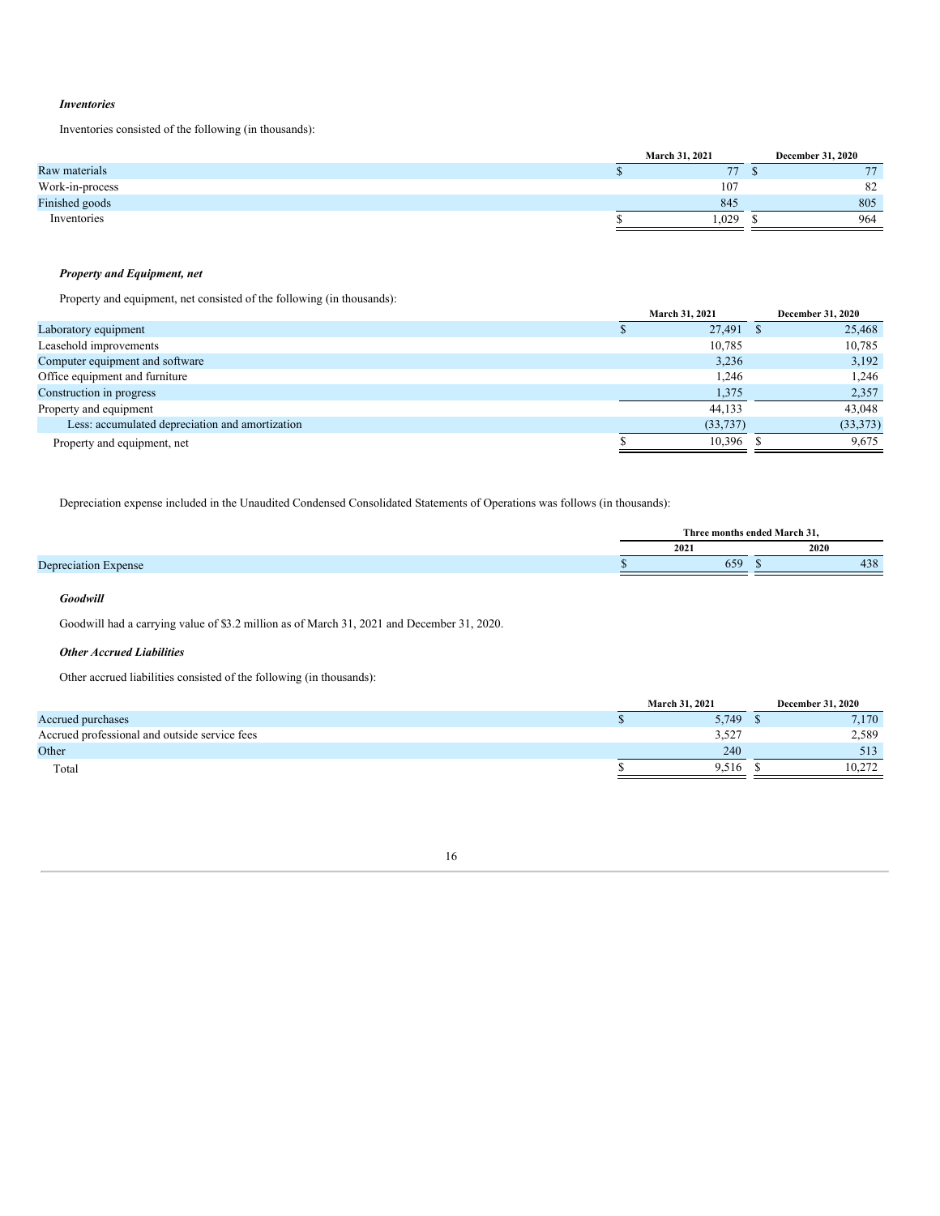***Inventories***

Inventories consisted of the following (in thousands):

| | March 31, 2021 | December 31, 2020 |
|---|---|---|
| Raw materials | $ 77 | $ 77 |
| Work-in-process | 107 | 82 |
| Finished goods | 845 | 805 |
| Inventories | $ 1,029 | $ 964 |

***Property and Equipment, net***

Property and equipment, net consisted of the following (in thousands):

| | March 31, 2021 | December 31, 2020 |
|---|---|---|
| Laboratory equipment | $ 27,491 | $ 25,468 |
| Leasehold improvements | 10,785 | 10,785 |
| Computer equipment and software | 3,236 | 3,192 |
| Office equipment and furniture | 1,246 | 1,246 |
| Construction in progress | 1,375 | 2,357 |
| Property and equipment | 44,133 | 43,048 |
| Less: accumulated depreciation and amortization | (33,737) | (33,373) |
| Property and equipment, net | $ 10,396 | $ 9,675 |

Depreciation expense included in the Unaudited Condensed Consolidated Statements of Operations was follows (in thousands):

| | Three months ended March 31, | |
|---|---|---|
| | 2021 | 2020 |
| Depreciation Expense | $ 659 | $ 438 |

***Goodwill***

Goodwill had a carrying value of $3.2 million as of March 31, 2021 and December 31, 2020.

***Other Accrued Liabilities***

Other accrued liabilities consisted of the following (in thousands):

| | March 31, 2021 | December 31, 2020 |
|---|---|---|
| Accrued purchases | $ 5,749 | $ 7,170 |
| Accrued professional and outside service fees | 3,527 | 2,589 |
| Other | 240 | 513 |
| Total | $ 9,516 | $ 10,272 |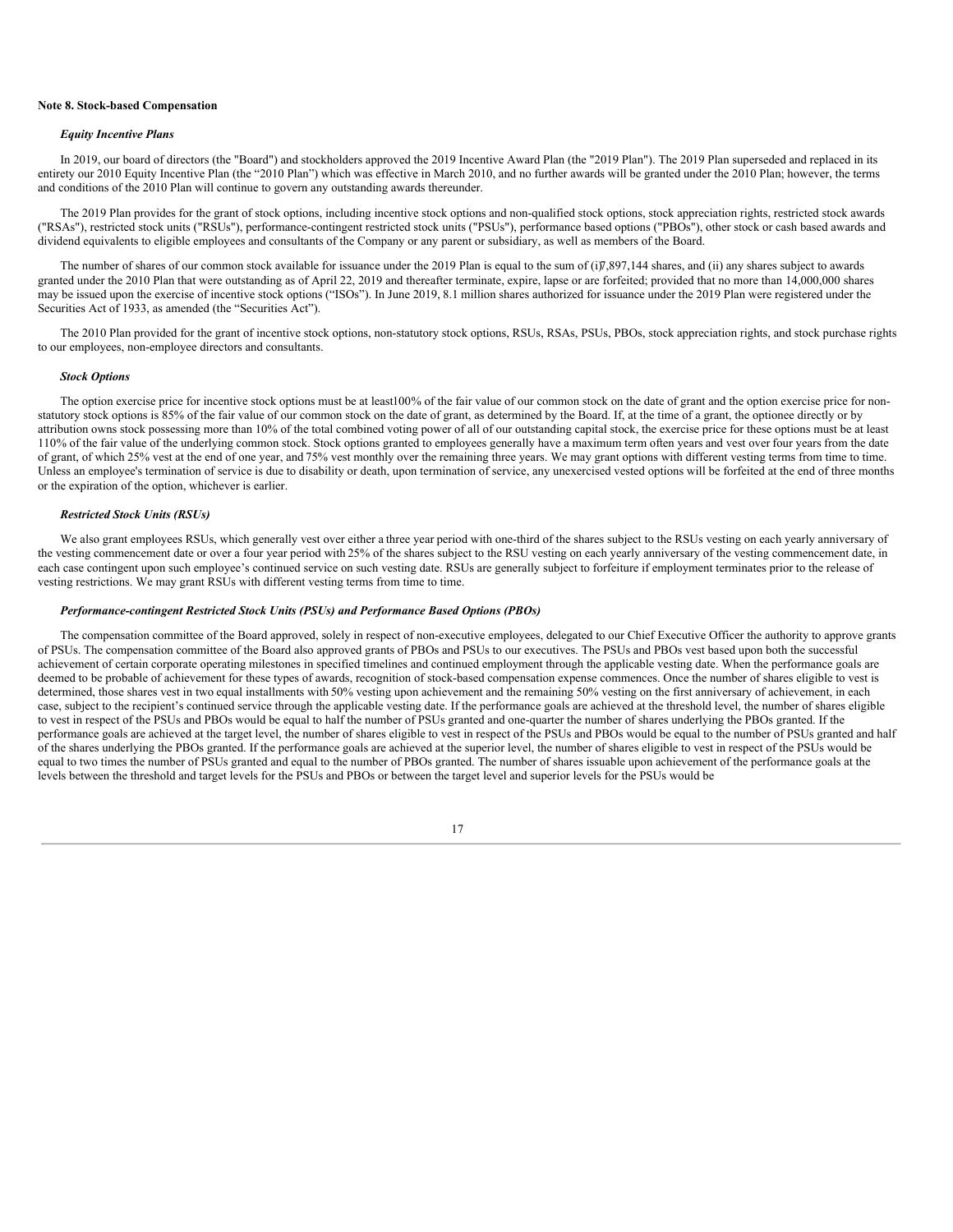**Note 8. Stock-based Compensation**

***Equity Incentive Plans***

In 2019, our board of directors (the "Board") and stockholders approved the 2019 Incentive Award Plan (the "2019 Plan"). The 2019 Plan superseded and replaced in its entirety our 2010 Equity Incentive Plan (the "2010 Plan") which was effective in March 2010, and no further awards will be granted under the 2010 Plan; however, the terms and conditions of the 2010 Plan will continue to govern any outstanding awards thereunder.

The 2019 Plan provides for the grant of stock options, including incentive stock options and non-qualified stock options, stock appreciation rights, restricted stock awards ("RSAs"), restricted stock units ("RSUs"), performance-contingent restricted stock units ("PSUs"), performance based options ("PBOs"), other stock or cash based awards and dividend equivalents to eligible employees and consultants of the Company or any parent or subsidiary, as well as members of the Board.

The number of shares of our common stock available for issuance under the 2019 Plan is equal to the sum of (i) 7,897,144 shares, and (ii) any shares subject to awards granted under the 2010 Plan that were outstanding as of April 22, 2019 and thereafter terminate, expire, lapse or are forfeited; provided that no more than 14,000,000 shares may be issued upon the exercise of incentive stock options ("ISOs"). In June 2019, 8.1 million shares authorized for issuance under the 2019 Plan were registered under the Securities Act of 1933, as amended (the "Securities Act").

The 2010 Plan provided for the grant of incentive stock options, non-statutory stock options, RSUs, RSAs, PSUs, PBOs, stock appreciation rights, and stock purchase rights to our employees, non-employee directors and consultants.

***Stock Options***

The option exercise price for incentive stock options must be at least 100% of the fair value of our common stock on the date of grant and the option exercise price for non-statutory stock options is 85% of the fair value of our common stock on the date of grant, as determined by the Board. If, at the time of a grant, the optionee directly or by attribution owns stock possessing more than 10% of the total combined voting power of all of our outstanding capital stock, the exercise price for these options must be at least 110% of the fair value of the underlying common stock. Stock options granted to employees generally have a maximum term of ten years and vest over four years from the date of grant, of which 25% vest at the end of one year, and 75% vest monthly over the remaining three years. We may grant options with different vesting terms from time to time. Unless an employee's termination of service is due to disability or death, upon termination of service, any unexercised vested options will be forfeited at the end of three months or the expiration of the option, whichever is earlier.

***Restricted Stock Units (RSUs)***

We also grant employees RSUs, which generally vest over either a three year period with one-third of the shares subject to the RSUs vesting on each yearly anniversary of the vesting commencement date or over a four year period with 25% of the shares subject to the RSU vesting on each yearly anniversary of the vesting commencement date, in each case contingent upon such employee's continued service on such vesting date. RSUs are generally subject to forfeiture if employment terminates prior to the release of vesting restrictions. We may grant RSUs with different vesting terms from time to time.

***Performance-contingent Restricted Stock Units (PSUs) and Performance Based Options (PBOs)***

The compensation committee of the Board approved, solely in respect of non-executive employees, delegated to our Chief Executive Officer the authority to approve grants of PSUs. The compensation committee of the Board also approved grants of PBOs and PSUs to our executives. The PSUs and PBOs vest based upon both the successful achievement of certain corporate operating milestones in specified timelines and continued employment through the applicable vesting date. When the performance goals are deemed to be probable of achievement for these types of awards, recognition of stock-based compensation expense commences. Once the number of shares eligible to vest is determined, those shares vest in two equal installments with 50% vesting upon achievement and the remaining 50% vesting on the first anniversary of achievement, in each case, subject to the recipient's continued service through the applicable vesting date. If the performance goals are achieved at the threshold level, the number of shares eligible to vest in respect of the PSUs and PBOs would be equal to half the number of PSUs granted and one-quarter the number of shares underlying the PBOs granted. If the performance goals are achieved at the target level, the number of shares eligible to vest in respect of the PSUs and PBOs would be equal to the number of PSUs granted and half of the shares underlying the PBOs granted. If the performance goals are achieved at the superior level, the number of shares eligible to vest in respect of the PSUs would be equal to two times the number of PSUs granted and equal to the number of PBOs granted. The number of shares issuable upon achievement of the performance goals at the levels between the threshold and target levels for the PSUs and PBOs or between the target level and superior levels for the PSUs would be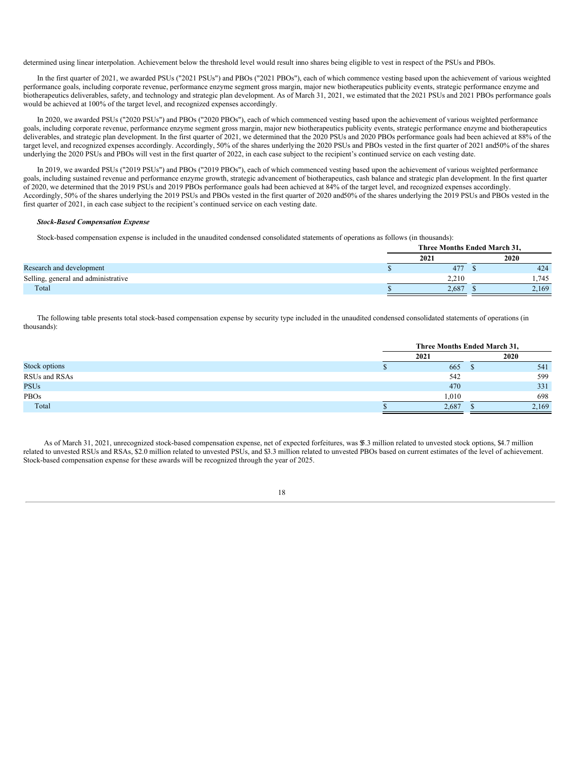determined using linear interpolation. Achievement below the threshold level would result inno shares being eligible to vest in respect of the PSUs and PBOs.

In the first quarter of 2021, we awarded PSUs ("2021 PSUs") and PBOs ("2021 PBOs"), each of which commence vesting based upon the achievement of various weighted performance goals, including corporate revenue, performance enzyme segment gross margin, major new biotherapeutics publicity events, strategic performance enzyme and biotherapeutics deliverables, safety, and technology and strategic plan development. As of March 31, 2021, we estimated that the 2021 PSUs and 2021 PBOs performance goals would be achieved at 100% of the target level, and recognized expenses accordingly.

In 2020, we awarded PSUs ("2020 PSUs") and PBOs ("2020 PBOs"), each of which commenced vesting based upon the achievement of various weighted performance goals, including corporate revenue, performance enzyme segment gross margin, major new biotherapeutics publicity events, strategic performance enzyme and biotherapeutics deliverables, and strategic plan development. In the first quarter of 2021, we determined that the 2020 PSUs and 2020 PBOs performance goals had been achieved at 88% of the target level, and recognized expenses accordingly. Accordingly, 50% of the shares underlying the 2020 PSUs and PBOs vested in the first quarter of 2021 and50% of the shares underlying the 2020 PSUs and PBOs will vest in the first quarter of 2022, in each case subject to the recipient's continued service on each vesting date.

In 2019, we awarded PSUs ("2019 PSUs") and PBOs ("2019 PBOs"), each of which commenced vesting based upon the achievement of various weighted performance goals, including sustained revenue and performance enzyme growth, strategic advancement of biotherapeutics, cash balance and strategic plan development. In the first quarter of 2020, we determined that the 2019 PSUs and 2019 PBOs performance goals had been achieved at 84% of the target level, and recognized expenses accordingly. Accordingly, 50% of the shares underlying the 2019 PSUs and PBOs vested in the first quarter of 2020 and50% of the shares underlying the 2019 PSUs and PBOs vested in the first quarter of 2021, in each case subject to the recipient's continued service on each vesting date.

***Stock-Based Compensation Expense***

Stock-based compensation expense is included in the unaudited condensed consolidated statements of operations as follows (in thousands):

| | Three Months Ended March 31, | |
|---|---|---|
| | 2021 | 2020 |
| Research and development | $ 477 | $ 424 |
| Selling, general and administrative | 2,210 | 1,745 |
| Total | $ 2,687 | $ 2,169 |

The following table presents total stock-based compensation expense by security type included in the unaudited condensed consolidated statements of operations (in thousands):

| | Three Months Ended March 31, | |
|---|---|---|
| | 2021 | 2020 |
| Stock options | $ 665 | $ 541 |
| RSUs and RSAs | 542 | 599 |
| PSUs | 470 | 331 |
| PBOs | 1,010 | 698 |
| Total | $ 2,687 | $ 2,169 |

As of March 31, 2021, unrecognized stock-based compensation expense, net of expected forfeitures, was $5.3 million related to unvested stock options, $4.7 million related to unvested RSUs and RSAs, $2.0 million related to unvested PSUs, and $3.3 million related to unvested PBOs based on current estimates of the level of achievement. Stock-based compensation expense for these awards will be recognized through the year of 2025.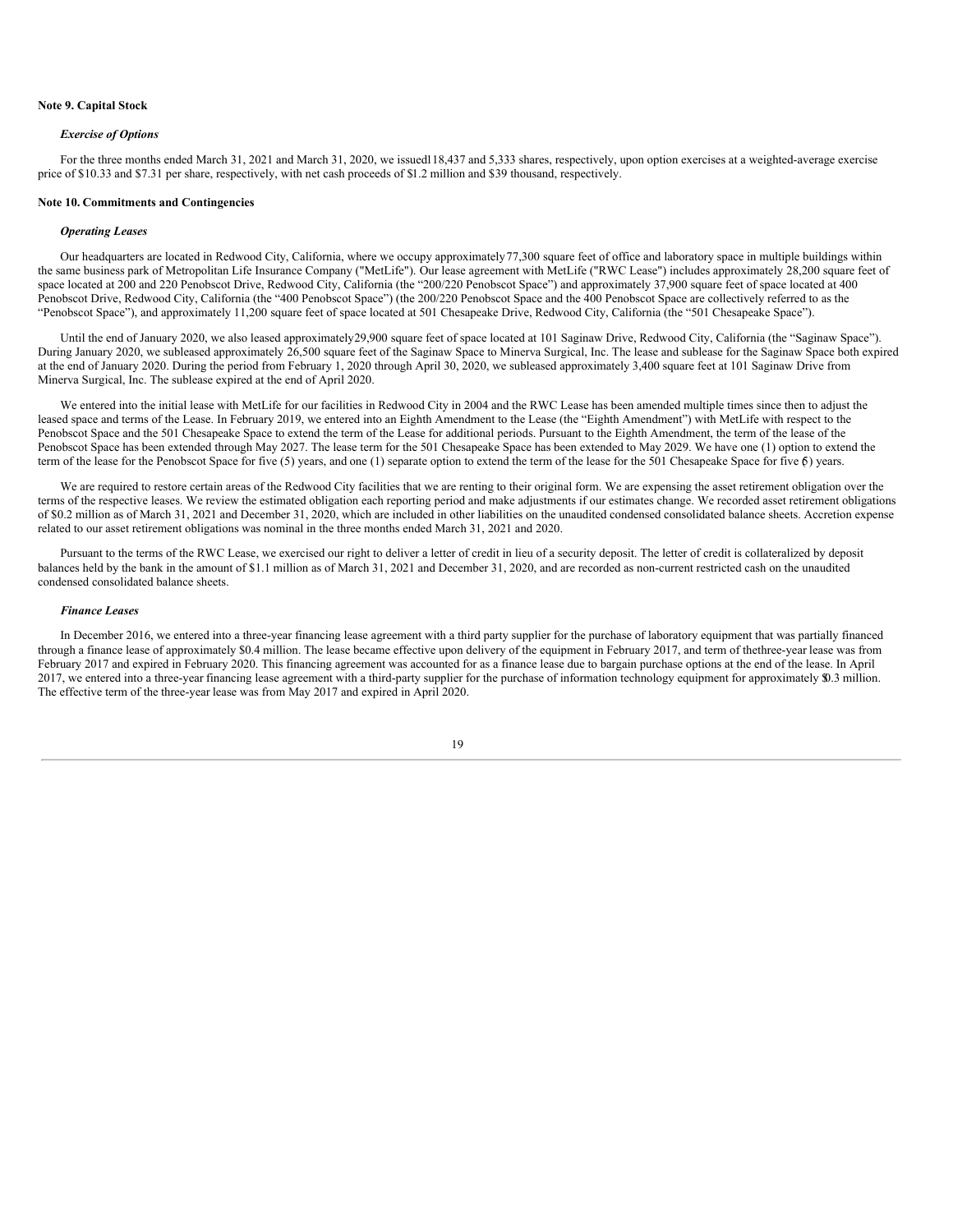**Note 9. Capital Stock**

***Exercise of Options***

For the three months ended March 31, 2021 and March 31, 2020, we issued 118,437 and 5,333 shares, respectively, upon option exercises at a weighted-average exercise price of $10.33 and $7.31 per share, respectively, with net cash proceeds of $1.2 million and $39 thousand, respectively.

**Note 10. Commitments and Contingencies**

***Operating Leases***

Our headquarters are located in Redwood City, California, where we occupy approximately 77,300 square feet of office and laboratory space in multiple buildings within the same business park of Metropolitan Life Insurance Company ("MetLife"). Our lease agreement with MetLife ("RWC Lease") includes approximately 28,200 square feet of space located at 200 and 220 Penobscot Drive, Redwood City, California (the "200/220 Penobscot Space") and approximately 37,900 square feet of space located at 400 Penobscot Drive, Redwood City, California (the "400 Penobscot Space") (the 200/220 Penobscot Space and the 400 Penobscot Space are collectively referred to as the "Penobscot Space"), and approximately 11,200 square feet of space located at 501 Chesapeake Drive, Redwood City, California (the "501 Chesapeake Space").

Until the end of January 2020, we also leased approximately 29,900 square feet of space located at 101 Saginaw Drive, Redwood City, California (the "Saginaw Space"). During January 2020, we subleased approximately 26,500 square feet of the Saginaw Space to Minerva Surgical, Inc. The lease and sublease for the Saginaw Space both expired at the end of January 2020. During the period from February 1, 2020 through April 30, 2020, we subleased approximately 3,400 square feet at 101 Saginaw Drive from Minerva Surgical, Inc. The sublease expired at the end of April 2020.

We entered into the initial lease with MetLife for our facilities in Redwood City in 2004 and the RWC Lease has been amended multiple times since then to adjust the leased space and terms of the Lease. In February 2019, we entered into an Eighth Amendment to the Lease (the "Eighth Amendment") with MetLife with respect to the Penobscot Space and the 501 Chesapeake Space to extend the term of the Lease for additional periods. Pursuant to the Eighth Amendment, the term of the lease of the Penobscot Space has been extended through May 2027. The lease term for the 501 Chesapeake Space has been extended to May 2029. We have one (1) option to extend the term of the lease for the Penobscot Space for five (5) years, and one (1) separate option to extend the term of the lease for the 501 Chesapeake Space for five (5) years.

We are required to restore certain areas of the Redwood City facilities that we are renting to their original form. We are expensing the asset retirement obligation over the terms of the respective leases. We review the estimated obligation each reporting period and make adjustments if our estimates change. We recorded asset retirement obligations of $0.2 million as of March 31, 2021 and December 31, 2020, which are included in other liabilities on the unaudited condensed consolidated balance sheets. Accretion expense related to our asset retirement obligations was nominal in the three months ended March 31, 2021 and 2020.

Pursuant to the terms of the RWC Lease, we exercised our right to deliver a letter of credit in lieu of a security deposit. The letter of credit is collateralized by deposit balances held by the bank in the amount of $1.1 million as of March 31, 2021 and December 31, 2020, and are recorded as non-current restricted cash on the unaudited condensed consolidated balance sheets.

***Finance Leases***

In December 2016, we entered into a three-year financing lease agreement with a third party supplier for the purchase of laboratory equipment that was partially financed through a finance lease of approximately $0.4 million. The lease became effective upon delivery of the equipment in February 2017, and term of the three-year lease was from February 2017 and expired in February 2020. This financing agreement was accounted for as a finance lease due to bargain purchase options at the end of the lease. In April 2017, we entered into a three-year financing lease agreement with a third-party supplier for the purchase of information technology equipment for approximately $0.3 million. The effective term of the three-year lease was from May 2017 and expired in April 2020.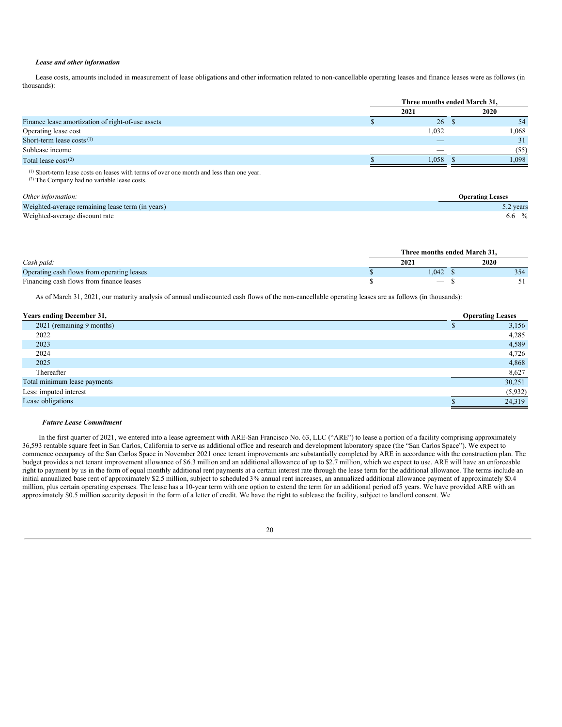*Lease and other information*

Lease costs, amounts included in measurement of lease obligations and other information related to non-cancellable operating leases and finance leases were as follows (in thousands):

| | Three months ended March 31, | |
|---|---|---|
| | 2021 | 2020 |
| Finance lease amortization of right-of-use assets | $ 26 | $ 54 |
| Operating lease cost | 1,032 | 1,068 |
| Short-term lease costs [1] | — | 31 |
| Sublease income | — | (55) |
| Total lease cost [2] | $ 1,058 | $ 1,098 |

[1] Short-term lease costs on leases with terms of over one month and less than one year.
[2] The Company had no variable lease costs.

| *Other information:* | Operating Leases |
|---|---|
| Weighted-average remaining lease term (in years) | 5.2 years |
| Weighted-average discount rate | 6.6 % |

| | Three months ended March 31, | |
|---|---|---|
| *Cash paid:* | 2021 | 2020 |
| Operating cash flows from operating leases | $ 1,042 | $ 354 |
| Financing cash flows from finance leases | $ — | $ 51 |

As of March 31, 2021, our maturity analysis of annual undiscounted cash flows of the non-cancellable operating leases are as follows (in thousands):

| Years ending December 31, | Operating Leases |
|---|---|
| 2021 (remaining 9 months) | $ 3,156 |
| 2022 | 4,285 |
| 2023 | 4,589 |
| 2024 | 4,726 |
| 2025 | 4,868 |
| Thereafter | 8,627 |
| Total minimum lease payments | 30,251 |
| Less: imputed interest | (5,932) |
| Lease obligations | $ 24,319 |

***Future Lease Commitment***

In the first quarter of 2021, we entered into a lease agreement with ARE-San Francisco No. 63, LLC ("ARE") to lease a portion of a facility comprising approximately 36,593 rentable square feet in San Carlos, California to serve as additional office and research and development laboratory space (the "San Carlos Space"). We expect to commence occupancy of the San Carlos Space in November 2021 once tenant improvements are substantially completed by ARE in accordance with the construction plan. The budget provides a net tenant improvement allowance of $6.3 million and an additional allowance of up to $2.7 million, which we expect to use. ARE will have an enforceable right to payment by us in the form of equal monthly additional rent payments at a certain interest rate through the lease term for the additional allowance. The terms include an initial annualized base rent of approximately $2.5 million, subject to scheduled 3% annual rent increases, an annualized additional allowance payment of approximately $0.4 million, plus certain operating expenses. The lease has a 10-year term with one option to extend the term for an additional period of 5 years. We have provided ARE with an approximately $0.5 million security deposit in the form of a letter of credit. We have the right to sublease the facility, subject to landlord consent. We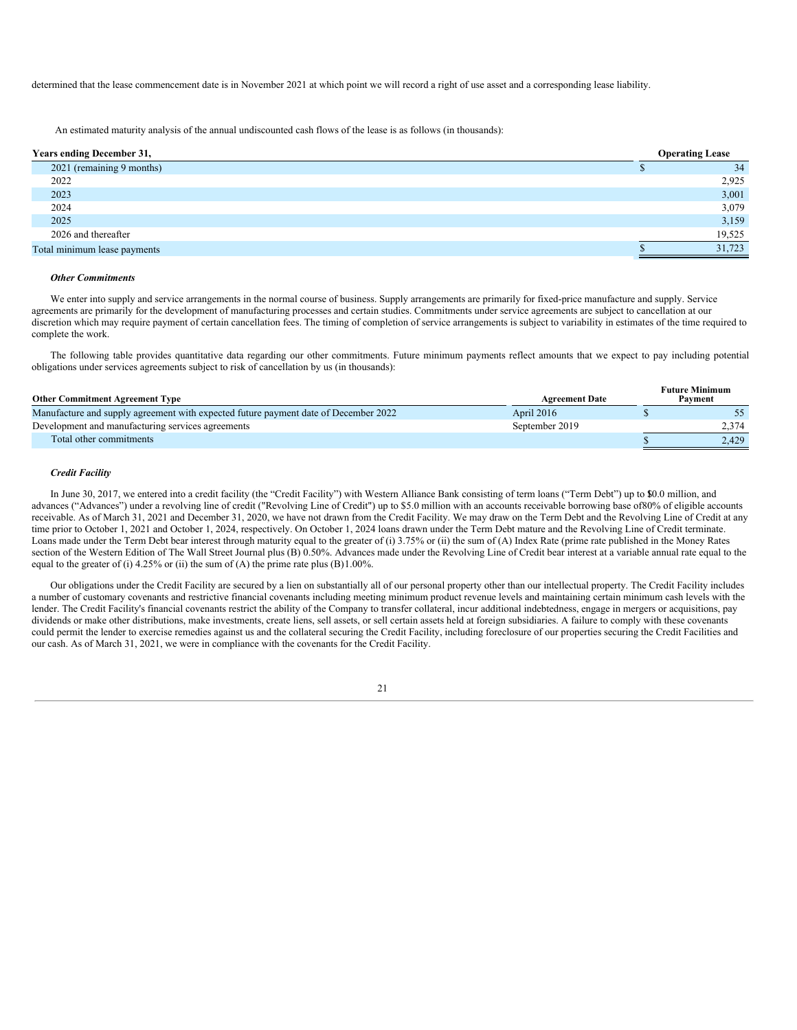determined that the lease commencement date is in November 2021 at which point we will record a right of use asset and a corresponding lease liability.

An estimated maturity analysis of the annual undiscounted cash flows of the lease is as follows (in thousands):

| Years ending December 31, | Operating Lease |
|---|---|
| 2021 (remaining 9 months) | $ 34 |
| 2022 | 2,925 |
| 2023 | 3,001 |
| 2024 | 3,079 |
| 2025 | 3,159 |
| 2026 and thereafter | 19,525 |
| Total minimum lease payments | $ 31,723 |

***Other Commitments***

We enter into supply and service arrangements in the normal course of business. Supply arrangements are primarily for fixed-price manufacture and supply. Service agreements are primarily for the development of manufacturing processes and certain studies. Commitments under service agreements are subject to cancellation at our discretion which may require payment of certain cancellation fees. The timing of completion of service arrangements is subject to variability in estimates of the time required to complete the work.

The following table provides quantitative data regarding our other commitments. Future minimum payments reflect amounts that we expect to pay including potential obligations under services agreements subject to risk of cancellation by us (in thousands):

| Other Commitment Agreement Type | Agreement Date | Future Minimum Payment |
|---|---|---|
| Manufacture and supply agreement with expected future payment date of December 2022 | April 2016 | $ 55 |
| Development and manufacturing services agreements | September 2019 | 2,374 |
| Total other commitments | | $ 2,429 |

***Credit Facility***

In June 30, 2017, we entered into a credit facility (the "Credit Facility") with Western Alliance Bank consisting of term loans ("Term Debt") up to $10.0 million, and advances ("Advances") under a revolving line of credit ("Revolving Line of Credit") up to $5.0 million with an accounts receivable borrowing base of 80% of eligible accounts receivable. As of March 31, 2021 and December 31, 2020, we have not drawn from the Credit Facility. We may draw on the Term Debt and the Revolving Line of Credit at any time prior to October 1, 2021 and October 1, 2024, respectively. On October 1, 2024 loans drawn under the Term Debt mature and the Revolving Line of Credit terminate. Loans made under the Term Debt bear interest through maturity equal to the greater of (i) 3.75% or (ii) the sum of (A) Index Rate (prime rate published in the Money Rates section of the Western Edition of The Wall Street Journal plus (B) 0.50%. Advances made under the Revolving Line of Credit bear interest at a variable annual rate equal to the equal to the greater of (i) 4.25% or (ii) the sum of (A) the prime rate plus (B) 1.00%.

Our obligations under the Credit Facility are secured by a lien on substantially all of our personal property other than our intellectual property. The Credit Facility includes a number of customary covenants and restrictive financial covenants including meeting minimum product revenue levels and maintaining certain minimum cash levels with the lender. The Credit Facility's financial covenants restrict the ability of the Company to transfer collateral, incur additional indebtedness, engage in mergers or acquisitions, pay dividends or make other distributions, make investments, create liens, sell assets, or sell certain assets held at foreign subsidiaries. A failure to comply with these covenants could permit the lender to exercise remedies against us and the collateral securing the Credit Facility, including foreclosure of our properties securing the Credit Facilities and our cash. As of March 31, 2021, we were in compliance with the covenants for the Credit Facility.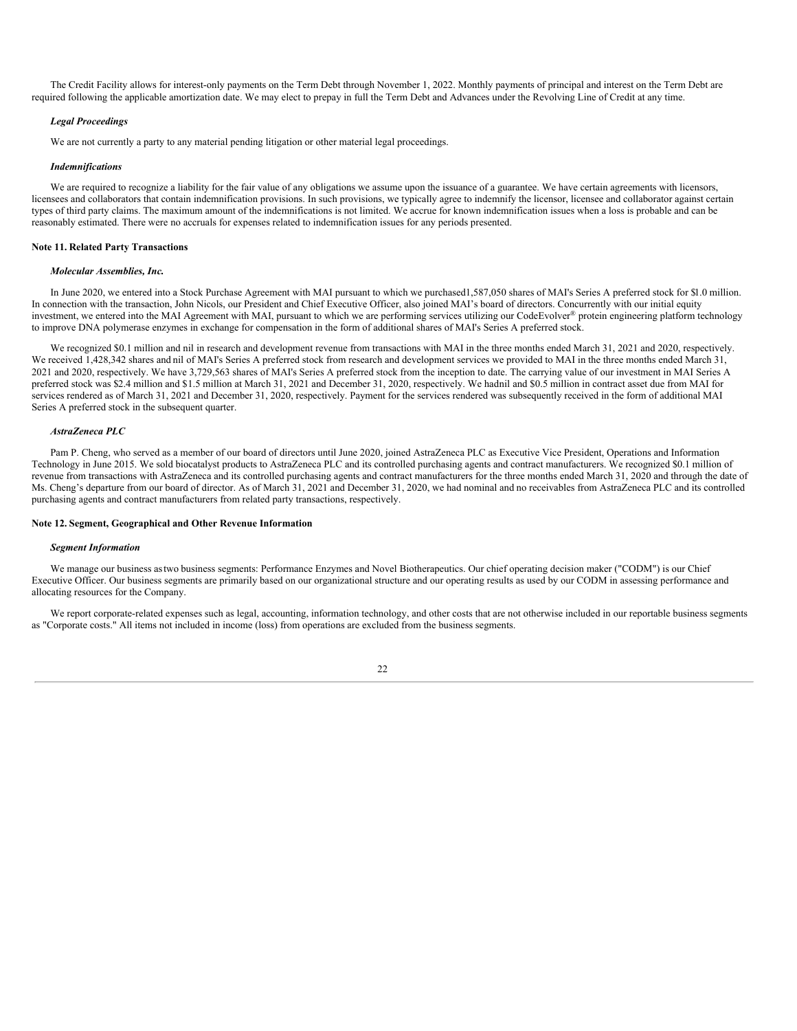The Credit Facility allows for interest-only payments on the Term Debt through November 1, 2022. Monthly payments of principal and interest on the Term Debt are required following the applicable amortization date. We may elect to prepay in full the Term Debt and Advances under the Revolving Line of Credit at any time.

***Legal Proceedings***

We are not currently a party to any material pending litigation or other material legal proceedings.

***Indemnifications***

We are required to recognize a liability for the fair value of any obligations we assume upon the issuance of a guarantee. We have certain agreements with licensors, licensees and collaborators that contain indemnification provisions. In such provisions, we typically agree to indemnify the licensor, licensee and collaborator against certain types of third party claims. The maximum amount of the indemnifications is not limited. We accrue for known indemnification issues when a loss is probable and can be reasonably estimated. There were no accruals for expenses related to indemnification issues for any periods presented.

**Note 11. Related Party Transactions**

***Molecular Assemblies, Inc.***

In June 2020, we entered into a Stock Purchase Agreement with MAI pursuant to which we purchased1,587,050 shares of MAI's Series A preferred stock for $l.0 million. In connection with the transaction, John Nicols, our President and Chief Executive Officer, also joined MAI's board of directors. Concurrently with our initial equity investment, we entered into the MAI Agreement with MAI, pursuant to which we are performing services utilizing our CodeEvolver® protein engineering platform technology to improve DNA polymerase enzymes in exchange for compensation in the form of additional shares of MAI's Series A preferred stock.

We recognized $0.1 million and nil in research and development revenue from transactions with MAI in the three months ended March 31, 2021 and 2020, respectively. We received 1,428,342 shares and nil of MAI's Series A preferred stock from research and development services we provided to MAI in the three months ended March 31, 2021 and 2020, respectively. We have 3,729,563 shares of MAI's Series A preferred stock from the inception to date. The carrying value of our investment in MAI Series A preferred stock was $2.4 million and $1.5 million at March 31, 2021 and December 31, 2020, respectively. We hadnil and $0.5 million in contract asset due from MAI for services rendered as of March 31, 2021 and December 31, 2020, respectively. Payment for the services rendered was subsequently received in the form of additional MAI Series A preferred stock in the subsequent quarter.

***AstraZeneca PLC***

Pam P. Cheng, who served as a member of our board of directors until June 2020, joined AstraZeneca PLC as Executive Vice President, Operations and Information Technology in June 2015. We sold biocatalyst products to AstraZeneca PLC and its controlled purchasing agents and contract manufacturers. We recognized $0.1 million of revenue from transactions with AstraZeneca and its controlled purchasing agents and contract manufacturers for the three months ended March 31, 2020 and through the date of Ms. Cheng's departure from our board of director. As of March 31, 2021 and December 31, 2020, we had nominal and no receivables from AstraZeneca PLC and its controlled purchasing agents and contract manufacturers from related party transactions, respectively.

**Note 12. Segment, Geographical and Other Revenue Information**

***Segment Information***

We manage our business astwo business segments: Performance Enzymes and Novel Biotherapeutics. Our chief operating decision maker ("CODM") is our Chief Executive Officer. Our business segments are primarily based on our organizational structure and our operating results as used by our CODM in assessing performance and allocating resources for the Company.

We report corporate-related expenses such as legal, accounting, information technology, and other costs that are not otherwise included in our reportable business segments as "Corporate costs." All items not included in income (loss) from operations are excluded from the business segments.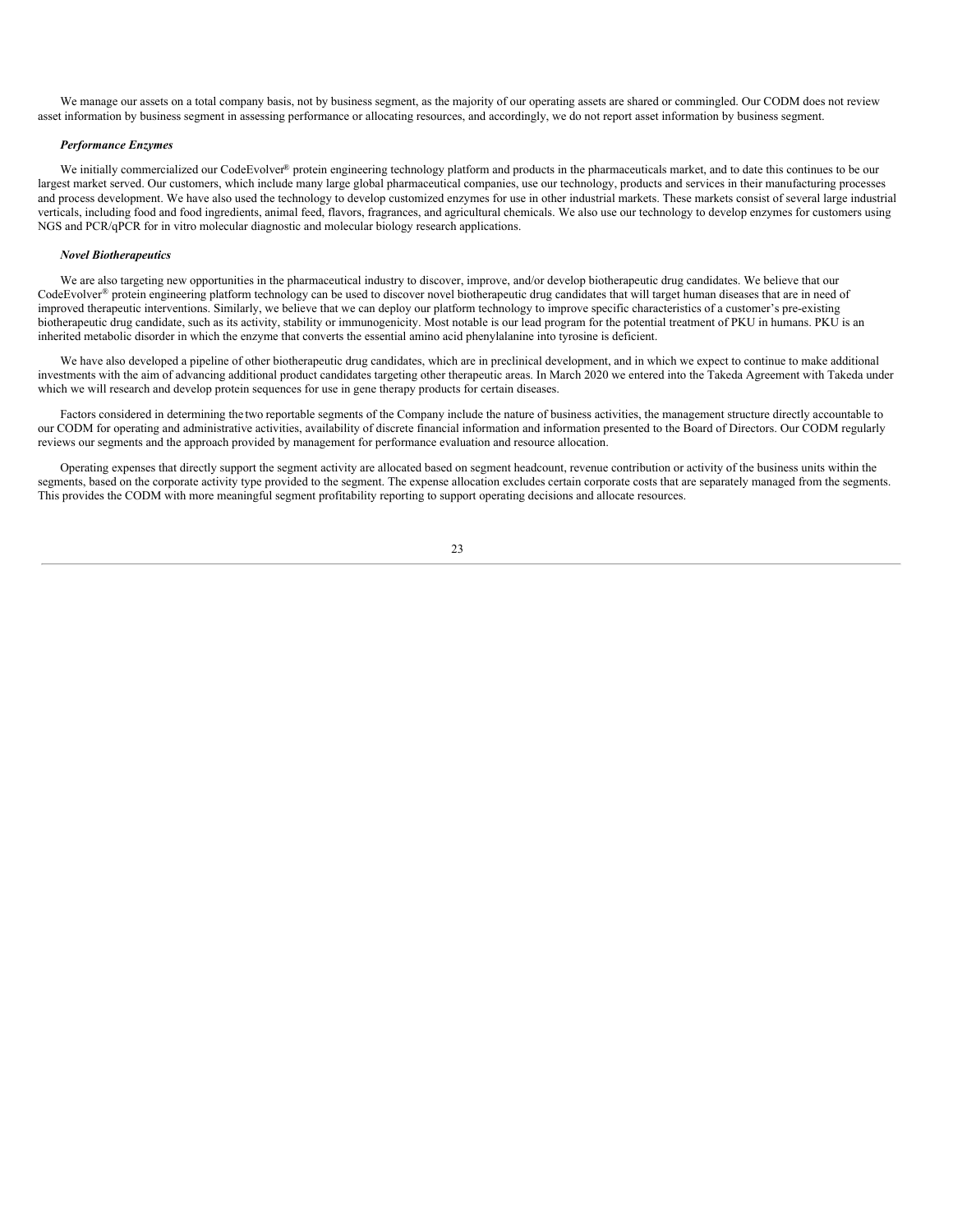We manage our assets on a total company basis, not by business segment, as the majority of our operating assets are shared or commingled. Our CODM does not review asset information by business segment in assessing performance or allocating resources, and accordingly, we do not report asset information by business segment.

### *Performance Enzymes*

We initially commercialized our CodeEvolver® protein engineering technology platform and products in the pharmaceuticals market, and to date this continues to be our largest market served. Our customers, which include many large global pharmaceutical companies, use our technology, products and services in their manufacturing processes and process development. We have also used the technology to develop customized enzymes for use in other industrial markets. These markets consist of several large industrial verticals, including food and food ingredients, animal feed, flavors, fragrances, and agricultural chemicals. We also use our technology to develop enzymes for customers using NGS and PCR/qPCR for in vitro molecular diagnostic and molecular biology research applications.

### *Novel Biotherapeutics*

We are also targeting new opportunities in the pharmaceutical industry to discover, improve, and/or develop biotherapeutic drug candidates. We believe that our CodeEvolver® protein engineering platform technology can be used to discover novel biotherapeutic drug candidates that will target human diseases that are in need of improved therapeutic interventions. Similarly, we believe that we can deploy our platform technology to improve specific characteristics of a customer's pre-existing biotherapeutic drug candidate, such as its activity, stability or immunogenicity. Most notable is our lead program for the potential treatment of PKU in humans. PKU is an inherited metabolic disorder in which the enzyme that converts the essential amino acid phenylalanine into tyrosine is deficient.

We have also developed a pipeline of other biotherapeutic drug candidates, which are in preclinical development, and in which we expect to continue to make additional investments with the aim of advancing additional product candidates targeting other therapeutic areas. In March 2020 we entered into the Takeda Agreement with Takeda under which we will research and develop protein sequences for use in gene therapy products for certain diseases.

Factors considered in determining the two reportable segments of the Company include the nature of business activities, the management structure directly accountable to our CODM for operating and administrative activities, availability of discrete financial information and information presented to the Board of Directors. Our CODM regularly reviews our segments and the approach provided by management for performance evaluation and resource allocation.

Operating expenses that directly support the segment activity are allocated based on segment headcount, revenue contribution or activity of the business units within the segments, based on the corporate activity type provided to the segment. The expense allocation excludes certain corporate costs that are separately managed from the segments. This provides the CODM with more meaningful segment profitability reporting to support operating decisions and allocate resources.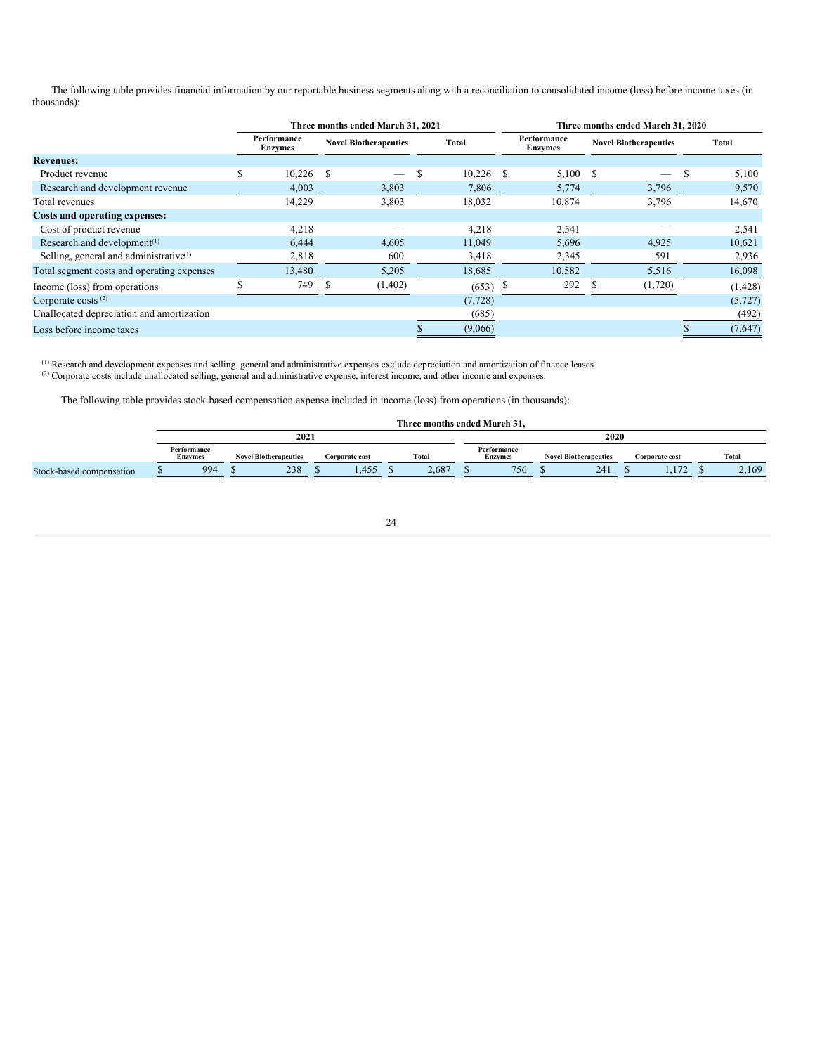The following table provides financial information by our reportable business segments along with a reconciliation to consolidated income (loss) before income taxes (in thousands):

| | Three months ended March 31, 2021 | | | Three months ended March 31, 2020 | | |
|---|---|---|---|---|---|---|
| | Performance Enzymes | Novel Biotherapeutics | Total | Performance Enzymes | Novel Biotherapeutics | Total |
| **Revenues:** | | | | | | |
| Product revenue | $ 10,226 | $ — | $ 10,226 | $ 5,100 | $ — | $ 5,100 |
| Research and development revenue | 4,003 | 3,803 | 7,806 | 5,774 | 3,796 | 9,570 |
| Total revenues | 14,229 | 3,803 | 18,032 | 10,874 | 3,796 | 14,670 |
| **Costs and operating expenses:** | | | | | | |
| Cost of product revenue | 4,218 | — | 4,218 | 2,541 | — | 2,541 |
| Research and development[1] | 6,444 | 4,605 | 11,049 | 5,696 | 4,925 | 10,621 |
| Selling, general and administrative[1] | 2,818 | 600 | 3,418 | 2,345 | 591 | 2,936 |
| Total segment costs and operating expenses | 13,480 | 5,205 | 18,685 | 10,582 | 5,516 | 16,098 |
| Income (loss) from operations | $ 749 | $ (1,402) | (653) | $ 292 | $ (1,720) | (1,428) |
| Corporate costs [2] | | | (7,728) | | | (5,727) |
| Unallocated depreciation and amortization | | | (685) | | | (492) |
| Loss before income taxes | | | $ (9,066) | | | $ (7,647) |

[1] Research and development expenses and selling, general and administrative expenses exclude depreciation and amortization of finance leases.
[2] Corporate costs include unallocated selling, general and administrative expense, interest income, and other income and expenses.

The following table provides stock-based compensation expense included in income (loss) from operations (in thousands):

| | Three months ended March 31, | | | | | | | |
|---|---|---|---|---|---|---|---|---|
| | 2021 | | | | 2020 | | | |
| | Performance Enzymes | Novel Biotherapeutics | Corporate cost | Total | Performance Enzymes | Novel Biotherapeutics | Corporate cost | Total |
| Stock-based compensation | $ 994 | $ 238 | $ 1,455 | $ 2,687 | $ 756 | $ 241 | $ 1,172 | $ 2,169 |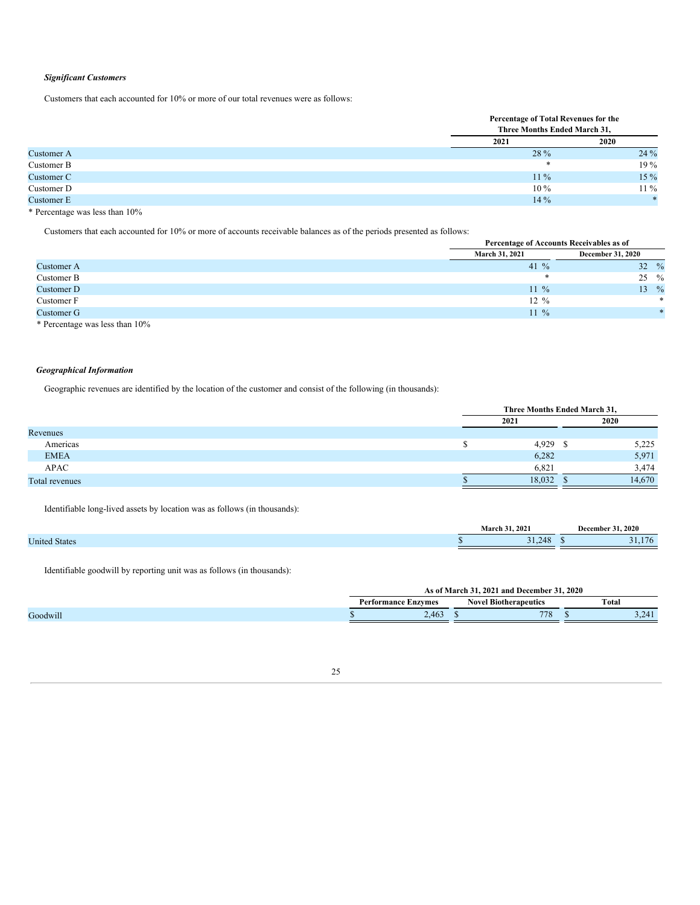***Significant Customers***

Customers that each accounted for 10% or more of our total revenues were as follows:

| | Percentage of Total Revenues for the Three Months Ended March 31, | |
|---|---|---|
| | 2021 | 2020 |
| Customer A | 28 % | 24 % |
| Customer B | * | 19 % |
| Customer C | 11 % | 15 % |
| Customer D | 10 % | 11 % |
| Customer E | 14 % | * |

* Percentage was less than 10%

Customers that each accounted for 10% or more of accounts receivable balances as of the periods presented as follows:

| | Percentage of Accounts Receivables as of | |
|---|---|---|
| | March 31, 2021 | December 31, 2020 |
| Customer A | 41 % | 32 % |
| Customer B | * | 25 % |
| Customer D | 11 % | 13 % |
| Customer F | 12 % | * |
| Customer G | 11 % | * |

* Percentage was less than 10%

***Geographical Information***

Geographic revenues are identified by the location of the customer and consist of the following (in thousands):

| | Three Months Ended March 31, | |
|---|---|---|
| | 2021 | 2020 |
| Revenues | | |
| Americas | $ 4,929 | $ 5,225 |
| EMEA | 6,282 | 5,971 |
| APAC | 6,821 | 3,474 |
| Total revenues | $ 18,032 | $ 14,670 |

Identifiable long-lived assets by location was as follows (in thousands):

| | March 31, 2021 | December 31, 2020 |
|---|---|---|
| United States | $ 31,248 | $ 31,176 |

Identifiable goodwill by reporting unit was as follows (in thousands):

| | As of March 31, 2021 and December 31, 2020 | | |
|---|---|---|---|
| | Performance Enzymes | Novel Biotherapeutics | Total |
| Goodwill | $ 2,463 | $ 778 | $ 3,241 |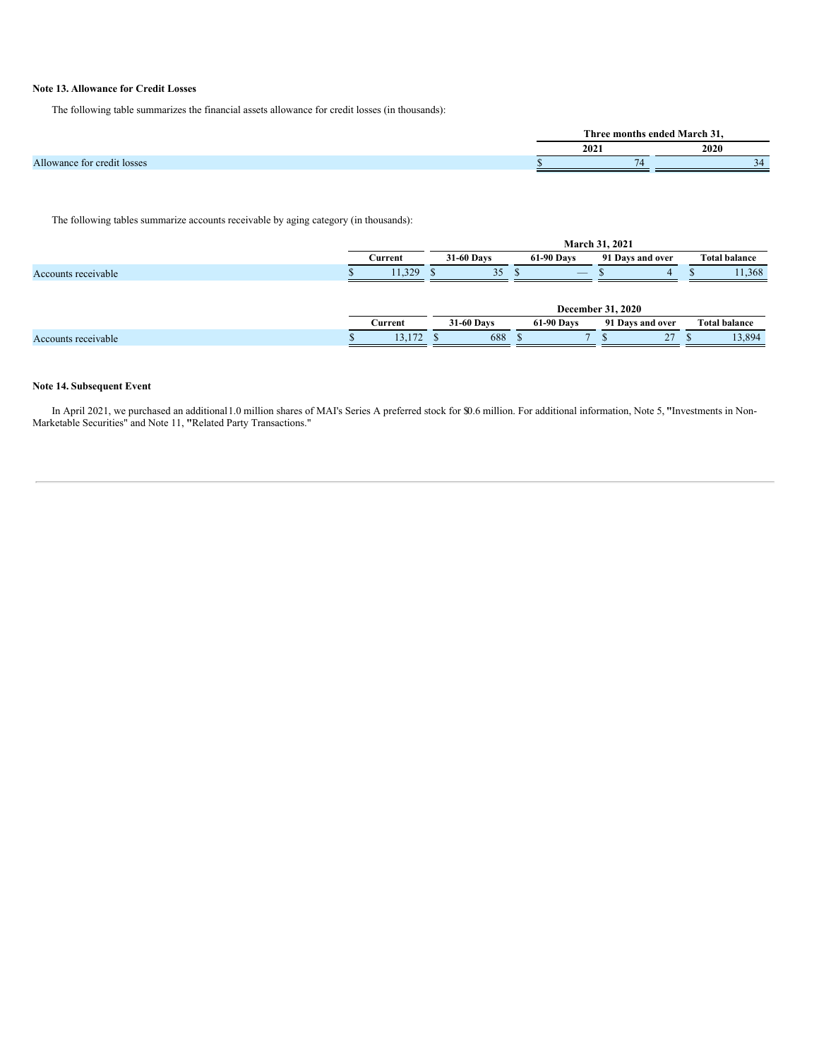**Note 13. Allowance for Credit Losses**

The following table summarizes the financial assets allowance for credit losses (in thousands):

| | Three months ended March 31, | |
|---|---|---|
| | 2021 | 2020 |
| Allowance for credit losses | $ 74 | 34 |

The following tables summarize accounts receivable by aging category (in thousands):

| | March 31, 2021 | | | | |
|---|---|---|---|---|---|
| | Current | 31-60 Days | 61-90 Days | 91 Days and over | Total balance |
| Accounts receivable | $ 11,329 | $ 35 | $ — | $ 4 | $ 11,368 |

| | December 31, 2020 | | | | |
|---|---|---|---|---|---|
| | Current | 31-60 Days | 61-90 Days | 91 Days and over | Total balance |
| Accounts receivable | $ 13,172 | $ 688 | $ 7 | $ 27 | $ 13,894 |

**Note 14. Subsequent Event**

In April 2021, we purchased an additional 1.0 million shares of MAI's Series A preferred stock for $0.6 million. For additional information, Note 5, "Investments in Non-Marketable Securities" and Note 11, "Related Party Transactions."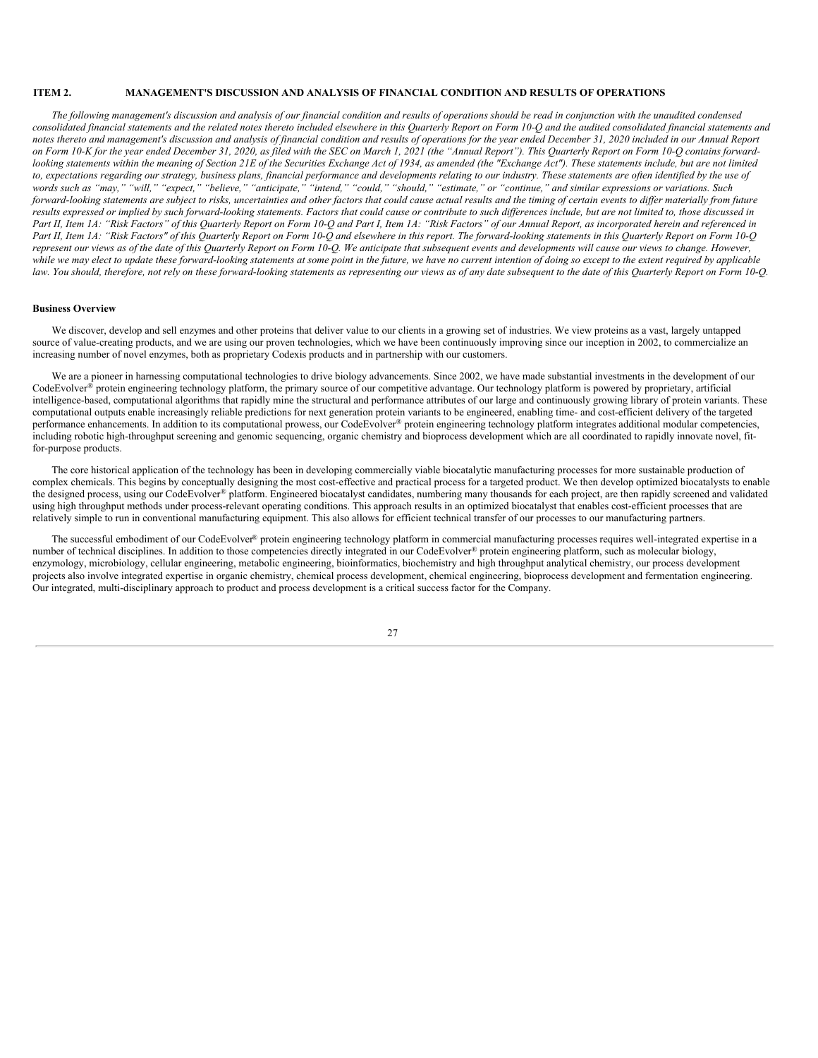## ITEM 2. MANAGEMENT'S DISCUSSION AND ANALYSIS OF FINANCIAL CONDITION AND RESULTS OF OPERATIONS

*The following management's discussion and analysis of our financial condition and results of operations should be read in conjunction with the unaudited condensed consolidated financial statements and the related notes thereto included elsewhere in this Quarterly Report on Form 10-Q and the audited consolidated financial statements and notes thereto and management's discussion and analysis of financial condition and results of operations for the year ended December 31, 2020 included in our Annual Report on Form 10-K for the year ended December 31, 2020, as filed with the SEC on March 1, 2021 (the "Annual Report"). This Quarterly Report on Form 10-Q contains forward-looking statements within the meaning of Section 21E of the Securities Exchange Act of 1934, as amended (the "Exchange Act"). These statements include, but are not limited to, expectations regarding our strategy, business plans, financial performance and developments relating to our industry. These statements are often identified by the use of words such as "may," "will," "expect," "believe," "anticipate," "intend," "could," "should," "estimate," or "continue," and similar expressions or variations. Such forward-looking statements are subject to risks, uncertainties and other factors that could cause actual results and the timing of certain events to differ materially from future results expressed or implied by such forward-looking statements. Factors that could cause or contribute to such differences include, but are not limited to, those discussed in Part II, Item 1A: "Risk Factors" of this Quarterly Report on Form 10-Q and Part I, Item 1A: "Risk Factors" of our Annual Report, as incorporated herein and referenced in Part II, Item 1A: "Risk Factors" of this Quarterly Report on Form 10-Q and elsewhere in this report. The forward-looking statements in this Quarterly Report on Form 10-Q represent our views as of the date of this Quarterly Report on Form 10-Q. We anticipate that subsequent events and developments will cause our views to change. However, while we may elect to update these forward-looking statements at some point in the future, we have no current intention of doing so except to the extent required by applicable law. You should, therefore, not rely on these forward-looking statements as representing our views as of any date subsequent to the date of this Quarterly Report on Form 10-Q.*

### Business Overview

We discover, develop and sell enzymes and other proteins that deliver value to our clients in a growing set of industries. We view proteins as a vast, largely untapped source of value-creating products, and we are using our proven technologies, which we have been continuously improving since our inception in 2002, to commercialize an increasing number of novel enzymes, both as proprietary Codexis products and in partnership with our customers.

We are a pioneer in harnessing computational technologies to drive biology advancements. Since 2002, we have made substantial investments in the development of our CodeEvolver® protein engineering technology platform, the primary source of our competitive advantage. Our technology platform is powered by proprietary, artificial intelligence-based, computational algorithms that rapidly mine the structural and performance attributes of our large and continuously growing library of protein variants. These computational outputs enable increasingly reliable predictions for next generation protein variants to be engineered, enabling time- and cost-efficient delivery of the targeted performance enhancements. In addition to its computational prowess, our CodeEvolver® protein engineering technology platform integrates additional modular competencies, including robotic high-throughput screening and genomic sequencing, organic chemistry and bioprocess development which are all coordinated to rapidly innovate novel, fit-for-purpose products.

The core historical application of the technology has been in developing commercially viable biocatalytic manufacturing processes for more sustainable production of complex chemicals. This begins by conceptually designing the most cost-effective and practical process for a targeted product. We then develop optimized biocatalysts to enable the designed process, using our CodeEvolver® platform. Engineered biocatalyst candidates, numbering many thousands for each project, are then rapidly screened and validated using high throughput methods under process-relevant operating conditions. This approach results in an optimized biocatalyst that enables cost-efficient processes that are relatively simple to run in conventional manufacturing equipment. This also allows for efficient technical transfer of our processes to our manufacturing partners.

The successful embodiment of our CodeEvolver® protein engineering technology platform in commercial manufacturing processes requires well-integrated expertise in a number of technical disciplines. In addition to those competencies directly integrated in our CodeEvolver® protein engineering platform, such as molecular biology, enzymology, microbiology, cellular engineering, metabolic engineering, bioinformatics, biochemistry and high throughput analytical chemistry, our process development projects also involve integrated expertise in organic chemistry, chemical process development, chemical engineering, bioprocess development and fermentation engineering. Our integrated, multi-disciplinary approach to product and process development is a critical success factor for the Company.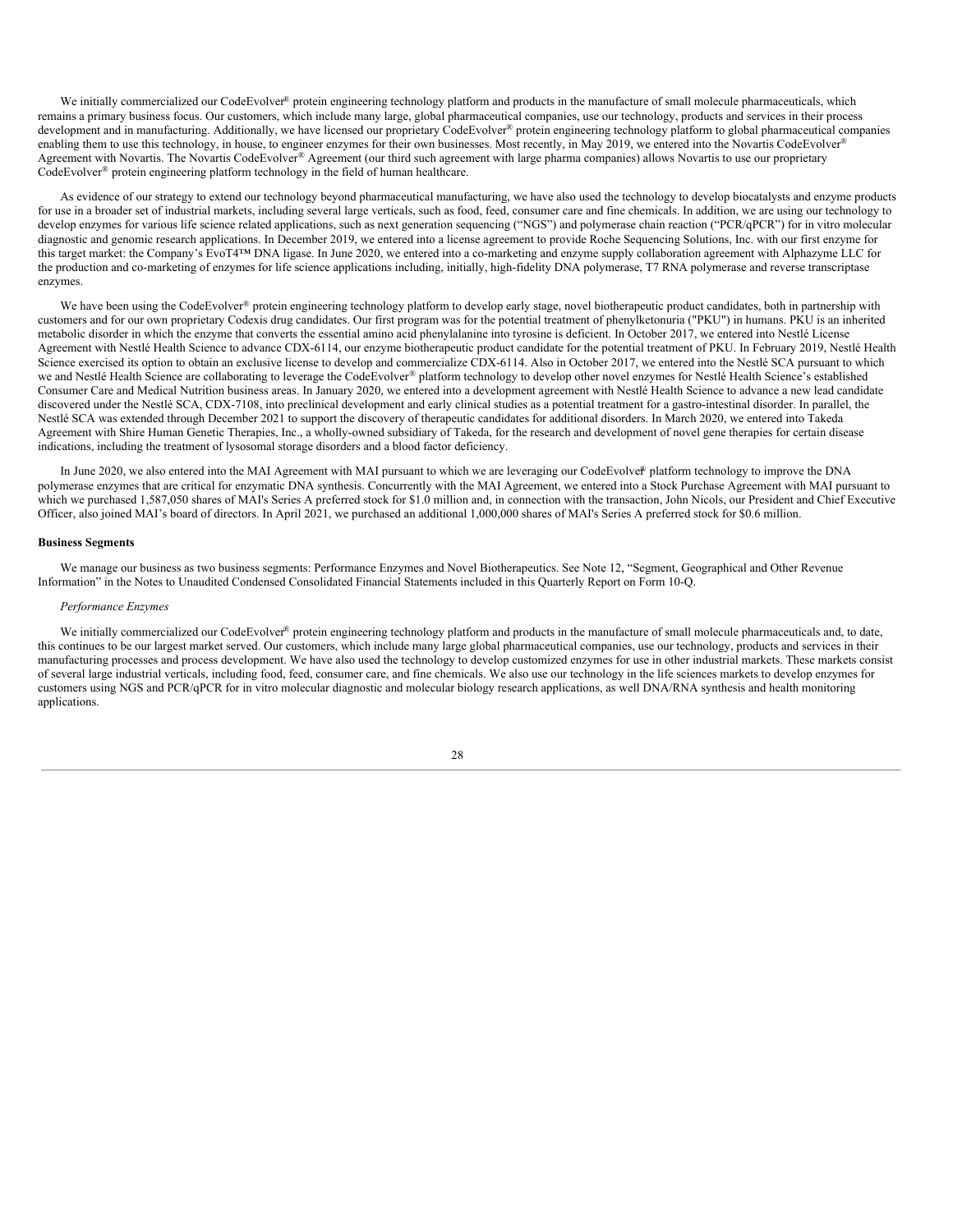We initially commercialized our CodeEvolver® protein engineering technology platform and products in the manufacture of small molecule pharmaceuticals, which remains a primary business focus. Our customers, which include many large, global pharmaceutical companies, use our technology, products and services in their process development and in manufacturing. Additionally, we have licensed our proprietary CodeEvolver® protein engineering technology platform to global pharmaceutical companies enabling them to use this technology, in house, to engineer enzymes for their own businesses. Most recently, in May 2019, we entered into the Novartis CodeEvolver® Agreement with Novartis. The Novartis CodeEvolver® Agreement (our third such agreement with large pharma companies) allows Novartis to use our proprietary CodeEvolver® protein engineering platform technology in the field of human healthcare.

As evidence of our strategy to extend our technology beyond pharmaceutical manufacturing, we have also used the technology to develop biocatalysts and enzyme products for use in a broader set of industrial markets, including several large verticals, such as food, feed, consumer care and fine chemicals. In addition, we are using our technology to develop enzymes for various life science related applications, such as next generation sequencing ("NGS") and polymerase chain reaction ("PCR/qPCR") for in vitro molecular diagnostic and genomic research applications. In December 2019, we entered into a license agreement to provide Roche Sequencing Solutions, Inc. with our first enzyme for this target market: the Company's EvoT4™ DNA ligase. In June 2020, we entered into a co-marketing and enzyme supply collaboration agreement with Alphazyme LLC for the production and co-marketing of enzymes for life science applications including, initially, high-fidelity DNA polymerase, T7 RNA polymerase and reverse transcriptase enzymes.

We have been using the CodeEvolver® protein engineering technology platform to develop early stage, novel biotherapeutic product candidates, both in partnership with customers and for our own proprietary Codexis drug candidates. Our first program was for the potential treatment of phenylketonuria ("PKU") in humans. PKU is an inherited metabolic disorder in which the enzyme that converts the essential amino acid phenylalanine into tyrosine is deficient. In October 2017, we entered into Nestlé License Agreement with Nestlé Health Science to advance CDX-6114, our enzyme biotherapeutic product candidate for the potential treatment of PKU. In February 2019, Nestlé Health Science exercised its option to obtain an exclusive license to develop and commercialize CDX-6114. Also in October 2017, we entered into the Nestlé SCA pursuant to which we and Nestlé Health Science are collaborating to leverage the CodeEvolver® platform technology to develop other novel enzymes for Nestlé Health Science's established Consumer Care and Medical Nutrition business areas. In January 2020, we entered into a development agreement with Nestlé Health Science to advance a new lead candidate discovered under the Nestlé SCA, CDX-7108, into preclinical development and early clinical studies as a potential treatment for a gastro-intestinal disorder. In parallel, the Nestlé SCA was extended through December 2021 to support the discovery of therapeutic candidates for additional disorders. In March 2020, we entered into Takeda Agreement with Shire Human Genetic Therapies, Inc., a wholly-owned subsidiary of Takeda, for the research and development of novel gene therapies for certain disease indications, including the treatment of lysosomal storage disorders and a blood factor deficiency.

In June 2020, we also entered into the MAI Agreement with MAI pursuant to which we are leveraging our CodeEvolver® platform technology to improve the DNA polymerase enzymes that are critical for enzymatic DNA synthesis. Concurrently with the MAI Agreement, we entered into a Stock Purchase Agreement with MAI pursuant to which we purchased 1,587,050 shares of MAI's Series A preferred stock for $1.0 million and, in connection with the transaction, John Nicols, our President and Chief Executive Officer, also joined MAI's board of directors. In April 2021, we purchased an additional 1,000,000 shares of MAI's Series A preferred stock for $0.6 million.

**Business Segments**

We manage our business as two business segments: Performance Enzymes and Novel Biotherapeutics. See Note 12, "Segment, Geographical and Other Revenue Information" in the Notes to Unaudited Condensed Consolidated Financial Statements included in this Quarterly Report on Form 10-Q.

*Performance Enzymes*

We initially commercialized our CodeEvolver® protein engineering technology platform and products in the manufacture of small molecule pharmaceuticals and, to date, this continues to be our largest market served. Our customers, which include many large global pharmaceutical companies, use our technology, products and services in their manufacturing processes and process development. We have also used the technology to develop customized enzymes for use in other industrial markets. These markets consist of several large industrial verticals, including food, feed, consumer care, and fine chemicals. We also use our technology in the life sciences markets to develop enzymes for customers using NGS and PCR/qPCR for in vitro molecular diagnostic and molecular biology research applications, as well DNA/RNA synthesis and health monitoring applications.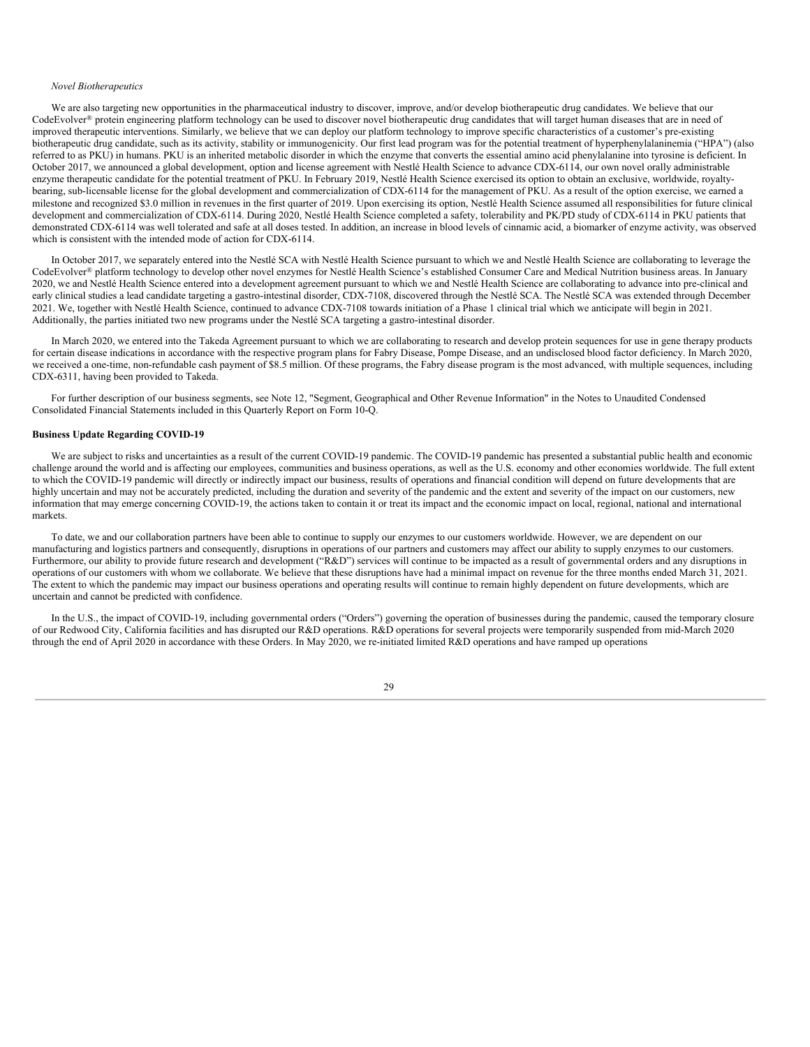*Novel Biotherapeutics*

We are also targeting new opportunities in the pharmaceutical industry to discover, improve, and/or develop biotherapeutic drug candidates. We believe that our CodeEvolver® protein engineering platform technology can be used to discover novel biotherapeutic drug candidates that will target human diseases that are in need of improved therapeutic interventions. Similarly, we believe that we can deploy our platform technology to improve specific characteristics of a customer's pre-existing biotherapeutic drug candidate, such as its activity, stability or immunogenicity. Our first lead program was for the potential treatment of hyperphenylalaninemia ("HPA") (also referred to as PKU) in humans. PKU is an inherited metabolic disorder in which the enzyme that converts the essential amino acid phenylalanine into tyrosine is deficient. In October 2017, we announced a global development, option and license agreement with Nestlé Health Science to advance CDX-6114, our own novel orally administrable enzyme therapeutic candidate for the potential treatment of PKU. In February 2019, Nestlé Health Science exercised its option to obtain an exclusive, worldwide, royalty-bearing, sub-licensable license for the global development and commercialization of CDX-6114 for the management of PKU. As a result of the option exercise, we earned a milestone and recognized $3.0 million in revenues in the first quarter of 2019. Upon exercising its option, Nestlé Health Science assumed all responsibilities for future clinical development and commercialization of CDX-6114. During 2020, Nestlé Health Science completed a safety, tolerability and PK/PD study of CDX-6114 in PKU patients that demonstrated CDX-6114 was well tolerated and safe at all doses tested. In addition, an increase in blood levels of cinnamic acid, a biomarker of enzyme activity, was observed which is consistent with the intended mode of action for CDX-6114.

In October 2017, we separately entered into the Nestlé SCA with Nestlé Health Science pursuant to which we and Nestlé Health Science are collaborating to leverage the CodeEvolver® platform technology to develop other novel enzymes for Nestlé Health Science's established Consumer Care and Medical Nutrition business areas. In January 2020, we and Nestlé Health Science entered into a development agreement pursuant to which we and Nestlé Health Science are collaborating to advance into pre-clinical and early clinical studies a lead candidate targeting a gastro-intestinal disorder, CDX-7108, discovered through the Nestlé SCA. The Nestlé SCA was extended through December 2021. We, together with Nestlé Health Science, continued to advance CDX-7108 towards initiation of a Phase 1 clinical trial which we anticipate will begin in 2021. Additionally, the parties initiated two new programs under the Nestlé SCA targeting a gastro-intestinal disorder.

In March 2020, we entered into the Takeda Agreement pursuant to which we are collaborating to research and develop protein sequences for use in gene therapy products for certain disease indications in accordance with the respective program plans for Fabry Disease, Pompe Disease, and an undisclosed blood factor deficiency. In March 2020, we received a one-time, non-refundable cash payment of $8.5 million. Of these programs, the Fabry disease program is the most advanced, with multiple sequences, including CDX-6311, having been provided to Takeda.

For further description of our business segments, see Note 12, "Segment, Geographical and Other Revenue Information" in the Notes to Unaudited Condensed Consolidated Financial Statements included in this Quarterly Report on Form 10-Q.

**Business Update Regarding COVID-19**

We are subject to risks and uncertainties as a result of the current COVID-19 pandemic. The COVID-19 pandemic has presented a substantial public health and economic challenge around the world and is affecting our employees, communities and business operations, as well as the U.S. economy and other economies worldwide. The full extent to which the COVID-19 pandemic will directly or indirectly impact our business, results of operations and financial condition will depend on future developments that are highly uncertain and may not be accurately predicted, including the duration and severity of the pandemic and the extent and severity of the impact on our customers, new information that may emerge concerning COVID-19, the actions taken to contain it or treat its impact and the economic impact on local, regional, national and international markets.

To date, we and our collaboration partners have been able to continue to supply our enzymes to our customers worldwide. However, we are dependent on our manufacturing and logistics partners and consequently, disruptions in operations of our partners and customers may affect our ability to supply enzymes to our customers. Furthermore, our ability to provide future research and development ("R&D") services will continue to be impacted as a result of governmental orders and any disruptions in operations of our customers with whom we collaborate. We believe that these disruptions have had a minimal impact on revenue for the three months ended March 31, 2021. The extent to which the pandemic may impact our business operations and operating results will continue to remain highly dependent on future developments, which are uncertain and cannot be predicted with confidence.

In the U.S., the impact of COVID-19, including governmental orders ("Orders") governing the operation of businesses during the pandemic, caused the temporary closure of our Redwood City, California facilities and has disrupted our R&D operations. R&D operations for several projects were temporarily suspended from mid-March 2020 through the end of April 2020 in accordance with these Orders. In May 2020, we re-initiated limited R&D operations and have ramped up operations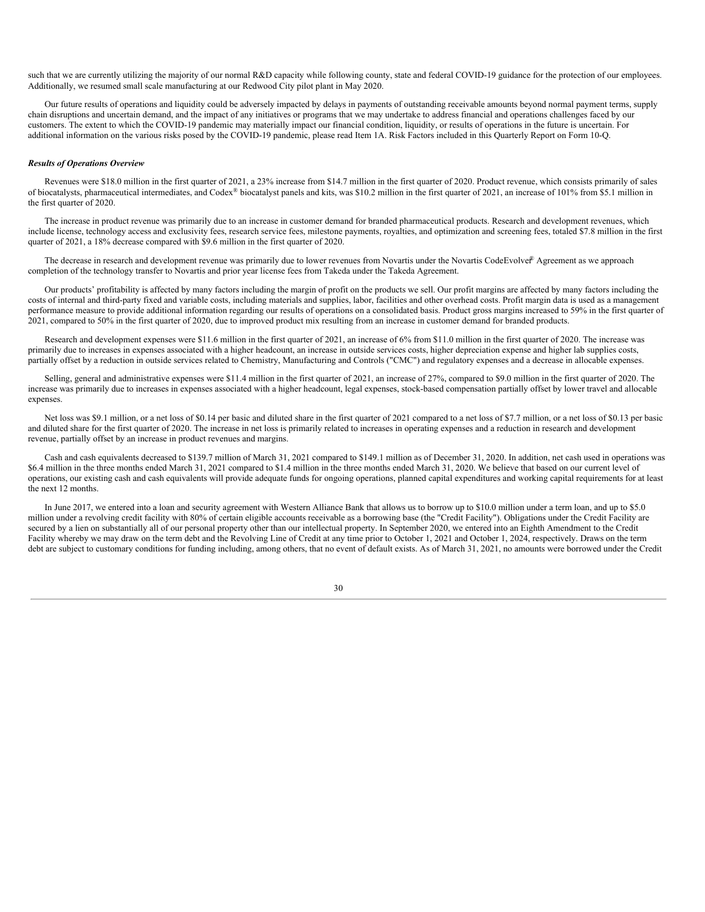such that we are currently utilizing the majority of our normal R&D capacity while following county, state and federal COVID-19 guidance for the protection of our employees. Additionally, we resumed small scale manufacturing at our Redwood City pilot plant in May 2020.

Our future results of operations and liquidity could be adversely impacted by delays in payments of outstanding receivable amounts beyond normal payment terms, supply chain disruptions and uncertain demand, and the impact of any initiatives or programs that we may undertake to address financial and operations challenges faced by our customers. The extent to which the COVID-19 pandemic may materially impact our financial condition, liquidity, or results of operations in the future is uncertain. For additional information on the various risks posed by the COVID-19 pandemic, please read Item 1A. Risk Factors included in this Quarterly Report on Form 10-Q.

***Results of Operations Overview***

Revenues were $18.0 million in the first quarter of 2021, a 23% increase from $14.7 million in the first quarter of 2020. Product revenue, which consists primarily of sales of biocatalysts, pharmaceutical intermediates, and Codex® biocatalyst panels and kits, was $10.2 million in the first quarter of 2021, an increase of 101% from $5.1 million in the first quarter of 2020.

The increase in product revenue was primarily due to an increase in customer demand for branded pharmaceutical products. Research and development revenues, which include license, technology access and exclusivity fees, research service fees, milestone payments, royalties, and optimization and screening fees, totaled $7.8 million in the first quarter of 2021, a 18% decrease compared with $9.6 million in the first quarter of 2020.

The decrease in research and development revenue was primarily due to lower revenues from Novartis under the Novartis CodeEvolver® Agreement as we approach completion of the technology transfer to Novartis and prior year license fees from Takeda under the Takeda Agreement.

Our products' profitability is affected by many factors including the margin of profit on the products we sell. Our profit margins are affected by many factors including the costs of internal and third-party fixed and variable costs, including materials and supplies, labor, facilities and other overhead costs. Profit margin data is used as a management performance measure to provide additional information regarding our results of operations on a consolidated basis. Product gross margins increased to 59% in the first quarter of 2021, compared to 50% in the first quarter of 2020, due to improved product mix resulting from an increase in customer demand for branded products.

Research and development expenses were $11.6 million in the first quarter of 2021, an increase of 6% from $11.0 million in the first quarter of 2020. The increase was primarily due to increases in expenses associated with a higher headcount, an increase in outside services costs, higher depreciation expense and higher lab supplies costs, partially offset by a reduction in outside services related to Chemistry, Manufacturing and Controls ("CMC") and regulatory expenses and a decrease in allocable expenses.

Selling, general and administrative expenses were $11.4 million in the first quarter of 2021, an increase of 27%, compared to $9.0 million in the first quarter of 2020. The increase was primarily due to increases in expenses associated with a higher headcount, legal expenses, stock-based compensation partially offset by lower travel and allocable expenses.

Net loss was $9.1 million, or a net loss of $0.14 per basic and diluted share in the first quarter of 2021 compared to a net loss of $7.7 million, or a net loss of $0.13 per basic and diluted share for the first quarter of 2020. The increase in net loss is primarily related to increases in operating expenses and a reduction in research and development revenue, partially offset by an increase in product revenues and margins.

Cash and cash equivalents decreased to $139.7 million of March 31, 2021 compared to $149.1 million as of December 31, 2020. In addition, net cash used in operations was $6.4 million in the three months ended March 31, 2021 compared to $1.4 million in the three months ended March 31, 2020. We believe that based on our current level of operations, our existing cash and cash equivalents will provide adequate funds for ongoing operations, planned capital expenditures and working capital requirements for at least the next 12 months.

In June 2017, we entered into a loan and security agreement with Western Alliance Bank that allows us to borrow up to $10.0 million under a term loan, and up to $5.0 million under a revolving credit facility with 80% of certain eligible accounts receivable as a borrowing base (the "Credit Facility"). Obligations under the Credit Facility are secured by a lien on substantially all of our personal property other than our intellectual property. In September 2020, we entered into an Eighth Amendment to the Credit Facility whereby we may draw on the term debt and the Revolving Line of Credit at any time prior to October 1, 2021 and October 1, 2024, respectively. Draws on the term debt are subject to customary conditions for funding including, among others, that no event of default exists. As of March 31, 2021, no amounts were borrowed under the Credit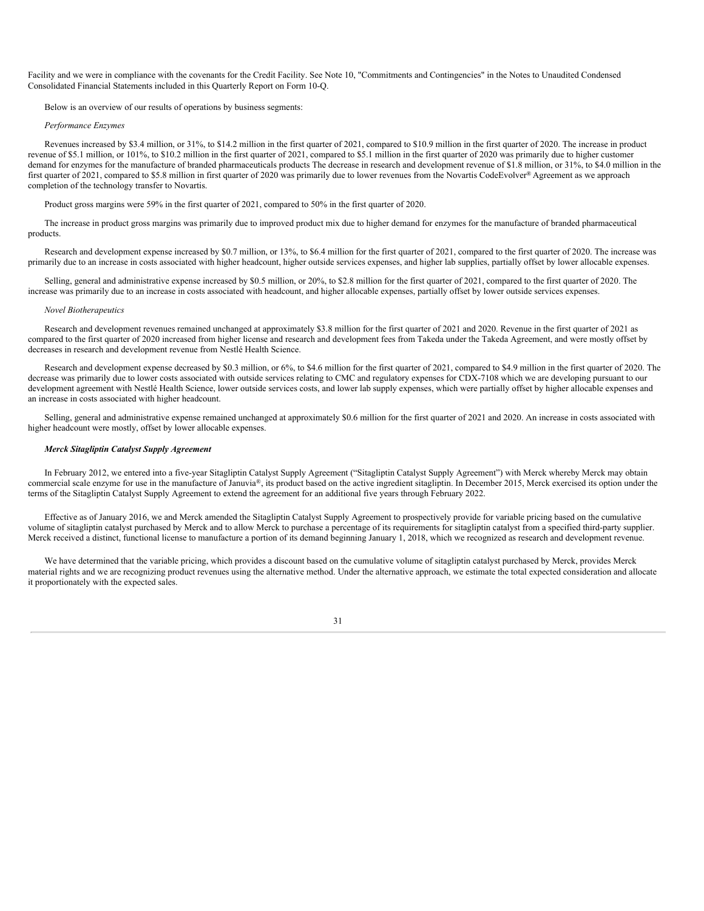Facility and we were in compliance with the covenants for the Credit Facility. See Note 10, "Commitments and Contingencies" in the Notes to Unaudited Condensed Consolidated Financial Statements included in this Quarterly Report on Form 10-Q.

Below is an overview of our results of operations by business segments:

*Performance Enzymes*

Revenues increased by $3.4 million, or 31%, to $14.2 million in the first quarter of 2021, compared to $10.9 million in the first quarter of 2020. The increase in product revenue of $5.1 million, or 101%, to $10.2 million in the first quarter of 2021, compared to $5.1 million in the first quarter of 2020 was primarily due to higher customer demand for enzymes for the manufacture of branded pharmaceuticals products The decrease in research and development revenue of $1.8 million, or 31%, to $4.0 million in the first quarter of 2021, compared to $5.8 million in first quarter of 2020 was primarily due to lower revenues from the Novartis CodeEvolver® Agreement as we approach completion of the technology transfer to Novartis.

Product gross margins were 59% in the first quarter of 2021, compared to 50% in the first quarter of 2020.

The increase in product gross margins was primarily due to improved product mix due to higher demand for enzymes for the manufacture of branded pharmaceutical products.

Research and development expense increased by $0.7 million, or 13%, to $6.4 million for the first quarter of 2021, compared to the first quarter of 2020. The increase was primarily due to an increase in costs associated with higher headcount, higher outside services expenses, and higher lab supplies, partially offset by lower allocable expenses.

Selling, general and administrative expense increased by $0.5 million, or 20%, to $2.8 million for the first quarter of 2021, compared to the first quarter of 2020. The increase was primarily due to an increase in costs associated with headcount, and higher allocable expenses, partially offset by lower outside services expenses.

*Novel Biotherapeutics*

Research and development revenues remained unchanged at approximately $3.8 million for the first quarter of 2021 and 2020. Revenue in the first quarter of 2021 as compared to the first quarter of 2020 increased from higher license and research and development fees from Takeda under the Takeda Agreement, and were mostly offset by decreases in research and development revenue from Nestlé Health Science.

Research and development expense decreased by $0.3 million, or 6%, to $4.6 million for the first quarter of 2021, compared to $4.9 million in the first quarter of 2020. The decrease was primarily due to lower costs associated with outside services relating to CMC and regulatory expenses for CDX-7108 which we are developing pursuant to our development agreement with Nestlé Health Science, lower outside services costs, and lower lab supply expenses, which were partially offset by higher allocable expenses and an increase in costs associated with higher headcount.

Selling, general and administrative expense remained unchanged at approximately $0.6 million for the first quarter of 2021 and 2020. An increase in costs associated with higher headcount were mostly, offset by lower allocable expenses.

***Merck Sitagliptin Catalyst Supply Agreement***

In February 2012, we entered into a five-year Sitagliptin Catalyst Supply Agreement ("Sitagliptin Catalyst Supply Agreement") with Merck whereby Merck may obtain commercial scale enzyme for use in the manufacture of Januvia®, its product based on the active ingredient sitagliptin. In December 2015, Merck exercised its option under the terms of the Sitagliptin Catalyst Supply Agreement to extend the agreement for an additional five years through February 2022.

Effective as of January 2016, we and Merck amended the Sitagliptin Catalyst Supply Agreement to prospectively provide for variable pricing based on the cumulative volume of sitagliptin catalyst purchased by Merck and to allow Merck to purchase a percentage of its requirements for sitagliptin catalyst from a specified third-party supplier. Merck received a distinct, functional license to manufacture a portion of its demand beginning January 1, 2018, which we recognized as research and development revenue.

We have determined that the variable pricing, which provides a discount based on the cumulative volume of sitagliptin catalyst purchased by Merck, provides Merck material rights and we are recognizing product revenues using the alternative method. Under the alternative approach, we estimate the total expected consideration and allocate it proportionately with the expected sales.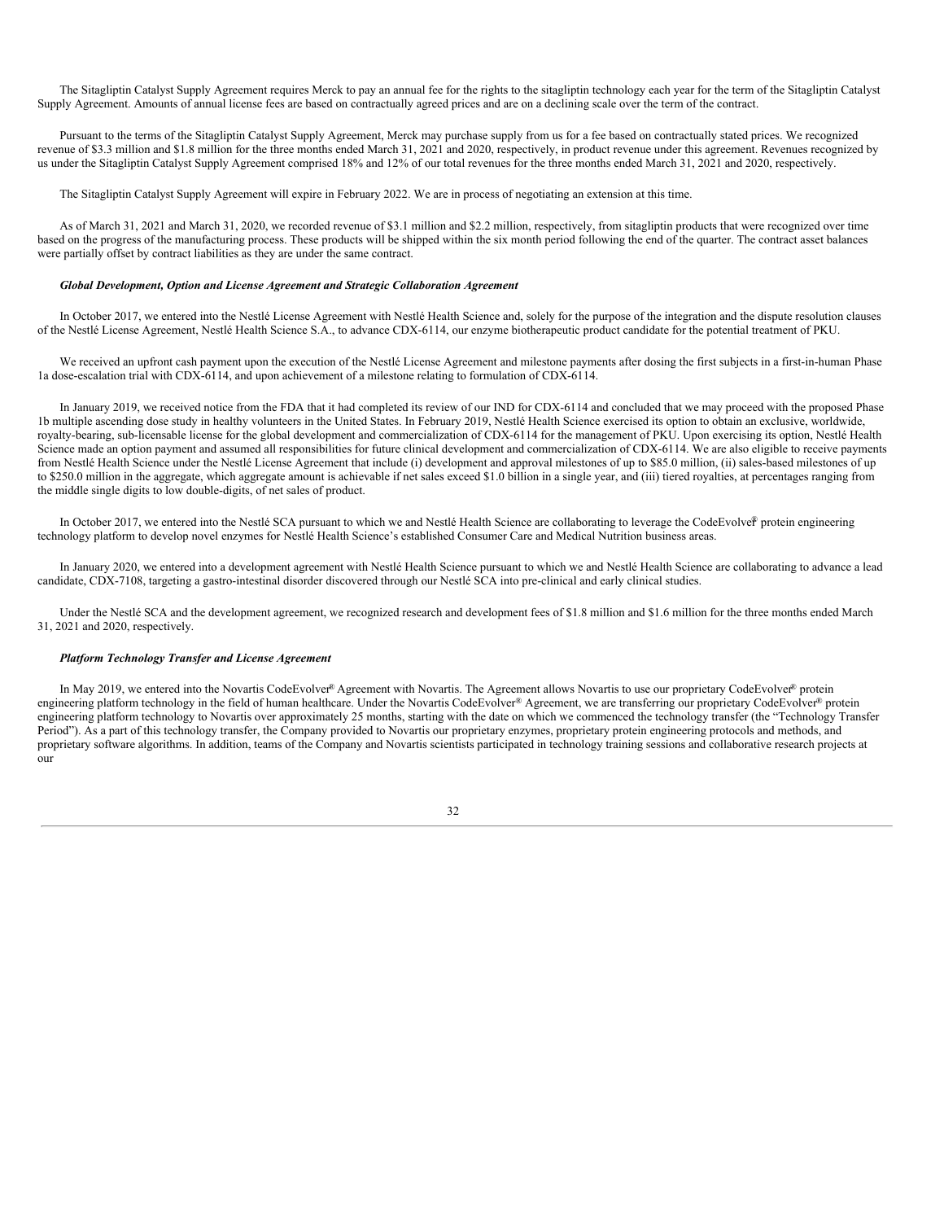The Sitagliptin Catalyst Supply Agreement requires Merck to pay an annual fee for the rights to the sitagliptin technology each year for the term of the Sitagliptin Catalyst Supply Agreement. Amounts of annual license fees are based on contractually agreed prices and are on a declining scale over the term of the contract.

Pursuant to the terms of the Sitagliptin Catalyst Supply Agreement, Merck may purchase supply from us for a fee based on contractually stated prices. We recognized revenue of $3.3 million and $1.8 million for the three months ended March 31, 2021 and 2020, respectively, in product revenue under this agreement. Revenues recognized by us under the Sitagliptin Catalyst Supply Agreement comprised 18% and 12% of our total revenues for the three months ended March 31, 2021 and 2020, respectively.

The Sitagliptin Catalyst Supply Agreement will expire in February 2022. We are in process of negotiating an extension at this time.

As of March 31, 2021 and March 31, 2020, we recorded revenue of $3.1 million and $2.2 million, respectively, from sitagliptin products that were recognized over time based on the progress of the manufacturing process. These products will be shipped within the six month period following the end of the quarter. The contract asset balances were partially offset by contract liabilities as they are under the same contract.

***Global Development, Option and License Agreement and Strategic Collaboration Agreement***

In October 2017, we entered into the Nestlé License Agreement with Nestlé Health Science and, solely for the purpose of the integration and the dispute resolution clauses of the Nestlé License Agreement, Nestlé Health Science S.A., to advance CDX-6114, our enzyme biotherapeutic product candidate for the potential treatment of PKU.

We received an upfront cash payment upon the execution of the Nestlé License Agreement and milestone payments after dosing the first subjects in a first-in-human Phase 1a dose-escalation trial with CDX-6114, and upon achievement of a milestone relating to formulation of CDX-6114.

In January 2019, we received notice from the FDA that it had completed its review of our IND for CDX-6114 and concluded that we may proceed with the proposed Phase 1b multiple ascending dose study in healthy volunteers in the United States. In February 2019, Nestlé Health Science exercised its option to obtain an exclusive, worldwide, royalty-bearing, sub-licensable license for the global development and commercialization of CDX-6114 for the management of PKU. Upon exercising its option, Nestlé Health Science made an option payment and assumed all responsibilities for future clinical development and commercialization of CDX-6114. We are also eligible to receive payments from Nestlé Health Science under the Nestlé License Agreement that include (i) development and approval milestones of up to $85.0 million, (ii) sales-based milestones of up to $250.0 million in the aggregate, which aggregate amount is achievable if net sales exceed $1.0 billion in a single year, and (iii) tiered royalties, at percentages ranging from the middle single digits to low double-digits, of net sales of product.

In October 2017, we entered into the Nestlé SCA pursuant to which we and Nestlé Health Science are collaborating to leverage the CodeEvolver® protein engineering technology platform to develop novel enzymes for Nestlé Health Science's established Consumer Care and Medical Nutrition business areas.

In January 2020, we entered into a development agreement with Nestlé Health Science pursuant to which we and Nestlé Health Science are collaborating to advance a lead candidate, CDX-7108, targeting a gastro-intestinal disorder discovered through our Nestlé SCA into pre-clinical and early clinical studies.

Under the Nestlé SCA and the development agreement, we recognized research and development fees of $1.8 million and $1.6 million for the three months ended March 31, 2021 and 2020, respectively.

***Platform Technology Transfer and License Agreement***

In May 2019, we entered into the Novartis CodeEvolver® Agreement with Novartis. The Agreement allows Novartis to use our proprietary CodeEvolver® protein engineering platform technology in the field of human healthcare. Under the Novartis CodeEvolver® Agreement, we are transferring our proprietary CodeEvolver® protein engineering platform technology to Novartis over approximately 25 months, starting with the date on which we commenced the technology transfer (the "Technology Transfer Period"). As a part of this technology transfer, the Company provided to Novartis our proprietary enzymes, proprietary protein engineering protocols and methods, and proprietary software algorithms. In addition, teams of the Company and Novartis scientists participated in technology training sessions and collaborative research projects at our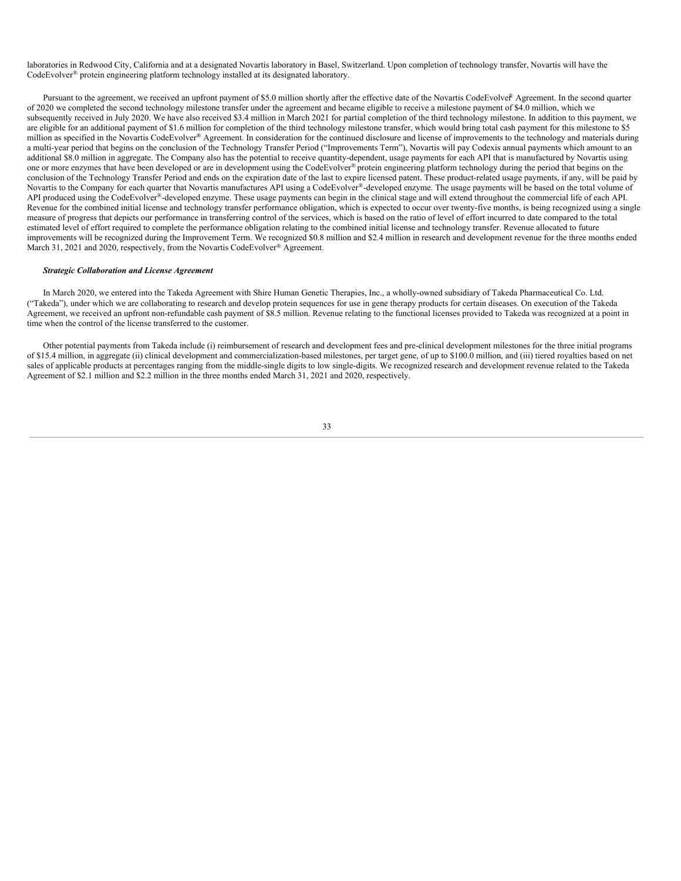laboratories in Redwood City, California and at a designated Novartis laboratory in Basel, Switzerland. Upon completion of technology transfer, Novartis will have the CodeEvolver® protein engineering platform technology installed at its designated laboratory.

Pursuant to the agreement, we received an upfront payment of $5.0 million shortly after the effective date of the Novartis CodeEvolver® Agreement. In the second quarter of 2020 we completed the second technology milestone transfer under the agreement and became eligible to receive a milestone payment of $4.0 million, which we subsequently received in July 2020. We have also received $3.4 million in March 2021 for partial completion of the third technology milestone. In addition to this payment, we are eligible for an additional payment of $1.6 million for completion of the third technology milestone transfer, which would bring total cash payment for this milestone to $5 million as specified in the Novartis CodeEvolver® Agreement. In consideration for the continued disclosure and license of improvements to the technology and materials during a multi-year period that begins on the conclusion of the Technology Transfer Period ("Improvements Term"), Novartis will pay Codexis annual payments which amount to an additional $8.0 million in aggregate. The Company also has the potential to receive quantity-dependent, usage payments for each API that is manufactured by Novartis using one or more enzymes that have been developed or are in development using the CodeEvolver® protein engineering platform technology during the period that begins on the conclusion of the Technology Transfer Period and ends on the expiration date of the last to expire licensed patent. These product-related usage payments, if any, will be paid by Novartis to the Company for each quarter that Novartis manufactures API using a CodeEvolver®-developed enzyme. The usage payments will be based on the total volume of API produced using the CodeEvolver®-developed enzyme. These usage payments can begin in the clinical stage and will extend throughout the commercial life of each API. Revenue for the combined initial license and technology transfer performance obligation, which is expected to occur over twenty-five months, is being recognized using a single measure of progress that depicts our performance in transferring control of the services, which is based on the ratio of level of effort incurred to date compared to the total estimated level of effort required to complete the performance obligation relating to the combined initial license and technology transfer. Revenue allocated to future improvements will be recognized during the Improvement Term. We recognized $0.8 million and $2.4 million in research and development revenue for the three months ended March 31, 2021 and 2020, respectively, from the Novartis CodeEvolver® Agreement.

***Strategic Collaboration and License Agreement***

In March 2020, we entered into the Takeda Agreement with Shire Human Genetic Therapies, Inc., a wholly-owned subsidiary of Takeda Pharmaceutical Co. Ltd. ("Takeda"), under which we are collaborating to research and develop protein sequences for use in gene therapy products for certain diseases. On execution of the Takeda Agreement, we received an upfront non-refundable cash payment of $8.5 million. Revenue relating to the functional licenses provided to Takeda was recognized at a point in time when the control of the license transferred to the customer.

Other potential payments from Takeda include (i) reimbursement of research and development fees and pre-clinical development milestones for the three initial programs of $15.4 million, in aggregate (ii) clinical development and commercialization-based milestones, per target gene, of up to $100.0 million, and (iii) tiered royalties based on net sales of applicable products at percentages ranging from the middle-single digits to low single-digits. We recognized research and development revenue related to the Takeda Agreement of $2.1 million and $2.2 million in the three months ended March 31, 2021 and 2020, respectively.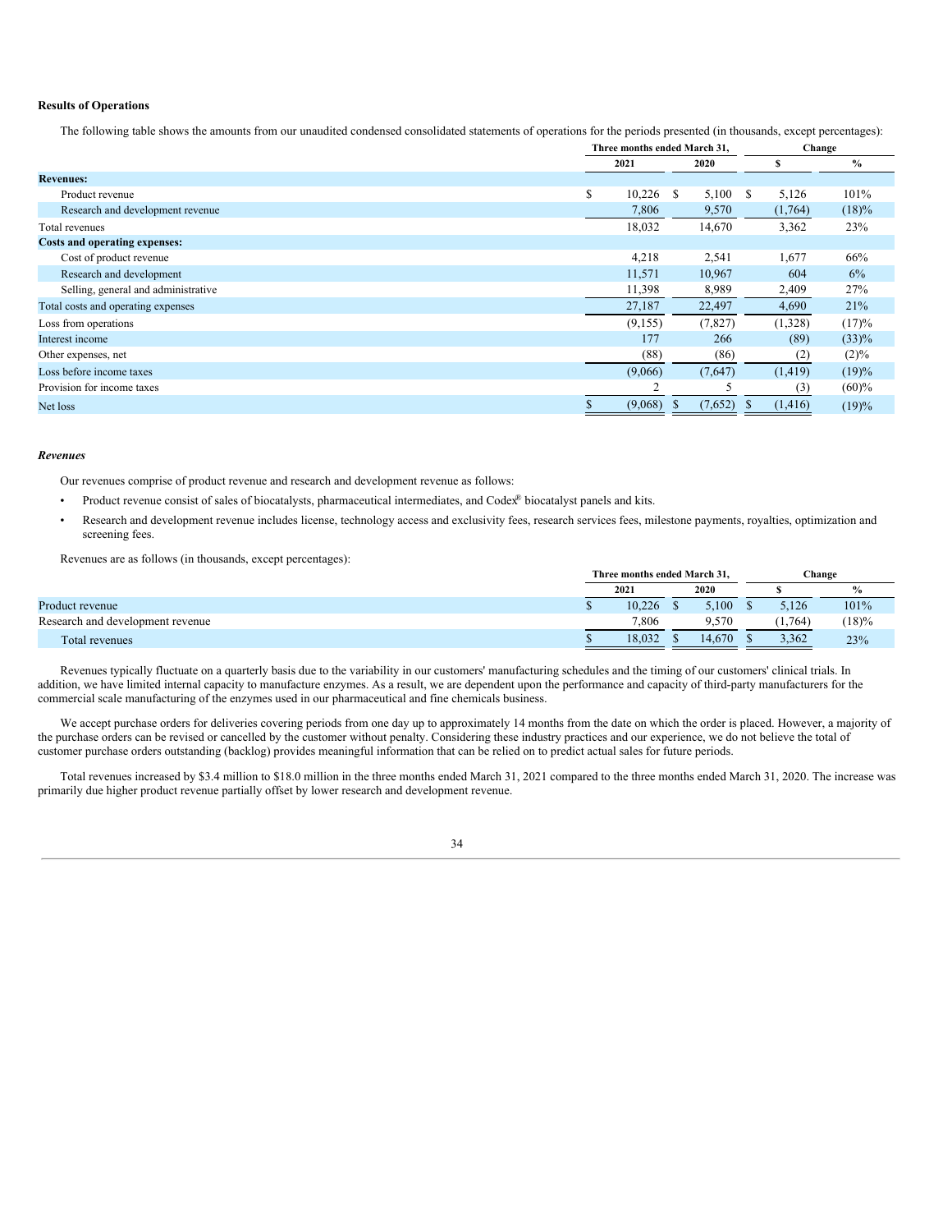**Results of Operations**

The following table shows the amounts from our unaudited condensed consolidated statements of operations for the periods presented (in thousands, except percentages):

| | Three months ended March 31, | | Change | |
|---|---|---|---|---|
| | 2021 | 2020 | $ | % |
| **Revenues:** | | | | |
| Product revenue | $ 10,226 | $ 5,100 | $ 5,126 | 101% |
| Research and development revenue | 7,806 | 9,570 | (1,764) | (18)% |
| Total revenues | 18,032 | 14,670 | 3,362 | 23% |
| **Costs and operating expenses:** | | | | |
| Cost of product revenue | 4,218 | 2,541 | 1,677 | 66% |
| Research and development | 11,571 | 10,967 | 604 | 6% |
| Selling, general and administrative | 11,398 | 8,989 | 2,409 | 27% |
| Total costs and operating expenses | 27,187 | 22,497 | 4,690 | 21% |
| Loss from operations | (9,155) | (7,827) | (1,328) | (17)% |
| Interest income | 177 | 266 | (89) | (33)% |
| Other expenses, net | (88) | (86) | (2) | (2)% |
| Loss before income taxes | (9,066) | (7,647) | (1,419) | (19)% |
| Provision for income taxes | 2 | 5 | (3) | (60)% |
| Net loss | $ (9,068) | $ (7,652) | $ (1,416) | (19)% |

***Revenues***

Our revenues comprise of product revenue and research and development revenue as follows:

- Product revenue consist of sales of biocatalysts, pharmaceutical intermediates, and Codex® biocatalyst panels and kits.
- Research and development revenue includes license, technology access and exclusivity fees, research services fees, milestone payments, royalties, optimization and screening fees.

Revenues are as follows (in thousands, except percentages):

| | Three months ended March 31, | | Change | |
|---|---|---|---|---|
| | 2021 | 2020 | $ | % |
| Product revenue | $ 10,226 | $ 5,100 | $ 5,126 | 101% |
| Research and development revenue | 7,806 | 9,570 | (1,764) | (18)% |
| Total revenues | $ 18,032 | $ 14,670 | $ 3,362 | 23% |

Revenues typically fluctuate on a quarterly basis due to the variability in our customers' manufacturing schedules and the timing of our customers' clinical trials. In addition, we have limited internal capacity to manufacture enzymes. As a result, we are dependent upon the performance and capacity of third-party manufacturers for the commercial scale manufacturing of the enzymes used in our pharmaceutical and fine chemicals business.

We accept purchase orders for deliveries covering periods from one day up to approximately 14 months from the date on which the order is placed. However, a majority of the purchase orders can be revised or cancelled by the customer without penalty. Considering these industry practices and our experience, we do not believe the total of customer purchase orders outstanding (backlog) provides meaningful information that can be relied on to predict actual sales for future periods.

Total revenues increased by $3.4 million to $18.0 million in the three months ended March 31, 2021 compared to the three months ended March 31, 2020. The increase was primarily due higher product revenue partially offset by lower research and development revenue.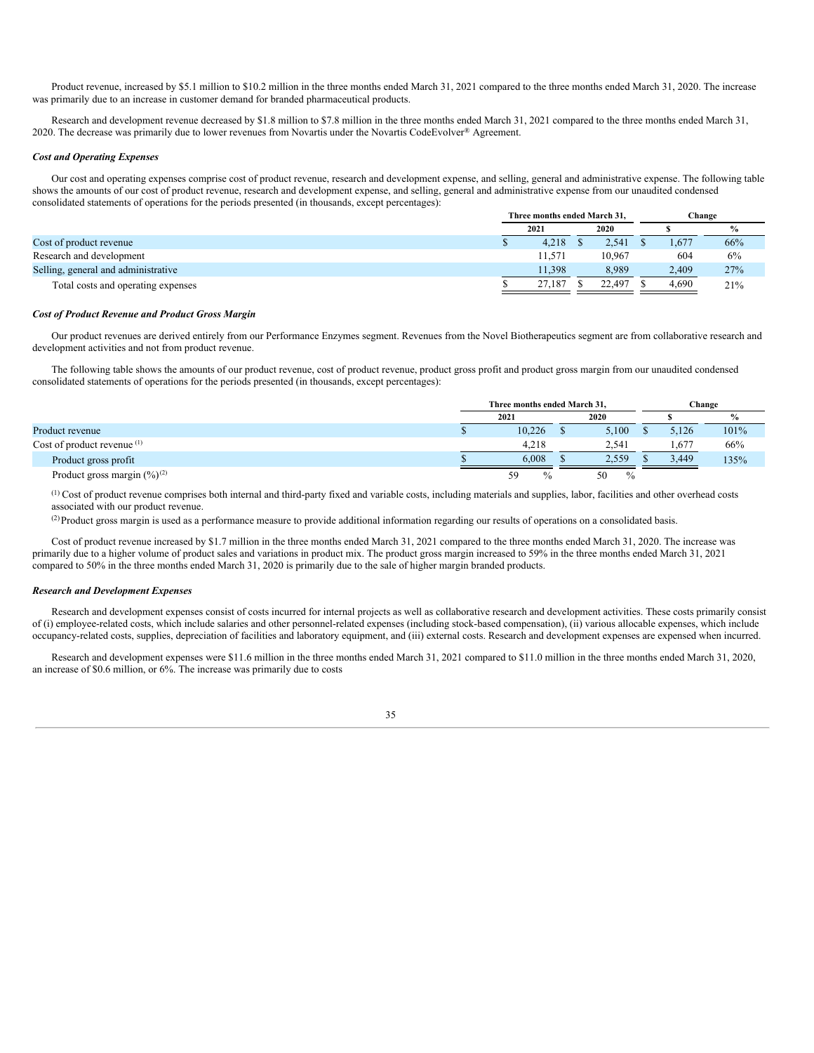Product revenue, increased by $5.1 million to $10.2 million in the three months ended March 31, 2021 compared to the three months ended March 31, 2020. The increase was primarily due to an increase in customer demand for branded pharmaceutical products.

Research and development revenue decreased by $1.8 million to $7.8 million in the three months ended March 31, 2021 compared to the three months ended March 31, 2020. The decrease was primarily due to lower revenues from Novartis under the Novartis CodeEvolver® Agreement.

***Cost and Operating Expenses***

Our cost and operating expenses comprise cost of product revenue, research and development expense, and selling, general and administrative expense. The following table shows the amounts of our cost of product revenue, research and development expense, and selling, general and administrative expense from our unaudited condensed consolidated statements of operations for the periods presented (in thousands, except percentages):

| | Three months ended March 31, | | Change | |
|---|---|---|---|---|
| | 2021 | 2020 | $ | % |
| Cost of product revenue | $ 4,218 | $ 2,541 | $ 1,677 | 66% |
| Research and development | 11,571 | 10,967 | 604 | 6% |
| Selling, general and administrative | 11,398 | 8,989 | 2,409 | 27% |
| Total costs and operating expenses | $ 27,187 | $ 22,497 | $ 4,690 | 21% |

***Cost of Product Revenue and Product Gross Margin***

Our product revenues are derived entirely from our Performance Enzymes segment. Revenues from the Novel Biotherapeutics segment are from collaborative research and development activities and not from product revenue.

The following table shows the amounts of our product revenue, cost of product revenue, product gross profit and product gross margin from our unaudited condensed consolidated statements of operations for the periods presented (in thousands, except percentages):

| | Three months ended March 31, | | Change | |
|---|---|---|---|---|
| | 2021 | 2020 | $ | % |
| Product revenue | $ 10,226 | $ 5,100 | $ 5,126 | 101% |
| Cost of product revenue [(1)] | 4,218 | 2,541 | 1,677 | 66% |
| Product gross profit | $ 6,008 | $ 2,559 | $ 3,449 | 135% |
| Product gross margin (%)[(2)] | 59 % | 50 % | | |

[(1)] Cost of product revenue comprises both internal and third-party fixed and variable costs, including materials and supplies, labor, facilities and other overhead costs associated with our product revenue.

[(2)] Product gross margin is used as a performance measure to provide additional information regarding our results of operations on a consolidated basis.

Cost of product revenue increased by $1.7 million in the three months ended March 31, 2021 compared to the three months ended March 31, 2020. The increase was primarily due to a higher volume of product sales and variations in product mix. The product gross margin increased to 59% in the three months ended March 31, 2021 compared to 50% in the three months ended March 31, 2020 is primarily due to the sale of higher margin branded products.

***Research and Development Expenses***

Research and development expenses consist of costs incurred for internal projects as well as collaborative research and development activities. These costs primarily consist of (i) employee-related costs, which include salaries and other personnel-related expenses (including stock-based compensation), (ii) various allocable expenses, which include occupancy-related costs, supplies, depreciation of facilities and laboratory equipment, and (iii) external costs. Research and development expenses are expensed when incurred.

Research and development expenses were $11.6 million in the three months ended March 31, 2021 compared to $11.0 million in the three months ended March 31, 2020, an increase of $0.6 million, or 6%. The increase was primarily due to costs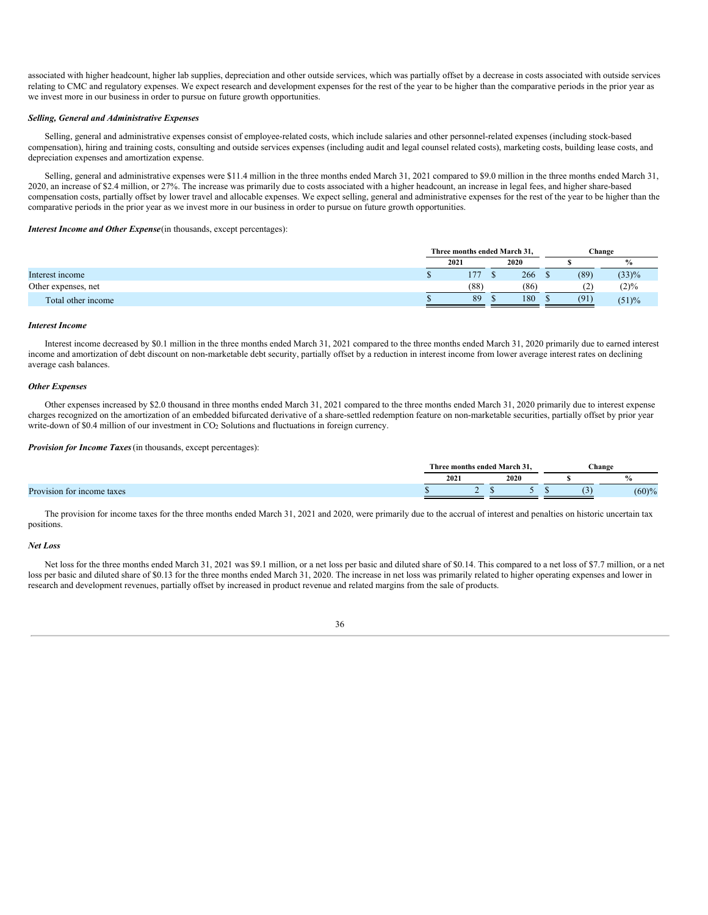associated with higher headcount, higher lab supplies, depreciation and other outside services, which was partially offset by a decrease in costs associated with outside services relating to CMC and regulatory expenses. We expect research and development expenses for the rest of the year to be higher than the comparative periods in the prior year as we invest more in our business in order to pursue on future growth opportunities.

***Selling, General and Administrative Expenses***

Selling, general and administrative expenses consist of employee-related costs, which include salaries and other personnel-related expenses (including stock-based compensation), hiring and training costs, consulting and outside services expenses (including audit and legal counsel related costs), marketing costs, building lease costs, and depreciation expenses and amortization expense.

Selling, general and administrative expenses were $11.4 million in the three months ended March 31, 2021 compared to $9.0 million in the three months ended March 31, 2020, an increase of $2.4 million, or 27%. The increase was primarily due to costs associated with a higher headcount, an increase in legal fees, and higher share-based compensation costs, partially offset by lower travel and allocable expenses. We expect selling, general and administrative expenses for the rest of the year to be higher than the comparative periods in the prior year as we invest more in our business in order to pursue on future growth opportunities.

***Interest Income and Other Expense*** (in thousands, except percentages):

| | Three months ended March 31, | | Change | |
|---|---|---|---|---|
| | 2021 | 2020 | $ | % |
| Interest income | $ 177 | $ 266 | $ (89) | (33)% |
| Other expenses, net | (88) | (86) | (2) | (2)% |
| Total other income | $ 89 | $ 180 | $ (91) | (51)% |

***Interest Income***

Interest income decreased by $0.1 million in the three months ended March 31, 2021 compared to the three months ended March 31, 2020 primarily due to earned interest income and amortization of debt discount on non-marketable debt security, partially offset by a reduction in interest income from lower average interest rates on declining average cash balances.

***Other Expenses***

Other expenses increased by $2.0 thousand in three months ended March 31, 2021 compared to the three months ended March 31, 2020 primarily due to interest expense charges recognized on the amortization of an embedded bifurcated derivative of a share-settled redemption feature on non-marketable securities, partially offset by prior year write-down of $0.4 million of our investment in $CO_2$ Solutions and fluctuations in foreign currency.

***Provision for Income Taxes*** (in thousands, except percentages):

| | Three months ended March 31, | | Change | |
|---|---|---|---|---|
| | 2021 | 2020 | $ | % |
| Provision for income taxes | $ 2 | $ 5 | $ (3) | (60)% |

The provision for income taxes for the three months ended March 31, 2021 and 2020, were primarily due to the accrual of interest and penalties on historic uncertain tax positions.

***Net Loss***

Net loss for the three months ended March 31, 2021 was $9.1 million, or a net loss per basic and diluted share of $0.14. This compared to a net loss of $7.7 million, or a net loss per basic and diluted share of $0.13 for the three months ended March 31, 2020. The increase in net loss was primarily related to higher operating expenses and lower in research and development revenues, partially offset by increased in product revenue and related margins from the sale of products.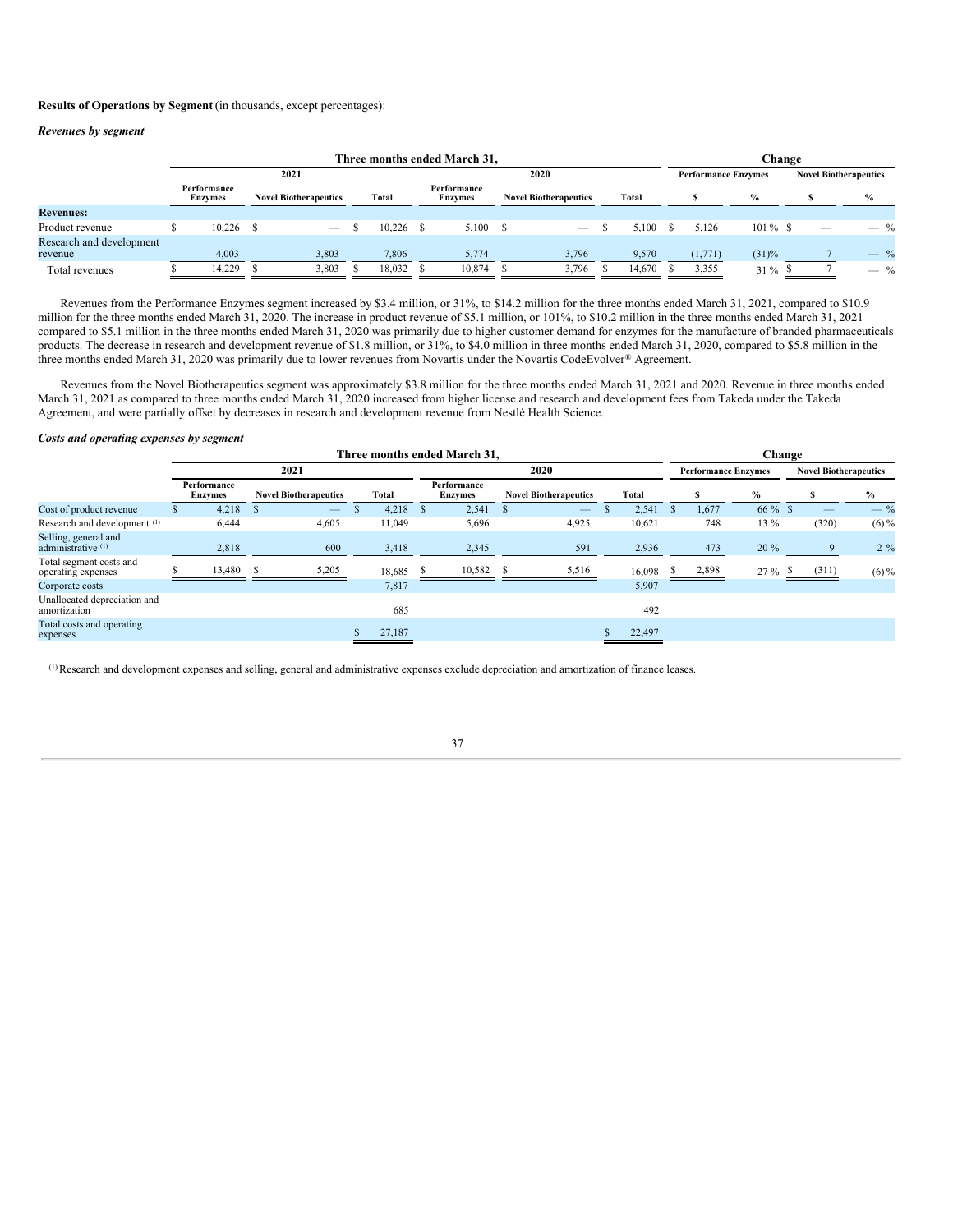**Results of Operations by Segment** (in thousands, except percentages):

***Revenues by segment***

| | Three months ended March 31, | | | | | | Change | | | |
|---|---|---|---|---|---|---|---|---|---|---|
| | 2021 | | | 2020 | | | Performance Enzymes | | Novel Biotherapeutics | |
| | Performance Enzymes | Novel Biotherapeutics | Total | Performance Enzymes | Novel Biotherapeutics | Total | $ | % | $ | % |
| **Revenues:** | | | | | | | | | | |
| Product revenue | $ 10,226 | $ — | $ 10,226 | $ 5,100 | $ — | $ 5,100 | $ 5,126 | 101 % | $ — | — % |
| Research and development revenue | 4,003 | 3,803 | 7,806 | 5,774 | 3,796 | 9,570 | (1,771) | (31)% | 7 | — % |
| Total revenues | $ 14,229 | $ 3,803 | $ 18,032 | $ 10,874 | $ 3,796 | $ 14,670 | $ 3,355 | 31 % | $ 7 | — % |

Revenues from the Performance Enzymes segment increased by $3.4 million, or 31%, to $14.2 million for the three months ended March 31, 2021, compared to $10.9 million for the three months ended March 31, 2020. The increase in product revenue of $5.1 million, or 101%, to $10.2 million in the three months ended March 31, 2021 compared to $5.1 million in the three months ended March 31, 2020 was primarily due to higher customer demand for enzymes for the manufacture of branded pharmaceuticals products. The decrease in research and development revenue of $1.8 million, or 31%, to $4.0 million in three months ended March 31, 2020, compared to $5.8 million in the three months ended March 31, 2020 was primarily due to lower revenues from Novartis under the Novartis CodeEvolver® Agreement.

Revenues from the Novel Biotherapeutics segment was approximately $3.8 million for the three months ended March 31, 2021 and 2020. Revenue in three months ended March 31, 2021 as compared to three months ended March 31, 2020 increased from higher license and research and development fees from Takeda under the Takeda Agreement, and were partially offset by decreases in research and development revenue from Nestlé Health Science.

***Costs and operating expenses by segment***

| | Three months ended March 31, | | | | | | Change | | | |
|---|---|---|---|---|---|---|---|---|---|---|
| | 2021 | | | 2020 | | | Performance Enzymes | | Novel Biotherapeutics | |
| | Performance Enzymes | Novel Biotherapeutics | Total | Performance Enzymes | Novel Biotherapeutics | Total | $ | % | $ | % |
| Cost of product revenue | $ 4,218 | $ — | $ 4,218 | $ 2,541 | $ — | $ 2,541 | $ 1,677 | 66 % | $ — | — % |
| Research and development [(1)] | 6,444 | 4,605 | 11,049 | 5,696 | 4,925 | 10,621 | 748 | 13 % | (320) | (6) % |
| Selling, general and administrative [(1)] | 2,818 | 600 | 3,418 | 2,345 | 591 | 2,936 | 473 | 20 % | 9 | 2 % |
| Total segment costs and operating expenses | $ 13,480 | $ 5,205 | 18,685 | $ 10,582 | $ 5,516 | 16,098 | $ 2,898 | 27 % | $ (311) | (6) % |
| Corporate costs | | | 7,817 | | | 5,907 | | | | |
| Unallocated depreciation and amortization | | | 685 | | | 492 | | | | |
| Total costs and operating expenses | | | $ 27,187 | | | $ 22,497 | | | | |

[(1)] Research and development expenses and selling, general and administrative expenses exclude depreciation and amortization of finance leases.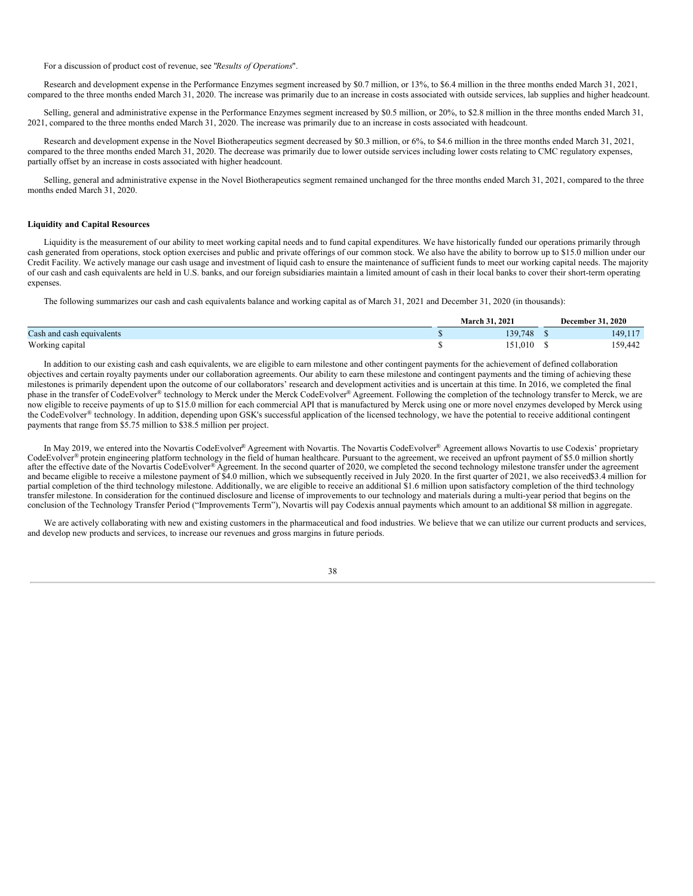For a discussion of product cost of revenue, see "*Results of Operations*".

Research and development expense in the Performance Enzymes segment increased by $0.7 million, or 13%, to $6.4 million in the three months ended March 31, 2021, compared to the three months ended March 31, 2020. The increase was primarily due to an increase in costs associated with outside services, lab supplies and higher headcount.

Selling, general and administrative expense in the Performance Enzymes segment increased by $0.5 million, or 20%, to $2.8 million in the three months ended March 31, 2021, compared to the three months ended March 31, 2020. The increase was primarily due to an increase in costs associated with headcount.

Research and development expense in the Novel Biotherapeutics segment decreased by $0.3 million, or 6%, to $4.6 million in the three months ended March 31, 2021, compared to the three months ended March 31, 2020. The decrease was primarily due to lower outside services including lower costs relating to CMC regulatory expenses, partially offset by an increase in costs associated with higher headcount.

Selling, general and administrative expense in the Novel Biotherapeutics segment remained unchanged for the three months ended March 31, 2021, compared to the three months ended March 31, 2020.

**Liquidity and Capital Resources**

Liquidity is the measurement of our ability to meet working capital needs and to fund capital expenditures. We have historically funded our operations primarily through cash generated from operations, stock option exercises and public and private offerings of our common stock. We also have the ability to borrow up to $15.0 million under our Credit Facility. We actively manage our cash usage and investment of liquid cash to ensure the maintenance of sufficient funds to meet our working capital needs. The majority of our cash and cash equivalents are held in U.S. banks, and our foreign subsidiaries maintain a limited amount of cash in their local banks to cover their short-term operating expenses.

The following summarizes our cash and cash equivalents balance and working capital as of March 31, 2021 and December 31, 2020 (in thousands):

| | March 31, 2021 | December 31, 2020 |
|---|---|---|
| Cash and cash equivalents | $ 139,748 | $ 149,117 |
| Working capital | $ 151,010 | $ 159,442 |

In addition to our existing cash and cash equivalents, we are eligible to earn milestone and other contingent payments for the achievement of defined collaboration objectives and certain royalty payments under our collaboration agreements. Our ability to earn these milestone and contingent payments and the timing of achieving these milestones is primarily dependent upon the outcome of our collaborators' research and development activities and is uncertain at this time. In 2016, we completed the final phase in the transfer of CodeEvolver® technology to Merck under the Merck CodeEvolver® Agreement. Following the completion of the technology transfer to Merck, we are now eligible to receive payments of up to $15.0 million for each commercial API that is manufactured by Merck using one or more novel enzymes developed by Merck using the CodeEvolver® technology. In addition, depending upon GSK's successful application of the licensed technology, we have the potential to receive additional contingent payments that range from $5.75 million to $38.5 million per project.

In May 2019, we entered into the Novartis CodeEvolver® Agreement with Novartis. The Novartis CodeEvolver® Agreement allows Novartis to use Codexis' proprietary CodeEvolver® protein engineering platform technology in the field of human healthcare. Pursuant to the agreement, we received an upfront payment of $5.0 million shortly after the effective date of the Novartis CodeEvolver® Agreement. In the second quarter of 2020, we completed the second technology milestone transfer under the agreement and became eligible to receive a milestone payment of $4.0 million, which we subsequently received in July 2020. In the first quarter of 2021, we also received$3.4 million for partial completion of the third technology milestone. Additionally, we are eligible to receive an additional $1.6 million upon satisfactory completion of the third technology transfer milestone. In consideration for the continued disclosure and license of improvements to our technology and materials during a multi-year period that begins on the conclusion of the Technology Transfer Period ("Improvements Term"), Novartis will pay Codexis annual payments which amount to an additional $8 million in aggregate.

We are actively collaborating with new and existing customers in the pharmaceutical and food industries. We believe that we can utilize our current products and services, and develop new products and services, to increase our revenues and gross margins in future periods.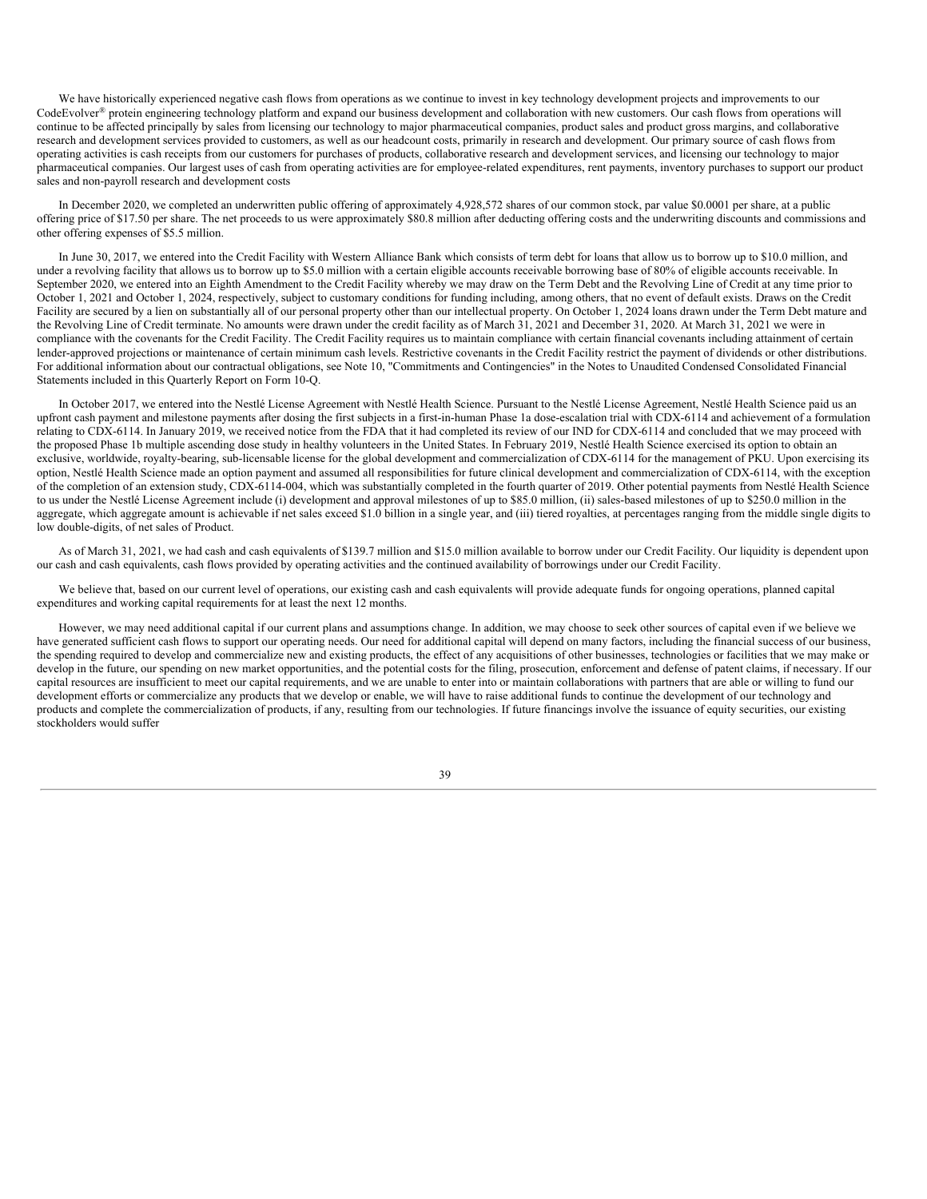We have historically experienced negative cash flows from operations as we continue to invest in key technology development projects and improvements to our CodeEvolver® protein engineering technology platform and expand our business development and collaboration with new customers. Our cash flows from operations will continue to be affected principally by sales from licensing our technology to major pharmaceutical companies, product sales and product gross margins, and collaborative research and development services provided to customers, as well as our headcount costs, primarily in research and development. Our primary source of cash flows from operating activities is cash receipts from our customers for purchases of products, collaborative research and development services, and licensing our technology to major pharmaceutical companies. Our largest uses of cash from operating activities are for employee-related expenditures, rent payments, inventory purchases to support our product sales and non-payroll research and development costs

In December 2020, we completed an underwritten public offering of approximately 4,928,572 shares of our common stock, par value $0.0001 per share, at a public offering price of $17.50 per share. The net proceeds to us were approximately $80.8 million after deducting offering costs and the underwriting discounts and commissions and other offering expenses of $5.5 million.

In June 30, 2017, we entered into the Credit Facility with Western Alliance Bank which consists of term debt for loans that allow us to borrow up to $10.0 million, and under a revolving facility that allows us to borrow up to $5.0 million with a certain eligible accounts receivable borrowing base of 80% of eligible accounts receivable. In September 2020, we entered into an Eighth Amendment to the Credit Facility whereby we may draw on the Term Debt and the Revolving Line of Credit at any time prior to October 1, 2021 and October 1, 2024, respectively, subject to customary conditions for funding including, among others, that no event of default exists. Draws on the Credit Facility are secured by a lien on substantially all of our personal property other than our intellectual property. On October 1, 2024 loans drawn under the Term Debt mature and the Revolving Line of Credit terminate. No amounts were drawn under the credit facility as of March 31, 2021 and December 31, 2020. At March 31, 2021 we were in compliance with the covenants for the Credit Facility. The Credit Facility requires us to maintain compliance with certain financial covenants including attainment of certain lender-approved projections or maintenance of certain minimum cash levels. Restrictive covenants in the Credit Facility restrict the payment of dividends or other distributions. For additional information about our contractual obligations, see Note 10, "Commitments and Contingencies" in the Notes to Unaudited Condensed Consolidated Financial Statements included in this Quarterly Report on Form 10-Q.

In October 2017, we entered into the Nestlé License Agreement with Nestlé Health Science. Pursuant to the Nestlé License Agreement, Nestlé Health Science paid us an upfront cash payment and milestone payments after dosing the first subjects in a first-in-human Phase 1a dose-escalation trial with CDX-6114 and achievement of a formulation relating to CDX-6114. In January 2019, we received notice from the FDA that it had completed its review of our IND for CDX-6114 and concluded that we may proceed with the proposed Phase 1b multiple ascending dose study in healthy volunteers in the United States. In February 2019, Nestlé Health Science exercised its option to obtain an exclusive, worldwide, royalty-bearing, sub-licensable license for the global development and commercialization of CDX-6114 for the management of PKU. Upon exercising its option, Nestlé Health Science made an option payment and assumed all responsibilities for future clinical development and commercialization of CDX-6114, with the exception of the completion of an extension study, CDX-6114-004, which was substantially completed in the fourth quarter of 2019. Other potential payments from Nestlé Health Science to us under the Nestlé License Agreement include (i) development and approval milestones of up to $85.0 million, (ii) sales-based milestones of up to $250.0 million in the aggregate, which aggregate amount is achievable if net sales exceed $1.0 billion in a single year, and (iii) tiered royalties, at percentages ranging from the middle single digits to low double-digits, of net sales of Product.

As of March 31, 2021, we had cash and cash equivalents of $139.7 million and $15.0 million available to borrow under our Credit Facility. Our liquidity is dependent upon our cash and cash equivalents, cash flows provided by operating activities and the continued availability of borrowings under our Credit Facility.

We believe that, based on our current level of operations, our existing cash and cash equivalents will provide adequate funds for ongoing operations, planned capital expenditures and working capital requirements for at least the next 12 months.

However, we may need additional capital if our current plans and assumptions change. In addition, we may choose to seek other sources of capital even if we believe we have generated sufficient cash flows to support our operating needs. Our need for additional capital will depend on many factors, including the financial success of our business, the spending required to develop and commercialize new and existing products, the effect of any acquisitions of other businesses, technologies or facilities that we may make or develop in the future, our spending on new market opportunities, and the potential costs for the filing, prosecution, enforcement and defense of patent claims, if necessary. If our capital resources are insufficient to meet our capital requirements, and we are unable to enter into or maintain collaborations with partners that are able or willing to fund our development efforts or commercialize any products that we develop or enable, we will have to raise additional funds to continue the development of our technology and products and complete the commercialization of products, if any, resulting from our technologies. If future financings involve the issuance of equity securities, our existing stockholders would suffer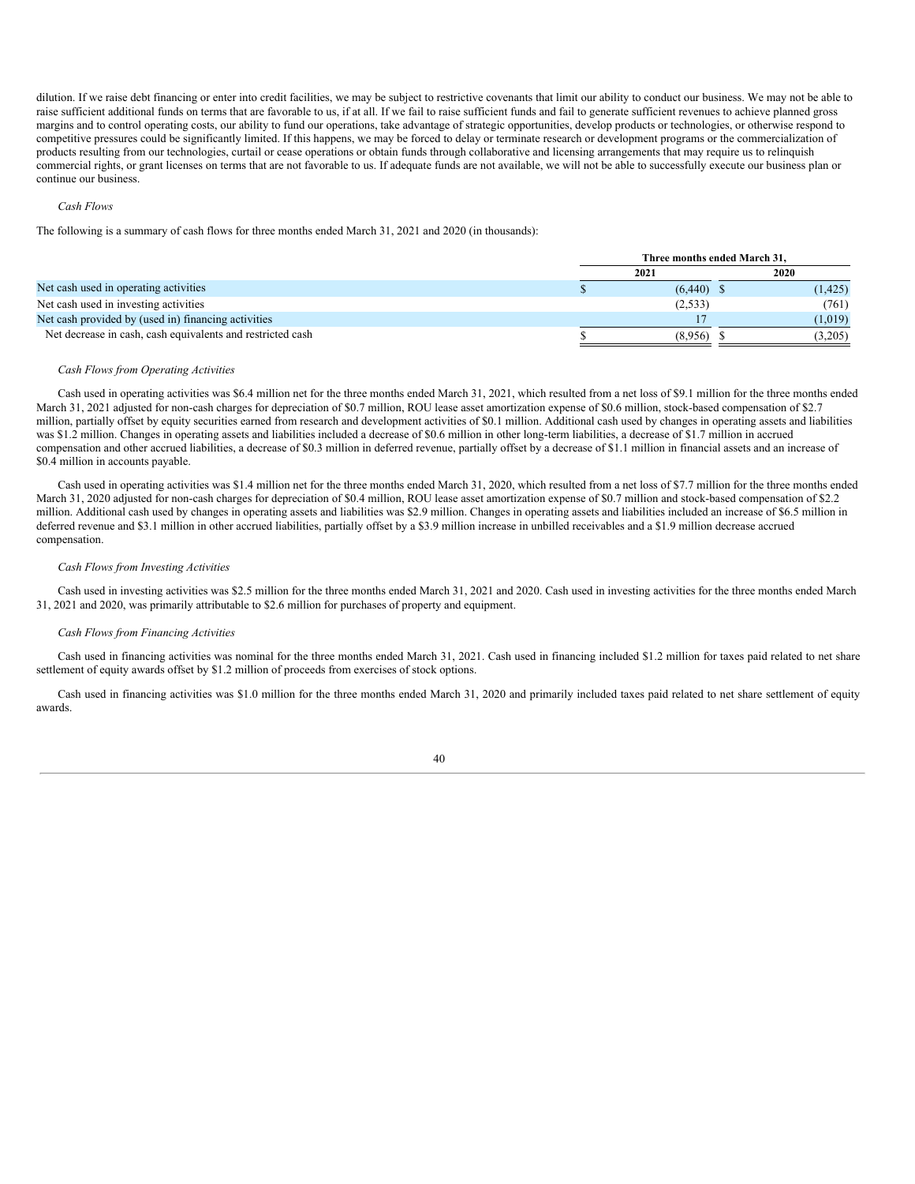dilution. If we raise debt financing or enter into credit facilities, we may be subject to restrictive covenants that limit our ability to conduct our business. We may not be able to raise sufficient additional funds on terms that are favorable to us, if at all. If we fail to raise sufficient funds and fail to generate sufficient revenues to achieve planned gross margins and to control operating costs, our ability to fund our operations, take advantage of strategic opportunities, develop products or technologies, or otherwise respond to competitive pressures could be significantly limited. If this happens, we may be forced to delay or terminate research or development programs or the commercialization of products resulting from our technologies, curtail or cease operations or obtain funds through collaborative and licensing arrangements that may require us to relinquish commercial rights, or grant licenses on terms that are not favorable to us. If adequate funds are not available, we will not be able to successfully execute our business plan or continue our business.

*Cash Flows*

The following is a summary of cash flows for three months ended March 31, 2021 and 2020 (in thousands):

| | Three months ended March 31, | |
|---|---|---|
| | 2021 | 2020 |
| Net cash used in operating activities | $ (6,440) | $ (1,425) |
| Net cash used in investing activities | (2,533) | (761) |
| Net cash provided by (used in) financing activities | 17 | (1,019) |
| Net decrease in cash, cash equivalents and restricted cash | $ (8,956) | $ (3,205) |

*Cash Flows from Operating Activities*

Cash used in operating activities was $6.4 million net for the three months ended March 31, 2021, which resulted from a net loss of $9.1 million for the three months ended March 31, 2021 adjusted for non-cash charges for depreciation of $0.7 million, ROU lease asset amortization expense of $0.6 million, stock-based compensation of $2.7 million, partially offset by equity securities earned from research and development activities of $0.1 million. Additional cash used by changes in operating assets and liabilities was $1.2 million. Changes in operating assets and liabilities included a decrease of $0.6 million in other long-term liabilities, a decrease of $1.7 million in accrued compensation and other accrued liabilities, a decrease of $0.3 million in deferred revenue, partially offset by a decrease of $1.1 million in financial assets and an increase of $0.4 million in accounts payable.

Cash used in operating activities was $1.4 million net for the three months ended March 31, 2020, which resulted from a net loss of $7.7 million for the three months ended March 31, 2020 adjusted for non-cash charges for depreciation of $0.4 million, ROU lease asset amortization expense of $0.7 million and stock-based compensation of $2.2 million. Additional cash used by changes in operating assets and liabilities was $2.9 million. Changes in operating assets and liabilities included an increase of $6.5 million in deferred revenue and $3.1 million in other accrued liabilities, partially offset by a $3.9 million increase in unbilled receivables and a $1.9 million decrease accrued compensation.

*Cash Flows from Investing Activities*

Cash used in investing activities was $2.5 million for the three months ended March 31, 2021 and 2020. Cash used in investing activities for the three months ended March 31, 2021 and 2020, was primarily attributable to $2.6 million for purchases of property and equipment.

*Cash Flows from Financing Activities*

Cash used in financing activities was nominal for the three months ended March 31, 2021. Cash used in financing included $1.2 million for taxes paid related to net share settlement of equity awards offset by $1.2 million of proceeds from exercises of stock options.

Cash used in financing activities was $1.0 million for the three months ended March 31, 2020 and primarily included taxes paid related to net share settlement of equity awards.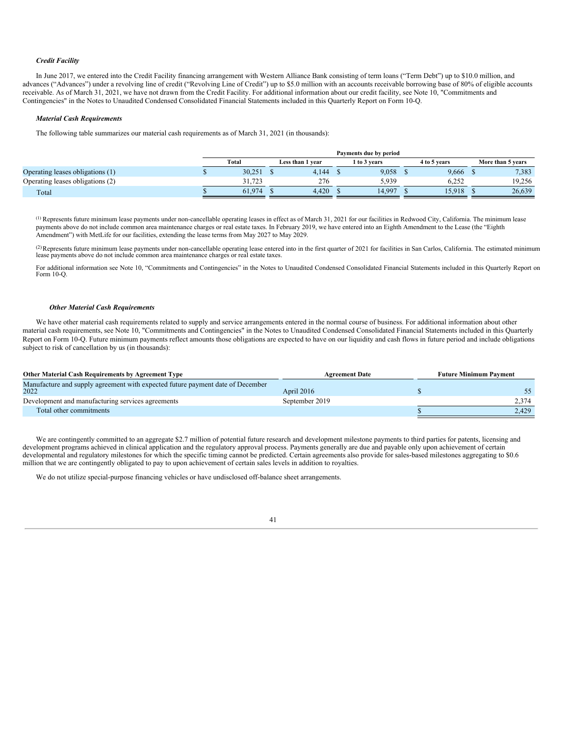*Credit Facility*

In June 2017, we entered into the Credit Facility financing arrangement with Western Alliance Bank consisting of term loans ("Term Debt") up to $10.0 million, and advances ("Advances") under a revolving line of credit ("Revolving Line of Credit") up to $5.0 million with an accounts receivable borrowing base of 80% of eligible accounts receivable. As of March 31, 2021, we have not drawn from the Credit Facility. For additional information about our credit facility, see Note 10, "Commitments and Contingencies" in the Notes to Unaudited Condensed Consolidated Financial Statements included in this Quarterly Report on Form 10-Q.

*Material Cash Requirements*

The following table summarizes our material cash requirements as of March 31, 2021 (in thousands):

| | Payments due by period | | | | |
|---|---|---|---|---|---|
| | Total | Less than 1 year | 1 to 3 years | 4 to 5 years | More than 5 years |
| Operating leases obligations (1) | $ 30,251 | $ 4,144 | $ 9,058 | $ 9,666 | $ 7,383 |
| Operating leases obligations (2) | 31,723 | 276 | 5,939 | 6,252 | 19,256 |
| Total | $ 61,974 | $ 4,420 | $ 14,997 | $ 15,918 | $ 26,639 |

(1) Represents future minimum lease payments under non-cancellable operating leases in effect as of March 31, 2021 for our facilities in Redwood City, California. The minimum lease payments above do not include common area maintenance charges or real estate taxes. In February 2019, we have entered into an Eighth Amendment to the Lease (the "Eighth Amendment") with MetLife for our facilities, extending the lease terms from May 2027 to May 2029.

(2) Represents future minimum lease payments under non-cancellable operating lease entered into in the first quarter of 2021 for facilities in San Carlos, California. The estimated minimum lease payments above do not include common area maintenance charges or real estate taxes.

For additional information see Note 10, "Commitments and Contingencies" in the Notes to Unaudited Condensed Consolidated Financial Statements included in this Quarterly Report on Form 10-Q.

***Other Material Cash Requirements***

We have other material cash requirements related to supply and service arrangements entered in the normal course of business. For additional information about other material cash requirements, see Note 10, "Commitments and Contingencies" in the Notes to Unaudited Condensed Consolidated Financial Statements included in this Quarterly Report on Form 10-Q. Future minimum payments reflect amounts those obligations are expected to have on our liquidity and cash flows in future period and include obligations subject to risk of cancellation by us (in thousands):

| Other Material Cash Requirements by Agreement Type | Agreement Date | Future Minimum Payment |
|---|---|---|
| Manufacture and supply agreement with expected future payment date of December 2022 | April 2016 | $ 55 |
| Development and manufacturing services agreements | September 2019 | 2,374 |
| Total other commitments | | $ 2,429 |

We are contingently committed to an aggregate $2.7 million of potential future research and development milestone payments to third parties for patents, licensing and development programs achieved in clinical application and the regulatory approval process. Payments generally are due and payable only upon achievement of certain developmental and regulatory milestones for which the specific timing cannot be predicted. Certain agreements also provide for sales-based milestones aggregating to $0.6 million that we are contingently obligated to pay to upon achievement of certain sales levels in addition to royalties.

We do not utilize special-purpose financing vehicles or have undisclosed off-balance sheet arrangements.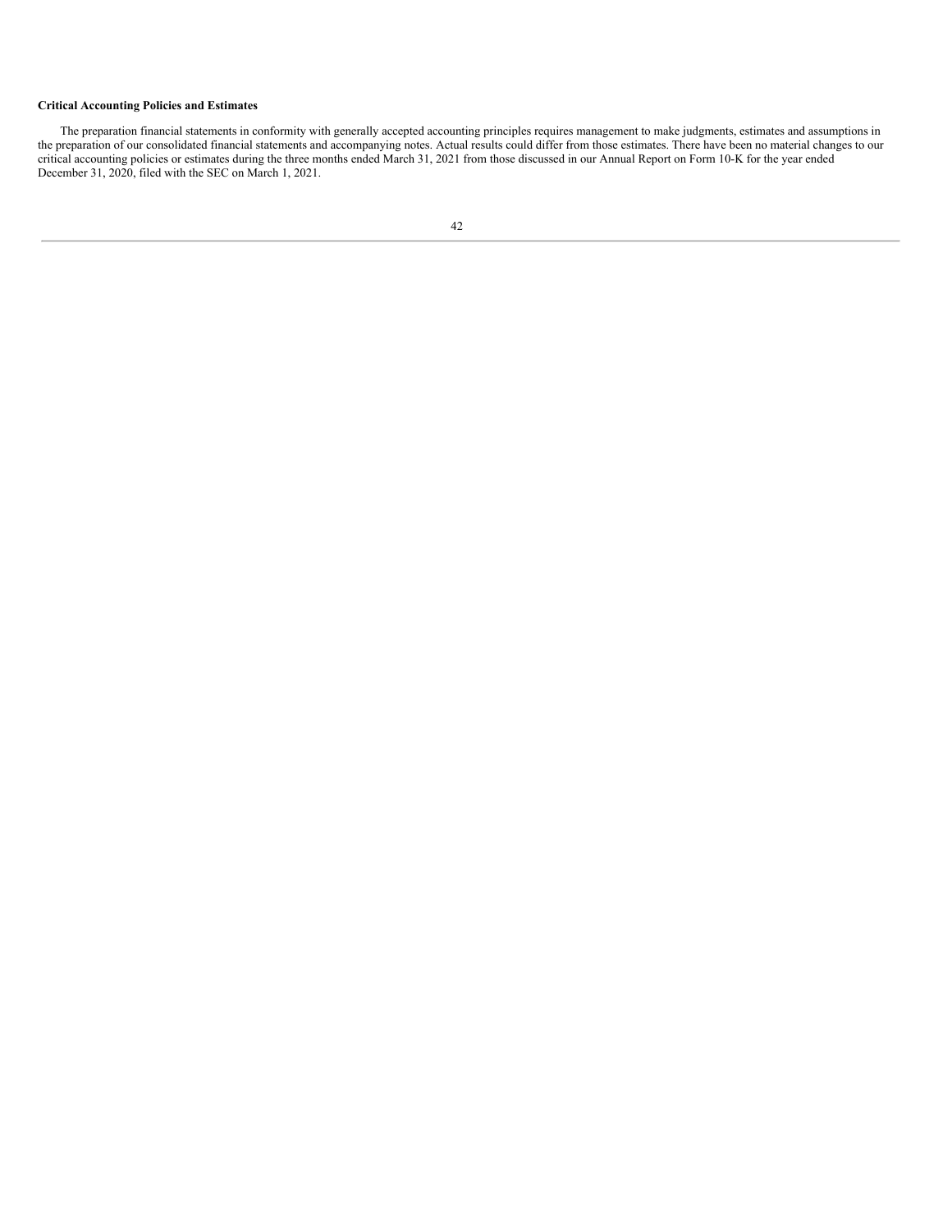**Critical Accounting Policies and Estimates**

The preparation financial statements in conformity with generally accepted accounting principles requires management to make judgments, estimates and assumptions in the preparation of our consolidated financial statements and accompanying notes. Actual results could differ from those estimates. There have been no material changes to our critical accounting policies or estimates during the three months ended March 31, 2021 from those discussed in our Annual Report on Form 10-K for the year ended December 31, 2020, filed with the SEC on March 1, 2021.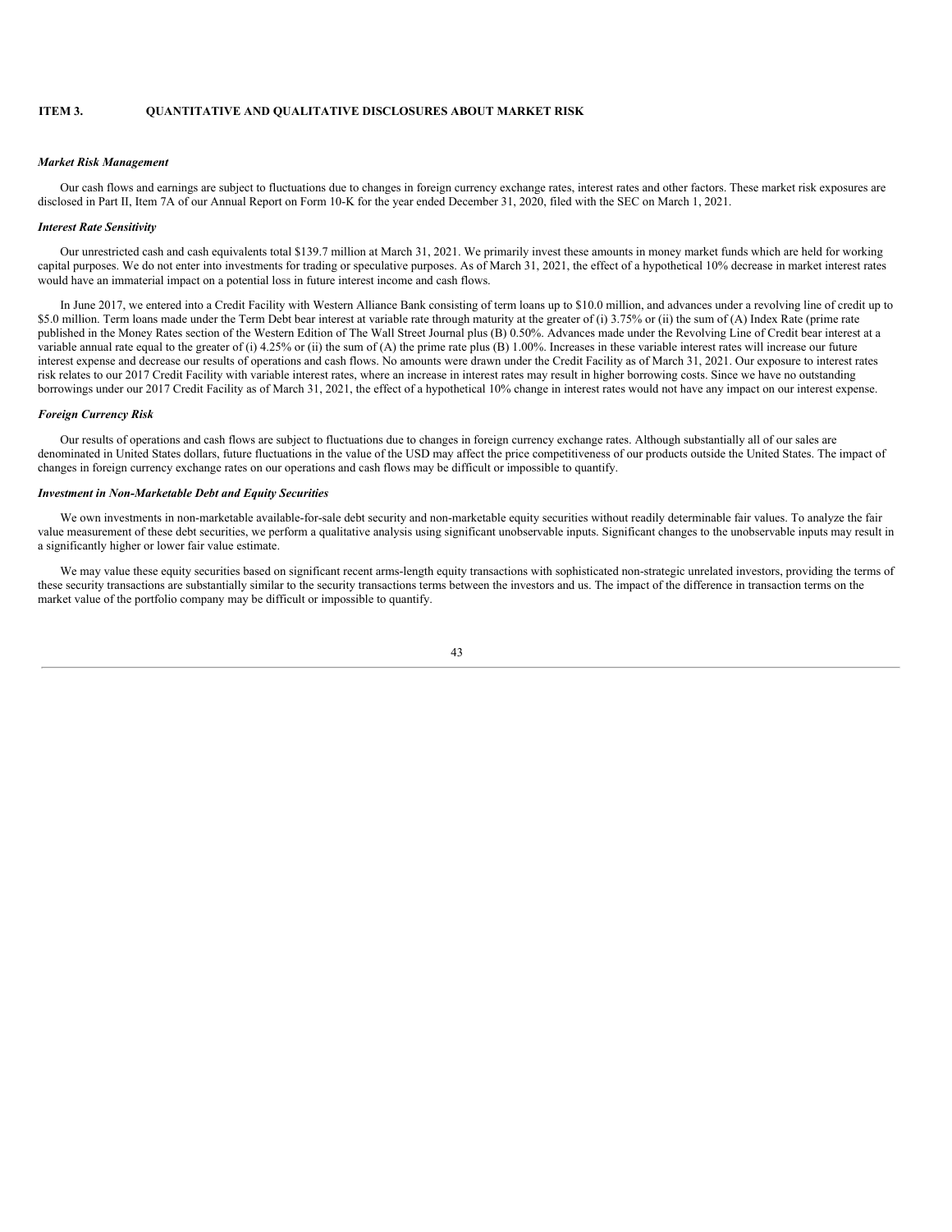## ITEM 3. QUANTITATIVE AND QUALITATIVE DISCLOSURES ABOUT MARKET RISK

***Market Risk Management***

Our cash flows and earnings are subject to fluctuations due to changes in foreign currency exchange rates, interest rates and other factors. These market risk exposures are disclosed in Part II, Item 7A of our Annual Report on Form 10-K for the year ended December 31, 2020, filed with the SEC on March 1, 2021.

***Interest Rate Sensitivity***

Our unrestricted cash and cash equivalents total $139.7 million at March 31, 2021. We primarily invest these amounts in money market funds which are held for working capital purposes. We do not enter into investments for trading or speculative purposes. As of March 31, 2021, the effect of a hypothetical 10% decrease in market interest rates would have an immaterial impact on a potential loss in future interest income and cash flows.

In June 2017, we entered into a Credit Facility with Western Alliance Bank consisting of term loans up to $10.0 million, and advances under a revolving line of credit up to $5.0 million. Term loans made under the Term Debt bear interest at variable rate through maturity at the greater of (i) 3.75% or (ii) the sum of (A) Index Rate (prime rate published in the Money Rates section of the Western Edition of The Wall Street Journal plus (B) 0.50%. Advances made under the Revolving Line of Credit bear interest at a variable annual rate equal to the greater of (i) 4.25% or (ii) the sum of (A) the prime rate plus (B) 1.00%. Increases in these variable interest rates will increase our future interest expense and decrease our results of operations and cash flows. No amounts were drawn under the Credit Facility as of March 31, 2021. Our exposure to interest rates risk relates to our 2017 Credit Facility with variable interest rates, where an increase in interest rates may result in higher borrowing costs. Since we have no outstanding borrowings under our 2017 Credit Facility as of March 31, 2021, the effect of a hypothetical 10% change in interest rates would not have any impact on our interest expense.

***Foreign Currency Risk***

Our results of operations and cash flows are subject to fluctuations due to changes in foreign currency exchange rates. Although substantially all of our sales are denominated in United States dollars, future fluctuations in the value of the USD may affect the price competitiveness of our products outside the United States. The impact of changes in foreign currency exchange rates on our operations and cash flows may be difficult or impossible to quantify.

***Investment in Non-Marketable Debt and Equity Securities***

We own investments in non-marketable available-for-sale debt security and non-marketable equity securities without readily determinable fair values. To analyze the fair value measurement of these debt securities, we perform a qualitative analysis using significant unobservable inputs. Significant changes to the unobservable inputs may result in a significantly higher or lower fair value estimate.

We may value these equity securities based on significant recent arms-length equity transactions with sophisticated non-strategic unrelated investors, providing the terms of these security transactions are substantially similar to the security transactions terms between the investors and us. The impact of the difference in transaction terms on the market value of the portfolio company may be difficult or impossible to quantify.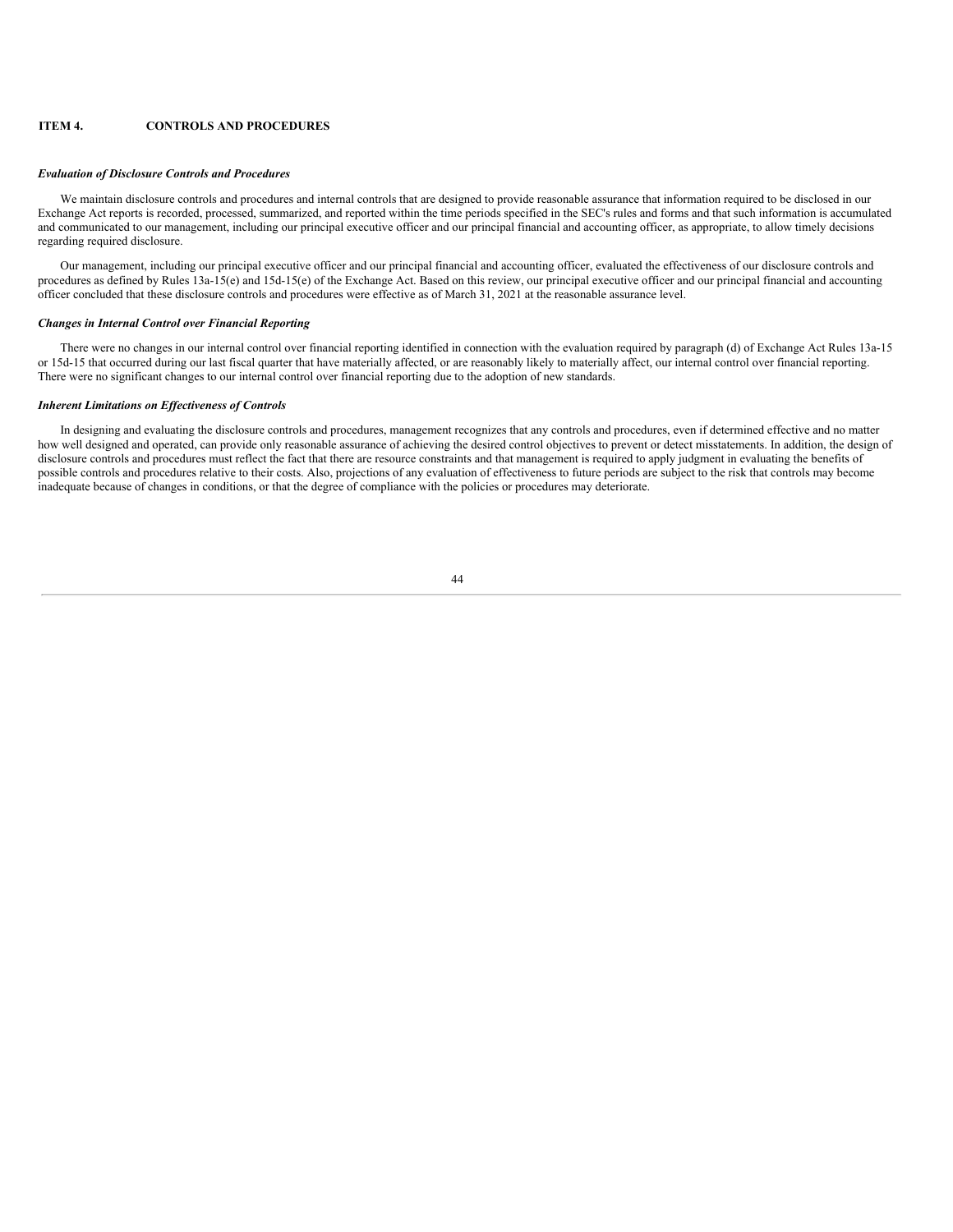## ITEM 4. CONTROLS AND PROCEDURES

***Evaluation of Disclosure Controls and Procedures***

We maintain disclosure controls and procedures and internal controls that are designed to provide reasonable assurance that information required to be disclosed in our Exchange Act reports is recorded, processed, summarized, and reported within the time periods specified in the SEC's rules and forms and that such information is accumulated and communicated to our management, including our principal executive officer and our principal financial and accounting officer, as appropriate, to allow timely decisions regarding required disclosure.

Our management, including our principal executive officer and our principal financial and accounting officer, evaluated the effectiveness of our disclosure controls and procedures as defined by Rules 13a-15(e) and 15d-15(e) of the Exchange Act. Based on this review, our principal executive officer and our principal financial and accounting officer concluded that these disclosure controls and procedures were effective as of March 31, 2021 at the reasonable assurance level.

***Changes in Internal Control over Financial Reporting***

There were no changes in our internal control over financial reporting identified in connection with the evaluation required by paragraph (d) of Exchange Act Rules 13a-15 or 15d-15 that occurred during our last fiscal quarter that have materially affected, or are reasonably likely to materially affect, our internal control over financial reporting. There were no significant changes to our internal control over financial reporting due to the adoption of new standards.

***Inherent Limitations on Effectiveness of Controls***

In designing and evaluating the disclosure controls and procedures, management recognizes that any controls and procedures, even if determined effective and no matter how well designed and operated, can provide only reasonable assurance of achieving the desired control objectives to prevent or detect misstatements. In addition, the design of disclosure controls and procedures must reflect the fact that there are resource constraints and that management is required to apply judgment in evaluating the benefits of possible controls and procedures relative to their costs. Also, projections of any evaluation of effectiveness to future periods are subject to the risk that controls may become inadequate because of changes in conditions, or that the degree of compliance with the policies or procedures may deteriorate.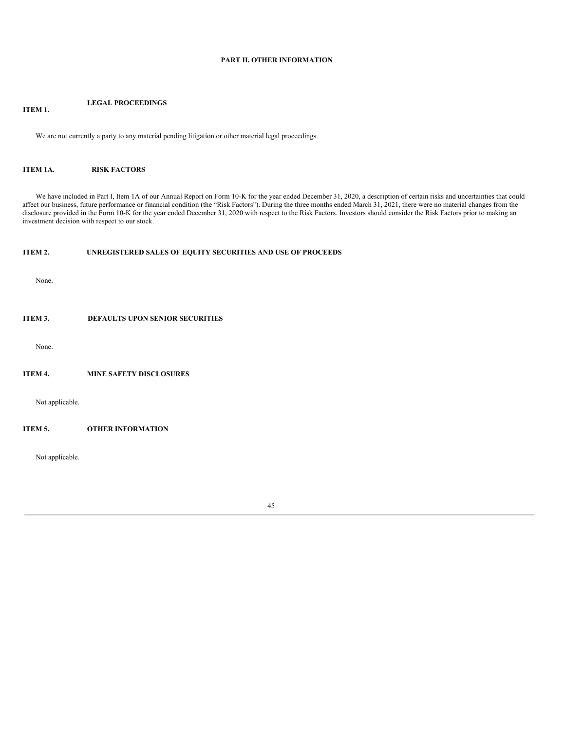# PART II. OTHER INFORMATION

## ITEM 1. LEGAL PROCEEDINGS

We are not currently a party to any material pending litigation or other material legal proceedings.

## ITEM 1A. RISK FACTORS

We have included in Part I, Item 1A of our Annual Report on Form 10-K for the year ended December 31, 2020, a description of certain risks and uncertainties that could affect our business, future performance or financial condition (the "Risk Factors"). During the three months ended March 31, 2021, there were no material changes from the disclosure provided in the Form 10-K for the year ended December 31, 2020 with respect to the Risk Factors. Investors should consider the Risk Factors prior to making an investment decision with respect to our stock.

## ITEM 2. UNREGISTERED SALES OF EQUITY SECURITIES AND USE OF PROCEEDS

None.

## ITEM 3. DEFAULTS UPON SENIOR SECURITIES

None.

## ITEM 4. MINE SAFETY DISCLOSURES

Not applicable.

## ITEM 5. OTHER INFORMATION

Not applicable.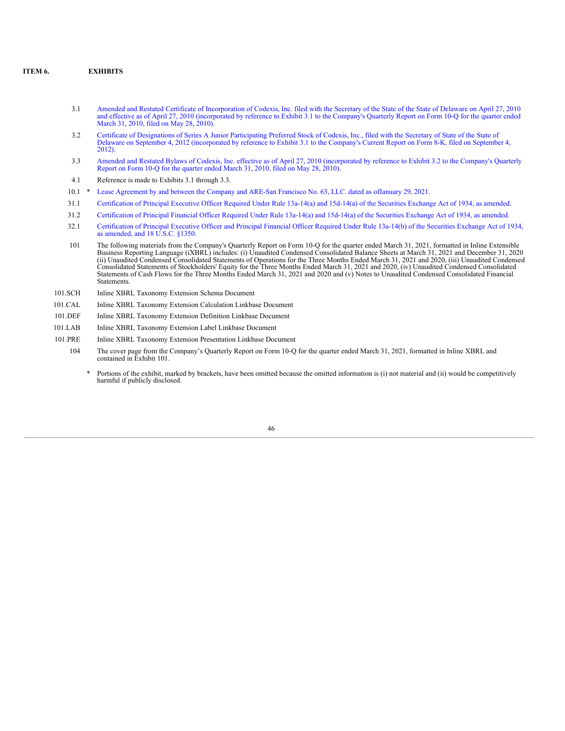## ITEM 6. EXHIBITS

| | | |
|---|---|---|
| 3.1 | | Amended and Restated Certificate of Incorporation of Codexis, Inc. filed with the Secretary of the State of the State of Delaware on April 27, 2010 and effective as of April 27, 2010 (incorporated by reference to Exhibit 3.1 to the Company's Quarterly Report on Form 10-Q for the quarter ended March 31, 2010, filed on May 28, 2010). |
| 3.2 | | Certificate of Designations of Series A Junior Participating Preferred Stock of Codexis, Inc., filed with the Secretary of State of the State of Delaware on September 4, 2012 (incorporated by reference to Exhibit 3.1 to the Company's Current Report on Form 8-K, filed on September 4, 2012). |
| 3.3 | | Amended and Restated Bylaws of Codexis, Inc. effective as of April 27, 2010 (incorporated by reference to Exhibit 3.2 to the Company's Quarterly Report on Form 10-Q for the quarter ended March 31, 2010, filed on May 28, 2010). |
| 4.1 | | Reference is made to Exhibits 3.1 through 3.3. |
| 10.1 | * | Lease Agreement by and between the Company and ARE-San Francisco No. 63, LLC. dated as ofJanuary 29, 2021. |
| 31.1 | | Certification of Principal Executive Officer Required Under Rule 13a-14(a) and 15d-14(a) of the Securities Exchange Act of 1934, as amended. |
| 31.2 | | Certification of Principal Financial Officer Required Under Rule 13a-14(a) and 15d-14(a) of the Securities Exchange Act of 1934, as amended. |
| 32.1 | | Certification of Principal Executive Officer and Principal Financial Officer Required Under Rule 13a-14(b) of the Securities Exchange Act of 1934, as amended, and 18 U.S.C. §1350. |
| 101 | | The following materials from the Company's Quarterly Report on Form 10-Q for the quarter ended March 31, 2021, formatted in Inline Extensible Business Reporting Language (iXBRL) includes: (i) Unaudited Condensed Consolidated Balance Sheets at March 31, 2021 and December 31, 2020 (ii) Unaudited Condensed Consolidated Statements of Operations for the Three Months Ended March 31, 2021 and 2020, (iii) Unaudited Condensed Consolidated Statements of Stockholders' Equity for the Three Months Ended March 31, 2021 and 2020, (iv) Unaudited Condensed Consolidated Statements of Cash Flows for the Three Months Ended March 31, 2021 and 2020 and (v) Notes to Unaudited Condensed Consolidated Financial Statements. |
| 101.SCH | | Inline XBRL Taxonomy Extension Schema Document |
| 101.CAL | | Inline XBRL Taxonomy Extension Calculation Linkbase Document |
| 101.DEF | | Inline XBRL Taxonomy Extension Definition Linkbase Document |
| 101.LAB | | Inline XBRL Taxonomy Extension Label Linkbase Document |
| 101.PRE | | Inline XBRL Taxonomy Extension Presentation Linkbase Document |
| 104 | | The cover page from the Company's Quarterly Report on Form 10-Q for the quarter ended March 31, 2021, formatted in Inline XBRL and contained in Exhibit 101. |

\* Portions of the exhibit, marked by brackets, have been omitted because the omitted information is (i) not material and (ii) would be competitively harmful if publicly disclosed.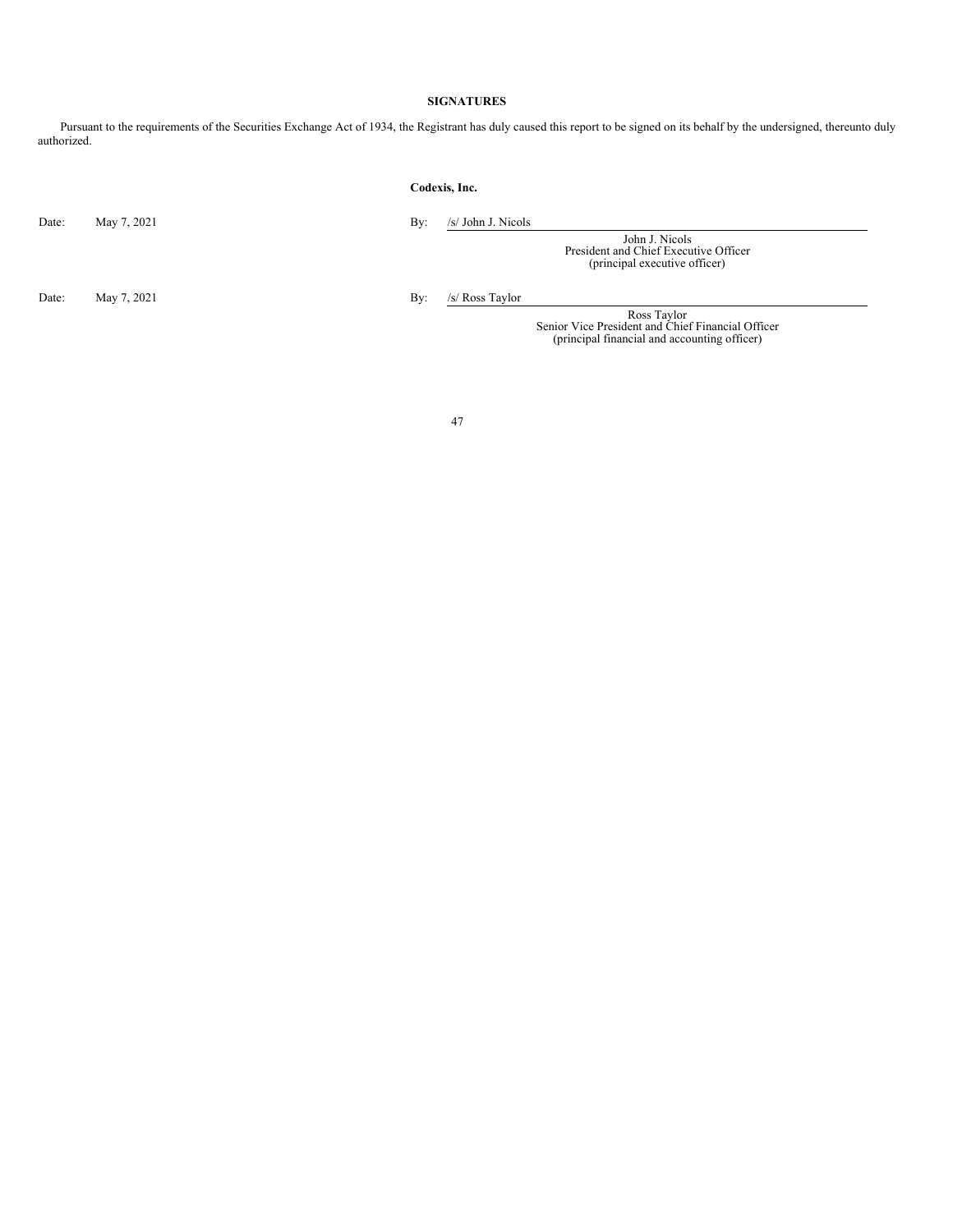**SIGNATURES**

Pursuant to the requirements of the Securities Exchange Act of 1934, the Registrant has duly caused this report to be signed on its behalf by the undersigned, thereunto duly authorized.

**Codexis, Inc.**

Date: May 7, 2021

By: /s/ John J. Nicols

John J. Nicols
President and Chief Executive Officer
(principal executive officer)

Date: May 7, 2021

By: /s/ Ross Taylor

Ross Taylor
Senior Vice President and Chief Financial Officer
(principal financial and accounting officer)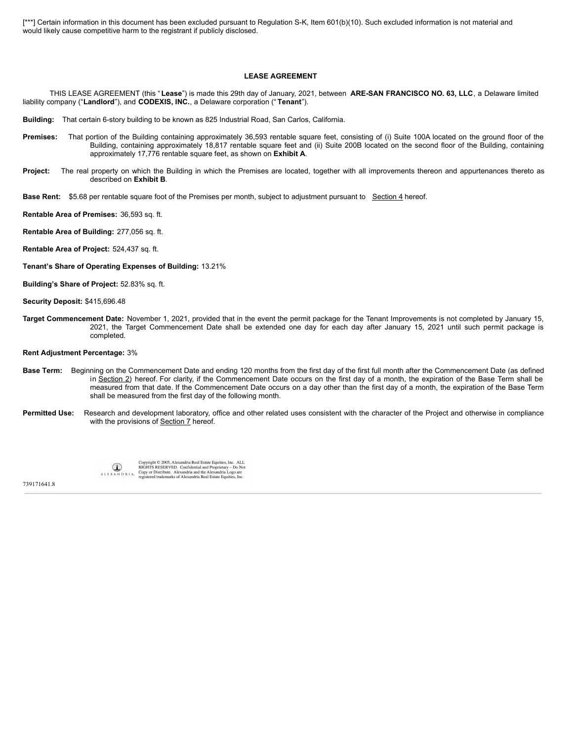[***] Certain information in this document has been excluded pursuant to Regulation S-K, Item 601(b)(10). Such excluded information is not material and would likely cause competitive harm to the registrant if publicly disclosed.

## LEASE AGREEMENT

THIS LEASE AGREEMENT (this "**Lease**") is made this 29th day of January, 2021, between **ARE-SAN FRANCISCO NO. 63, LLC**, a Delaware limited liability company ("**Landlord**"), and **CODEXIS, INC.**, a Delaware corporation ("**Tenant**").

**Building:** That certain 6-story building to be known as 825 Industrial Road, San Carlos, California.

**Premises:** That portion of the Building containing approximately 36,593 rentable square feet, consisting of (i) Suite 100A located on the ground floor of the Building, containing approximately 18,817 rentable square feet and (ii) Suite 200B located on the second floor of the Building, containing approximately 17,776 rentable square feet, as shown on **Exhibit A**.

**Project:** The real property on which the Building in which the Premises are located, together with all improvements thereon and appurtenances thereto as described on **Exhibit B**.

**Base Rent:** $5.68 per rentable square foot of the Premises per month, subject to adjustment pursuant to Section 4 hereof.

**Rentable Area of Premises:** 36,593 sq. ft.

**Rentable Area of Building:** 277,056 sq. ft.

**Rentable Area of Project:** 524,437 sq. ft.

**Tenant's Share of Operating Expenses of Building:** 13.21%

**Building's Share of Project:** 52.83% sq. ft.

**Security Deposit:** $415,696.48

**Target Commencement Date:** November 1, 2021, provided that in the event the permit package for the Tenant Improvements is not completed by January 15, 2021, the Target Commencement Date shall be extended one day for each day after January 15, 2021 until such permit package is completed.

**Rent Adjustment Percentage:** 3%

**Base Term:** Beginning on the Commencement Date and ending 120 months from the first day of the first full month after the Commencement Date (as defined in Section 2) hereof. For clarity, if the Commencement Date occurs on the first day of a month, the expiration of the Base Term shall be measured from that date. If the Commencement Date occurs on a day other than the first day of a month, the expiration of the Base Term shall be measured from the first day of the following month.

**Permitted Use:** Research and development laboratory, office and other related uses consistent with the character of the Project and otherwise in compliance with the provisions of Section 7 hereof.

Copyright © 2005, Alexandria Real Estate Equities, Inc. ALL RIGHTS RESERVED. Confidential and Proprietary – Do Not Copy or Distribute. Alexandria and the Alexandria Logo are registered trademarks of Alexandria Real Estate Equities, Inc.

739171641.8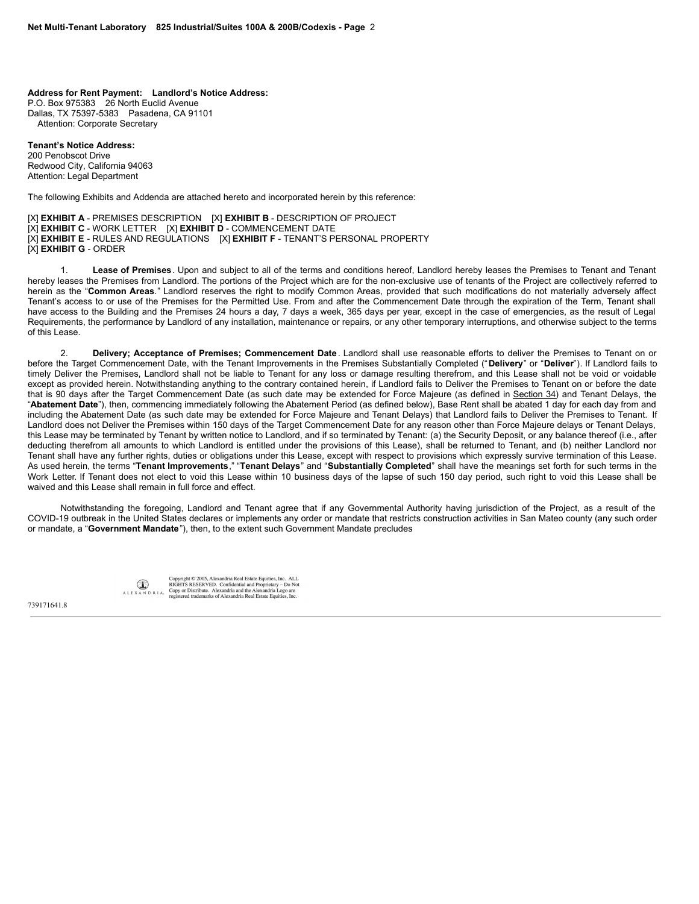**Address for Rent Payment:** **Landlord's Notice Address:**
P.O. Box 975383 26 North Euclid Avenue
Dallas, TX 75397-5383 Pasadena, CA 91101
Attention: Corporate Secretary

**Tenant's Notice Address:**
200 Penobscot Drive
Redwood City, California 94063
Attention: Legal Department

The following Exhibits and Addenda are attached hereto and incorporated herein by this reference:

[X] **EXHIBIT A** - PREMISES DESCRIPTION [X] **EXHIBIT B** - DESCRIPTION OF PROJECT
[X] **EXHIBIT C** - WORK LETTER [X] **EXHIBIT D** - COMMENCEMENT DATE
[X] **EXHIBIT E** - RULES AND REGULATIONS [X] **EXHIBIT F** - TENANT'S PERSONAL PROPERTY
[X] **EXHIBIT G** - ORDER

1. **Lease of Premises**. Upon and subject to all of the terms and conditions hereof, Landlord hereby leases the Premises to Tenant and Tenant hereby leases the Premises from Landlord. The portions of the Project which are for the non-exclusive use of tenants of the Project are collectively referred to herein as the "**Common Areas**." Landlord reserves the right to modify Common Areas, provided that such modifications do not materially adversely affect Tenant's access to or use of the Premises for the Permitted Use. From and after the Commencement Date through the expiration of the Term, Tenant shall have access to the Building and the Premises 24 hours a day, 7 days a week, 365 days per year, except in the case of emergencies, as the result of Legal Requirements, the performance by Landlord of any installation, maintenance or repairs, or any other temporary interruptions, and otherwise subject to the terms of this Lease.

2. **Delivery; Acceptance of Premises; Commencement Date**. Landlord shall use reasonable efforts to deliver the Premises to Tenant on or before the Target Commencement Date, with the Tenant Improvements in the Premises Substantially Completed ("**Delivery**" or "**Deliver**"). If Landlord fails to timely Deliver the Premises, Landlord shall not be liable to Tenant for any loss or damage resulting therefrom, and this Lease shall not be void or voidable except as provided herein. Notwithstanding anything to the contrary contained herein, if Landlord fails to Deliver the Premises to Tenant on or before the date that is 90 days after the Target Commencement Date (as such date may be extended for Force Majeure (as defined in Section 34) and Tenant Delays, the "**Abatement Date**"), then, commencing immediately following the Abatement Period (as defined below), Base Rent shall be abated 1 day for each day from and including the Abatement Date (as such date may be extended for Force Majeure and Tenant Delays) that Landlord fails to Deliver the Premises to Tenant. If Landlord does not Deliver the Premises within 150 days of the Target Commencement Date for any reason other than Force Majeure delays or Tenant Delays, this Lease may be terminated by Tenant by written notice to Landlord, and if so terminated by Tenant: (a) the Security Deposit, or any balance thereof (i.e., after deducting therefrom all amounts to which Landlord is entitled under the provisions of this Lease), shall be returned to Tenant, and (b) neither Landlord nor Tenant shall have any further rights, duties or obligations under this Lease, except with respect to provisions which expressly survive termination of this Lease. As used herein, the terms "**Tenant Improvements**," "**Tenant Delays**" and "**Substantially Completed**" shall have the meanings set forth for such terms in the Work Letter. If Tenant does not elect to void this Lease within 10 business days of the lapse of such 150 day period, such right to void this Lease shall be waived and this Lease shall remain in full force and effect.

Notwithstanding the foregoing, Landlord and Tenant agree that if any Governmental Authority having jurisdiction of the Project, as a result of the COVID-19 outbreak in the United States declares or implements any order or mandate that restricts construction activities in San Mateo county (any such order or mandate, a "**Government Mandate**"), then, to the extent such Government Mandate precludes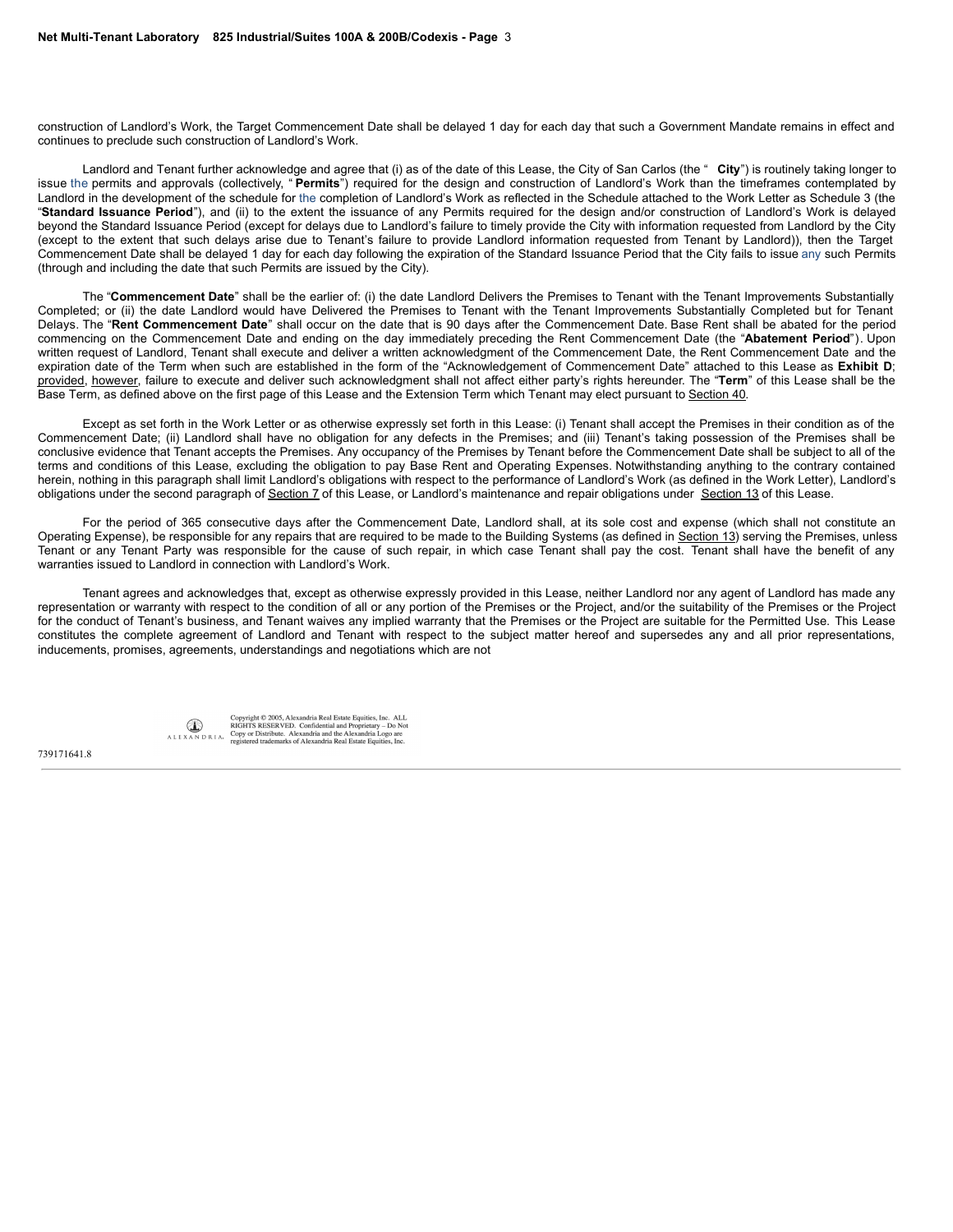construction of Landlord's Work, the Target Commencement Date shall be delayed 1 day for each day that such a Government Mandate remains in effect and continues to preclude such construction of Landlord's Work.

Landlord and Tenant further acknowledge and agree that (i) as of the date of this Lease, the City of San Carlos (the " **City**") is routinely taking longer to issue the permits and approvals (collectively, " **Permits**") required for the design and construction of Landlord's Work than the timeframes contemplated by Landlord in the development of the schedule for the completion of Landlord's Work as reflected in the Schedule attached to the Work Letter as Schedule 3 (the "**Standard Issuance Period**"), and (ii) to the extent the issuance of any Permits required for the design and/or construction of Landlord's Work is delayed beyond the Standard Issuance Period (except for delays due to Landlord's failure to timely provide the City with information requested from Landlord by the City (except to the extent that such delays arise due to Tenant's failure to provide Landlord information requested from Tenant by Landlord)), then the Target Commencement Date shall be delayed 1 day for each day following the expiration of the Standard Issuance Period that the City fails to issue any such Permits (through and including the date that such Permits are issued by the City).

The "**Commencement Date**" shall be the earlier of: (i) the date Landlord Delivers the Premises to Tenant with the Tenant Improvements Substantially Completed; or (ii) the date Landlord would have Delivered the Premises to Tenant with the Tenant Improvements Substantially Completed but for Tenant Delays. The "**Rent Commencement Date**" shall occur on the date that is 90 days after the Commencement Date. Base Rent shall be abated for the period commencing on the Commencement Date and ending on the day immediately preceding the Rent Commencement Date (the "**Abatement Period**"). Upon written request of Landlord, Tenant shall execute and deliver a written acknowledgment of the Commencement Date, the Rent Commencement Date and the expiration date of the Term when such are established in the form of the "Acknowledgement of Commencement Date" attached to this Lease as **Exhibit D**; provided, however, failure to execute and deliver such acknowledgment shall not affect either party's rights hereunder. The "**Term**" of this Lease shall be the Base Term, as defined above on the first page of this Lease and the Extension Term which Tenant may elect pursuant to Section 40.

Except as set forth in the Work Letter or as otherwise expressly set forth in this Lease: (i) Tenant shall accept the Premises in their condition as of the Commencement Date; (ii) Landlord shall have no obligation for any defects in the Premises; and (iii) Tenant's taking possession of the Premises shall be conclusive evidence that Tenant accepts the Premises. Any occupancy of the Premises by Tenant before the Commencement Date shall be subject to all of the terms and conditions of this Lease, excluding the obligation to pay Base Rent and Operating Expenses. Notwithstanding anything to the contrary contained herein, nothing in this paragraph shall limit Landlord's obligations with respect to the performance of Landlord's Work (as defined in the Work Letter), Landlord's obligations under the second paragraph of Section 7 of this Lease, or Landlord's maintenance and repair obligations under Section 13 of this Lease.

For the period of 365 consecutive days after the Commencement Date, Landlord shall, at its sole cost and expense (which shall not constitute an Operating Expense), be responsible for any repairs that are required to be made to the Building Systems (as defined in Section 13) serving the Premises, unless Tenant or any Tenant Party was responsible for the cause of such repair, in which case Tenant shall pay the cost. Tenant shall have the benefit of any warranties issued to Landlord in connection with Landlord's Work.

Tenant agrees and acknowledges that, except as otherwise expressly provided in this Lease, neither Landlord nor any agent of Landlord has made any representation or warranty with respect to the condition of all or any portion of the Premises or the Project, and/or the suitability of the Premises or the Project for the conduct of Tenant's business, and Tenant waives any implied warranty that the Premises or the Project are suitable for the Permitted Use. This Lease constitutes the complete agreement of Landlord and Tenant with respect to the subject matter hereof and supersedes any and all prior representations, inducements, promises, agreements, understandings and negotiations which are not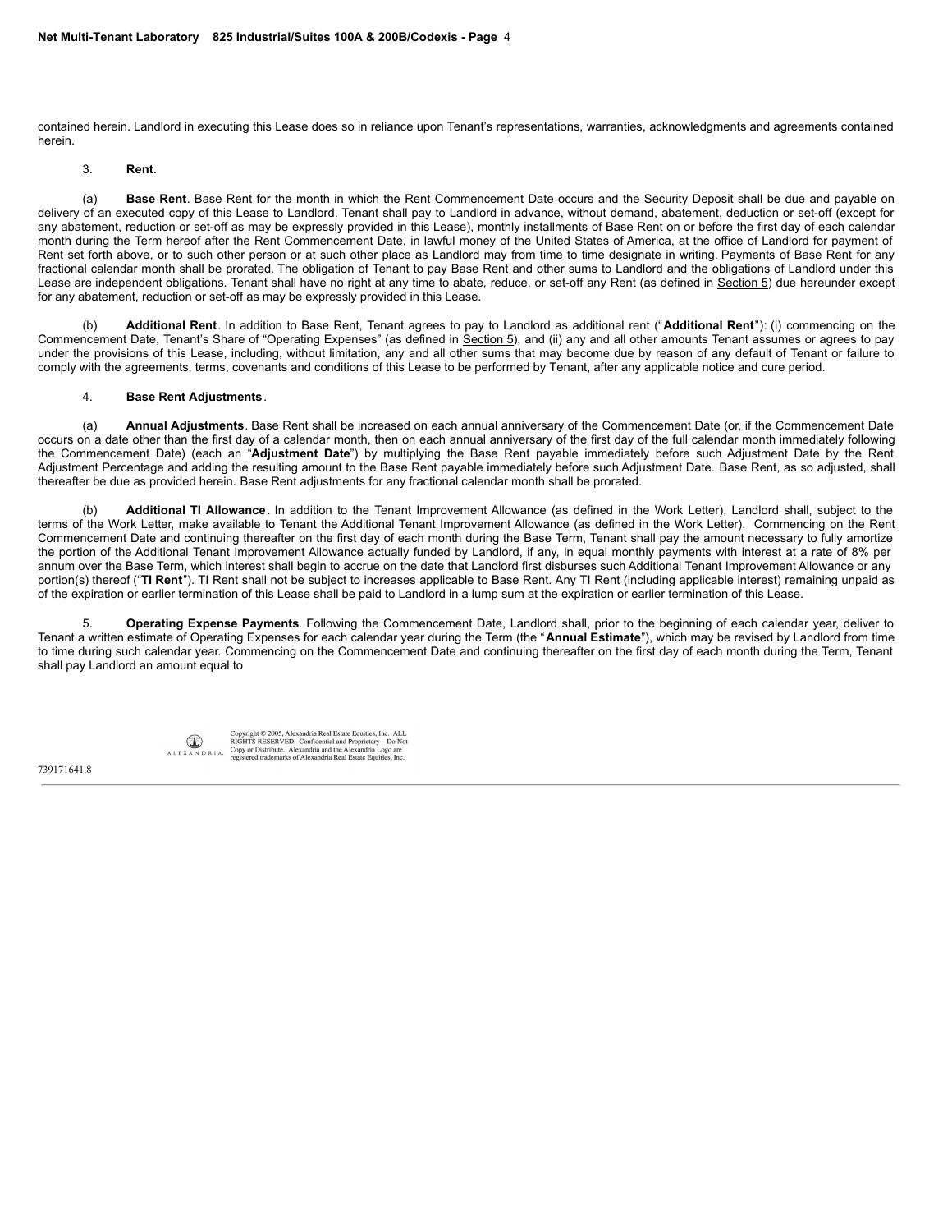contained herein. Landlord in executing this Lease does so in reliance upon Tenant's representations, warranties, acknowledgments and agreements contained herein.

3. **Rent**.

(a) **Base Rent**. Base Rent for the month in which the Rent Commencement Date occurs and the Security Deposit shall be due and payable on delivery of an executed copy of this Lease to Landlord. Tenant shall pay to Landlord in advance, without demand, abatement, deduction or set-off (except for any abatement, reduction or set-off as may be expressly provided in this Lease), monthly installments of Base Rent on or before the first day of each calendar month during the Term hereof after the Rent Commencement Date, in lawful money of the United States of America, at the office of Landlord for payment of Rent set forth above, or to such other person or at such other place as Landlord may from time to time designate in writing. Payments of Base Rent for any fractional calendar month shall be prorated. The obligation of Tenant to pay Base Rent and other sums to Landlord and the obligations of Landlord under this Lease are independent obligations. Tenant shall have no right at any time to abate, reduce, or set-off any Rent (as defined in Section 5) due hereunder except for any abatement, reduction or set-off as may be expressly provided in this Lease.

(b) **Additional Rent**. In addition to Base Rent, Tenant agrees to pay to Landlord as additional rent ("**Additional Rent**"): (i) commencing on the Commencement Date, Tenant's Share of "Operating Expenses" (as defined in Section 5), and (ii) any and all other amounts Tenant assumes or agrees to pay under the provisions of this Lease, including, without limitation, any and all other sums that may become due by reason of any default of Tenant or failure to comply with the agreements, terms, covenants and conditions of this Lease to be performed by Tenant, after any applicable notice and cure period.

4. **Base Rent Adjustments**.

(a) **Annual Adjustments**. Base Rent shall be increased on each annual anniversary of the Commencement Date (or, if the Commencement Date occurs on a date other than the first day of a calendar month, then on each annual anniversary of the first day of the full calendar month immediately following the Commencement Date) (each an "**Adjustment Date**") by multiplying the Base Rent payable immediately before such Adjustment Date by the Rent Adjustment Percentage and adding the resulting amount to the Base Rent payable immediately before such Adjustment Date. Base Rent, as so adjusted, shall thereafter be due as provided herein. Base Rent adjustments for any fractional calendar month shall be prorated.

(b) **Additional TI Allowance**. In addition to the Tenant Improvement Allowance (as defined in the Work Letter), Landlord shall, subject to the terms of the Work Letter, make available to Tenant the Additional Tenant Improvement Allowance (as defined in the Work Letter). Commencing on the Rent Commencement Date and continuing thereafter on the first day of each month during the Base Term, Tenant shall pay the amount necessary to fully amortize the portion of the Additional Tenant Improvement Allowance actually funded by Landlord, if any, in equal monthly payments with interest at a rate of 8% per annum over the Base Term, which interest shall begin to accrue on the date that Landlord first disburses such Additional Tenant Improvement Allowance or any portion(s) thereof ("**TI Rent**"). TI Rent shall not be subject to increases applicable to Base Rent. Any TI Rent (including applicable interest) remaining unpaid as of the expiration or earlier termination of this Lease shall be paid to Landlord in a lump sum at the expiration or earlier termination of this Lease.

5. **Operating Expense Payments**. Following the Commencement Date, Landlord shall, prior to the beginning of each calendar year, deliver to Tenant a written estimate of Operating Expenses for each calendar year during the Term (the "**Annual Estimate**"), which may be revised by Landlord from time to time during such calendar year. Commencing on the Commencement Date and continuing thereafter on the first day of each month during the Term, Tenant shall pay Landlord an amount equal to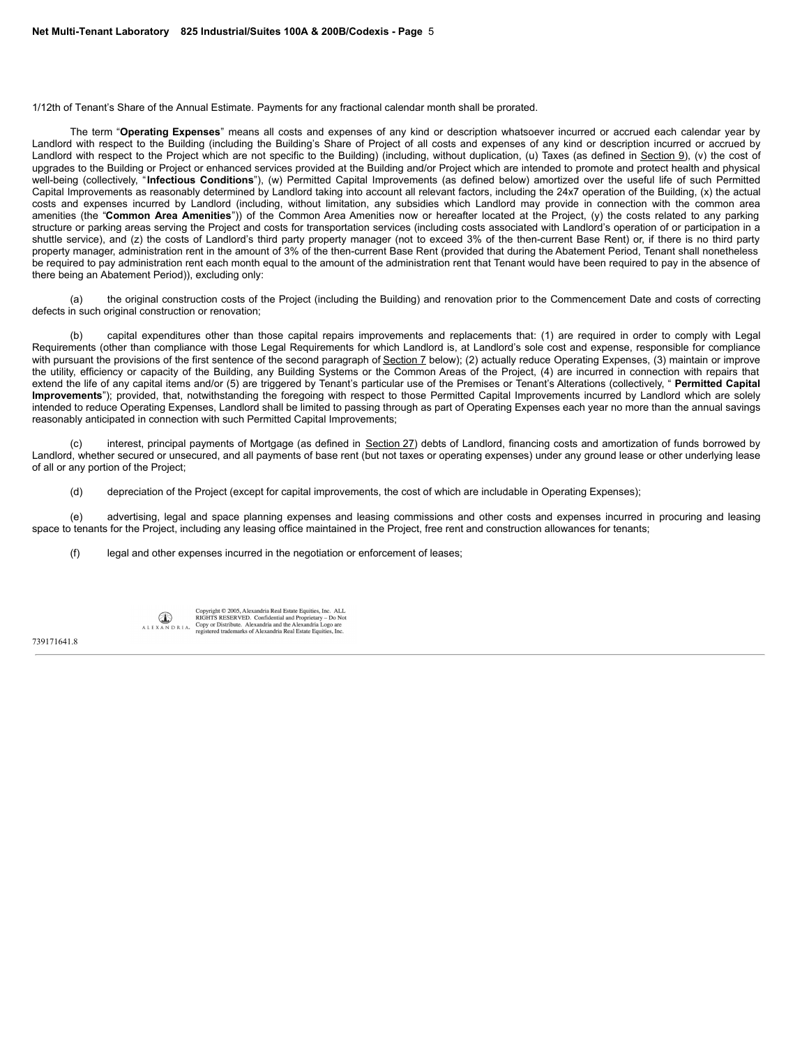1/12th of Tenant's Share of the Annual Estimate. Payments for any fractional calendar month shall be prorated.

The term "**Operating Expenses**" means all costs and expenses of any kind or description whatsoever incurred or accrued each calendar year by Landlord with respect to the Building (including the Building's Share of Project of all costs and expenses of any kind or description incurred or accrued by Landlord with respect to the Project which are not specific to the Building) (including, without duplication, (u) Taxes (as defined in Section 9), (v) the cost of upgrades to the Building or Project or enhanced services provided at the Building and/or Project which are intended to promote and protect health and physical well-being (collectively, "**Infectious Conditions**"), (w) Permitted Capital Improvements (as defined below) amortized over the useful life of such Permitted Capital Improvements as reasonably determined by Landlord taking into account all relevant factors, including the 24x7 operation of the Building, (x) the actual costs and expenses incurred by Landlord (including, without limitation, any subsidies which Landlord may provide in connection with the common area amenities (the "**Common Area Amenities**")) of the Common Area Amenities now or hereafter located at the Project, (y) the costs related to any parking structure or parking areas serving the Project and costs for transportation services (including costs associated with Landlord's operation of or participation in a shuttle service), and (z) the costs of Landlord's third party property manager (not to exceed 3% of the then-current Base Rent) or, if there is no third party property manager, administration rent in the amount of 3% of the then-current Base Rent (provided that during the Abatement Period, Tenant shall nonetheless be required to pay administration rent each month equal to the amount of the administration rent that Tenant would have been required to pay in the absence of there being an Abatement Period)), excluding only:

(a) the original construction costs of the Project (including the Building) and renovation prior to the Commencement Date and costs of correcting defects in such original construction or renovation;

(b) capital expenditures other than those capital repairs improvements and replacements that: (1) are required in order to comply with Legal Requirements (other than compliance with those Legal Requirements for which Landlord is, at Landlord's sole cost and expense, responsible for compliance with pursuant the provisions of the first sentence of the second paragraph of Section 7 below); (2) actually reduce Operating Expenses, (3) maintain or improve the utility, efficiency or capacity of the Building, any Building Systems or the Common Areas of the Project, (4) are incurred in connection with repairs that extend the life of any capital items and/or (5) are triggered by Tenant's particular use of the Premises or Tenant's Alterations (collectively, "**Permitted Capital Improvements**"); provided, that, notwithstanding the foregoing with respect to those Permitted Capital Improvements incurred by Landlord which are solely intended to reduce Operating Expenses, Landlord shall be limited to passing through as part of Operating Expenses each year no more than the annual savings reasonably anticipated in connection with such Permitted Capital Improvements;

(c) interest, principal payments of Mortgage (as defined in Section 27) debts of Landlord, financing costs and amortization of funds borrowed by Landlord, whether secured or unsecured, and all payments of base rent (but not taxes or operating expenses) under any ground lease or other underlying lease of all or any portion of the Project;

(d) depreciation of the Project (except for capital improvements, the cost of which are includable in Operating Expenses);

(e) advertising, legal and space planning expenses and leasing commissions and other costs and expenses incurred in procuring and leasing space to tenants for the Project, including any leasing office maintained in the Project, free rent and construction allowances for tenants;

(f) legal and other expenses incurred in the negotiation or enforcement of leases;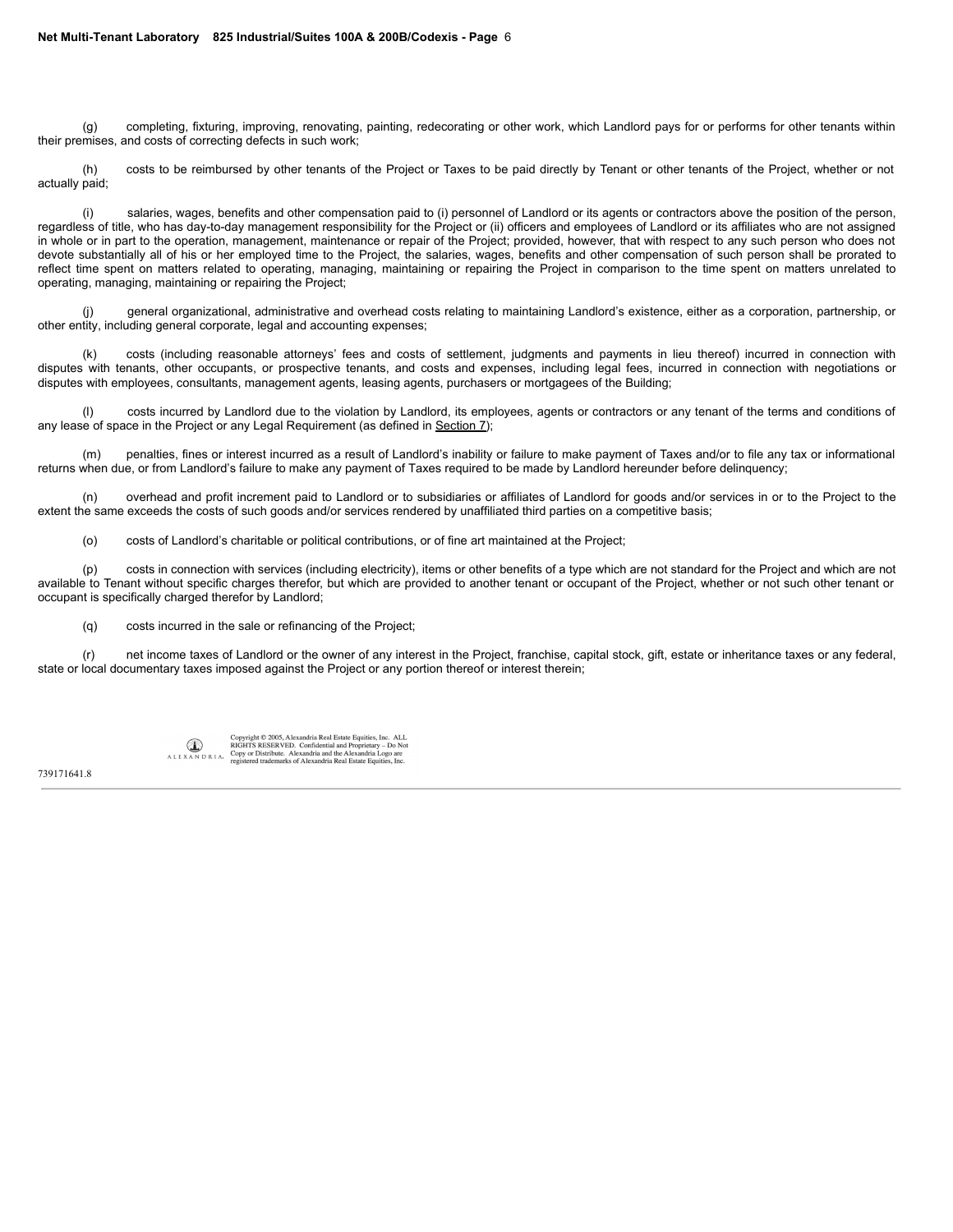(g) completing, fixturing, improving, renovating, painting, redecorating or other work, which Landlord pays for or performs for other tenants within their premises, and costs of correcting defects in such work;

(h) costs to be reimbursed by other tenants of the Project or Taxes to be paid directly by Tenant or other tenants of the Project, whether or not actually paid;

(i) salaries, wages, benefits and other compensation paid to (i) personnel of Landlord or its agents or contractors above the position of the person, regardless of title, who has day-to-day management responsibility for the Project or (ii) officers and employees of Landlord or its affiliates who are not assigned in whole or in part to the operation, management, maintenance or repair of the Project; provided, however, that with respect to any such person who does not devote substantially all of his or her employed time to the Project, the salaries, wages, benefits and other compensation of such person shall be prorated to reflect time spent on matters related to operating, managing, maintaining or repairing the Project in comparison to the time spent on matters unrelated to operating, managing, maintaining or repairing the Project;

(j) general organizational, administrative and overhead costs relating to maintaining Landlord's existence, either as a corporation, partnership, or other entity, including general corporate, legal and accounting expenses;

(k) costs (including reasonable attorneys' fees and costs of settlement, judgments and payments in lieu thereof) incurred in connection with disputes with tenants, other occupants, or prospective tenants, and costs and expenses, including legal fees, incurred in connection with negotiations or disputes with employees, consultants, management agents, leasing agents, purchasers or mortgagees of the Building;

(l) costs incurred by Landlord due to the violation by Landlord, its employees, agents or contractors or any tenant of the terms and conditions of any lease of space in the Project or any Legal Requirement (as defined in Section 7);

(m) penalties, fines or interest incurred as a result of Landlord's inability or failure to make payment of Taxes and/or to file any tax or informational returns when due, or from Landlord's failure to make any payment of Taxes required to be made by Landlord hereunder before delinquency;

(n) overhead and profit increment paid to Landlord or to subsidiaries or affiliates of Landlord for goods and/or services in or to the Project to the extent the same exceeds the costs of such goods and/or services rendered by unaffiliated third parties on a competitive basis;

(o) costs of Landlord's charitable or political contributions, or of fine art maintained at the Project;

(p) costs in connection with services (including electricity), items or other benefits of a type which are not standard for the Project and which are not available to Tenant without specific charges therefor, but which are provided to another tenant or occupant of the Project, whether or not such other tenant or occupant is specifically charged therefor by Landlord;

(q) costs incurred in the sale or refinancing of the Project;

(r) net income taxes of Landlord or the owner of any interest in the Project, franchise, capital stock, gift, estate or inheritance taxes or any federal, state or local documentary taxes imposed against the Project or any portion thereof or interest therein;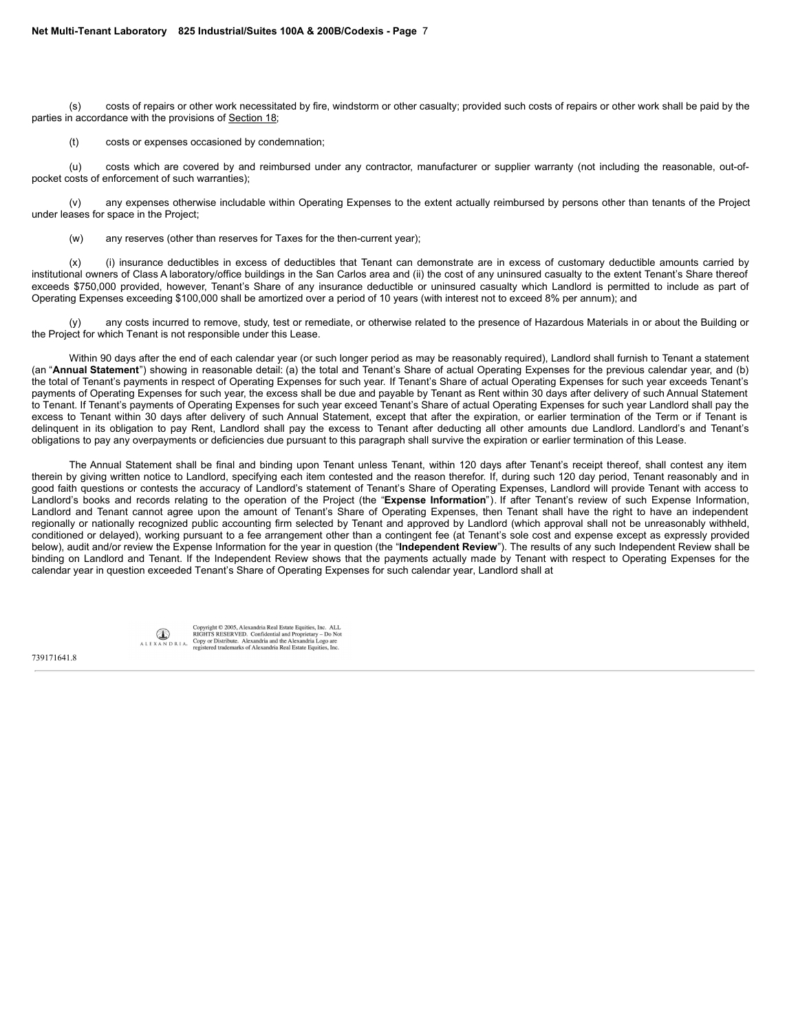(s) costs of repairs or other work necessitated by fire, windstorm or other casualty; provided such costs of repairs or other work shall be paid by the parties in accordance with the provisions of Section 18;

(t) costs or expenses occasioned by condemnation;

(u) costs which are covered by and reimbursed under any contractor, manufacturer or supplier warranty (not including the reasonable, out-of-pocket costs of enforcement of such warranties);

(v) any expenses otherwise includable within Operating Expenses to the extent actually reimbursed by persons other than tenants of the Project under leases for space in the Project;

(w) any reserves (other than reserves for Taxes for the then-current year);

(x) (i) insurance deductibles in excess of deductibles that Tenant can demonstrate are in excess of customary deductible amounts carried by institutional owners of Class A laboratory/office buildings in the San Carlos area and (ii) the cost of any uninsured casualty to the extent Tenant's Share thereof exceeds $750,000 provided, however, Tenant's Share of any insurance deductible or uninsured casualty which Landlord is permitted to include as part of Operating Expenses exceeding $100,000 shall be amortized over a period of 10 years (with interest not to exceed 8% per annum); and

(y) any costs incurred to remove, study, test or remediate, or otherwise related to the presence of Hazardous Materials in or about the Building or the Project for which Tenant is not responsible under this Lease.

Within 90 days after the end of each calendar year (or such longer period as may be reasonably required), Landlord shall furnish to Tenant a statement (an "**Annual Statement**") showing in reasonable detail: (a) the total and Tenant's Share of actual Operating Expenses for the previous calendar year, and (b) the total of Tenant's payments in respect of Operating Expenses for such year. If Tenant's Share of actual Operating Expenses for such year exceeds Tenant's payments of Operating Expenses for such year, the excess shall be due and payable by Tenant as Rent within 30 days after delivery of such Annual Statement to Tenant. If Tenant's payments of Operating Expenses for such year exceed Tenant's Share of actual Operating Expenses for such year Landlord shall pay the excess to Tenant within 30 days after delivery of such Annual Statement, except that after the expiration, or earlier termination of the Term or if Tenant is delinquent in its obligation to pay Rent, Landlord shall pay the excess to Tenant after deducting all other amounts due Landlord. Landlord's and Tenant's obligations to pay any overpayments or deficiencies due pursuant to this paragraph shall survive the expiration or earlier termination of this Lease.

The Annual Statement shall be final and binding upon Tenant unless Tenant, within 120 days after Tenant's receipt thereof, shall contest any item therein by giving written notice to Landlord, specifying each item contested and the reason therefor. If, during such 120 day period, Tenant reasonably and in good faith questions or contests the accuracy of Landlord's statement of Tenant's Share of Operating Expenses, Landlord will provide Tenant with access to Landlord's books and records relating to the operation of the Project (the "**Expense Information**"). If after Tenant's review of such Expense Information, Landlord and Tenant cannot agree upon the amount of Tenant's Share of Operating Expenses, then Tenant shall have the right to have an independent regionally or nationally recognized public accounting firm selected by Tenant and approved by Landlord (which approval shall not be unreasonably withheld, conditioned or delayed), working pursuant to a fee arrangement other than a contingent fee (at Tenant's sole cost and expense except as expressly provided below), audit and/or review the Expense Information for the year in question (the "**Independent Review**"). The results of any such Independent Review shall be binding on Landlord and Tenant. If the Independent Review shows that the payments actually made by Tenant with respect to Operating Expenses for the calendar year in question exceeded Tenant's Share of Operating Expenses for such calendar year, Landlord shall at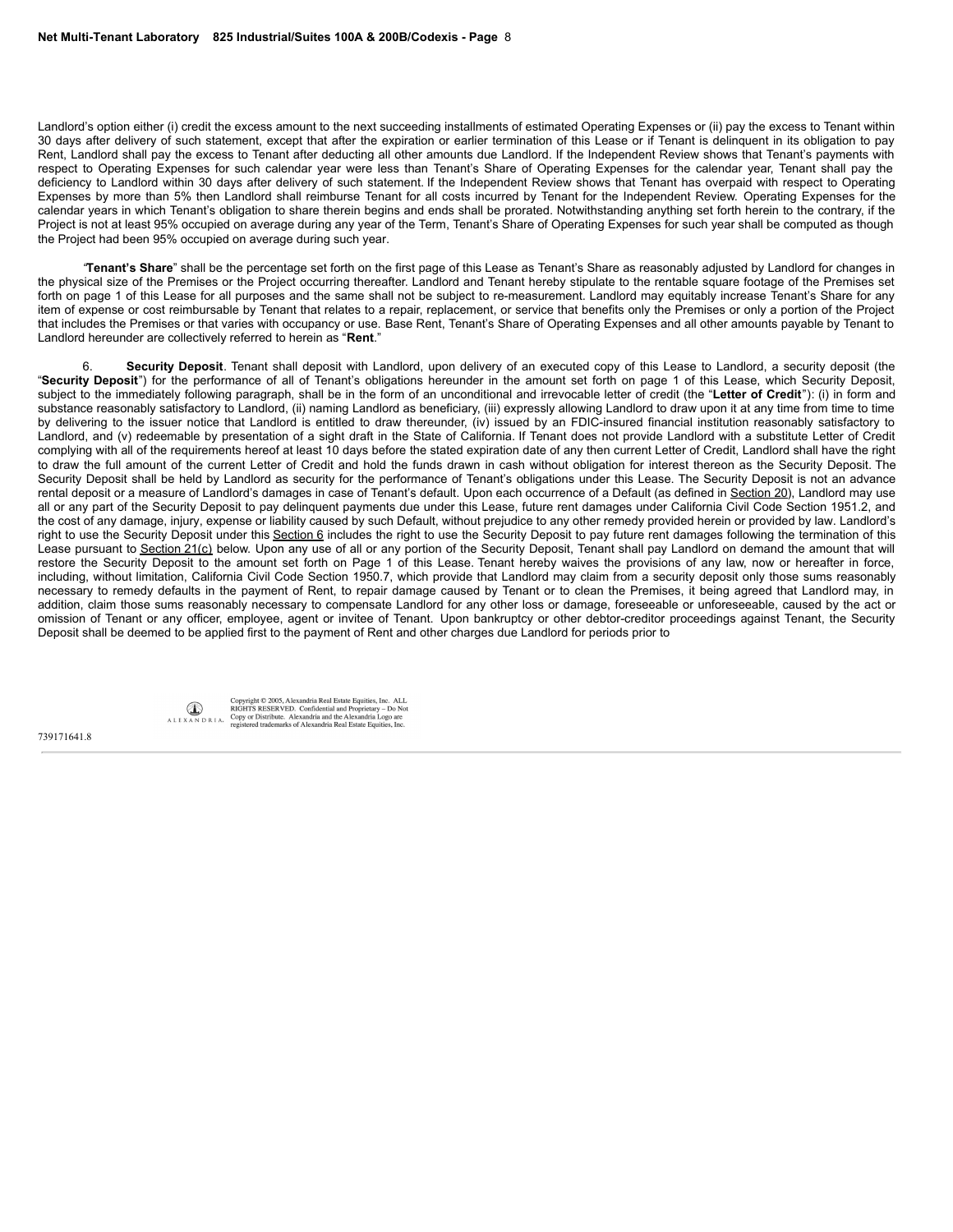Landlord's option either (i) credit the excess amount to the next succeeding installments of estimated Operating Expenses or (ii) pay the excess to Tenant within 30 days after delivery of such statement, except that after the expiration or earlier termination of this Lease or if Tenant is delinquent in its obligation to pay Rent, Landlord shall pay the excess to Tenant after deducting all other amounts due Landlord. If the Independent Review shows that Tenant's payments with respect to Operating Expenses for such calendar year were less than Tenant's Share of Operating Expenses for the calendar year, Tenant shall pay the deficiency to Landlord within 30 days after delivery of such statement. If the Independent Review shows that Tenant has overpaid with respect to Operating Expenses by more than 5% then Landlord shall reimburse Tenant for all costs incurred by Tenant for the Independent Review. Operating Expenses for the calendar years in which Tenant's obligation to share therein begins and ends shall be prorated. Notwithstanding anything set forth herein to the contrary, if the Project is not at least 95% occupied on average during any year of the Term, Tenant's Share of Operating Expenses for such year shall be computed as though the Project had been 95% occupied on average during such year.

"**Tenant's Share**" shall be the percentage set forth on the first page of this Lease as Tenant's Share as reasonably adjusted by Landlord for changes in the physical size of the Premises or the Project occurring thereafter. Landlord and Tenant hereby stipulate to the rentable square footage of the Premises set forth on page 1 of this Lease for all purposes and the same shall not be subject to re-measurement. Landlord may equitably increase Tenant's Share for any item of expense or cost reimbursable by Tenant that relates to a repair, replacement, or service that benefits only the Premises or only a portion of the Project that includes the Premises or that varies with occupancy or use. Base Rent, Tenant's Share of Operating Expenses and all other amounts payable by Tenant to Landlord hereunder are collectively referred to herein as "**Rent**."

6. **Security Deposit**. Tenant shall deposit with Landlord, upon delivery of an executed copy of this Lease to Landlord, a security deposit (the "**Security Deposit**") for the performance of all of Tenant's obligations hereunder in the amount set forth on page 1 of this Lease, which Security Deposit, subject to the immediately following paragraph, shall be in the form of an unconditional and irrevocable letter of credit (the "**Letter of Credit**"): (i) in form and substance reasonably satisfactory to Landlord, (ii) naming Landlord as beneficiary, (iii) expressly allowing Landlord to draw upon it at any time from time to time by delivering to the issuer notice that Landlord is entitled to draw thereunder, (iv) issued by an FDIC-insured financial institution reasonably satisfactory to Landlord, and (v) redeemable by presentation of a sight draft in the State of California. If Tenant does not provide Landlord with a substitute Letter of Credit complying with all of the requirements hereof at least 10 days before the stated expiration date of any then current Letter of Credit, Landlord shall have the right to draw the full amount of the current Letter of Credit and hold the funds drawn in cash without obligation for interest thereon as the Security Deposit. The Security Deposit shall be held by Landlord as security for the performance of Tenant's obligations under this Lease. The Security Deposit is not an advance rental deposit or a measure of Landlord's damages in case of Tenant's default. Upon each occurrence of a Default (as defined in Section 20), Landlord may use all or any part of the Security Deposit to pay delinquent payments due under this Lease, future rent damages under California Civil Code Section 1951.2, and the cost of any damage, injury, expense or liability caused by such Default, without prejudice to any other remedy provided herein or provided by law. Landlord's right to use the Security Deposit under this Section 6 includes the right to use the Security Deposit to pay future rent damages following the termination of this Lease pursuant to Section 21(c) below. Upon any use of all or any portion of the Security Deposit, Tenant shall pay Landlord on demand the amount that will restore the Security Deposit to the amount set forth on Page 1 of this Lease. Tenant hereby waives the provisions of any law, now or hereafter in force, including, without limitation, California Civil Code Section 1950.7, which provide that Landlord may claim from a security deposit only those sums reasonably necessary to remedy defaults in the payment of Rent, to repair damage caused by Tenant or to clean the Premises, it being agreed that Landlord may, in addition, claim those sums reasonably necessary to compensate Landlord for any other loss or damage, foreseeable or unforeseeable, caused by the act or omission of Tenant or any officer, employee, agent or invitee of Tenant. Upon bankruptcy or other debtor-creditor proceedings against Tenant, the Security Deposit shall be deemed to be applied first to the payment of Rent and other charges due Landlord for periods prior to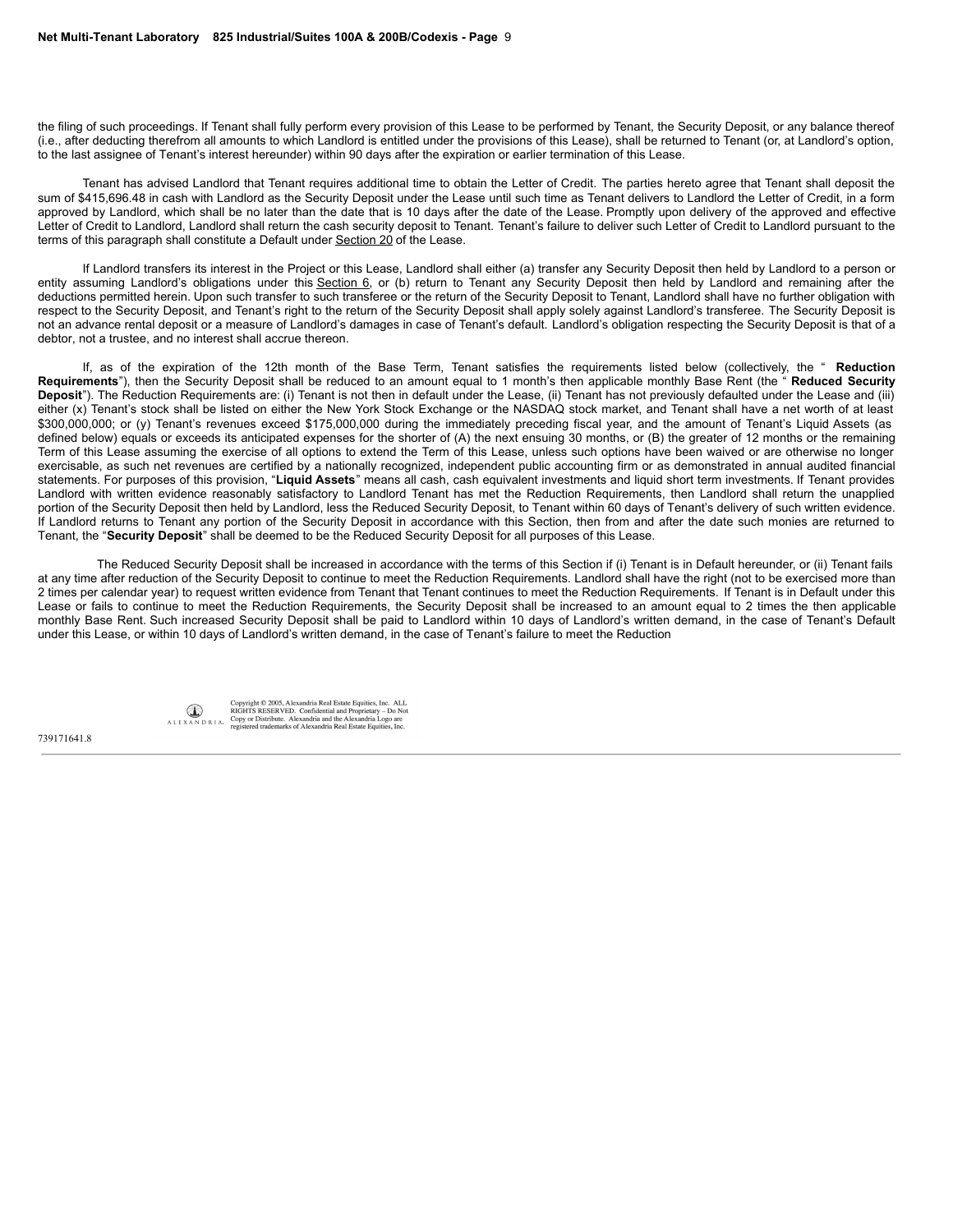the filing of such proceedings. If Tenant shall fully perform every provision of this Lease to be performed by Tenant, the Security Deposit, or any balance thereof (i.e., after deducting therefrom all amounts to which Landlord is entitled under the provisions of this Lease), shall be returned to Tenant (or, at Landlord's option, to the last assignee of Tenant's interest hereunder) within 90 days after the expiration or earlier termination of this Lease.

Tenant has advised Landlord that Tenant requires additional time to obtain the Letter of Credit. The parties hereto agree that Tenant shall deposit the sum of $415,696.48 in cash with Landlord as the Security Deposit under the Lease until such time as Tenant delivers to Landlord the Letter of Credit, in a form approved by Landlord, which shall be no later than the date that is 10 days after the date of the Lease. Promptly upon delivery of the approved and effective Letter of Credit to Landlord, Landlord shall return the cash security deposit to Tenant. Tenant's failure to deliver such Letter of Credit to Landlord pursuant to the terms of this paragraph shall constitute a Default under Section 20 of the Lease.

If Landlord transfers its interest in the Project or this Lease, Landlord shall either (a) transfer any Security Deposit then held by Landlord to a person or entity assuming Landlord's obligations under this Section 6, or (b) return to Tenant any Security Deposit then held by Landlord and remaining after the deductions permitted herein. Upon such transfer to such transferee or the return of the Security Deposit to Tenant, Landlord shall have no further obligation with respect to the Security Deposit, and Tenant's right to the return of the Security Deposit shall apply solely against Landlord's transferee. The Security Deposit is not an advance rental deposit or a measure of Landlord's damages in case of Tenant's default. Landlord's obligation respecting the Security Deposit is that of a debtor, not a trustee, and no interest shall accrue thereon.

If, as of the expiration of the 12th month of the Base Term, Tenant satisfies the requirements listed below (collectively, the "**Reduction Requirements**"), then the Security Deposit shall be reduced to an amount equal to 1 month's then applicable monthly Base Rent (the "**Reduced Security Deposit**"). The Reduction Requirements are: (i) Tenant is not then in default under the Lease, (ii) Tenant has not previously defaulted under the Lease and (iii) either (x) Tenant's stock shall be listed on either the New York Stock Exchange or the NASDAQ stock market, and Tenant shall have a net worth of at least $300,000,000; or (y) Tenant's revenues exceed $175,000,000 during the immediately preceding fiscal year, and the amount of Tenant's Liquid Assets (as defined below) equals or exceeds its anticipated expenses for the shorter of (A) the next ensuing 30 months, or (B) the greater of 12 months or the remaining Term of this Lease assuming the exercise of all options to extend the Term of this Lease, unless such options have been waived or are otherwise no longer exercisable, as such net revenues are certified by a nationally recognized, independent public accounting firm or as demonstrated in annual audited financial statements. For purposes of this provision, "**Liquid Assets**" means all cash, cash equivalent investments and liquid short term investments. If Tenant provides Landlord with written evidence reasonably satisfactory to Landlord Tenant has met the Reduction Requirements, then Landlord shall return the unapplied portion of the Security Deposit then held by Landlord, less the Reduced Security Deposit, to Tenant within 60 days of Tenant's delivery of such written evidence. If Landlord returns to Tenant any portion of the Security Deposit in accordance with this Section, then from and after the date such monies are returned to Tenant, the "**Security Deposit**" shall be deemed to be the Reduced Security Deposit for all purposes of this Lease.

The Reduced Security Deposit shall be increased in accordance with the terms of this Section if (i) Tenant is in Default hereunder, or (ii) Tenant fails at any time after reduction of the Security Deposit to continue to meet the Reduction Requirements. Landlord shall have the right (not to be exercised more than 2 times per calendar year) to request written evidence from Tenant that Tenant continues to meet the Reduction Requirements. If Tenant is in Default under this Lease or fails to continue to meet the Reduction Requirements, the Security Deposit shall be increased to an amount equal to 2 times the then applicable monthly Base Rent. Such increased Security Deposit shall be paid to Landlord within 10 days of Landlord's written demand, in the case of Tenant's Default under this Lease, or within 10 days of Landlord's written demand, in the case of Tenant's failure to meet the Reduction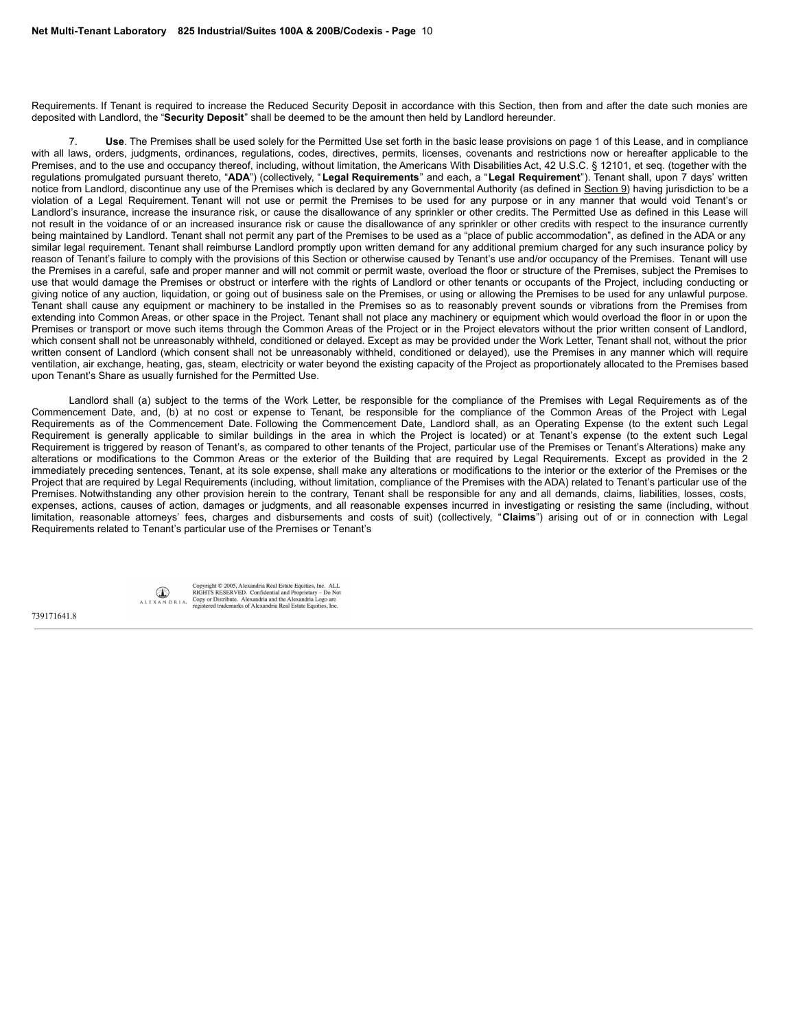Requirements. If Tenant is required to increase the Reduced Security Deposit in accordance with this Section, then from and after the date such monies are deposited with Landlord, the "**Security Deposit**" shall be deemed to be the amount then held by Landlord hereunder.

7. **Use**. The Premises shall be used solely for the Permitted Use set forth in the basic lease provisions on page 1 of this Lease, and in compliance with all laws, orders, judgments, ordinances, regulations, codes, directives, permits, licenses, covenants and restrictions now or hereafter applicable to the Premises, and to the use and occupancy thereof, including, without limitation, the Americans With Disabilities Act, 42 U.S.C. § 12101, et seq. (together with the regulations promulgated pursuant thereto, "**ADA**") (collectively, "**Legal Requirements**" and each, a "**Legal Requirement**"). Tenant shall, upon 7 days' written notice from Landlord, discontinue any use of the Premises which is declared by any Governmental Authority (as defined in Section 9) having jurisdiction to be a violation of a Legal Requirement. Tenant will not use or permit the Premises to be used for any purpose or in any manner that would void Tenant's or Landlord's insurance, increase the insurance risk, or cause the disallowance of any sprinkler or other credits. The Permitted Use as defined in this Lease will not result in the voidance of or an increased insurance risk or cause the disallowance of any sprinkler or other credits with respect to the insurance currently being maintained by Landlord. Tenant shall not permit any part of the Premises to be used as a "place of public accommodation", as defined in the ADA or any similar legal requirement. Tenant shall reimburse Landlord promptly upon written demand for any additional premium charged for any such insurance policy by reason of Tenant's failure to comply with the provisions of this Section or otherwise caused by Tenant's use and/or occupancy of the Premises. Tenant will use the Premises in a careful, safe and proper manner and will not commit or permit waste, overload the floor or structure of the Premises, subject the Premises to use that would damage the Premises or obstruct or interfere with the rights of Landlord or other tenants or occupants of the Project, including conducting or giving notice of any auction, liquidation, or going out of business sale on the Premises, or using or allowing the Premises to be used for any unlawful purpose. Tenant shall cause any equipment or machinery to be installed in the Premises so as to reasonably prevent sounds or vibrations from the Premises from extending into Common Areas, or other space in the Project. Tenant shall not place any machinery or equipment which would overload the floor in or upon the Premises or transport or move such items through the Common Areas of the Project or in the Project elevators without the prior written consent of Landlord, which consent shall not be unreasonably withheld, conditioned or delayed. Except as may be provided under the Work Letter, Tenant shall not, without the prior written consent of Landlord (which consent shall not be unreasonably withheld, conditioned or delayed), use the Premises in any manner which will require ventilation, air exchange, heating, gas, steam, electricity or water beyond the existing capacity of the Project as proportionately allocated to the Premises based upon Tenant's Share as usually furnished for the Permitted Use.

Landlord shall (a) subject to the terms of the Work Letter, be responsible for the compliance of the Premises with Legal Requirements as of the Commencement Date, and, (b) at no cost or expense to Tenant, be responsible for the compliance of the Common Areas of the Project with Legal Requirements as of the Commencement Date. Following the Commencement Date, Landlord shall, as an Operating Expense (to the extent such Legal Requirement is generally applicable to similar buildings in the area in which the Project is located) or at Tenant's expense (to the extent such Legal Requirement is triggered by reason of Tenant's, as compared to other tenants of the Project, particular use of the Premises or Tenant's Alterations) make any alterations or modifications to the Common Areas or the exterior of the Building that are required by Legal Requirements. Except as provided in the 2 immediately preceding sentences, Tenant, at its sole expense, shall make any alterations or modifications to the interior or the exterior of the Premises or the Project that are required by Legal Requirements (including, without limitation, compliance of the Premises with the ADA) related to Tenant's particular use of the Premises. Notwithstanding any other provision herein to the contrary, Tenant shall be responsible for any and all demands, claims, liabilities, losses, costs, expenses, actions, causes of action, damages or judgments, and all reasonable expenses incurred in investigating or resisting the same (including, without limitation, reasonable attorneys' fees, charges and disbursements and costs of suit) (collectively, "**Claims**") arising out of or in connection with Legal Requirements related to Tenant's particular use of the Premises or Tenant's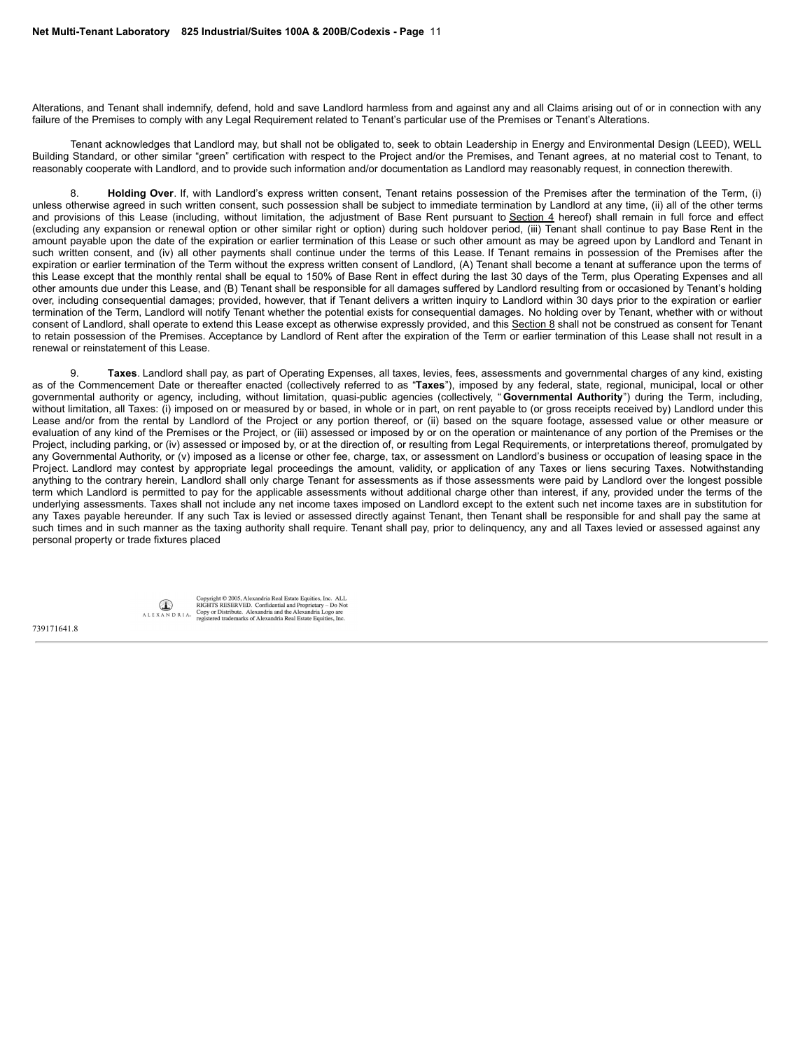Alterations, and Tenant shall indemnify, defend, hold and save Landlord harmless from and against any and all Claims arising out of or in connection with any failure of the Premises to comply with any Legal Requirement related to Tenant's particular use of the Premises or Tenant's Alterations.

Tenant acknowledges that Landlord may, but shall not be obligated to, seek to obtain Leadership in Energy and Environmental Design (LEED), WELL Building Standard, or other similar "green" certification with respect to the Project and/or the Premises, and Tenant agrees, at no material cost to Tenant, to reasonably cooperate with Landlord, and to provide such information and/or documentation as Landlord may reasonably request, in connection therewith.

8. **Holding Over**. If, with Landlord's express written consent, Tenant retains possession of the Premises after the termination of the Term, (i) unless otherwise agreed in such written consent, such possession shall be subject to immediate termination by Landlord at any time, (ii) all of the other terms and provisions of this Lease (including, without limitation, the adjustment of Base Rent pursuant to Section 4 hereof) shall remain in full force and effect (excluding any expansion or renewal option or other similar right or option) during such holdover period, (iii) Tenant shall continue to pay Base Rent in the amount payable upon the date of the expiration or earlier termination of this Lease or such other amount as may be agreed upon by Landlord and Tenant in such written consent, and (iv) all other payments shall continue under the terms of this Lease. If Tenant remains in possession of the Premises after the expiration or earlier termination of the Term without the express written consent of Landlord, (A) Tenant shall become a tenant at sufferance upon the terms of this Lease except that the monthly rental shall be equal to 150% of Base Rent in effect during the last 30 days of the Term, plus Operating Expenses and all other amounts due under this Lease, and (B) Tenant shall be responsible for all damages suffered by Landlord resulting from or occasioned by Tenant's holding over, including consequential damages; provided, however, that if Tenant delivers a written inquiry to Landlord within 30 days prior to the expiration or earlier termination of the Term, Landlord will notify Tenant whether the potential exists for consequential damages. No holding over by Tenant, whether with or without consent of Landlord, shall operate to extend this Lease except as otherwise expressly provided, and this Section 8 shall not be construed as consent for Tenant to retain possession of the Premises. Acceptance by Landlord of Rent after the expiration of the Term or earlier termination of this Lease shall not result in a renewal or reinstatement of this Lease.

9. **Taxes**. Landlord shall pay, as part of Operating Expenses, all taxes, levies, fees, assessments and governmental charges of any kind, existing as of the Commencement Date or thereafter enacted (collectively referred to as "**Taxes**"), imposed by any federal, state, regional, municipal, local or other governmental authority or agency, including, without limitation, quasi-public agencies (collectively, "**Governmental Authority**") during the Term, including, without limitation, all Taxes: (i) imposed on or measured by or based, in whole or in part, on rent payable to (or gross receipts received by) Landlord under this Lease and/or from the rental by Landlord of the Project or any portion thereof, or (ii) based on the square footage, assessed value or other measure or evaluation of any kind of the Premises or the Project, or (iii) assessed or imposed by or on the operation or maintenance of any portion of the Premises or the Project, including parking, or (iv) assessed or imposed by, or at the direction of, or resulting from Legal Requirements, or interpretations thereof, promulgated by any Governmental Authority, or (v) imposed as a license or other fee, charge, tax, or assessment on Landlord's business or occupation of leasing space in the Project. Landlord may contest by appropriate legal proceedings the amount, validity, or application of any Taxes or liens securing Taxes. Notwithstanding anything to the contrary herein, Landlord shall only charge Tenant for assessments as if those assessments were paid by Landlord over the longest possible term which Landlord is permitted to pay for the applicable assessments without additional charge other than interest, if any, provided under the terms of the underlying assessments. Taxes shall not include any net income taxes imposed on Landlord except to the extent such net income taxes are in substitution for any Taxes payable hereunder. If any such Tax is levied or assessed directly against Tenant, then Tenant shall be responsible for and shall pay the same at such times and in such manner as the taxing authority shall require. Tenant shall pay, prior to delinquency, any and all Taxes levied or assessed against any personal property or trade fixtures placed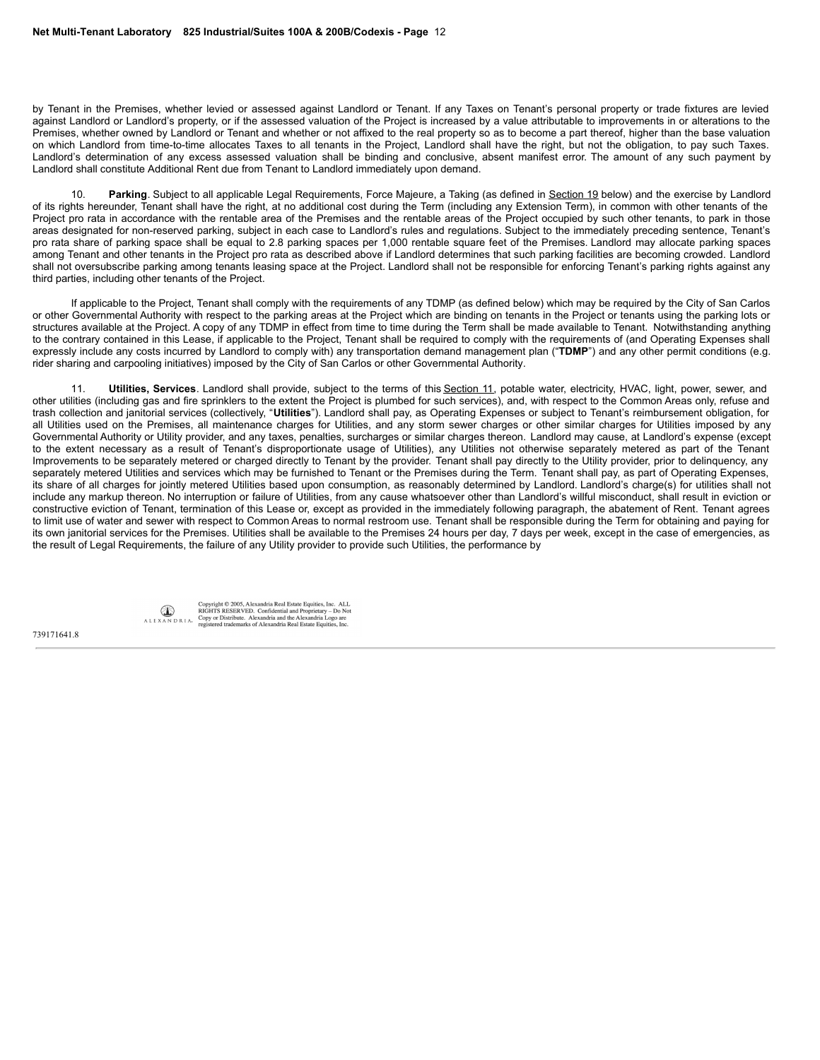by Tenant in the Premises, whether levied or assessed against Landlord or Tenant. If any Taxes on Tenant's personal property or trade fixtures are levied against Landlord or Landlord's property, or if the assessed valuation of the Project is increased by a value attributable to improvements in or alterations to the Premises, whether owned by Landlord or Tenant and whether or not affixed to the real property so as to become a part thereof, higher than the base valuation on which Landlord from time-to-time allocates Taxes to all tenants in the Project, Landlord shall have the right, but not the obligation, to pay such Taxes. Landlord's determination of any excess assessed valuation shall be binding and conclusive, absent manifest error. The amount of any such payment by Landlord shall constitute Additional Rent due from Tenant to Landlord immediately upon demand.

10. **Parking**. Subject to all applicable Legal Requirements, Force Majeure, a Taking (as defined in Section 19 below) and the exercise by Landlord of its rights hereunder, Tenant shall have the right, at no additional cost during the Term (including any Extension Term), in common with other tenants of the Project pro rata in accordance with the rentable area of the Premises and the rentable areas of the Project occupied by such other tenants, to park in those areas designated for non-reserved parking, subject in each case to Landlord's rules and regulations. Subject to the immediately preceding sentence, Tenant's pro rata share of parking space shall be equal to 2.8 parking spaces per 1,000 rentable square feet of the Premises. Landlord may allocate parking spaces among Tenant and other tenants in the Project pro rata as described above if Landlord determines that such parking facilities are becoming crowded. Landlord shall not oversubscribe parking among tenants leasing space at the Project. Landlord shall not be responsible for enforcing Tenant's parking rights against any third parties, including other tenants of the Project.

If applicable to the Project, Tenant shall comply with the requirements of any TDMP (as defined below) which may be required by the City of San Carlos or other Governmental Authority with respect to the parking areas at the Project which are binding on tenants in the Project or tenants using the parking lots or structures available at the Project. A copy of any TDMP in effect from time to time during the Term shall be made available to Tenant. Notwithstanding anything to the contrary contained in this Lease, if applicable to the Project, Tenant shall be required to comply with the requirements of (and Operating Expenses shall expressly include any costs incurred by Landlord to comply with) any transportation demand management plan ("**TDMP**") and any other permit conditions (e.g. rider sharing and carpooling initiatives) imposed by the City of San Carlos or other Governmental Authority.

11. **Utilities, Services**. Landlord shall provide, subject to the terms of this Section 11, potable water, electricity, HVAC, light, power, sewer, and other utilities (including gas and fire sprinklers to the extent the Project is plumbed for such services), and, with respect to the Common Areas only, refuse and trash collection and janitorial services (collectively, "**Utilities**"). Landlord shall pay, as Operating Expenses or subject to Tenant's reimbursement obligation, for all Utilities used on the Premises, all maintenance charges for Utilities, and any storm sewer charges or other similar charges for Utilities imposed by any Governmental Authority or Utility provider, and any taxes, penalties, surcharges or similar charges thereon. Landlord may cause, at Landlord's expense (except to the extent necessary as a result of Tenant's disproportionate usage of Utilities), any Utilities not otherwise separately metered as part of the Tenant Improvements to be separately metered or charged directly to Tenant by the provider. Tenant shall pay directly to the Utility provider, prior to delinquency, any separately metered Utilities and services which may be furnished to Tenant or the Premises during the Term. Tenant shall pay, as part of Operating Expenses, its share of all charges for jointly metered Utilities based upon consumption, as reasonably determined by Landlord. Landlord's charge(s) for utilities shall not include any markup thereon. No interruption or failure of Utilities, from any cause whatsoever other than Landlord's willful misconduct, shall result in eviction or constructive eviction of Tenant, termination of this Lease or, except as provided in the immediately following paragraph, the abatement of Rent. Tenant agrees to limit use of water and sewer with respect to Common Areas to normal restroom use. Tenant shall be responsible during the Term for obtaining and paying for its own janitorial services for the Premises. Utilities shall be available to the Premises 24 hours per day, 7 days per week, except in the case of emergencies, as the result of Legal Requirements, the failure of any Utility provider to provide such Utilities, the performance by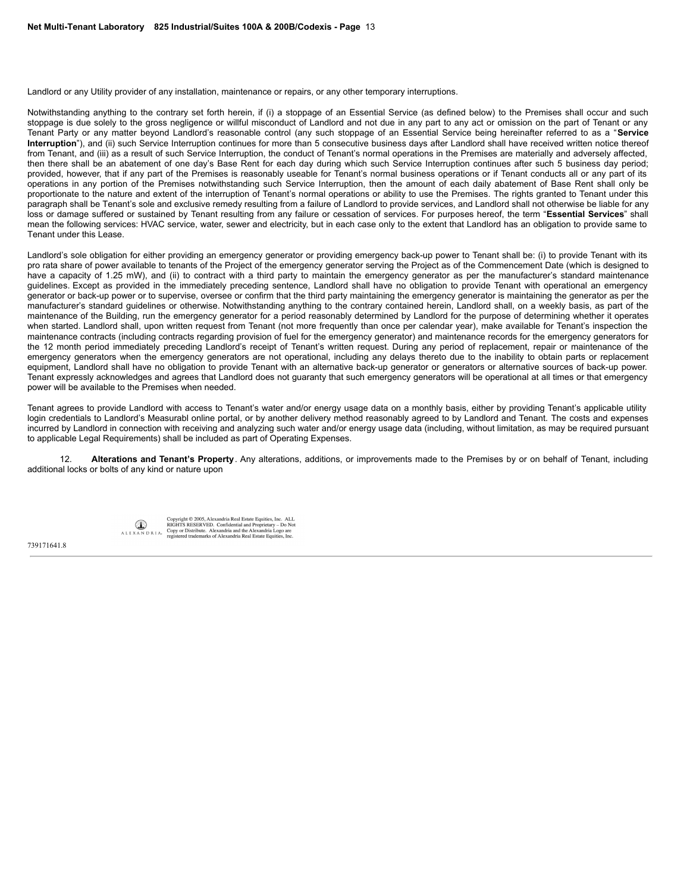Landlord or any Utility provider of any installation, maintenance or repairs, or any other temporary interruptions.

Notwithstanding anything to the contrary set forth herein, if (i) a stoppage of an Essential Service (as defined below) to the Premises shall occur and such stoppage is due solely to the gross negligence or willful misconduct of Landlord and not due in any part to any act or omission on the part of Tenant or any Tenant Party or any matter beyond Landlord's reasonable control (any such stoppage of an Essential Service being hereinafter referred to as a "**Service Interruption**"), and (ii) such Service Interruption continues for more than 5 consecutive business days after Landlord shall have received written notice thereof from Tenant, and (iii) as a result of such Service Interruption, the conduct of Tenant's normal operations in the Premises are materially and adversely affected, then there shall be an abatement of one day's Base Rent for each day during which such Service Interruption continues after such 5 business day period; provided, however, that if any part of the Premises is reasonably useable for Tenant's normal business operations or if Tenant conducts all or any part of its operations in any portion of the Premises notwithstanding such Service Interruption, then the amount of each daily abatement of Base Rent shall only be proportionate to the nature and extent of the interruption of Tenant's normal operations or ability to use the Premises. The rights granted to Tenant under this paragraph shall be Tenant's sole and exclusive remedy resulting from a failure of Landlord to provide services, and Landlord shall not otherwise be liable for any loss or damage suffered or sustained by Tenant resulting from any failure or cessation of services. For purposes hereof, the term "**Essential Services**" shall mean the following services: HVAC service, water, sewer and electricity, but in each case only to the extent that Landlord has an obligation to provide same to Tenant under this Lease.

Landlord's sole obligation for either providing an emergency generator or providing emergency back-up power to Tenant shall be: (i) to provide Tenant with its pro rata share of power available to tenants of the Project of the emergency generator serving the Project as of the Commencement Date (which is designed to have a capacity of 1.25 mW), and (ii) to contract with a third party to maintain the emergency generator as per the manufacturer's standard maintenance guidelines. Except as provided in the immediately preceding sentence, Landlord shall have no obligation to provide Tenant with operational an emergency generator or back-up power or to supervise, oversee or confirm that the third party maintaining the emergency generator is maintaining the generator as per the manufacturer's standard guidelines or otherwise. Notwithstanding anything to the contrary contained herein, Landlord shall, on a weekly basis, as part of the maintenance of the Building, run the emergency generator for a period reasonably determined by Landlord for the purpose of determining whether it operates when started. Landlord shall, upon written request from Tenant (not more frequently than once per calendar year), make available for Tenant's inspection the maintenance contracts (including contracts regarding provision of fuel for the emergency generator) and maintenance records for the emergency generators for the 12 month period immediately preceding Landlord's receipt of Tenant's written request. During any period of replacement, repair or maintenance of the emergency generators when the emergency generators are not operational, including any delays thereto due to the inability to obtain parts or replacement equipment, Landlord shall have no obligation to provide Tenant with an alternative back-up generator or generators or alternative sources of back-up power. Tenant expressly acknowledges and agrees that Landlord does not guaranty that such emergency generators will be operational at all times or that emergency power will be available to the Premises when needed.

Tenant agrees to provide Landlord with access to Tenant's water and/or energy usage data on a monthly basis, either by providing Tenant's applicable utility login credentials to Landlord's Measurabl online portal, or by another delivery method reasonably agreed to by Landlord and Tenant. The costs and expenses incurred by Landlord in connection with receiving and analyzing such water and/or energy usage data (including, without limitation, as may be required pursuant to applicable Legal Requirements) shall be included as part of Operating Expenses.

12. **Alterations and Tenant's Property**. Any alterations, additions, or improvements made to the Premises by or on behalf of Tenant, including additional locks or bolts of any kind or nature upon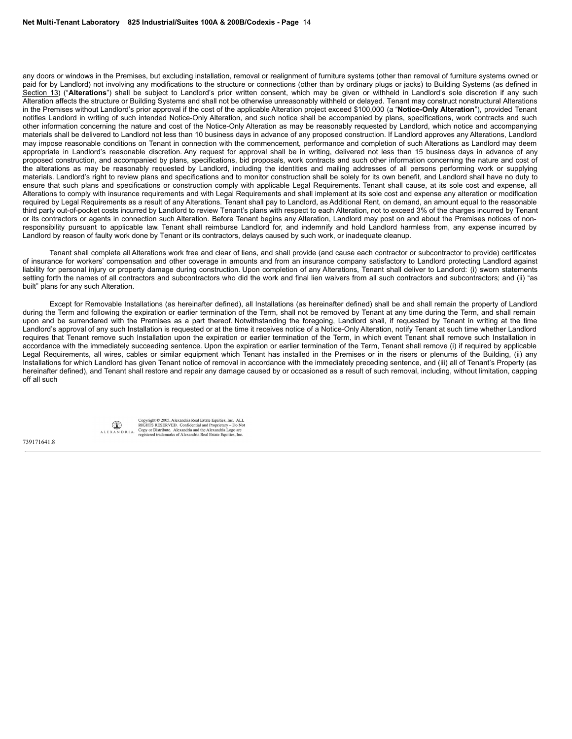any doors or windows in the Premises, but excluding installation, removal or realignment of furniture systems (other than removal of furniture systems owned or paid for by Landlord) not involving any modifications to the structure or connections (other than by ordinary plugs or jacks) to Building Systems (as defined in Section 13) ("**Alterations**") shall be subject to Landlord's prior written consent, which may be given or withheld in Landlord's sole discretion if any such Alteration affects the structure or Building Systems and shall not be otherwise unreasonably withheld or delayed. Tenant may construct nonstructural Alterations in the Premises without Landlord's prior approval if the cost of the applicable Alteration project exceed $100,000 (a "**Notice-Only Alteration**"), provided Tenant notifies Landlord in writing of such intended Notice-Only Alteration, and such notice shall be accompanied by plans, specifications, work contracts and such other information concerning the nature and cost of the Notice-Only Alteration as may be reasonably requested by Landlord, which notice and accompanying materials shall be delivered to Landlord not less than 10 business days in advance of any proposed construction. If Landlord approves any Alterations, Landlord may impose reasonable conditions on Tenant in connection with the commencement, performance and completion of such Alterations as Landlord may deem appropriate in Landlord's reasonable discretion. Any request for approval shall be in writing, delivered not less than 15 business days in advance of any proposed construction, and accompanied by plans, specifications, bid proposals, work contracts and such other information concerning the nature and cost of the alterations as may be reasonably requested by Landlord, including the identities and mailing addresses of all persons performing work or supplying materials. Landlord's right to review plans and specifications and to monitor construction shall be solely for its own benefit, and Landlord shall have no duty to ensure that such plans and specifications or construction comply with applicable Legal Requirements. Tenant shall cause, at its sole cost and expense, all Alterations to comply with insurance requirements and with Legal Requirements and shall implement at its sole cost and expense any alteration or modification required by Legal Requirements as a result of any Alterations. Tenant shall pay to Landlord, as Additional Rent, on demand, an amount equal to the reasonable third party out-of-pocket costs incurred by Landlord to review Tenant's plans with respect to each Alteration, not to exceed 3% of the charges incurred by Tenant or its contractors or agents in connection such Alteration. Before Tenant begins any Alteration, Landlord may post on and about the Premises notices of non-responsibility pursuant to applicable law. Tenant shall reimburse Landlord for, and indemnify and hold Landlord harmless from, any expense incurred by Landlord by reason of faulty work done by Tenant or its contractors, delays caused by such work, or inadequate cleanup.

Tenant shall complete all Alterations work free and clear of liens, and shall provide (and cause each contractor or subcontractor to provide) certificates of insurance for workers' compensation and other coverage in amounts and from an insurance company satisfactory to Landlord protecting Landlord against liability for personal injury or property damage during construction. Upon completion of any Alterations, Tenant shall deliver to Landlord: (i) sworn statements setting forth the names of all contractors and subcontractors who did the work and final lien waivers from all such contractors and subcontractors; and (ii) "as built" plans for any such Alteration.

Except for Removable Installations (as hereinafter defined), all Installations (as hereinafter defined) shall be and shall remain the property of Landlord during the Term and following the expiration or earlier termination of the Term, shall not be removed by Tenant at any time during the Term, and shall remain upon and be surrendered with the Premises as a part thereof. Notwithstanding the foregoing, Landlord shall, if requested by Tenant in writing at the time Landlord's approval of any such Installation is requested or at the time it receives notice of a Notice-Only Alteration, notify Tenant at such time whether Landlord requires that Tenant remove such Installation upon the expiration or earlier termination of the Term, in which event Tenant shall remove such Installation in accordance with the immediately succeeding sentence. Upon the expiration or earlier termination of the Term, Tenant shall remove (i) if required by applicable Legal Requirements, all wires, cables or similar equipment which Tenant has installed in the Premises or in the risers or plenums of the Building, (ii) any Installations for which Landlord has given Tenant notice of removal in accordance with the immediately preceding sentence, and (iii) all of Tenant's Property (as hereinafter defined), and Tenant shall restore and repair any damage caused by or occasioned as a result of such removal, including, without limitation, capping off all such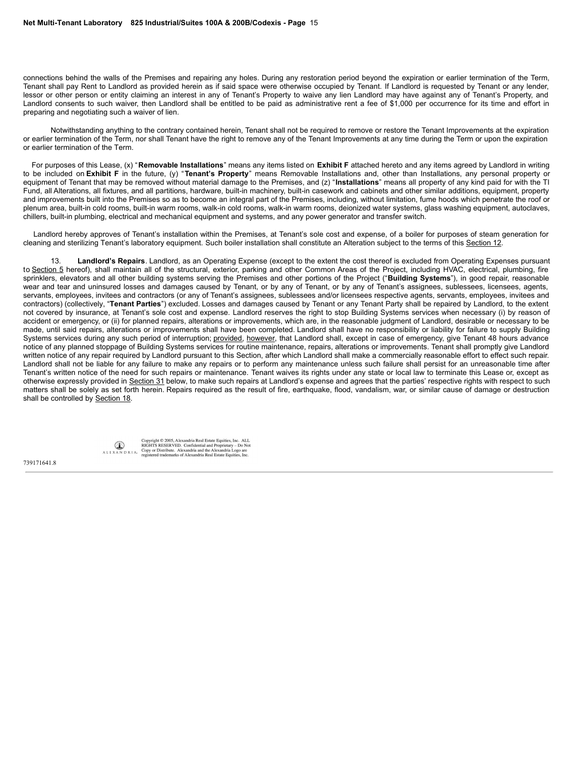connections behind the walls of the Premises and repairing any holes. During any restoration period beyond the expiration or earlier termination of the Term, Tenant shall pay Rent to Landlord as provided herein as if said space were otherwise occupied by Tenant. If Landlord is requested by Tenant or any lender, lessor or other person or entity claiming an interest in any of Tenant's Property to waive any lien Landlord may have against any of Tenant's Property, and Landlord consents to such waiver, then Landlord shall be entitled to be paid as administrative rent a fee of $1,000 per occurrence for its time and effort in preparing and negotiating such a waiver of lien.

Notwithstanding anything to the contrary contained herein, Tenant shall not be required to remove or restore the Tenant Improvements at the expiration or earlier termination of the Term, nor shall Tenant have the right to remove any of the Tenant Improvements at any time during the Term or upon the expiration or earlier termination of the Term.

For purposes of this Lease, (x) "**Removable Installations**" means any items listed on **Exhibit F** attached hereto and any items agreed by Landlord in writing to be included on **Exhibit F** in the future, (y) "**Tenant's Property**" means Removable Installations and, other than Installations, any personal property or equipment of Tenant that may be removed without material damage to the Premises, and (z) "**Installations**" means all property of any kind paid for with the TI Fund, all Alterations, all fixtures, and all partitions, hardware, built-in machinery, built-in casework and cabinets and other similar additions, equipment, property and improvements built into the Premises so as to become an integral part of the Premises, including, without limitation, fume hoods which penetrate the roof or plenum area, built-in cold rooms, built-in warm rooms, walk-in cold rooms, walk-in warm rooms, deionized water systems, glass washing equipment, autoclaves, chillers, built-in plumbing, electrical and mechanical equipment and systems, and any power generator and transfer switch.

Landlord hereby approves of Tenant's installation within the Premises, at Tenant's sole cost and expense, of a boiler for purposes of steam generation for cleaning and sterilizing Tenant's laboratory equipment. Such boiler installation shall constitute an Alteration subject to the terms of this Section 12.

13. **Landlord's Repairs**. Landlord, as an Operating Expense (except to the extent the cost thereof is excluded from Operating Expenses pursuant to Section 5 hereof), shall maintain all of the structural, exterior, parking and other Common Areas of the Project, including HVAC, electrical, plumbing, fire sprinklers, elevators and all other building systems serving the Premises and other portions of the Project ("**Building Systems**"), in good repair, reasonable wear and tear and uninsured losses and damages caused by Tenant, or by any of Tenant, or by any of Tenant's assignees, sublessees, licensees, agents, servants, employees, invitees and contractors (or any of Tenant's assignees, sublessees and/or licensees respective agents, servants, employees, invitees and contractors) (collectively, "**Tenant Parties**") excluded. Losses and damages caused by Tenant or any Tenant Party shall be repaired by Landlord, to the extent not covered by insurance, at Tenant's sole cost and expense. Landlord reserves the right to stop Building Systems services when necessary (i) by reason of accident or emergency, or (ii) for planned repairs, alterations or improvements, which are, in the reasonable judgment of Landlord, desirable or necessary to be made, until said repairs, alterations or improvements shall have been completed. Landlord shall have no responsibility or liability for failure to supply Building Systems services during any such period of interruption; provided, however, that Landlord shall, except in case of emergency, give Tenant 48 hours advance notice of any planned stoppage of Building Systems services for routine maintenance, repairs, alterations or improvements. Tenant shall promptly give Landlord written notice of any repair required by Landlord pursuant to this Section, after which Landlord shall make a commercially reasonable effort to effect such repair. Landlord shall not be liable for any failure to make any repairs or to perform any maintenance unless such failure shall persist for an unreasonable time after Tenant's written notice of the need for such repairs or maintenance. Tenant waives its rights under any state or local law to terminate this Lease or, except as otherwise expressly provided in Section 31 below, to make such repairs at Landlord's expense and agrees that the parties' respective rights with respect to such matters shall be solely as set forth herein. Repairs required as the result of fire, earthquake, flood, vandalism, war, or similar cause of damage or destruction shall be controlled by Section 18.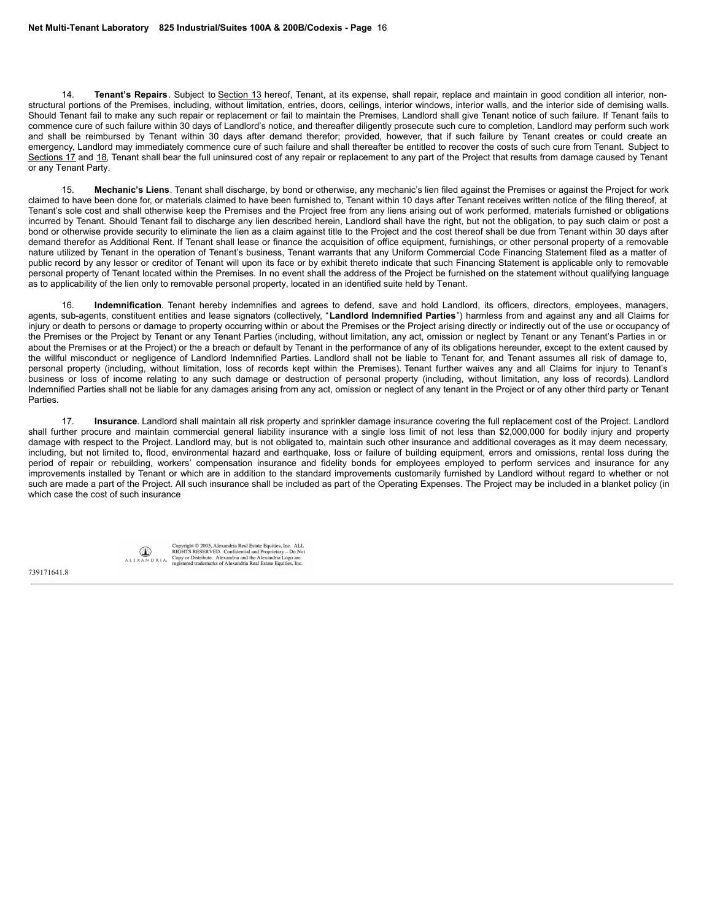14. **Tenant's Repairs**. Subject to Section 13 hereof, Tenant, at its expense, shall repair, replace and maintain in good condition all interior, non-structural portions of the Premises, including, without limitation, entries, doors, ceilings, interior windows, interior walls, and the interior side of demising walls. Should Tenant fail to make any such repair or replacement or fail to maintain the Premises, Landlord shall give Tenant notice of such failure. If Tenant fails to commence cure of such failure within 30 days of Landlord's notice, and thereafter diligently prosecute such cure to completion, Landlord may perform such work and shall be reimbursed by Tenant within 30 days after demand therefor; provided, however, that if such failure by Tenant creates or could create an emergency, Landlord may immediately commence cure of such failure and shall thereafter be entitled to recover the costs of such cure from Tenant. Subject to Sections 17 and 18, Tenant shall bear the full uninsured cost of any repair or replacement to any part of the Project that results from damage caused by Tenant or any Tenant Party.

15. **Mechanic's Liens**. Tenant shall discharge, by bond or otherwise, any mechanic's lien filed against the Premises or against the Project for work claimed to have been done for, or materials claimed to have been furnished to, Tenant within 10 days after Tenant receives written notice of the filing thereof, at Tenant's sole cost and shall otherwise keep the Premises and the Project free from any liens arising out of work performed, materials furnished or obligations incurred by Tenant. Should Tenant fail to discharge any lien described herein, Landlord shall have the right, but not the obligation, to pay such claim or post a bond or otherwise provide security to eliminate the lien as a claim against title to the Project and the cost thereof shall be due from Tenant within 30 days after demand therefor as Additional Rent. If Tenant shall lease or finance the acquisition of office equipment, furnishings, or other personal property of a removable nature utilized by Tenant in the operation of Tenant's business, Tenant warrants that any Uniform Commercial Code Financing Statement filed as a matter of public record by any lessor or creditor of Tenant will upon its face or by exhibit thereto indicate that such Financing Statement is applicable only to removable personal property of Tenant located within the Premises. In no event shall the address of the Project be furnished on the statement without qualifying language as to applicability of the lien only to removable personal property, located in an identified suite held by Tenant.

16. **Indemnification**. Tenant hereby indemnifies and agrees to defend, save and hold Landlord, its officers, directors, employees, managers, agents, sub-agents, constituent entities and lease signators (collectively, "**Landlord Indemnified Parties**") harmless from and against any and all Claims for injury or death to persons or damage to property occurring within or about the Premises or the Project arising directly or indirectly out of the use or occupancy of the Premises or the Project by Tenant or any Tenant Parties (including, without limitation, any act, omission or neglect by Tenant or any Tenant's Parties in or about the Premises or at the Project) or the a breach or default by Tenant in the performance of any of its obligations hereunder, except to the extent caused by the willful misconduct or negligence of Landlord Indemnified Parties. Landlord shall not be liable to Tenant for, and Tenant assumes all risk of damage to, personal property (including, without limitation, loss of records kept within the Premises). Tenant further waives any and all Claims for injury to Tenant's business or loss of income relating to any such damage or destruction of personal property (including, without limitation, any loss of records). Landlord Indemnified Parties shall not be liable for any damages arising from any act, omission or neglect of any tenant in the Project or of any other third party or Tenant Parties.

17. **Insurance**. Landlord shall maintain all risk property and sprinkler damage insurance covering the full replacement cost of the Project. Landlord shall further procure and maintain commercial general liability insurance with a single loss limit of not less than $2,000,000 for bodily injury and property damage with respect to the Project. Landlord may, but is not obligated to, maintain such other insurance and additional coverages as it may deem necessary, including, but not limited to, flood, environmental hazard and earthquake, loss or failure of building equipment, errors and omissions, rental loss during the period of repair or rebuilding, workers' compensation insurance and fidelity bonds for employees employed to perform services and insurance for any improvements installed by Tenant or which are in addition to the standard improvements customarily furnished by Landlord without regard to whether or not such are made a part of the Project. All such insurance shall be included as part of the Operating Expenses. The Project may be included in a blanket policy (in which case the cost of such insurance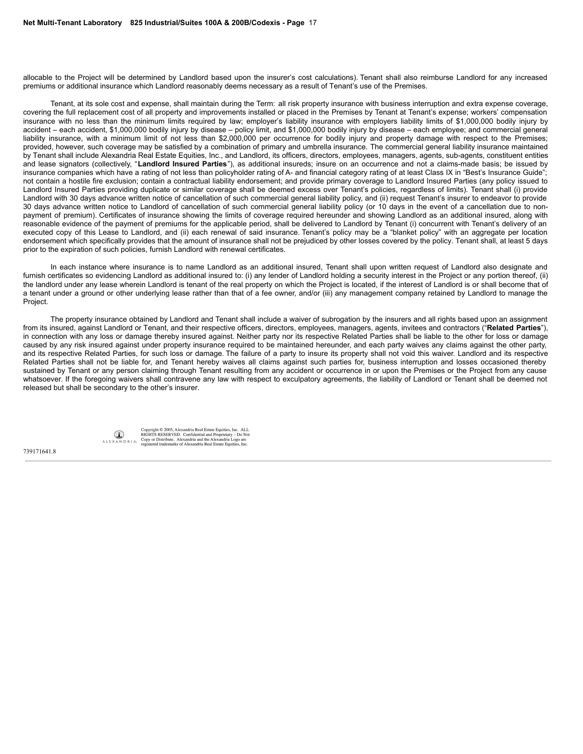allocable to the Project will be determined by Landlord based upon the insurer's cost calculations). Tenant shall also reimburse Landlord for any increased premiums or additional insurance which Landlord reasonably deems necessary as a result of Tenant's use of the Premises.

Tenant, at its sole cost and expense, shall maintain during the Term: all risk property insurance with business interruption and extra expense coverage, covering the full replacement cost of all property and improvements installed or placed in the Premises by Tenant at Tenant's expense; workers' compensation insurance with no less than the minimum limits required by law; employer's liability insurance with employers liability limits of $1,000,000 bodily injury by accident – each accident, $1,000,000 bodily injury by disease – policy limit, and $1,000,000 bodily injury by disease – each employee; and commercial general liability insurance, with a minimum limit of not less than $2,000,000 per occurrence for bodily injury and property damage with respect to the Premises; provided, however, such coverage may be satisfied by a combination of primary and umbrella insurance. The commercial general liability insurance maintained by Tenant shall include Alexandria Real Estate Equities, Inc., and Landlord, its officers, directors, employees, managers, agents, sub-agents, constituent entities and lease signators (collectively, "**Landlord Insured Parties**"), as additional insureds; insure on an occurrence and not a claims-made basis; be issued by insurance companies which have a rating of not less than policyholder rating of A- and financial category rating of at least Class IX in "Best's Insurance Guide"; not contain a hostile fire exclusion; contain a contractual liability endorsement; and provide primary coverage to Landlord Insured Parties (any policy issued to Landlord Insured Parties providing duplicate or similar coverage shall be deemed excess over Tenant's policies, regardless of limits). Tenant shall (i) provide Landlord with 30 days advance written notice of cancellation of such commercial general liability policy, and (ii) request Tenant's insurer to endeavor to provide 30 days advance written notice to Landlord of cancellation of such commercial general liability policy (or 10 days in the event of a cancellation due to non-payment of premium). Certificates of insurance showing the limits of coverage required hereunder and showing Landlord as an additional insured, along with reasonable evidence of the payment of premiums for the applicable period, shall be delivered to Landlord by Tenant (i) concurrent with Tenant's delivery of an executed copy of this Lease to Landlord, and (ii) each renewal of said insurance. Tenant's policy may be a "blanket policy" with an aggregate per location endorsement which specifically provides that the amount of insurance shall not be prejudiced by other losses covered by the policy. Tenant shall, at least 5 days prior to the expiration of such policies, furnish Landlord with renewal certificates.

In each instance where insurance is to name Landlord as an additional insured, Tenant shall upon written request of Landlord also designate and furnish certificates so evidencing Landlord as additional insured to: (i) any lender of Landlord holding a security interest in the Project or any portion thereof, (ii) the landlord under any lease wherein Landlord is tenant of the real property on which the Project is located, if the interest of Landlord is or shall become that of a tenant under a ground or other underlying lease rather than that of a fee owner, and/or (iii) any management company retained by Landlord to manage the Project.

The property insurance obtained by Landlord and Tenant shall include a waiver of subrogation by the insurers and all rights based upon an assignment from its insured, against Landlord or Tenant, and their respective officers, directors, employees, managers, agents, invitees and contractors ("**Related Parties**"), in connection with any loss or damage thereby insured against. Neither party nor its respective Related Parties shall be liable to the other for loss or damage caused by any risk insured against under property insurance required to be maintained hereunder, and each party waives any claims against the other party, and its respective Related Parties, for such loss or damage. The failure of a party to insure its property shall not void this waiver. Landlord and its respective Related Parties shall not be liable for, and Tenant hereby waives all claims against such parties for, business interruption and losses occasioned thereby sustained by Tenant or any person claiming through Tenant resulting from any accident or occurrence in or upon the Premises or the Project from any cause whatsoever. If the foregoing waivers shall contravene any law with respect to exculpatory agreements, the liability of Landlord or Tenant shall be deemed not released but shall be secondary to the other's insurer.

Copyright © 2005, Alexandria Real Estate Equities, Inc. ALL RIGHTS RESERVED. Confidential and Proprietary – Do Not Copy or Distribute. Alexandria and the Alexandria Logo are registered trademarks of Alexandria Real Estate Equities, Inc.

739171641.8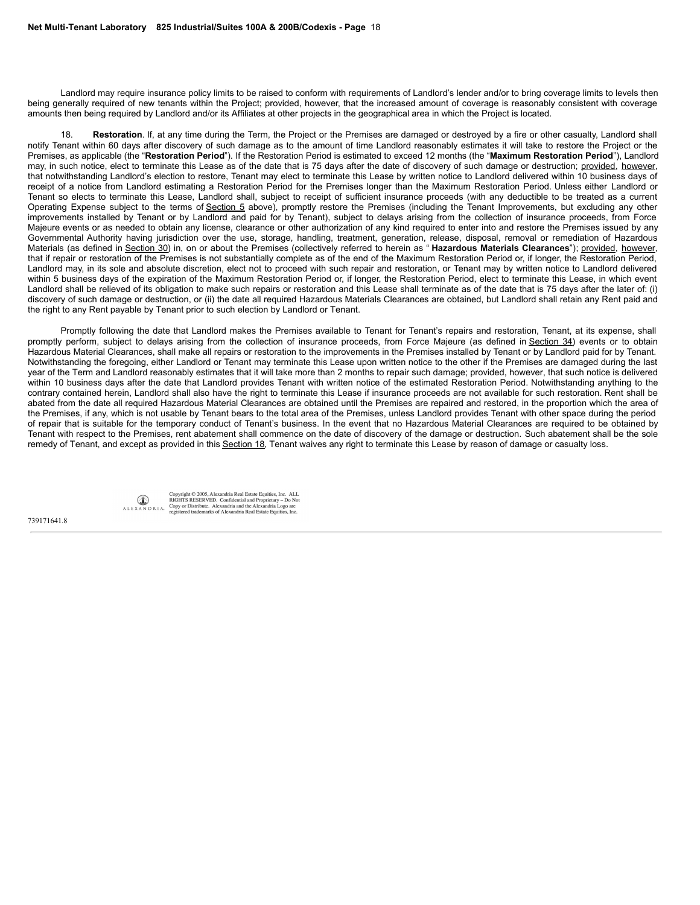Landlord may require insurance policy limits to be raised to conform with requirements of Landlord's lender and/or to bring coverage limits to levels then being generally required of new tenants within the Project; provided, however, that the increased amount of coverage is reasonably consistent with coverage amounts then being required by Landlord and/or its Affiliates at other projects in the geographical area in which the Project is located.

18. **Restoration**. If, at any time during the Term, the Project or the Premises are damaged or destroyed by a fire or other casualty, Landlord shall notify Tenant within 60 days after discovery of such damage as to the amount of time Landlord reasonably estimates it will take to restore the Project or the Premises, as applicable (the "**Restoration Period**"). If the Restoration Period is estimated to exceed 12 months (the "**Maximum Restoration Period**"), Landlord may, in such notice, elect to terminate this Lease as of the date that is 75 days after the date of discovery of such damage or destruction; provided, however, that notwithstanding Landlord's election to restore, Tenant may elect to terminate this Lease by written notice to Landlord delivered within 10 business days of receipt of a notice from Landlord estimating a Restoration Period for the Premises longer than the Maximum Restoration Period. Unless either Landlord or Tenant so elects to terminate this Lease, Landlord shall, subject to receipt of sufficient insurance proceeds (with any deductible to be treated as a current Operating Expense subject to the terms of Section 5 above), promptly restore the Premises (including the Tenant Improvements, but excluding any other improvements installed by Tenant or by Landlord and paid for by Tenant), subject to delays arising from the collection of insurance proceeds, from Force Majeure events or as needed to obtain any license, clearance or other authorization of any kind required to enter into and restore the Premises issued by any Governmental Authority having jurisdiction over the use, storage, handling, treatment, generation, release, disposal, removal or remediation of Hazardous Materials (as defined in Section 30) in, on or about the Premises (collectively referred to herein as "**Hazardous Materials Clearances**"); provided, however, that if repair or restoration of the Premises is not substantially complete as of the end of the Maximum Restoration Period or, if longer, the Restoration Period, Landlord may, in its sole and absolute discretion, elect not to proceed with such repair and restoration, or Tenant may by written notice to Landlord delivered within 5 business days of the expiration of the Maximum Restoration Period or, if longer, the Restoration Period, elect to terminate this Lease, in which event Landlord shall be relieved of its obligation to make such repairs or restoration and this Lease shall terminate as of the date that is 75 days after the later of: (i) discovery of such damage or destruction, or (ii) the date all required Hazardous Materials Clearances are obtained, but Landlord shall retain any Rent paid and the right to any Rent payable by Tenant prior to such election by Landlord or Tenant.

Promptly following the date that Landlord makes the Premises available to Tenant for Tenant's repairs and restoration, Tenant, at its expense, shall promptly perform, subject to delays arising from the collection of insurance proceeds, from Force Majeure (as defined in Section 34) events or to obtain Hazardous Material Clearances, shall make all repairs or restoration to the improvements in the Premises installed by Tenant or by Landlord paid for by Tenant. Notwithstanding the foregoing, either Landlord or Tenant may terminate this Lease upon written notice to the other if the Premises are damaged during the last year of the Term and Landlord reasonably estimates that it will take more than 2 months to repair such damage; provided, however, that such notice is delivered within 10 business days after the date that Landlord provides Tenant with written notice of the estimated Restoration Period. Notwithstanding anything to the contrary contained herein, Landlord shall also have the right to terminate this Lease if insurance proceeds are not available for such restoration. Rent shall be abated from the date all required Hazardous Material Clearances are obtained until the Premises are repaired and restored, in the proportion which the area of the Premises, if any, which is not usable by Tenant bears to the total area of the Premises, unless Landlord provides Tenant with other space during the period of repair that is suitable for the temporary conduct of Tenant's business. In the event that no Hazardous Material Clearances are required to be obtained by Tenant with respect to the Premises, rent abatement shall commence on the date of discovery of the damage or destruction. Such abatement shall be the sole remedy of Tenant, and except as provided in this Section 18, Tenant waives any right to terminate this Lease by reason of damage or casualty loss.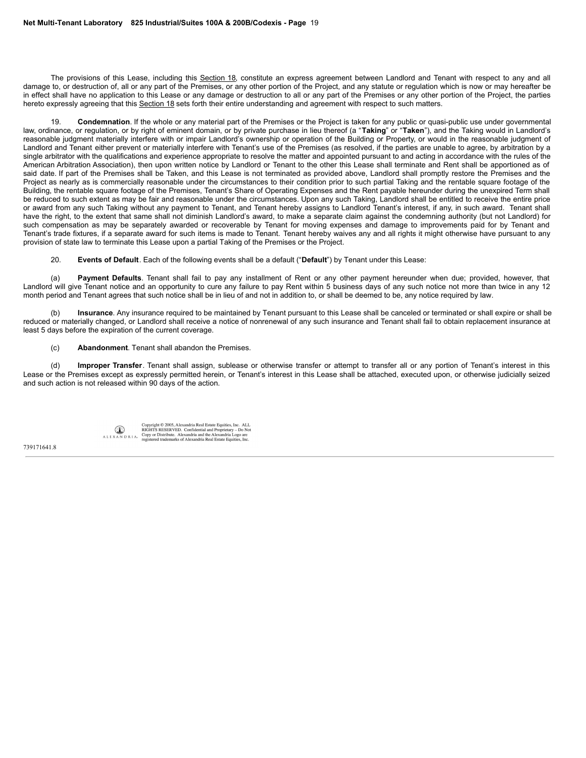The provisions of this Lease, including this Section 18, constitute an express agreement between Landlord and Tenant with respect to any and all damage to, or destruction of, all or any part of the Premises, or any other portion of the Project, and any statute or regulation which is now or may hereafter be in effect shall have no application to this Lease or any damage or destruction to all or any part of the Premises or any other portion of the Project, the parties hereto expressly agreeing that this Section 18 sets forth their entire understanding and agreement with respect to such matters.

19. **Condemnation**. If the whole or any material part of the Premises or the Project is taken for any public or quasi-public use under governmental law, ordinance, or regulation, or by right of eminent domain, or by private purchase in lieu thereof (a "**Taking**" or "**Taken**"), and the Taking would in Landlord's reasonable judgment materially interfere with or impair Landlord's ownership or operation of the Building or Property, or would in the reasonable judgment of Landlord and Tenant either prevent or materially interfere with Tenant's use of the Premises (as resolved, if the parties are unable to agree, by arbitration by a single arbitrator with the qualifications and experience appropriate to resolve the matter and appointed pursuant to and acting in accordance with the rules of the American Arbitration Association), then upon written notice by Landlord or Tenant to the other this Lease shall terminate and Rent shall be apportioned as of said date. If part of the Premises shall be Taken, and this Lease is not terminated as provided above, Landlord shall promptly restore the Premises and the Project as nearly as is commercially reasonable under the circumstances to their condition prior to such partial Taking and the rentable square footage of the Building, the rentable square footage of the Premises, Tenant's Share of Operating Expenses and the Rent payable hereunder during the unexpired Term shall be reduced to such extent as may be fair and reasonable under the circumstances. Upon any such Taking, Landlord shall be entitled to receive the entire price or award from any such Taking without any payment to Tenant, and Tenant hereby assigns to Landlord Tenant's interest, if any, in such award. Tenant shall have the right, to the extent that same shall not diminish Landlord's award, to make a separate claim against the condemning authority (but not Landlord) for such compensation as may be separately awarded or recoverable by Tenant for moving expenses and damage to improvements paid for by Tenant and Tenant's trade fixtures, if a separate award for such items is made to Tenant. Tenant hereby waives any and all rights it might otherwise have pursuant to any provision of state law to terminate this Lease upon a partial Taking of the Premises or the Project.

20. **Events of Default**. Each of the following events shall be a default ("**Default**") by Tenant under this Lease:

(a) **Payment Defaults**. Tenant shall fail to pay any installment of Rent or any other payment hereunder when due; provided, however, that Landlord will give Tenant notice and an opportunity to cure any failure to pay Rent within 5 business days of any such notice not more than twice in any 12 month period and Tenant agrees that such notice shall be in lieu of and not in addition to, or shall be deemed to be, any notice required by law.

(b) **Insurance**. Any insurance required to be maintained by Tenant pursuant to this Lease shall be canceled or terminated or shall expire or shall be reduced or materially changed, or Landlord shall receive a notice of nonrenewal of any such insurance and Tenant shall fail to obtain replacement insurance at least 5 days before the expiration of the current coverage.

(c) **Abandonment**. Tenant shall abandon the Premises.

(d) **Improper Transfer**. Tenant shall assign, sublease or otherwise transfer or attempt to transfer all or any portion of Tenant's interest in this Lease or the Premises except as expressly permitted herein, or Tenant's interest in this Lease shall be attached, executed upon, or otherwise judicially seized and such action is not released within 90 days of the action.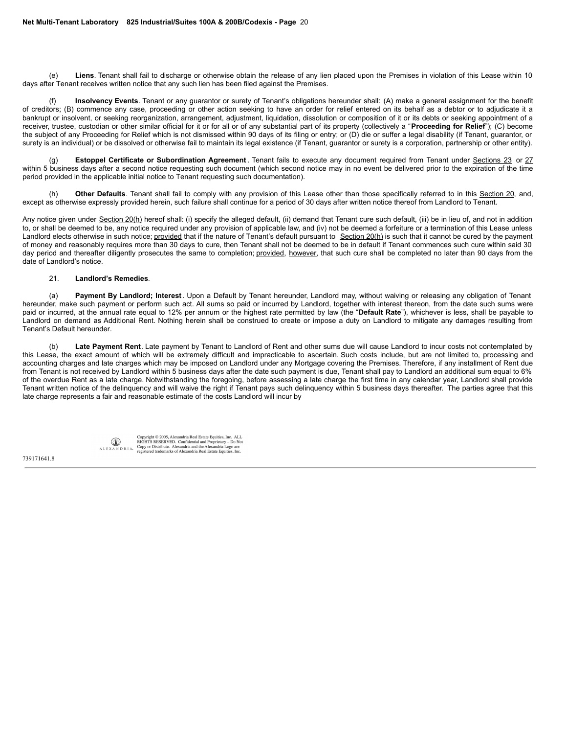(e) **Liens**. Tenant shall fail to discharge or otherwise obtain the release of any lien placed upon the Premises in violation of this Lease within 10 days after Tenant receives written notice that any such lien has been filed against the Premises.

(f) **Insolvency Events**. Tenant or any guarantor or surety of Tenant's obligations hereunder shall: (A) make a general assignment for the benefit of creditors; (B) commence any case, proceeding or other action seeking to have an order for relief entered on its behalf as a debtor or to adjudicate it a bankrupt or insolvent, or seeking reorganization, arrangement, adjustment, liquidation, dissolution or composition of it or its debts or seeking appointment of a receiver, trustee, custodian or other similar official for it or for all or of any substantial part of its property (collectively a "**Proceeding for Relief**"); (C) become the subject of any Proceeding for Relief which is not dismissed within 90 days of its filing or entry; or (D) die or suffer a legal disability (if Tenant, guarantor, or surety is an individual) or be dissolved or otherwise fail to maintain its legal existence (if Tenant, guarantor or surety is a corporation, partnership or other entity).

(g) **Estoppel Certificate or Subordination Agreement**. Tenant fails to execute any document required from Tenant under Sections 23 or 27 within 5 business days after a second notice requesting such document (which second notice may in no event be delivered prior to the expiration of the time period provided in the applicable initial notice to Tenant requesting such documentation).

(h) **Other Defaults**. Tenant shall fail to comply with any provision of this Lease other than those specifically referred to in this Section 20, and, except as otherwise expressly provided herein, such failure shall continue for a period of 30 days after written notice thereof from Landlord to Tenant.

Any notice given under Section 20(h) hereof shall: (i) specify the alleged default, (ii) demand that Tenant cure such default, (iii) be in lieu of, and not in addition to, or shall be deemed to be, any notice required under any provision of applicable law, and (iv) not be deemed a forfeiture or a termination of this Lease unless Landlord elects otherwise in such notice; provided that if the nature of Tenant's default pursuant to Section 20(h) is such that it cannot be cured by the payment of money and reasonably requires more than 30 days to cure, then Tenant shall not be deemed to be in default if Tenant commences such cure within said 30 day period and thereafter diligently prosecutes the same to completion; provided, however, that such cure shall be completed no later than 90 days from the date of Landlord's notice.

21. **Landlord's Remedies**.

(a) **Payment By Landlord; Interest**. Upon a Default by Tenant hereunder, Landlord may, without waiving or releasing any obligation of Tenant hereunder, make such payment or perform such act. All sums so paid or incurred by Landlord, together with interest thereon, from the date such sums were paid or incurred, at the annual rate equal to 12% per annum or the highest rate permitted by law (the "**Default Rate**"), whichever is less, shall be payable to Landlord on demand as Additional Rent. Nothing herein shall be construed to create or impose a duty on Landlord to mitigate any damages resulting from Tenant's Default hereunder.

(b) **Late Payment Rent**. Late payment by Tenant to Landlord of Rent and other sums due will cause Landlord to incur costs not contemplated by this Lease, the exact amount of which will be extremely difficult and impracticable to ascertain. Such costs include, but are not limited to, processing and accounting charges and late charges which may be imposed on Landlord under any Mortgage covering the Premises. Therefore, if any installment of Rent due from Tenant is not received by Landlord within 5 business days after the date such payment is due, Tenant shall pay to Landlord an additional sum equal to 6% of the overdue Rent as a late charge. Notwithstanding the foregoing, before assessing a late charge the first time in any calendar year, Landlord shall provide Tenant written notice of the delinquency and will waive the right if Tenant pays such delinquency within 5 business days thereafter. The parties agree that this late charge represents a fair and reasonable estimate of the costs Landlord will incur by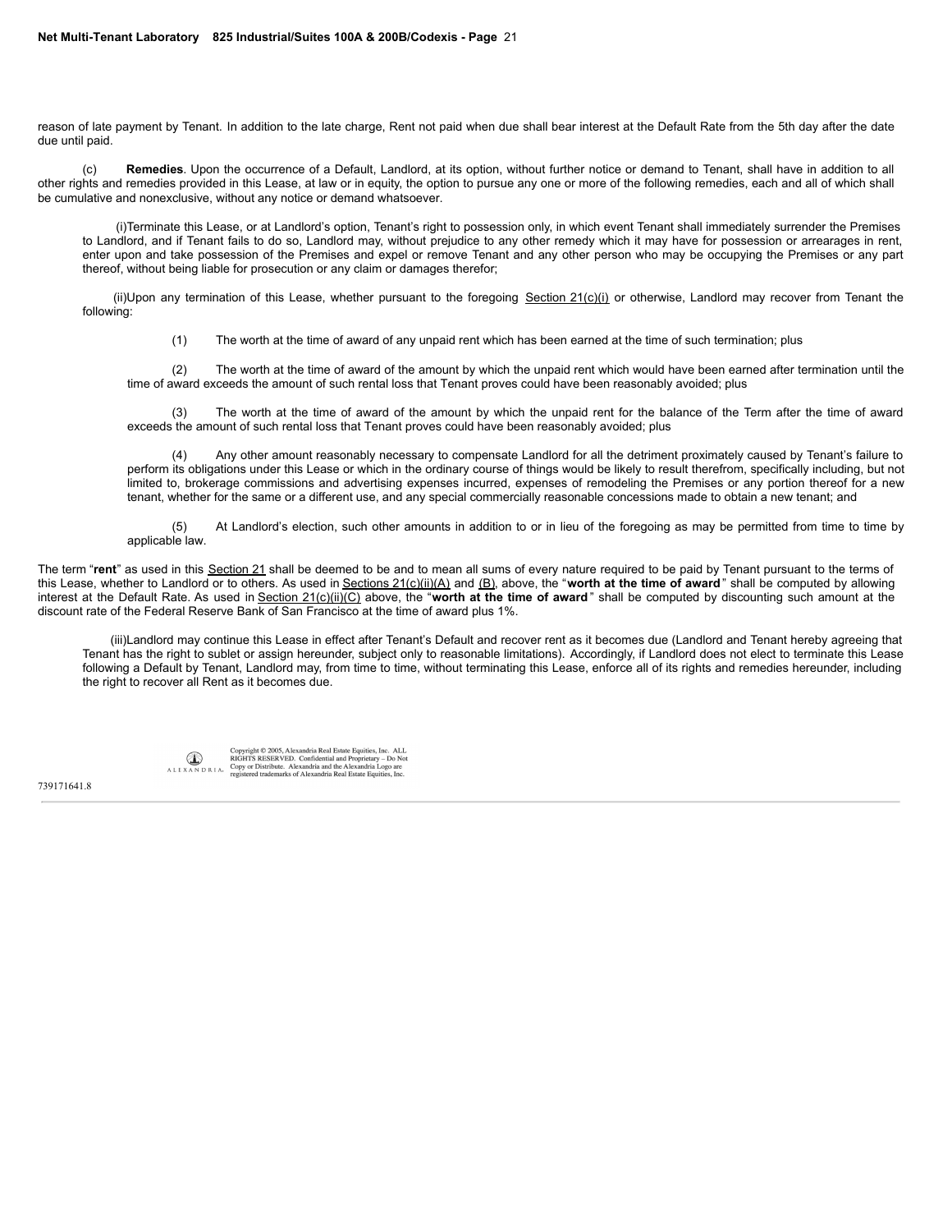reason of late payment by Tenant. In addition to the late charge, Rent not paid when due shall bear interest at the Default Rate from the 5th day after the date due until paid.

(c) **Remedies**. Upon the occurrence of a Default, Landlord, at its option, without further notice or demand to Tenant, shall have in addition to all other rights and remedies provided in this Lease, at law or in equity, the option to pursue any one or more of the following remedies, each and all of which shall be cumulative and nonexclusive, without any notice or demand whatsoever.

(i)Terminate this Lease, or at Landlord's option, Tenant's right to possession only, in which event Tenant shall immediately surrender the Premises to Landlord, and if Tenant fails to do so, Landlord may, without prejudice to any other remedy which it may have for possession or arrearages in rent, enter upon and take possession of the Premises and expel or remove Tenant and any other person who may be occupying the Premises or any part thereof, without being liable for prosecution or any claim or damages therefor;

(ii)Upon any termination of this Lease, whether pursuant to the foregoing Section 21(c)(i) or otherwise, Landlord may recover from Tenant the following:

(1) The worth at the time of award of any unpaid rent which has been earned at the time of such termination; plus

(2) The worth at the time of award of the amount by which the unpaid rent which would have been earned after termination until the time of award exceeds the amount of such rental loss that Tenant proves could have been reasonably avoided; plus

(3) The worth at the time of award of the amount by which the unpaid rent for the balance of the Term after the time of award exceeds the amount of such rental loss that Tenant proves could have been reasonably avoided; plus

(4) Any other amount reasonably necessary to compensate Landlord for all the detriment proximately caused by Tenant's failure to perform its obligations under this Lease or which in the ordinary course of things would be likely to result therefrom, specifically including, but not limited to, brokerage commissions and advertising expenses incurred, expenses of remodeling the Premises or any portion thereof for a new tenant, whether for the same or a different use, and any special commercially reasonable concessions made to obtain a new tenant; and

(5) At Landlord's election, such other amounts in addition to or in lieu of the foregoing as may be permitted from time to time by applicable law.

The term "**rent**" as used in this Section 21 shall be deemed to be and to mean all sums of every nature required to be paid by Tenant pursuant to the terms of this Lease, whether to Landlord or to others. As used in Sections 21(c)(ii)(A) and (B), above, the "**worth at the time of award**" shall be computed by allowing interest at the Default Rate. As used in Section 21(c)(ii)(C) above, the "**worth at the time of award**" shall be computed by discounting such amount at the discount rate of the Federal Reserve Bank of San Francisco at the time of award plus 1%.

(iii)Landlord may continue this Lease in effect after Tenant's Default and recover rent as it becomes due (Landlord and Tenant hereby agreeing that Tenant has the right to sublet or assign hereunder, subject only to reasonable limitations). Accordingly, if Landlord does not elect to terminate this Lease following a Default by Tenant, Landlord may, from time to time, without terminating this Lease, enforce all of its rights and remedies hereunder, including the right to recover all Rent as it becomes due.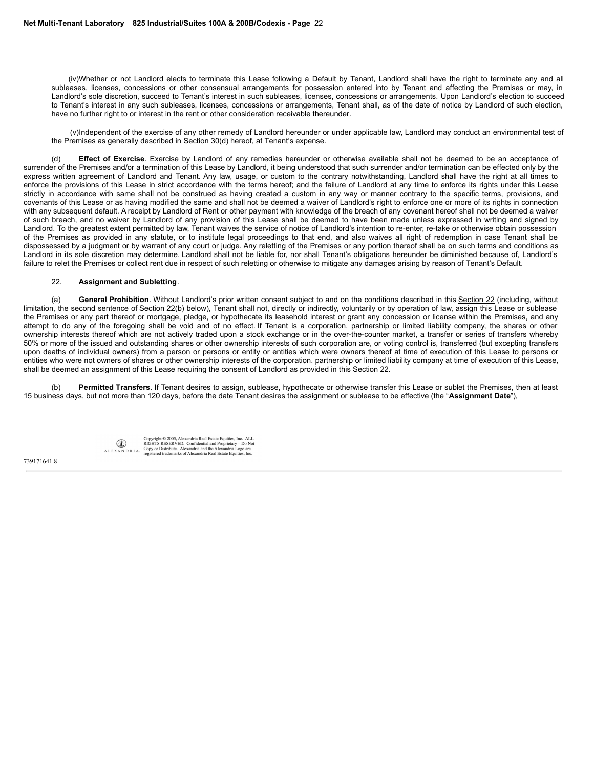(iv)Whether or not Landlord elects to terminate this Lease following a Default by Tenant, Landlord shall have the right to terminate any and all subleases, licenses, concessions or other consensual arrangements for possession entered into by Tenant and affecting the Premises or may, in Landlord's sole discretion, succeed to Tenant's interest in such subleases, licenses, concessions or arrangements. Upon Landlord's election to succeed to Tenant's interest in any such subleases, licenses, concessions or arrangements, Tenant shall, as of the date of notice by Landlord of such election, have no further right to or interest in the rent or other consideration receivable thereunder.

(v)Independent of the exercise of any other remedy of Landlord hereunder or under applicable law, Landlord may conduct an environmental test of the Premises as generally described in Section 30(d) hereof, at Tenant's expense.

(d) **Effect of Exercise**. Exercise by Landlord of any remedies hereunder or otherwise available shall not be deemed to be an acceptance of surrender of the Premises and/or a termination of this Lease by Landlord, it being understood that such surrender and/or termination can be effected only by the express written agreement of Landlord and Tenant. Any law, usage, or custom to the contrary notwithstanding, Landlord shall have the right at all times to enforce the provisions of this Lease in strict accordance with the terms hereof; and the failure of Landlord at any time to enforce its rights under this Lease strictly in accordance with same shall not be construed as having created a custom in any way or manner contrary to the specific terms, provisions, and covenants of this Lease or as having modified the same and shall not be deemed a waiver of Landlord's right to enforce one or more of its rights in connection with any subsequent default. A receipt by Landlord of Rent or other payment with knowledge of the breach of any covenant hereof shall not be deemed a waiver of such breach, and no waiver by Landlord of any provision of this Lease shall be deemed to have been made unless expressed in writing and signed by Landlord. To the greatest extent permitted by law, Tenant waives the service of notice of Landlord's intention to re-enter, re-take or otherwise obtain possession of the Premises as provided in any statute, or to institute legal proceedings to that end, and also waives all right of redemption in case Tenant shall be dispossessed by a judgment or by warrant of any court or judge. Any reletting of the Premises or any portion thereof shall be on such terms and conditions as Landlord in its sole discretion may determine. Landlord shall not be liable for, nor shall Tenant's obligations hereunder be diminished because of, Landlord's failure to relet the Premises or collect rent due in respect of such reletting or otherwise to mitigate any damages arising by reason of Tenant's Default.

22. **Assignment and Subletting**.

(a) **General Prohibition**. Without Landlord's prior written consent subject to and on the conditions described in this Section 22 (including, without limitation, the second sentence of Section 22(b) below), Tenant shall not, directly or indirectly, voluntarily or by operation of law, assign this Lease or sublease the Premises or any part thereof or mortgage, pledge, or hypothecate its leasehold interest or grant any concession or license within the Premises, and any attempt to do any of the foregoing shall be void and of no effect. If Tenant is a corporation, partnership or limited liability company, the shares or other ownership interests thereof which are not actively traded upon a stock exchange or in the over-the-counter market, a transfer or series of transfers whereby 50% or more of the issued and outstanding shares or other ownership interests of such corporation are, or voting control is, transferred (but excepting transfers upon deaths of individual owners) from a person or persons or entity or entities which were owners thereof at time of execution of this Lease to persons or entities who were not owners of shares or other ownership interests of the corporation, partnership or limited liability company at time of execution of this Lease, shall be deemed an assignment of this Lease requiring the consent of Landlord as provided in this Section 22.

(b) **Permitted Transfers**. If Tenant desires to assign, sublease, hypothecate or otherwise transfer this Lease or sublet the Premises, then at least 15 business days, but not more than 120 days, before the date Tenant desires the assignment or sublease to be effective (the "**Assignment Date**"),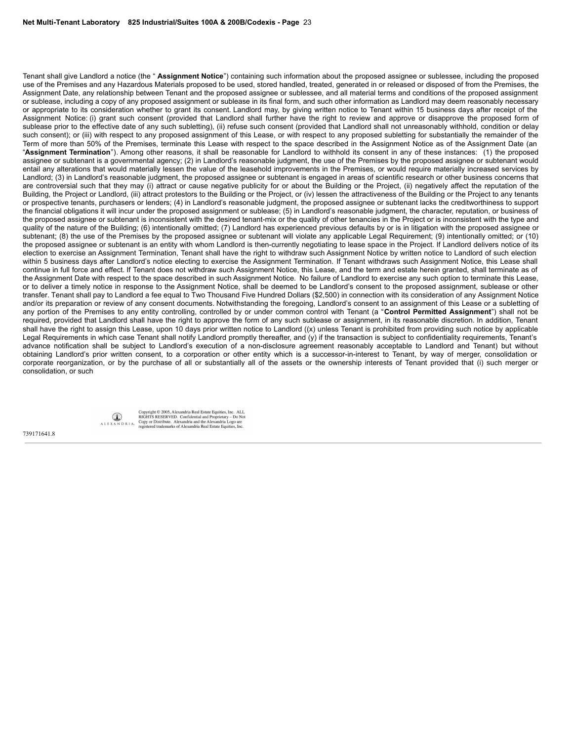Tenant shall give Landlord a notice (the "**Assignment Notice**") containing such information about the proposed assignee or sublessee, including the proposed use of the Premises and any Hazardous Materials proposed to be used, stored handled, treated, generated in or released or disposed of from the Premises, the Assignment Date, any relationship between Tenant and the proposed assignee or sublessee, and all material terms and conditions of the proposed assignment or sublease, including a copy of any proposed assignment or sublease in its final form, and such other information as Landlord may deem reasonably necessary or appropriate to its consideration whether to grant its consent. Landlord may, by giving written notice to Tenant within 15 business days after receipt of the Assignment Notice: (i) grant such consent (provided that Landlord shall further have the right to review and approve or disapprove the proposed form of sublease prior to the effective date of any such subletting), (ii) refuse such consent (provided that Landlord shall not unreasonably withhold, condition or delay such consent); or (iii) with respect to any proposed assignment of this Lease, or with respect to any proposed subletting for substantially the remainder of the Term of more than 50% of the Premises, terminate this Lease with respect to the space described in the Assignment Notice as of the Assignment Date (an "**Assignment Termination**"). Among other reasons, it shall be reasonable for Landlord to withhold its consent in any of these instances: (1) the proposed assignee or subtenant is a governmental agency; (2) in Landlord's reasonable judgment, the use of the Premises by the proposed assignee or subtenant would entail any alterations that would materially lessen the value of the leasehold improvements in the Premises, or would require materially increased services by Landlord; (3) in Landlord's reasonable judgment, the proposed assignee or subtenant is engaged in areas of scientific research or other business concerns that are controversial such that they may (i) attract or cause negative publicity for or about the Building or the Project, (ii) negatively affect the reputation of the Building, the Project or Landlord, (iii) attract protestors to the Building or the Project, or (iv) lessen the attractiveness of the Building or the Project to any tenants or prospective tenants, purchasers or lenders; (4) in Landlord's reasonable judgment, the proposed assignee or subtenant lacks the creditworthiness to support the financial obligations it will incur under the proposed assignment or sublease; (5) in Landlord's reasonable judgment, the character, reputation, or business of the proposed assignee or subtenant is inconsistent with the desired tenant-mix or the quality of other tenancies in the Project or is inconsistent with the type and quality of the nature of the Building; (6) intentionally omitted; (7) Landlord has experienced previous defaults by or is in litigation with the proposed assignee or subtenant; (8) the use of the Premises by the proposed assignee or subtenant will violate any applicable Legal Requirement; (9) intentionally omitted; or (10) the proposed assignee or subtenant is an entity with whom Landlord is then-currently negotiating to lease space in the Project. If Landlord delivers notice of its election to exercise an Assignment Termination, Tenant shall have the right to withdraw such Assignment Notice by written notice to Landlord of such election within 5 business days after Landlord's notice electing to exercise the Assignment Termination. If Tenant withdraws such Assignment Notice, this Lease shall continue in full force and effect. If Tenant does not withdraw such Assignment Notice, this Lease, and the term and estate herein granted, shall terminate as of the Assignment Date with respect to the space described in such Assignment Notice. No failure of Landlord to exercise any such option to terminate this Lease, or to deliver a timely notice in response to the Assignment Notice, shall be deemed to be Landlord's consent to the proposed assignment, sublease or other transfer. Tenant shall pay to Landlord a fee equal to Two Thousand Five Hundred Dollars ($2,500) in connection with its consideration of any Assignment Notice and/or its preparation or review of any consent documents. Notwithstanding the foregoing, Landlord's consent to an assignment of this Lease or a subletting of any portion of the Premises to any entity controlling, controlled by or under common control with Tenant (a "**Control Permitted Assignment**") shall not be required, provided that Landlord shall have the right to approve the form of any such sublease or assignment, in its reasonable discretion. In addition, Tenant shall have the right to assign this Lease, upon 10 days prior written notice to Landlord ((x) unless Tenant is prohibited from providing such notice by applicable Legal Requirements in which case Tenant shall notify Landlord promptly thereafter, and (y) if the transaction is subject to confidentiality requirements, Tenant's advance notification shall be subject to Landlord's execution of a non-disclosure agreement reasonably acceptable to Landlord and Tenant) but without obtaining Landlord's prior written consent, to a corporation or other entity which is a successor-in-interest to Tenant, by way of merger, consolidation or corporate reorganization, or by the purchase of all or substantially all of the assets or the ownership interests of Tenant provided that (i) such merger or consolidation, or such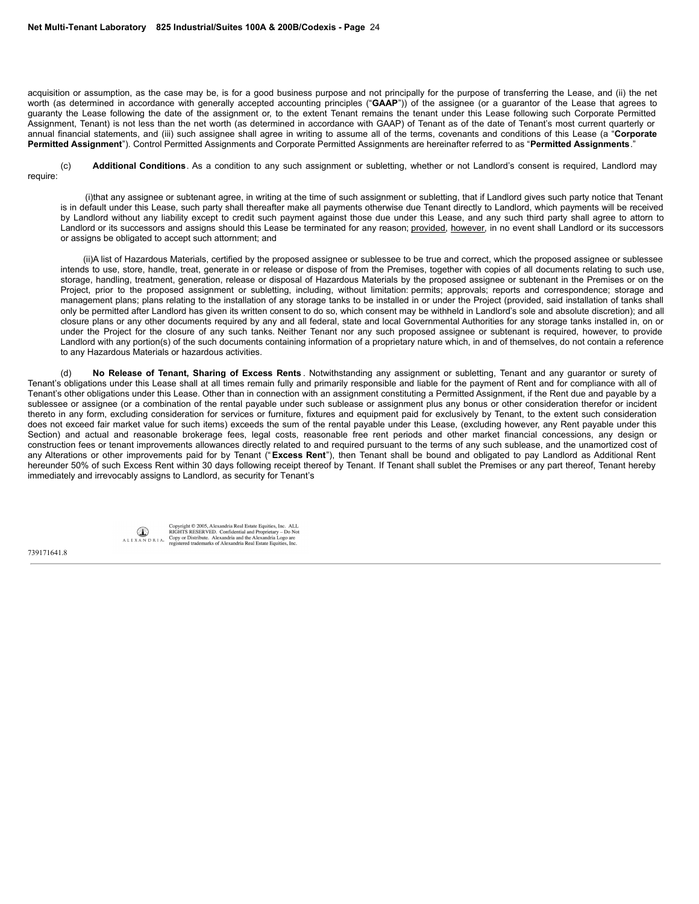acquisition or assumption, as the case may be, is for a good business purpose and not principally for the purpose of transferring the Lease, and (ii) the net worth (as determined in accordance with generally accepted accounting principles ("**GAAP**")) of the assignee (or a guarantor of the Lease that agrees to guaranty the Lease following the date of the assignment or, to the extent Tenant remains the tenant under this Lease following such Corporate Permitted Assignment, Tenant) is not less than the net worth (as determined in accordance with GAAP) of Tenant as of the date of Tenant's most current quarterly or annual financial statements, and (iii) such assignee shall agree in writing to assume all of the terms, covenants and conditions of this Lease (a "**Corporate Permitted Assignment**"). Control Permitted Assignments and Corporate Permitted Assignments are hereinafter referred to as "**Permitted Assignments**."

(c) **Additional Conditions**. As a condition to any such assignment or subletting, whether or not Landlord's consent is required, Landlord may require:

(i)that any assignee or subtenant agree, in writing at the time of such assignment or subletting, that if Landlord gives such party notice that Tenant is in default under this Lease, such party shall thereafter make all payments otherwise due Tenant directly to Landlord, which payments will be received by Landlord without any liability except to credit such payment against those due under this Lease, and any such third party shall agree to attorn to Landlord or its successors and assigns should this Lease be terminated for any reason; provided, however, in no event shall Landlord or its successors or assigns be obligated to accept such attornment; and

(ii)A list of Hazardous Materials, certified by the proposed assignee or sublessee to be true and correct, which the proposed assignee or sublessee intends to use, store, handle, treat, generate in or release or dispose of from the Premises, together with copies of all documents relating to such use, storage, handling, treatment, generation, release or disposal of Hazardous Materials by the proposed assignee or subtenant in the Premises or on the Project, prior to the proposed assignment or subletting, including, without limitation: permits; approvals; reports and correspondence; storage and management plans; plans relating to the installation of any storage tanks to be installed in or under the Project (provided, said installation of tanks shall only be permitted after Landlord has given its written consent to do so, which consent may be withheld in Landlord's sole and absolute discretion); and all closure plans or any other documents required by any and all federal, state and local Governmental Authorities for any storage tanks installed in, on or under the Project for the closure of any such tanks. Neither Tenant nor any such proposed assignee or subtenant is required, however, to provide Landlord with any portion(s) of the such documents containing information of a proprietary nature which, in and of themselves, do not contain a reference to any Hazardous Materials or hazardous activities.

(d) **No Release of Tenant, Sharing of Excess Rents**. Notwithstanding any assignment or subletting, Tenant and any guarantor or surety of Tenant's obligations under this Lease shall at all times remain fully and primarily responsible and liable for the payment of Rent and for compliance with all of Tenant's other obligations under this Lease. Other than in connection with an assignment constituting a Permitted Assignment, if the Rent due and payable by a sublessee or assignee (or a combination of the rental payable under such sublease or assignment plus any bonus or other consideration therefor or incident thereto in any form, excluding consideration for services or furniture, fixtures and equipment paid for exclusively by Tenant, to the extent such consideration does not exceed fair market value for such items) exceeds the sum of the rental payable under this Lease, (excluding however, any Rent payable under this Section) and actual and reasonable brokerage fees, legal costs, reasonable free rent periods and other market financial concessions, any design or construction fees or tenant improvements allowances directly related to and required pursuant to the terms of any such sublease, and the unamortized cost of any Alterations or other improvements paid for by Tenant ("**Excess Rent**"), then Tenant shall be bound and obligated to pay Landlord as Additional Rent hereunder 50% of such Excess Rent within 30 days following receipt thereof by Tenant. If Tenant shall sublet the Premises or any part thereof, Tenant hereby immediately and irrevocably assigns to Landlord, as security for Tenant's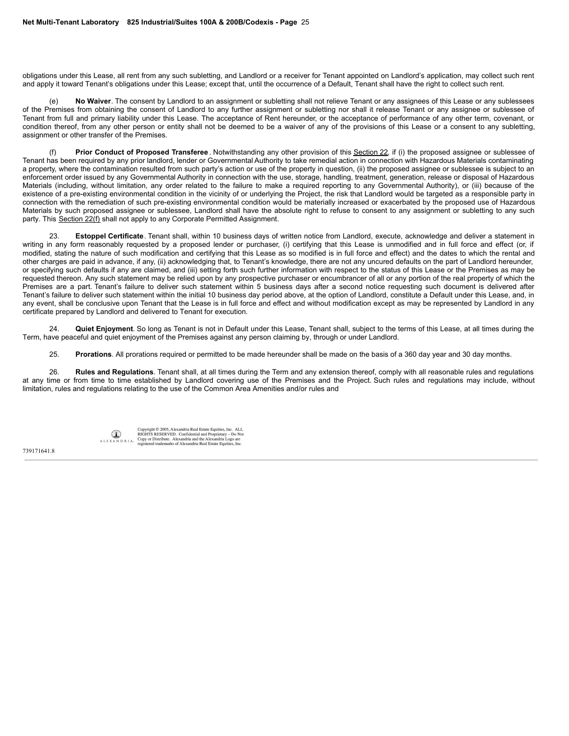obligations under this Lease, all rent from any such subletting, and Landlord or a receiver for Tenant appointed on Landlord's application, may collect such rent and apply it toward Tenant's obligations under this Lease; except that, until the occurrence of a Default, Tenant shall have the right to collect such rent.

(e) **No Waiver**. The consent by Landlord to an assignment or subletting shall not relieve Tenant or any assignees of this Lease or any sublessees of the Premises from obtaining the consent of Landlord to any further assignment or subletting nor shall it release Tenant or any assignee or sublessee of Tenant from full and primary liability under this Lease. The acceptance of Rent hereunder, or the acceptance of performance of any other term, covenant, or condition thereof, from any other person or entity shall not be deemed to be a waiver of any of the provisions of this Lease or a consent to any subletting, assignment or other transfer of the Premises.

(f) **Prior Conduct of Proposed Transferee**. Notwithstanding any other provision of this Section 22, if (i) the proposed assignee or sublessee of Tenant has been required by any prior landlord, lender or Governmental Authority to take remedial action in connection with Hazardous Materials contaminating a property, where the contamination resulted from such party's action or use of the property in question, (ii) the proposed assignee or sublessee is subject to an enforcement order issued by any Governmental Authority in connection with the use, storage, handling, treatment, generation, release or disposal of Hazardous Materials (including, without limitation, any order related to the failure to make a required reporting to any Governmental Authority), or (iii) because of the existence of a pre-existing environmental condition in the vicinity of or underlying the Project, the risk that Landlord would be targeted as a responsible party in connection with the remediation of such pre-existing environmental condition would be materially increased or exacerbated by the proposed use of Hazardous Materials by such proposed assignee or sublessee, Landlord shall have the absolute right to refuse to consent to any assignment or subletting to any such party. This Section 22(f) shall not apply to any Corporate Permitted Assignment.

23. **Estoppel Certificate**. Tenant shall, within 10 business days of written notice from Landlord, execute, acknowledge and deliver a statement in writing in any form reasonably requested by a proposed lender or purchaser, (i) certifying that this Lease is unmodified and in full force and effect (or, if modified, stating the nature of such modification and certifying that this Lease as so modified is in full force and effect) and the dates to which the rental and other charges are paid in advance, if any, (ii) acknowledging that, to Tenant's knowledge, there are not any uncured defaults on the part of Landlord hereunder, or specifying such defaults if any are claimed, and (iii) setting forth such further information with respect to the status of this Lease or the Premises as may be requested thereon. Any such statement may be relied upon by any prospective purchaser or encumbrancer of all or any portion of the real property of which the Premises are a part. Tenant's failure to deliver such statement within 5 business days after a second notice requesting such document is delivered after Tenant's failure to deliver such statement within the initial 10 business day period above, at the option of Landlord, constitute a Default under this Lease, and, in any event, shall be conclusive upon Tenant that the Lease is in full force and effect and without modification except as may be represented by Landlord in any certificate prepared by Landlord and delivered to Tenant for execution.

24. **Quiet Enjoyment**. So long as Tenant is not in Default under this Lease, Tenant shall, subject to the terms of this Lease, at all times during the Term, have peaceful and quiet enjoyment of the Premises against any person claiming by, through or under Landlord.

25. **Prorations**. All prorations required or permitted to be made hereunder shall be made on the basis of a 360 day year and 30 day months.

26. **Rules and Regulations**. Tenant shall, at all times during the Term and any extension thereof, comply with all reasonable rules and regulations at any time or from time to time established by Landlord covering use of the Premises and the Project. Such rules and regulations may include, without limitation, rules and regulations relating to the use of the Common Area Amenities and/or rules and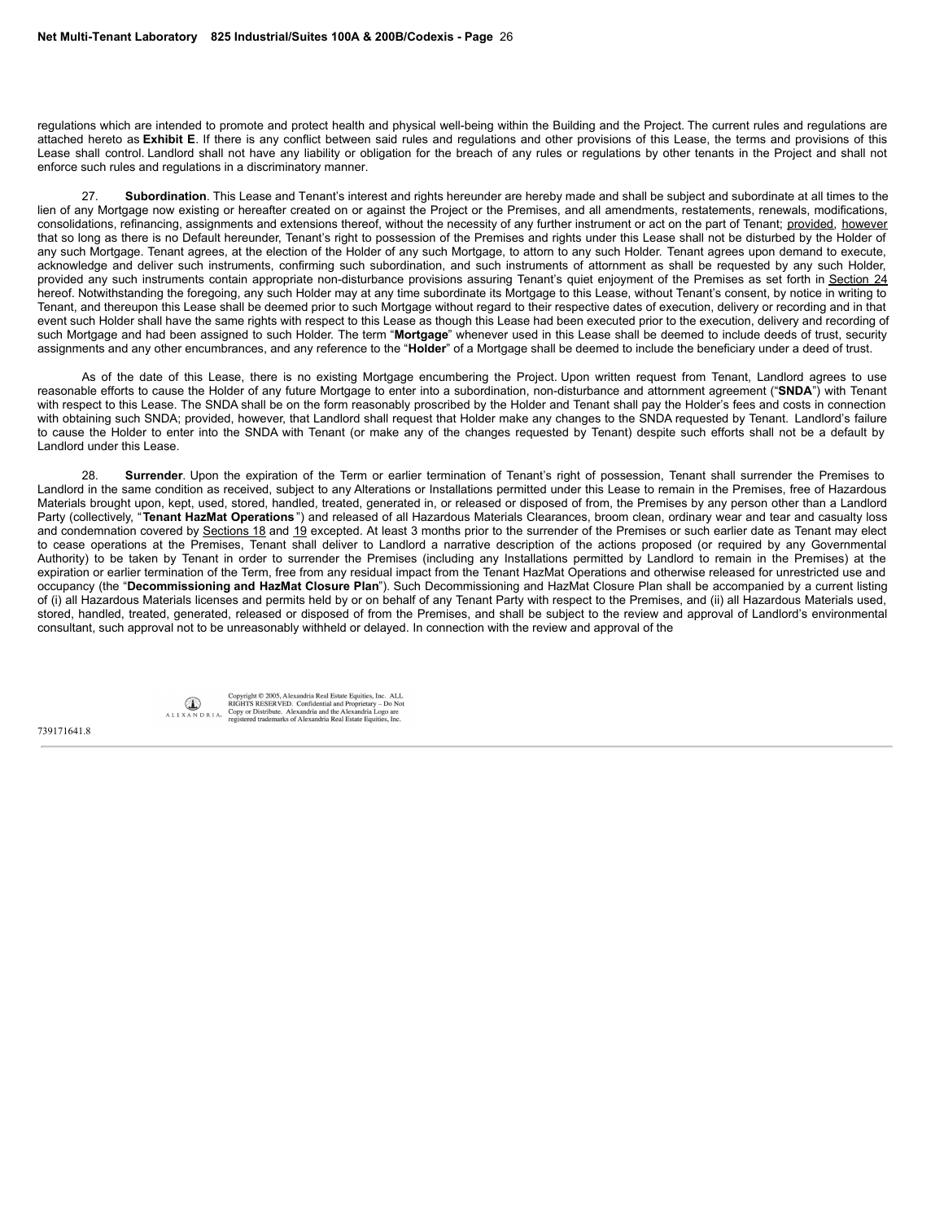regulations which are intended to promote and protect health and physical well-being within the Building and the Project. The current rules and regulations are attached hereto as **Exhibit E**. If there is any conflict between said rules and regulations and other provisions of this Lease, the terms and provisions of this Lease shall control. Landlord shall not have any liability or obligation for the breach of any rules or regulations by other tenants in the Project and shall not enforce such rules and regulations in a discriminatory manner.

27. **Subordination**. This Lease and Tenant's interest and rights hereunder are hereby made and shall be subject and subordinate at all times to the lien of any Mortgage now existing or hereafter created on or against the Project or the Premises, and all amendments, restatements, renewals, modifications, consolidations, refinancing, assignments and extensions thereof, without the necessity of any further instrument or act on the part of Tenant; provided, however that so long as there is no Default hereunder, Tenant's right to possession of the Premises and rights under this Lease shall not be disturbed by the Holder of any such Mortgage. Tenant agrees, at the election of the Holder of any such Mortgage, to attorn to any such Holder. Tenant agrees upon demand to execute, acknowledge and deliver such instruments, confirming such subordination, and such instruments of attornment as shall be requested by any such Holder, provided any such instruments contain appropriate non-disturbance provisions assuring Tenant's quiet enjoyment of the Premises as set forth in Section 24 hereof. Notwithstanding the foregoing, any such Holder may at any time subordinate its Mortgage to this Lease, without Tenant's consent, by notice in writing to Tenant, and thereupon this Lease shall be deemed prior to such Mortgage without regard to their respective dates of execution, delivery or recording and in that event such Holder shall have the same rights with respect to this Lease as though this Lease had been executed prior to the execution, delivery and recording of such Mortgage and had been assigned to such Holder. The term "**Mortgage**" whenever used in this Lease shall be deemed to include deeds of trust, security assignments and any other encumbrances, and any reference to the "**Holder**" of a Mortgage shall be deemed to include the beneficiary under a deed of trust.

As of the date of this Lease, there is no existing Mortgage encumbering the Project. Upon written request from Tenant, Landlord agrees to use reasonable efforts to cause the Holder of any future Mortgage to enter into a subordination, non-disturbance and attornment agreement ("**SNDA**") with Tenant with respect to this Lease. The SNDA shall be on the form reasonably proscribed by the Holder and Tenant shall pay the Holder's fees and costs in connection with obtaining such SNDA; provided, however, that Landlord shall request that Holder make any changes to the SNDA requested by Tenant. Landlord's failure to cause the Holder to enter into the SNDA with Tenant (or make any of the changes requested by Tenant) despite such efforts shall not be a default by Landlord under this Lease.

28. **Surrender**. Upon the expiration of the Term or earlier termination of Tenant's right of possession, Tenant shall surrender the Premises to Landlord in the same condition as received, subject to any Alterations or Installations permitted under this Lease to remain in the Premises, free of Hazardous Materials brought upon, kept, used, stored, handled, treated, generated in, or released or disposed of from, the Premises by any person other than a Landlord Party (collectively, "**Tenant HazMat Operations**") and released of all Hazardous Materials Clearances, broom clean, ordinary wear and tear and casualty loss and condemnation covered by Sections 18 and 19 excepted. At least 3 months prior to the surrender of the Premises or such earlier date as Tenant may elect to cease operations at the Premises, Tenant shall deliver to Landlord a narrative description of the actions proposed (or required by any Governmental Authority) to be taken by Tenant in order to surrender the Premises (including any Installations permitted by Landlord to remain in the Premises) at the expiration or earlier termination of the Term, free from any residual impact from the Tenant HazMat Operations and otherwise released for unrestricted use and occupancy (the "**Decommissioning and HazMat Closure Plan**"). Such Decommissioning and HazMat Closure Plan shall be accompanied by a current listing of (i) all Hazardous Materials licenses and permits held by or on behalf of any Tenant Party with respect to the Premises, and (ii) all Hazardous Materials used, stored, handled, treated, generated, released or disposed of from the Premises, and shall be subject to the review and approval of Landlord's environmental consultant, such approval not to be unreasonably withheld or delayed. In connection with the review and approval of the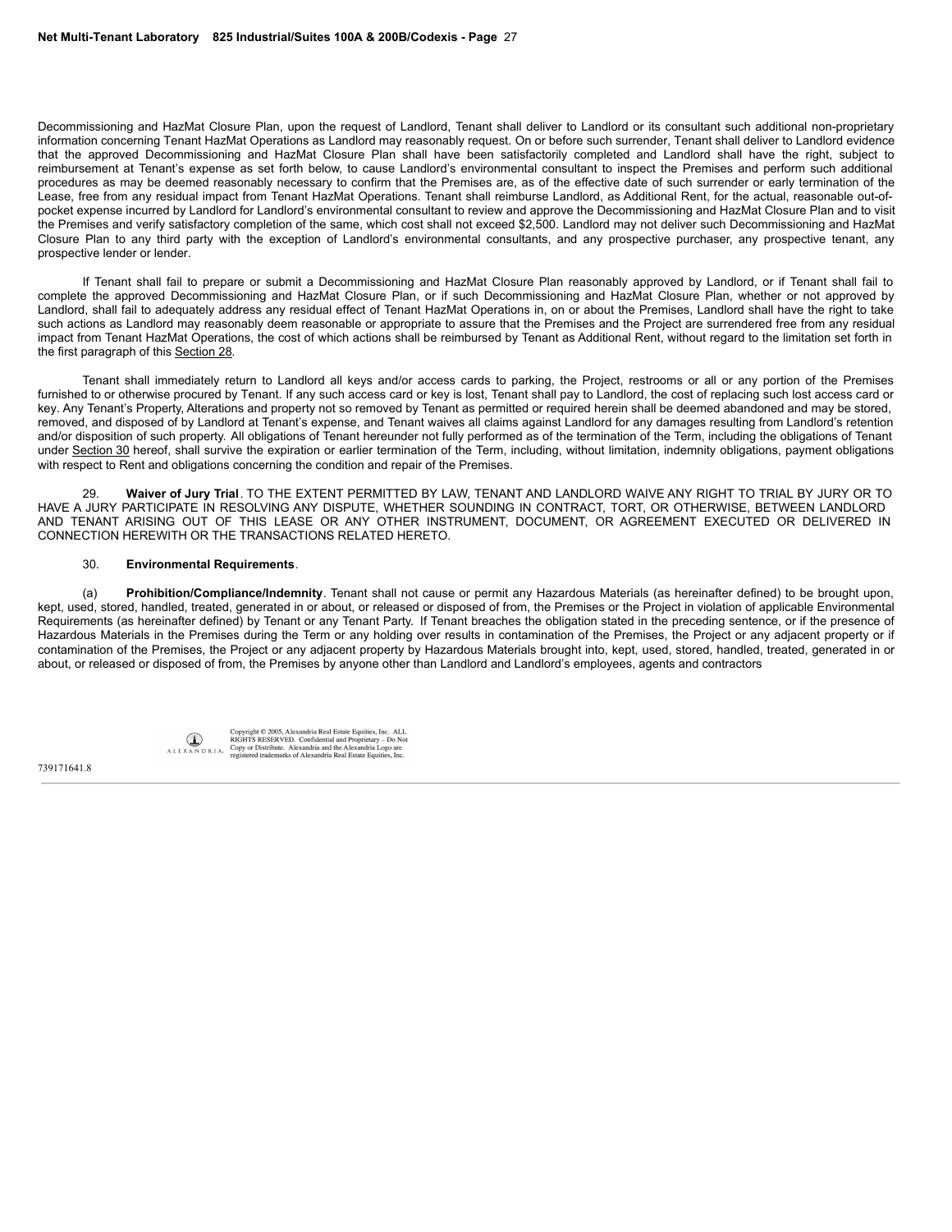Decommissioning and HazMat Closure Plan, upon the request of Landlord, Tenant shall deliver to Landlord or its consultant such additional non-proprietary information concerning Tenant HazMat Operations as Landlord may reasonably request. On or before such surrender, Tenant shall deliver to Landlord evidence that the approved Decommissioning and HazMat Closure Plan shall have been satisfactorily completed and Landlord shall have the right, subject to reimbursement at Tenant's expense as set forth below, to cause Landlord's environmental consultant to inspect the Premises and perform such additional procedures as may be deemed reasonably necessary to confirm that the Premises are, as of the effective date of such surrender or early termination of the Lease, free from any residual impact from Tenant HazMat Operations. Tenant shall reimburse Landlord, as Additional Rent, for the actual, reasonable out-of-pocket expense incurred by Landlord for Landlord's environmental consultant to review and approve the Decommissioning and HazMat Closure Plan and to visit the Premises and verify satisfactory completion of the same, which cost shall not exceed $2,500. Landlord may not deliver such Decommissioning and HazMat Closure Plan to any third party with the exception of Landlord's environmental consultants, and any prospective purchaser, any prospective tenant, any prospective lender or lender.

If Tenant shall fail to prepare or submit a Decommissioning and HazMat Closure Plan reasonably approved by Landlord, or if Tenant shall fail to complete the approved Decommissioning and HazMat Closure Plan, or if such Decommissioning and HazMat Closure Plan, whether or not approved by Landlord, shall fail to adequately address any residual effect of Tenant HazMat Operations in, on or about the Premises, Landlord shall have the right to take such actions as Landlord may reasonably deem reasonable or appropriate to assure that the Premises and the Project are surrendered free from any residual impact from Tenant HazMat Operations, the cost of which actions shall be reimbursed by Tenant as Additional Rent, without regard to the limitation set forth in the first paragraph of this Section 28.

Tenant shall immediately return to Landlord all keys and/or access cards to parking, the Project, restrooms or all or any portion of the Premises furnished to or otherwise procured by Tenant. If any such access card or key is lost, Tenant shall pay to Landlord, the cost of replacing such lost access card or key. Any Tenant's Property, Alterations and property not so removed by Tenant as permitted or required herein shall be deemed abandoned and may be stored, removed, and disposed of by Landlord at Tenant's expense, and Tenant waives all claims against Landlord for any damages resulting from Landlord's retention and/or disposition of such property. All obligations of Tenant hereunder not fully performed as of the termination of the Term, including the obligations of Tenant under Section 30 hereof, shall survive the expiration or earlier termination of the Term, including, without limitation, indemnity obligations, payment obligations with respect to Rent and obligations concerning the condition and repair of the Premises.

29. **Waiver of Jury Trial**. TO THE EXTENT PERMITTED BY LAW, TENANT AND LANDLORD WAIVE ANY RIGHT TO TRIAL BY JURY OR TO HAVE A JURY PARTICIPATE IN RESOLVING ANY DISPUTE, WHETHER SOUNDING IN CONTRACT, TORT, OR OTHERWISE, BETWEEN LANDLORD AND TENANT ARISING OUT OF THIS LEASE OR ANY OTHER INSTRUMENT, DOCUMENT, OR AGREEMENT EXECUTED OR DELIVERED IN CONNECTION HEREWITH OR THE TRANSACTIONS RELATED HERETO.

30. **Environmental Requirements**.

(a) **Prohibition/Compliance/Indemnity**. Tenant shall not cause or permit any Hazardous Materials (as hereinafter defined) to be brought upon, kept, used, stored, handled, treated, generated in or about, or released or disposed of from, the Premises or the Project in violation of applicable Environmental Requirements (as hereinafter defined) by Tenant or any Tenant Party. If Tenant breaches the obligation stated in the preceding sentence, or if the presence of Hazardous Materials in the Premises during the Term or any holding over results in contamination of the Premises, the Project or any adjacent property or if contamination of the Premises, the Project or any adjacent property by Hazardous Materials brought into, kept, used, stored, handled, treated, generated in or about, or released or disposed of from, the Premises by anyone other than Landlord and Landlord's employees, agents and contractors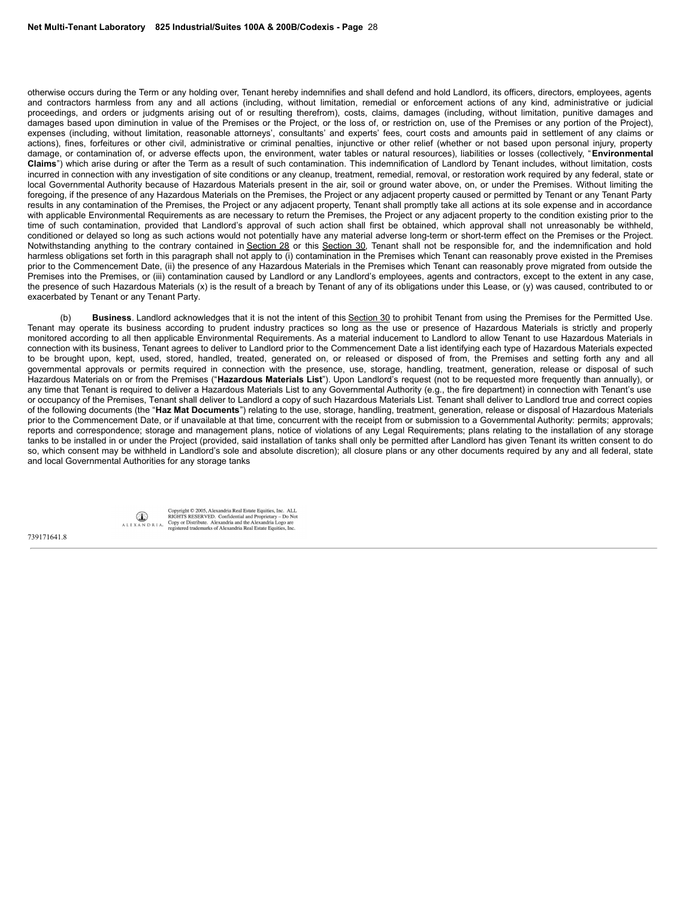otherwise occurs during the Term or any holding over, Tenant hereby indemnifies and shall defend and hold Landlord, its officers, directors, employees, agents and contractors harmless from any and all actions (including, without limitation, remedial or enforcement actions of any kind, administrative or judicial proceedings, and orders or judgments arising out of or resulting therefrom), costs, claims, damages (including, without limitation, punitive damages and damages based upon diminution in value of the Premises or the Project, or the loss of, or restriction on, use of the Premises or any portion of the Project), expenses (including, without limitation, reasonable attorneys', consultants' and experts' fees, court costs and amounts paid in settlement of any claims or actions), fines, forfeitures or other civil, administrative or criminal penalties, injunctive or other relief (whether or not based upon personal injury, property damage, or contamination of, or adverse effects upon, the environment, water tables or natural resources), liabilities or losses (collectively, "**Environmental Claims**") which arise during or after the Term as a result of such contamination. This indemnification of Landlord by Tenant includes, without limitation, costs incurred in connection with any investigation of site conditions or any cleanup, treatment, remedial, removal, or restoration work required by any federal, state or local Governmental Authority because of Hazardous Materials present in the air, soil or ground water above, on, or under the Premises. Without limiting the foregoing, if the presence of any Hazardous Materials on the Premises, the Project or any adjacent property caused or permitted by Tenant or any Tenant Party results in any contamination of the Premises, the Project or any adjacent property, Tenant shall promptly take all actions at its sole expense and in accordance with applicable Environmental Requirements as are necessary to return the Premises, the Project or any adjacent property to the condition existing prior to the time of such contamination, provided that Landlord's approval of such action shall first be obtained, which approval shall not unreasonably be withheld, conditioned or delayed so long as such actions would not potentially have any material adverse long-term or short-term effect on the Premises or the Project. Notwithstanding anything to the contrary contained in Section 28 or this Section 30, Tenant shall not be responsible for, and the indemnification and hold harmless obligations set forth in this paragraph shall not apply to (i) contamination in the Premises which Tenant can reasonably prove existed in the Premises prior to the Commencement Date, (ii) the presence of any Hazardous Materials in the Premises which Tenant can reasonably prove migrated from outside the Premises into the Premises, or (iii) contamination caused by Landlord or any Landlord's employees, agents and contractors, except to the extent in any case, the presence of such Hazardous Materials (x) is the result of a breach by Tenant of any of its obligations under this Lease, or (y) was caused, contributed to or exacerbated by Tenant or any Tenant Party.

(b) **Business**. Landlord acknowledges that it is not the intent of this Section 30 to prohibit Tenant from using the Premises for the Permitted Use. Tenant may operate its business according to prudent industry practices so long as the use or presence of Hazardous Materials is strictly and properly monitored according to all then applicable Environmental Requirements. As a material inducement to Landlord to allow Tenant to use Hazardous Materials in connection with its business, Tenant agrees to deliver to Landlord prior to the Commencement Date a list identifying each type of Hazardous Materials expected to be brought upon, kept, used, stored, handled, treated, generated on, or released or disposed of from, the Premises and setting forth any and all governmental approvals or permits required in connection with the presence, use, storage, handling, treatment, generation, release or disposal of such Hazardous Materials on or from the Premises ("**Hazardous Materials List**"). Upon Landlord's request (not to be requested more frequently than annually), or any time that Tenant is required to deliver a Hazardous Materials List to any Governmental Authority (e.g., the fire department) in connection with Tenant's use or occupancy of the Premises, Tenant shall deliver to Landlord a copy of such Hazardous Materials List. Tenant shall deliver to Landlord true and correct copies of the following documents (the "**Haz Mat Documents**") relating to the use, storage, handling, treatment, generation, release or disposal of Hazardous Materials prior to the Commencement Date, or if unavailable at that time, concurrent with the receipt from or submission to a Governmental Authority: permits; approvals; reports and correspondence; storage and management plans, notice of violations of any Legal Requirements; plans relating to the installation of any storage tanks to be installed in or under the Project (provided, said installation of tanks shall only be permitted after Landlord has given Tenant its written consent to do so, which consent may be withheld in Landlord's sole and absolute discretion); all closure plans or any other documents required by any and all federal, state and local Governmental Authorities for any storage tanks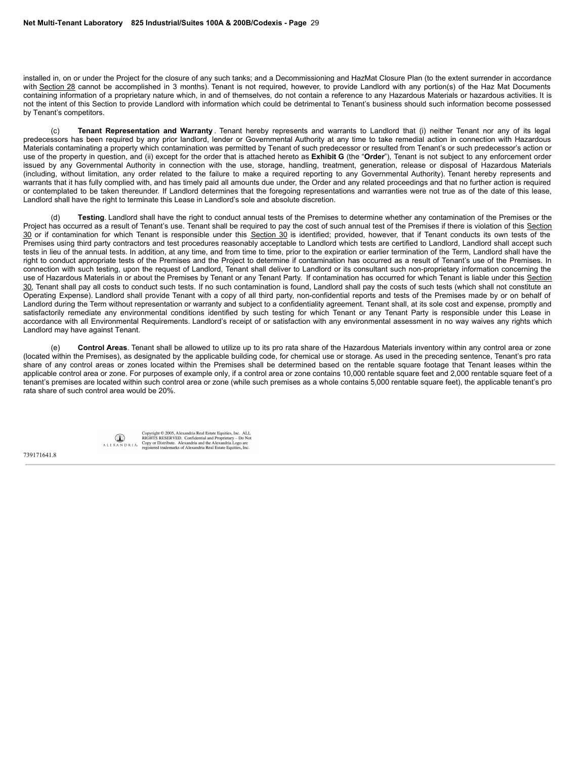installed in, on or under the Project for the closure of any such tanks; and a Decommissioning and HazMat Closure Plan (to the extent surrender in accordance with Section 28 cannot be accomplished in 3 months). Tenant is not required, however, to provide Landlord with any portion(s) of the Haz Mat Documents containing information of a proprietary nature which, in and of themselves, do not contain a reference to any Hazardous Materials or hazardous activities. It is not the intent of this Section to provide Landlord with information which could be detrimental to Tenant's business should such information become possessed by Tenant's competitors.

(c) **Tenant Representation and Warranty**. Tenant hereby represents and warrants to Landlord that (i) neither Tenant nor any of its legal predecessors has been required by any prior landlord, lender or Governmental Authority at any time to take remedial action in connection with Hazardous Materials contaminating a property which contamination was permitted by Tenant of such predecessor or resulted from Tenant's or such predecessor's action or use of the property in question, and (ii) except for the order that is attached hereto as **Exhibit G** (the "**Order**"), Tenant is not subject to any enforcement order issued by any Governmental Authority in connection with the use, storage, handling, treatment, generation, release or disposal of Hazardous Materials (including, without limitation, any order related to the failure to make a required reporting to any Governmental Authority). Tenant hereby represents and warrants that it has fully complied with, and has timely paid all amounts due under, the Order and any related proceedings and that no further action is required or contemplated to be taken thereunder. If Landlord determines that the foregoing representations and warranties were not true as of the date of this lease, Landlord shall have the right to terminate this Lease in Landlord's sole and absolute discretion.

(d) **Testing**. Landlord shall have the right to conduct annual tests of the Premises to determine whether any contamination of the Premises or the Project has occurred as a result of Tenant's use. Tenant shall be required to pay the cost of such annual test of the Premises if there is violation of this Section 30 or if contamination for which Tenant is responsible under this Section 30 is identified; provided, however, that if Tenant conducts its own tests of the Premises using third party contractors and test procedures reasonably acceptable to Landlord which tests are certified to Landlord, Landlord shall accept such tests in lieu of the annual tests. In addition, at any time, and from time to time, prior to the expiration or earlier termination of the Term, Landlord shall have the right to conduct appropriate tests of the Premises and the Project to determine if contamination has occurred as a result of Tenant's use of the Premises. In connection with such testing, upon the request of Landlord, Tenant shall deliver to Landlord or its consultant such non-proprietary information concerning the use of Hazardous Materials in or about the Premises by Tenant or any Tenant Party. If contamination has occurred for which Tenant is liable under this Section 30, Tenant shall pay all costs to conduct such tests. If no such contamination is found, Landlord shall pay the costs of such tests (which shall not constitute an Operating Expense). Landlord shall provide Tenant with a copy of all third party, non-confidential reports and tests of the Premises made by or on behalf of Landlord during the Term without representation or warranty and subject to a confidentiality agreement. Tenant shall, at its sole cost and expense, promptly and satisfactorily remediate any environmental conditions identified by such testing for which Tenant or any Tenant Party is responsible under this Lease in accordance with all Environmental Requirements. Landlord's receipt of or satisfaction with any environmental assessment in no way waives any rights which Landlord may have against Tenant.

(e) **Control Areas**. Tenant shall be allowed to utilize up to its pro rata share of the Hazardous Materials inventory within any control area or zone (located within the Premises), as designated by the applicable building code, for chemical use or storage. As used in the preceding sentence, Tenant's pro rata share of any control areas or zones located within the Premises shall be determined based on the rentable square footage that Tenant leases within the applicable control area or zone. For purposes of example only, if a control area or zone contains 10,000 rentable square feet and 2,000 rentable square feet of a tenant's premises are located within such control area or zone (while such premises as a whole contains 5,000 rentable square feet), the applicable tenant's pro rata share of such control area would be 20%.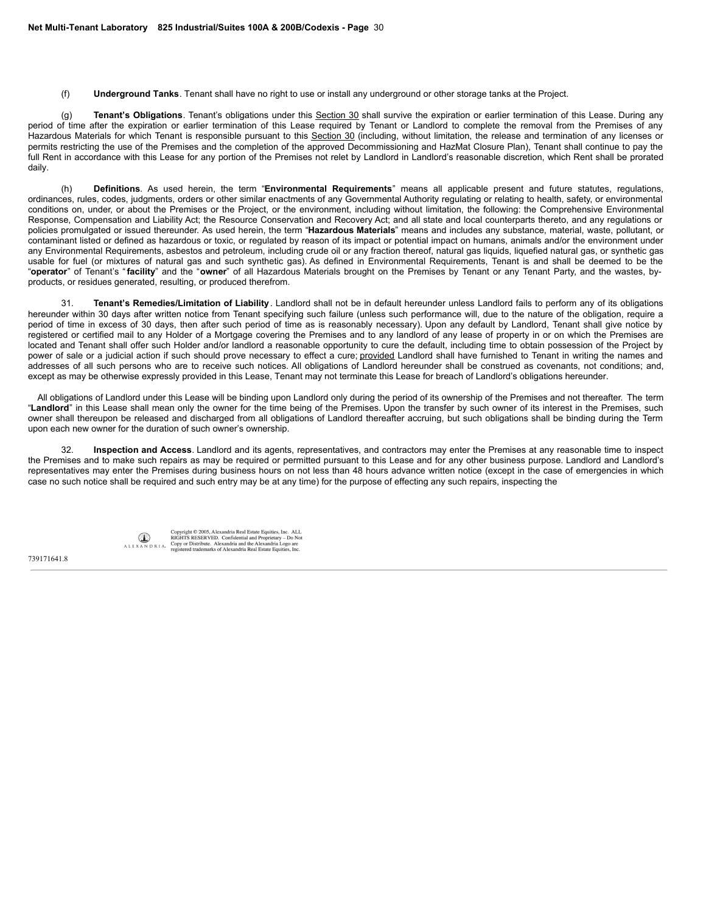(f) **Underground Tanks**. Tenant shall have no right to use or install any underground or other storage tanks at the Project.

(g) **Tenant's Obligations**. Tenant's obligations under this Section 30 shall survive the expiration or earlier termination of this Lease. During any period of time after the expiration or earlier termination of this Lease required by Tenant or Landlord to complete the removal from the Premises of any Hazardous Materials for which Tenant is responsible pursuant to this Section 30 (including, without limitation, the release and termination of any licenses or permits restricting the use of the Premises and the completion of the approved Decommissioning and HazMat Closure Plan), Tenant shall continue to pay the full Rent in accordance with this Lease for any portion of the Premises not relet by Landlord in Landlord's reasonable discretion, which Rent shall be prorated daily.

(h) **Definitions**. As used herein, the term "**Environmental Requirements**" means all applicable present and future statutes, regulations, ordinances, rules, codes, judgments, orders or other similar enactments of any Governmental Authority regulating or relating to health, safety, or environmental conditions on, under, or about the Premises or the Project, or the environment, including without limitation, the following: the Comprehensive Environmental Response, Compensation and Liability Act; the Resource Conservation and Recovery Act; and all state and local counterparts thereto, and any regulations or policies promulgated or issued thereunder. As used herein, the term "**Hazardous Materials**" means and includes any substance, material, waste, pollutant, or contaminant listed or defined as hazardous or toxic, or regulated by reason of its impact or potential impact on humans, animals and/or the environment under any Environmental Requirements, asbestos and petroleum, including crude oil or any fraction thereof, natural gas liquids, liquefied natural gas, or synthetic gas usable for fuel (or mixtures of natural gas and such synthetic gas). As defined in Environmental Requirements, Tenant is and shall be deemed to be the "**operator**" of Tenant's "**facility**" and the "**owner**" of all Hazardous Materials brought on the Premises by Tenant or any Tenant Party, and the wastes, by-products, or residues generated, resulting, or produced therefrom.

31. **Tenant's Remedies/Limitation of Liability**. Landlord shall not be in default hereunder unless Landlord fails to perform any of its obligations hereunder within 30 days after written notice from Tenant specifying such failure (unless such performance will, due to the nature of the obligation, require a period of time in excess of 30 days, then after such period of time as is reasonably necessary). Upon any default by Landlord, Tenant shall give notice by registered or certified mail to any Holder of a Mortgage covering the Premises and to any landlord of any lease of property in or on which the Premises are located and Tenant shall offer such Holder and/or landlord a reasonable opportunity to cure the default, including time to obtain possession of the Project by power of sale or a judicial action if such should prove necessary to effect a cure; provided Landlord shall have furnished to Tenant in writing the names and addresses of all such persons who are to receive such notices. All obligations of Landlord hereunder shall be construed as covenants, not conditions; and, except as may be otherwise expressly provided in this Lease, Tenant may not terminate this Lease for breach of Landlord's obligations hereunder.

All obligations of Landlord under this Lease will be binding upon Landlord only during the period of its ownership of the Premises and not thereafter. The term "**Landlord**" in this Lease shall mean only the owner for the time being of the Premises. Upon the transfer by such owner of its interest in the Premises, such owner shall thereupon be released and discharged from all obligations of Landlord thereafter accruing, but such obligations shall be binding during the Term upon each new owner for the duration of such owner's ownership.

32. **Inspection and Access**. Landlord and its agents, representatives, and contractors may enter the Premises at any reasonable time to inspect the Premises and to make such repairs as may be required or permitted pursuant to this Lease and for any other business purpose. Landlord and Landlord's representatives may enter the Premises during business hours on not less than 48 hours advance written notice (except in the case of emergencies in which case no such notice shall be required and such entry may be at any time) for the purpose of effecting any such repairs, inspecting the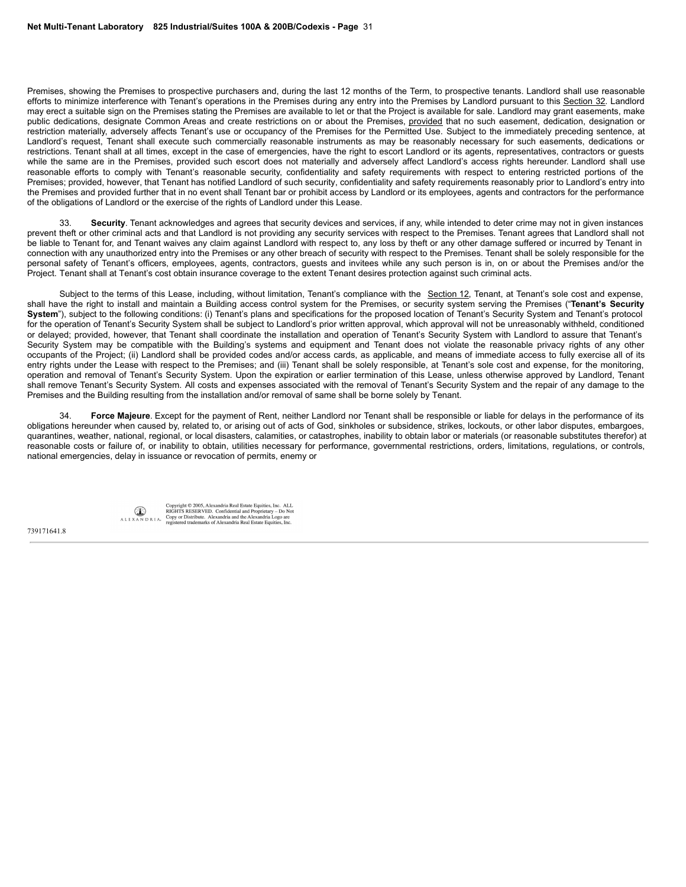Premises, showing the Premises to prospective purchasers and, during the last 12 months of the Term, to prospective tenants. Landlord shall use reasonable efforts to minimize interference with Tenant's operations in the Premises during any entry into the Premises by Landlord pursuant to this Section 32. Landlord may erect a suitable sign on the Premises stating the Premises are available to let or that the Project is available for sale. Landlord may grant easements, make public dedications, designate Common Areas and create restrictions on or about the Premises, provided that no such easement, dedication, designation or restriction materially, adversely affects Tenant's use or occupancy of the Premises for the Permitted Use. Subject to the immediately preceding sentence, at Landlord's request, Tenant shall execute such commercially reasonable instruments as may be reasonably necessary for such easements, dedications or restrictions. Tenant shall at all times, except in the case of emergencies, have the right to escort Landlord or its agents, representatives, contractors or guests while the same are in the Premises, provided such escort does not materially and adversely affect Landlord's access rights hereunder. Landlord shall use reasonable efforts to comply with Tenant's reasonable security, confidentiality and safety requirements with respect to entering restricted portions of the Premises; provided, however, that Tenant has notified Landlord of such security, confidentiality and safety requirements reasonably prior to Landlord's entry into the Premises and provided further that in no event shall Tenant bar or prohibit access by Landlord or its employees, agents and contractors for the performance of the obligations of Landlord or the exercise of the rights of Landlord under this Lease.

33. **Security**. Tenant acknowledges and agrees that security devices and services, if any, while intended to deter crime may not in given instances prevent theft or other criminal acts and that Landlord is not providing any security services with respect to the Premises. Tenant agrees that Landlord shall not be liable to Tenant for, and Tenant waives any claim against Landlord with respect to, any loss by theft or any other damage suffered or incurred by Tenant in connection with any unauthorized entry into the Premises or any other breach of security with respect to the Premises. Tenant shall be solely responsible for the personal safety of Tenant's officers, employees, agents, contractors, guests and invitees while any such person is in, on or about the Premises and/or the Project. Tenant shall at Tenant's cost obtain insurance coverage to the extent Tenant desires protection against such criminal acts.

Subject to the terms of this Lease, including, without limitation, Tenant's compliance with the Section 12, Tenant, at Tenant's sole cost and expense, shall have the right to install and maintain a Building access control system for the Premises, or security system serving the Premises ("**Tenant's Security System**"), subject to the following conditions: (i) Tenant's plans and specifications for the proposed location of Tenant's Security System and Tenant's protocol for the operation of Tenant's Security System shall be subject to Landlord's prior written approval, which approval will not be unreasonably withheld, conditioned or delayed; provided, however, that Tenant shall coordinate the installation and operation of Tenant's Security System with Landlord to assure that Tenant's Security System may be compatible with the Building's systems and equipment and Tenant does not violate the reasonable privacy rights of any other occupants of the Project; (ii) Landlord shall be provided codes and/or access cards, as applicable, and means of immediate access to fully exercise all of its entry rights under the Lease with respect to the Premises; and (iii) Tenant shall be solely responsible, at Tenant's sole cost and expense, for the monitoring, operation and removal of Tenant's Security System. Upon the expiration or earlier termination of this Lease, unless otherwise approved by Landlord, Tenant shall remove Tenant's Security System. All costs and expenses associated with the removal of Tenant's Security System and the repair of any damage to the Premises and the Building resulting from the installation and/or removal of same shall be borne solely by Tenant.

34. **Force Majeure**. Except for the payment of Rent, neither Landlord nor Tenant shall be responsible or liable for delays in the performance of its obligations hereunder when caused by, related to, or arising out of acts of God, sinkholes or subsidence, strikes, lockouts, or other labor disputes, embargoes, quarantines, weather, national, regional, or local disasters, calamities, or catastrophes, inability to obtain labor or materials (or reasonable substitutes therefor) at reasonable costs or failure of, or inability to obtain, utilities necessary for performance, governmental restrictions, orders, limitations, regulations, or controls, national emergencies, delay in issuance or revocation of permits, enemy or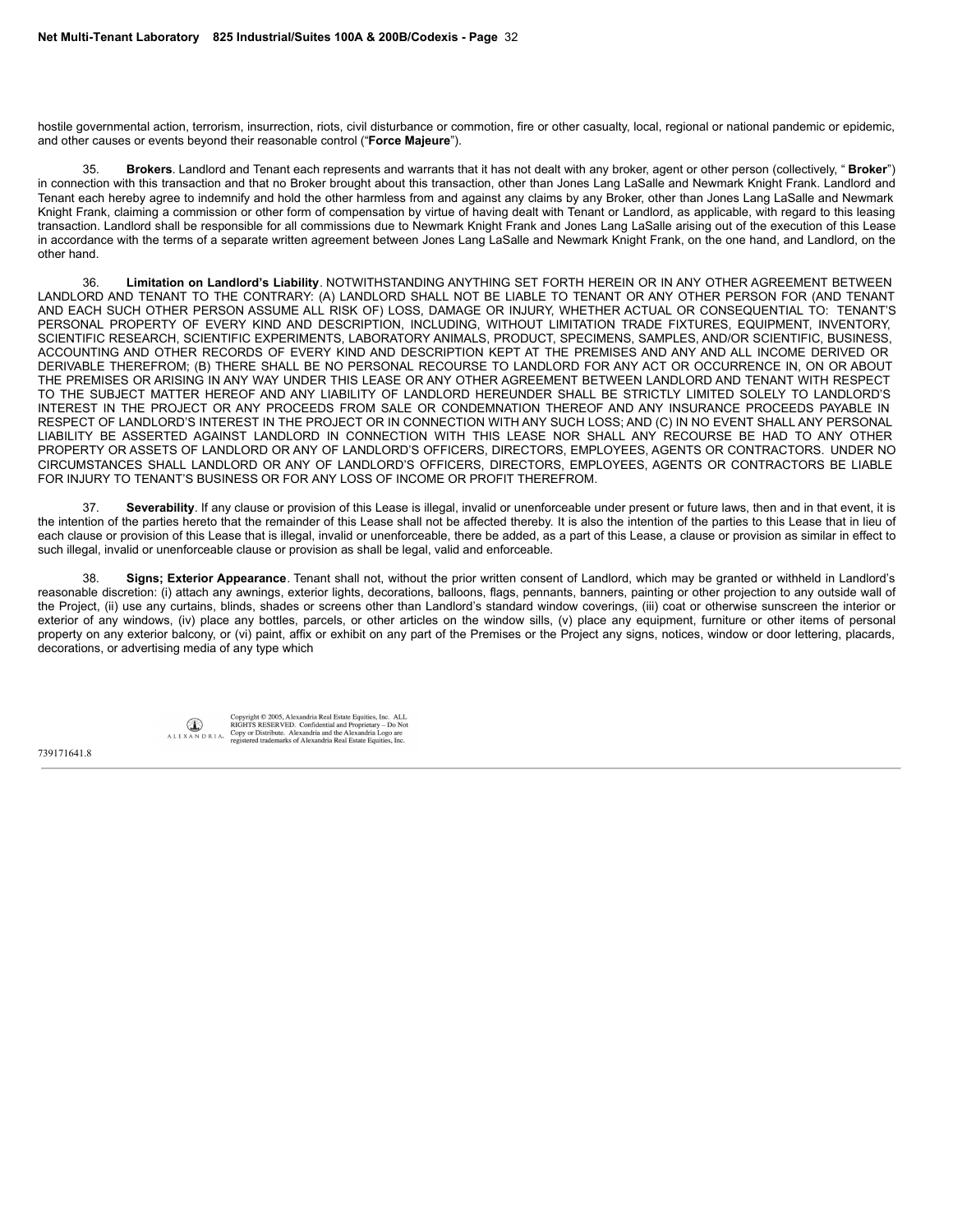hostile governmental action, terrorism, insurrection, riots, civil disturbance or commotion, fire or other casualty, local, regional or national pandemic or epidemic, and other causes or events beyond their reasonable control ("**Force Majeure**").

35. **Brokers**. Landlord and Tenant each represents and warrants that it has not dealt with any broker, agent or other person (collectively, " **Broker**") in connection with this transaction and that no Broker brought about this transaction, other than Jones Lang LaSalle and Newmark Knight Frank. Landlord and Tenant each hereby agree to indemnify and hold the other harmless from and against any claims by any Broker, other than Jones Lang LaSalle and Newmark Knight Frank, claiming a commission or other form of compensation by virtue of having dealt with Tenant or Landlord, as applicable, with regard to this leasing transaction. Landlord shall be responsible for all commissions due to Newmark Knight Frank and Jones Lang LaSalle arising out of the execution of this Lease in accordance with the terms of a separate written agreement between Jones Lang LaSalle and Newmark Knight Frank, on the one hand, and Landlord, on the other hand.

36. **Limitation on Landlord's Liability**. NOTWITHSTANDING ANYTHING SET FORTH HEREIN OR IN ANY OTHER AGREEMENT BETWEEN LANDLORD AND TENANT TO THE CONTRARY: (A) LANDLORD SHALL NOT BE LIABLE TO TENANT OR ANY OTHER PERSON FOR (AND TENANT AND EACH SUCH OTHER PERSON ASSUME ALL RISK OF) LOSS, DAMAGE OR INJURY, WHETHER ACTUAL OR CONSEQUENTIAL TO: TENANT'S PERSONAL PROPERTY OF EVERY KIND AND DESCRIPTION, INCLUDING, WITHOUT LIMITATION TRADE FIXTURES, EQUIPMENT, INVENTORY, SCIENTIFIC RESEARCH, SCIENTIFIC EXPERIMENTS, LABORATORY ANIMALS, PRODUCT, SPECIMENS, SAMPLES, AND/OR SCIENTIFIC, BUSINESS, ACCOUNTING AND OTHER RECORDS OF EVERY KIND AND DESCRIPTION KEPT AT THE PREMISES AND ANY AND ALL INCOME DERIVED OR DERIVABLE THEREFROM; (B) THERE SHALL BE NO PERSONAL RECOURSE TO LANDLORD FOR ANY ACT OR OCCURRENCE IN, ON OR ABOUT THE PREMISES OR ARISING IN ANY WAY UNDER THIS LEASE OR ANY OTHER AGREEMENT BETWEEN LANDLORD AND TENANT WITH RESPECT TO THE SUBJECT MATTER HEREOF AND ANY LIABILITY OF LANDLORD HEREUNDER SHALL BE STRICTLY LIMITED SOLELY TO LANDLORD'S INTEREST IN THE PROJECT OR ANY PROCEEDS FROM SALE OR CONDEMNATION THEREOF AND ANY INSURANCE PROCEEDS PAYABLE IN RESPECT OF LANDLORD'S INTEREST IN THE PROJECT OR IN CONNECTION WITH ANY SUCH LOSS; AND (C) IN NO EVENT SHALL ANY PERSONAL LIABILITY BE ASSERTED AGAINST LANDLORD IN CONNECTION WITH THIS LEASE NOR SHALL ANY RECOURSE BE HAD TO ANY OTHER PROPERTY OR ASSETS OF LANDLORD OR ANY OF LANDLORD'S OFFICERS, DIRECTORS, EMPLOYEES, AGENTS OR CONTRACTORS. UNDER NO CIRCUMSTANCES SHALL LANDLORD OR ANY OF LANDLORD'S OFFICERS, DIRECTORS, EMPLOYEES, AGENTS OR CONTRACTORS BE LIABLE FOR INJURY TO TENANT'S BUSINESS OR FOR ANY LOSS OF INCOME OR PROFIT THEREFROM.

37. **Severability**. If any clause or provision of this Lease is illegal, invalid or unenforceable under present or future laws, then and in that event, it is the intention of the parties hereto that the remainder of this Lease shall not be affected thereby. It is also the intention of the parties to this Lease that in lieu of each clause or provision of this Lease that is illegal, invalid or unenforceable, there be added, as a part of this Lease, a clause or provision as similar in effect to such illegal, invalid or unenforceable clause or provision as shall be legal, valid and enforceable.

38. **Signs; Exterior Appearance**. Tenant shall not, without the prior written consent of Landlord, which may be granted or withheld in Landlord's reasonable discretion: (i) attach any awnings, exterior lights, decorations, balloons, flags, pennants, banners, painting or other projection to any outside wall of the Project, (ii) use any curtains, blinds, shades or screens other than Landlord's standard window coverings, (iii) coat or otherwise sunscreen the interior or exterior of any windows, (iv) place any bottles, parcels, or other articles on the window sills, (v) place any equipment, furniture or other items of personal property on any exterior balcony, or (vi) paint, affix or exhibit on any part of the Premises or the Project any signs, notices, window or door lettering, placards, decorations, or advertising media of any type which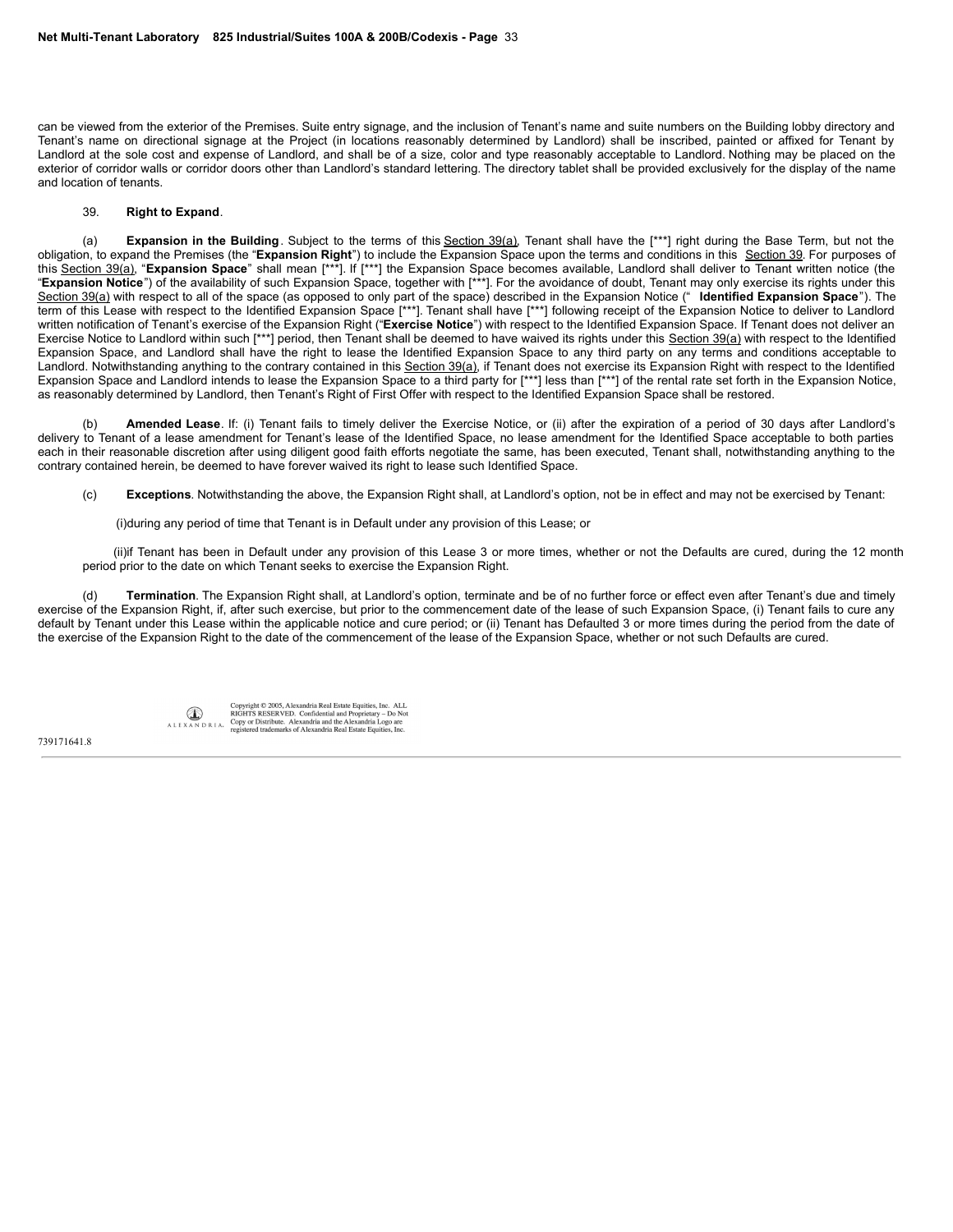can be viewed from the exterior of the Premises. Suite entry signage, and the inclusion of Tenant's name and suite numbers on the Building lobby directory and Tenant's name on directional signage at the Project (in locations reasonably determined by Landlord) shall be inscribed, painted or affixed for Tenant by Landlord at the sole cost and expense of Landlord, and shall be of a size, color and type reasonably acceptable to Landlord. Nothing may be placed on the exterior of corridor walls or corridor doors other than Landlord's standard lettering. The directory tablet shall be provided exclusively for the display of the name and location of tenants.

39. **Right to Expand**.

(a) **Expansion in the Building**. Subject to the terms of this Section 39(a), Tenant shall have the [***] right during the Base Term, but not the obligation, to expand the Premises (the "**Expansion Right**") to include the Expansion Space upon the terms and conditions in this Section 39. For purposes of this Section 39(a), "**Expansion Space**" shall mean [***]. If [***] the Expansion Space becomes available, Landlord shall deliver to Tenant written notice (the "**Expansion Notice**") of the availability of such Expansion Space, together with [***]. For the avoidance of doubt, Tenant may only exercise its rights under this Section 39(a) with respect to all of the space (as opposed to only part of the space) described in the Expansion Notice ("**Identified Expansion Space**"). The term of this Lease with respect to the Identified Expansion Space [***]. Tenant shall have [***] following receipt of the Expansion Notice to deliver to Landlord written notification of Tenant's exercise of the Expansion Right ("**Exercise Notice**") with respect to the Identified Expansion Space. If Tenant does not deliver an Exercise Notice to Landlord within such [***] period, then Tenant shall be deemed to have waived its rights under this Section 39(a) with respect to the Identified Expansion Space, and Landlord shall have the right to lease the Identified Expansion Space to any third party on any terms and conditions acceptable to Landlord. Notwithstanding anything to the contrary contained in this Section 39(a), if Tenant does not exercise its Expansion Right with respect to the Identified Expansion Space and Landlord intends to lease the Expansion Space to a third party for [***] less than [***] of the rental rate set forth in the Expansion Notice, as reasonably determined by Landlord, then Tenant's Right of First Offer with respect to the Identified Expansion Space shall be restored.

(b) **Amended Lease**. If: (i) Tenant fails to timely deliver the Exercise Notice, or (ii) after the expiration of a period of 30 days after Landlord's delivery to Tenant of a lease amendment for Tenant's lease of the Identified Space, no lease amendment for the Identified Space acceptable to both parties each in their reasonable discretion after using diligent good faith efforts negotiate the same, has been executed, Tenant shall, notwithstanding anything to the contrary contained herein, be deemed to have forever waived its right to lease such Identified Space.

(c) **Exceptions**. Notwithstanding the above, the Expansion Right shall, at Landlord's option, not be in effect and may not be exercised by Tenant:

(i) during any period of time that Tenant is in Default under any provision of this Lease; or

(ii) if Tenant has been in Default under any provision of this Lease 3 or more times, whether or not the Defaults are cured, during the 12 month period prior to the date on which Tenant seeks to exercise the Expansion Right.

(d) **Termination**. The Expansion Right shall, at Landlord's option, terminate and be of no further force or effect even after Tenant's due and timely exercise of the Expansion Right, if, after such exercise, but prior to the commencement date of the lease of such Expansion Space, (i) Tenant fails to cure any default by Tenant under this Lease within the applicable notice and cure period; or (ii) Tenant has Defaulted 3 or more times during the period from the date of the exercise of the Expansion Right to the date of the commencement of the lease of the Expansion Space, whether or not such Defaults are cured.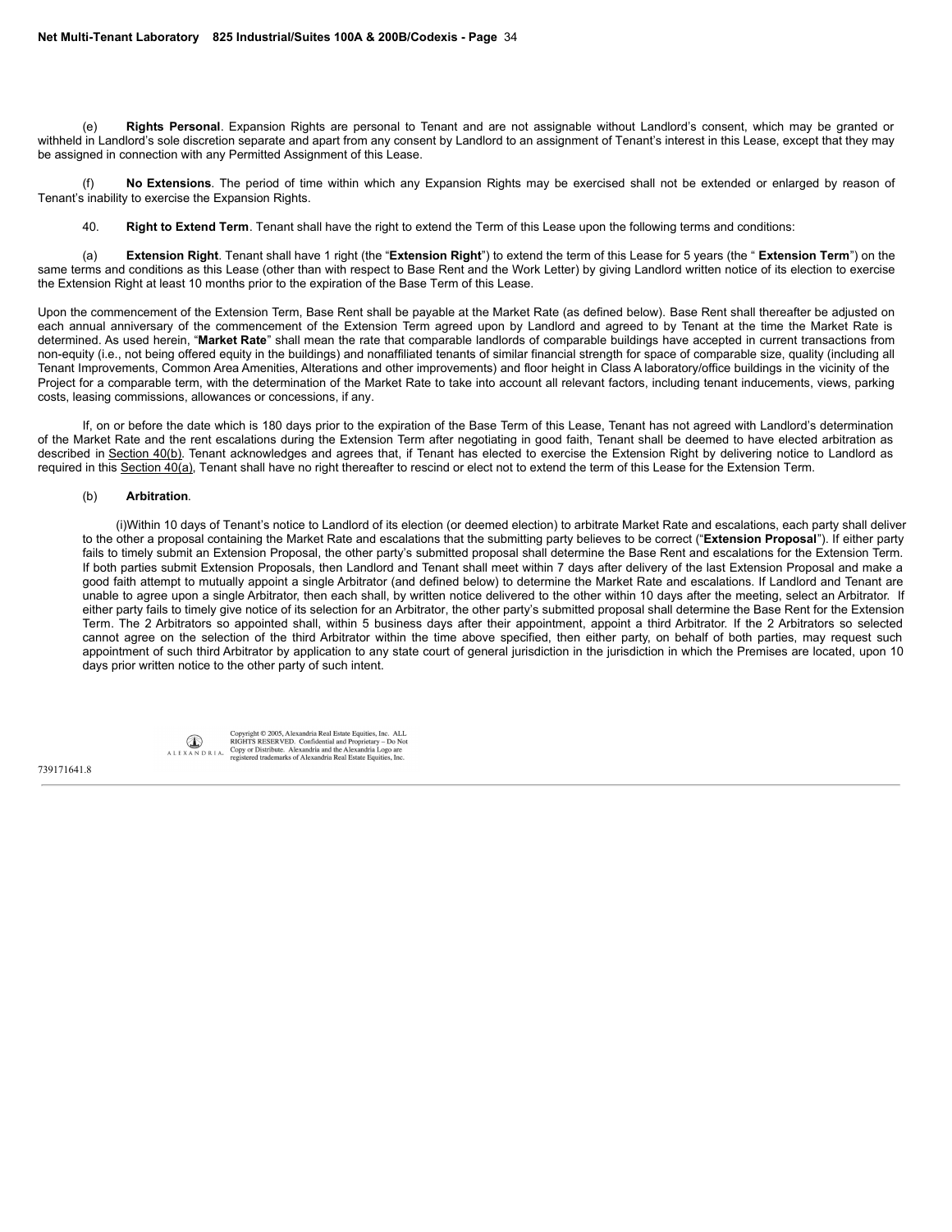(e) **Rights Personal**. Expansion Rights are personal to Tenant and are not assignable without Landlord's consent, which may be granted or withheld in Landlord's sole discretion separate and apart from any consent by Landlord to an assignment of Tenant's interest in this Lease, except that they may be assigned in connection with any Permitted Assignment of this Lease.

(f) **No Extensions**. The period of time within which any Expansion Rights may be exercised shall not be extended or enlarged by reason of Tenant's inability to exercise the Expansion Rights.

40. **Right to Extend Term**. Tenant shall have the right to extend the Term of this Lease upon the following terms and conditions:

(a) **Extension Right**. Tenant shall have 1 right (the "**Extension Right**") to extend the term of this Lease for 5 years (the " **Extension Term**") on the same terms and conditions as this Lease (other than with respect to Base Rent and the Work Letter) by giving Landlord written notice of its election to exercise the Extension Right at least 10 months prior to the expiration of the Base Term of this Lease.

Upon the commencement of the Extension Term, Base Rent shall be payable at the Market Rate (as defined below). Base Rent shall thereafter be adjusted on each annual anniversary of the commencement of the Extension Term agreed upon by Landlord and agreed to by Tenant at the time the Market Rate is determined. As used herein, "**Market Rate**" shall mean the rate that comparable landlords of comparable buildings have accepted in current transactions from non-equity (i.e., not being offered equity in the buildings) and nonaffiliated tenants of similar financial strength for space of comparable size, quality (including all Tenant Improvements, Common Area Amenities, Alterations and other improvements) and floor height in Class A laboratory/office buildings in the vicinity of the Project for a comparable term, with the determination of the Market Rate to take into account all relevant factors, including tenant inducements, views, parking costs, leasing commissions, allowances or concessions, if any.

If, on or before the date which is 180 days prior to the expiration of the Base Term of this Lease, Tenant has not agreed with Landlord's determination of the Market Rate and the rent escalations during the Extension Term after negotiating in good faith, Tenant shall be deemed to have elected arbitration as described in Section 40(b). Tenant acknowledges and agrees that, if Tenant has elected to exercise the Extension Right by delivering notice to Landlord as required in this Section 40(a), Tenant shall have no right thereafter to rescind or elect not to extend the term of this Lease for the Extension Term.

(b) **Arbitration**.

(i)Within 10 days of Tenant's notice to Landlord of its election (or deemed election) to arbitrate Market Rate and escalations, each party shall deliver to the other a proposal containing the Market Rate and escalations that the submitting party believes to be correct ("**Extension Proposal**"). If either party fails to timely submit an Extension Proposal, the other party's submitted proposal shall determine the Base Rent and escalations for the Extension Term. If both parties submit Extension Proposals, then Landlord and Tenant shall meet within 7 days after delivery of the last Extension Proposal and make a good faith attempt to mutually appoint a single Arbitrator (and defined below) to determine the Market Rate and escalations. If Landlord and Tenant are unable to agree upon a single Arbitrator, then each shall, by written notice delivered to the other within 10 days after the meeting, select an Arbitrator. If either party fails to timely give notice of its selection for an Arbitrator, the other party's submitted proposal shall determine the Base Rent for the Extension Term. The 2 Arbitrators so appointed shall, within 5 business days after their appointment, appoint a third Arbitrator. If the 2 Arbitrators so selected cannot agree on the selection of the third Arbitrator within the time above specified, then either party, on behalf of both parties, may request such appointment of such third Arbitrator by application to any state court of general jurisdiction in the jurisdiction in which the Premises are located, upon 10 days prior written notice to the other party of such intent.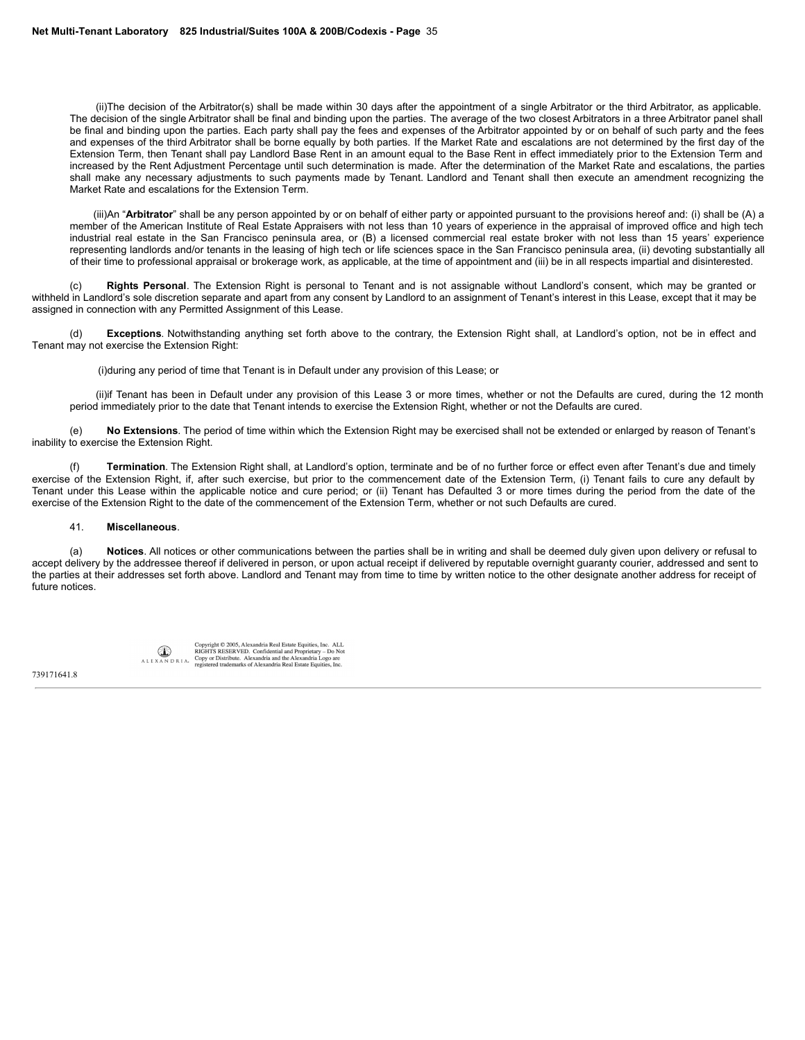(ii)The decision of the Arbitrator(s) shall be made within 30 days after the appointment of a single Arbitrator or the third Arbitrator, as applicable. The decision of the single Arbitrator shall be final and binding upon the parties. The average of the two closest Arbitrators in a three Arbitrator panel shall be final and binding upon the parties. Each party shall pay the fees and expenses of the Arbitrator appointed by or on behalf of such party and the fees and expenses of the third Arbitrator shall be borne equally by both parties. If the Market Rate and escalations are not determined by the first day of the Extension Term, then Tenant shall pay Landlord Base Rent in an amount equal to the Base Rent in effect immediately prior to the Extension Term and increased by the Rent Adjustment Percentage until such determination is made. After the determination of the Market Rate and escalations, the parties shall make any necessary adjustments to such payments made by Tenant. Landlord and Tenant shall then execute an amendment recognizing the Market Rate and escalations for the Extension Term.

(iii)An "**Arbitrator**" shall be any person appointed by or on behalf of either party or appointed pursuant to the provisions hereof and: (i) shall be (A) a member of the American Institute of Real Estate Appraisers with not less than 10 years of experience in the appraisal of improved office and high tech industrial real estate in the San Francisco peninsula area, or (B) a licensed commercial real estate broker with not less than 15 years' experience representing landlords and/or tenants in the leasing of high tech or life sciences space in the San Francisco peninsula area, (ii) devoting substantially all of their time to professional appraisal or brokerage work, as applicable, at the time of appointment and (iii) be in all respects impartial and disinterested.

(c) **Rights Personal**. The Extension Right is personal to Tenant and is not assignable without Landlord's consent, which may be granted or withheld in Landlord's sole discretion separate and apart from any consent by Landlord to an assignment of Tenant's interest in this Lease, except that it may be assigned in connection with any Permitted Assignment of this Lease.

(d) **Exceptions**. Notwithstanding anything set forth above to the contrary, the Extension Right shall, at Landlord's option, not be in effect and Tenant may not exercise the Extension Right:

(i)during any period of time that Tenant is in Default under any provision of this Lease; or

(ii)if Tenant has been in Default under any provision of this Lease 3 or more times, whether or not the Defaults are cured, during the 12 month period immediately prior to the date that Tenant intends to exercise the Extension Right, whether or not the Defaults are cured.

(e) **No Extensions**. The period of time within which the Extension Right may be exercised shall not be extended or enlarged by reason of Tenant's inability to exercise the Extension Right.

(f) **Termination**. The Extension Right shall, at Landlord's option, terminate and be of no further force or effect even after Tenant's due and timely exercise of the Extension Right, if, after such exercise, but prior to the commencement date of the Extension Term, (i) Tenant fails to cure any default by Tenant under this Lease within the applicable notice and cure period; or (ii) Tenant has Defaulted 3 or more times during the period from the date of the exercise of the Extension Right to the date of the commencement of the Extension Term, whether or not such Defaults are cured.

41. **Miscellaneous**.

(a) **Notices**. All notices or other communications between the parties shall be in writing and shall be deemed duly given upon delivery or refusal to accept delivery by the addressee thereof if delivered in person, or upon actual receipt if delivered by reputable overnight guaranty courier, addressed and sent to the parties at their addresses set forth above. Landlord and Tenant may from time to time by written notice to the other designate another address for receipt of future notices.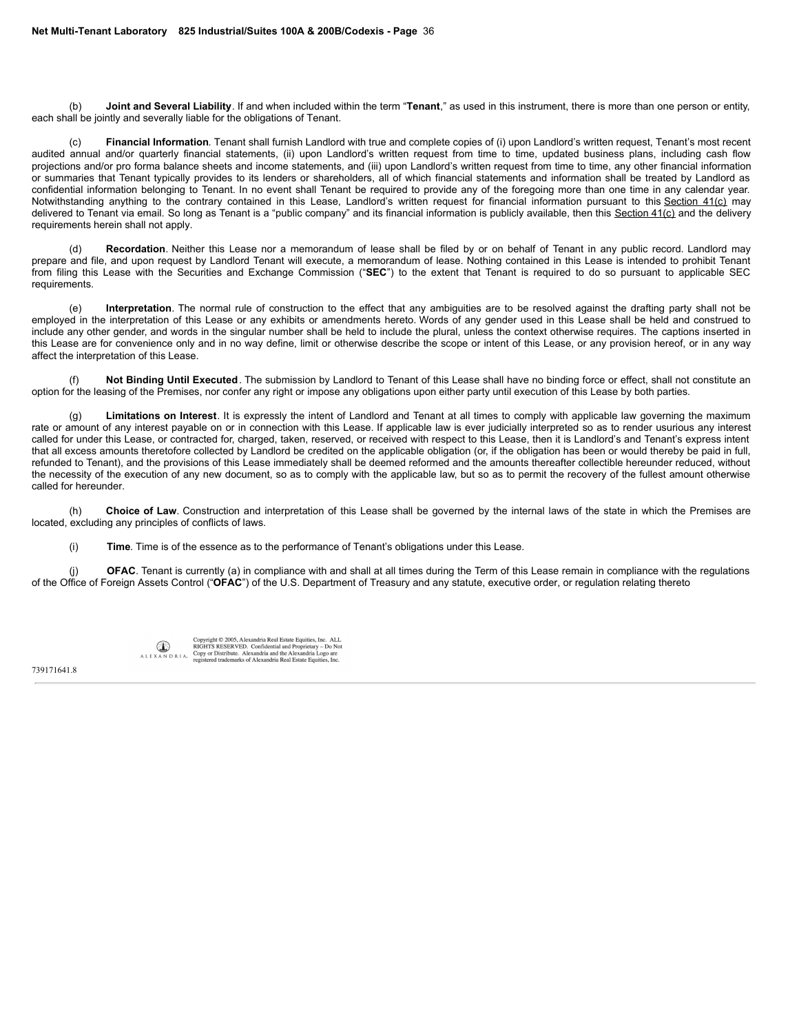(b) **Joint and Several Liability**. If and when included within the term "**Tenant**," as used in this instrument, there is more than one person or entity, each shall be jointly and severally liable for the obligations of Tenant.

(c) **Financial Information**. Tenant shall furnish Landlord with true and complete copies of (i) upon Landlord's written request, Tenant's most recent audited annual and/or quarterly financial statements, (ii) upon Landlord's written request from time to time, updated business plans, including cash flow projections and/or pro forma balance sheets and income statements, and (iii) upon Landlord's written request from time to time, any other financial information or summaries that Tenant typically provides to its lenders or shareholders, all of which financial statements and information shall be treated by Landlord as confidential information belonging to Tenant. In no event shall Tenant be required to provide any of the foregoing more than one time in any calendar year. Notwithstanding anything to the contrary contained in this Lease, Landlord's written request for financial information pursuant to this Section 41(c) may delivered to Tenant via email. So long as Tenant is a "public company" and its financial information is publicly available, then this Section 41(c) and the delivery requirements herein shall not apply.

(d) **Recordation**. Neither this Lease nor a memorandum of lease shall be filed by or on behalf of Tenant in any public record. Landlord may prepare and file, and upon request by Landlord Tenant will execute, a memorandum of lease. Nothing contained in this Lease is intended to prohibit Tenant from filing this Lease with the Securities and Exchange Commission ("**SEC**") to the extent that Tenant is required to do so pursuant to applicable SEC requirements.

(e) **Interpretation**. The normal rule of construction to the effect that any ambiguities are to be resolved against the drafting party shall not be employed in the interpretation of this Lease or any exhibits or amendments hereto. Words of any gender used in this Lease shall be held and construed to include any other gender, and words in the singular number shall be held to include the plural, unless the context otherwise requires. The captions inserted in this Lease are for convenience only and in no way define, limit or otherwise describe the scope or intent of this Lease, or any provision hereof, or in any way affect the interpretation of this Lease.

(f) **Not Binding Until Executed**. The submission by Landlord to Tenant of this Lease shall have no binding force or effect, shall not constitute an option for the leasing of the Premises, nor confer any right or impose any obligations upon either party until execution of this Lease by both parties.

(g) **Limitations on Interest**. It is expressly the intent of Landlord and Tenant at all times to comply with applicable law governing the maximum rate or amount of any interest payable on or in connection with this Lease. If applicable law is ever judicially interpreted so as to render usurious any interest called for under this Lease, or contracted for, charged, taken, reserved, or received with respect to this Lease, then it is Landlord's and Tenant's express intent that all excess amounts theretofore collected by Landlord be credited on the applicable obligation (or, if the obligation has been or would thereby be paid in full, refunded to Tenant), and the provisions of this Lease immediately shall be deemed reformed and the amounts thereafter collectible hereunder reduced, without the necessity of the execution of any new document, so as to comply with the applicable law, but so as to permit the recovery of the fullest amount otherwise called for hereunder.

(h) **Choice of Law**. Construction and interpretation of this Lease shall be governed by the internal laws of the state in which the Premises are located, excluding any principles of conflicts of laws.

(i) **Time**. Time is of the essence as to the performance of Tenant's obligations under this Lease.

(j) **OFAC**. Tenant is currently (a) in compliance with and shall at all times during the Term of this Lease remain in compliance with the regulations of the Office of Foreign Assets Control ("**OFAC**") of the U.S. Department of Treasury and any statute, executive order, or regulation relating thereto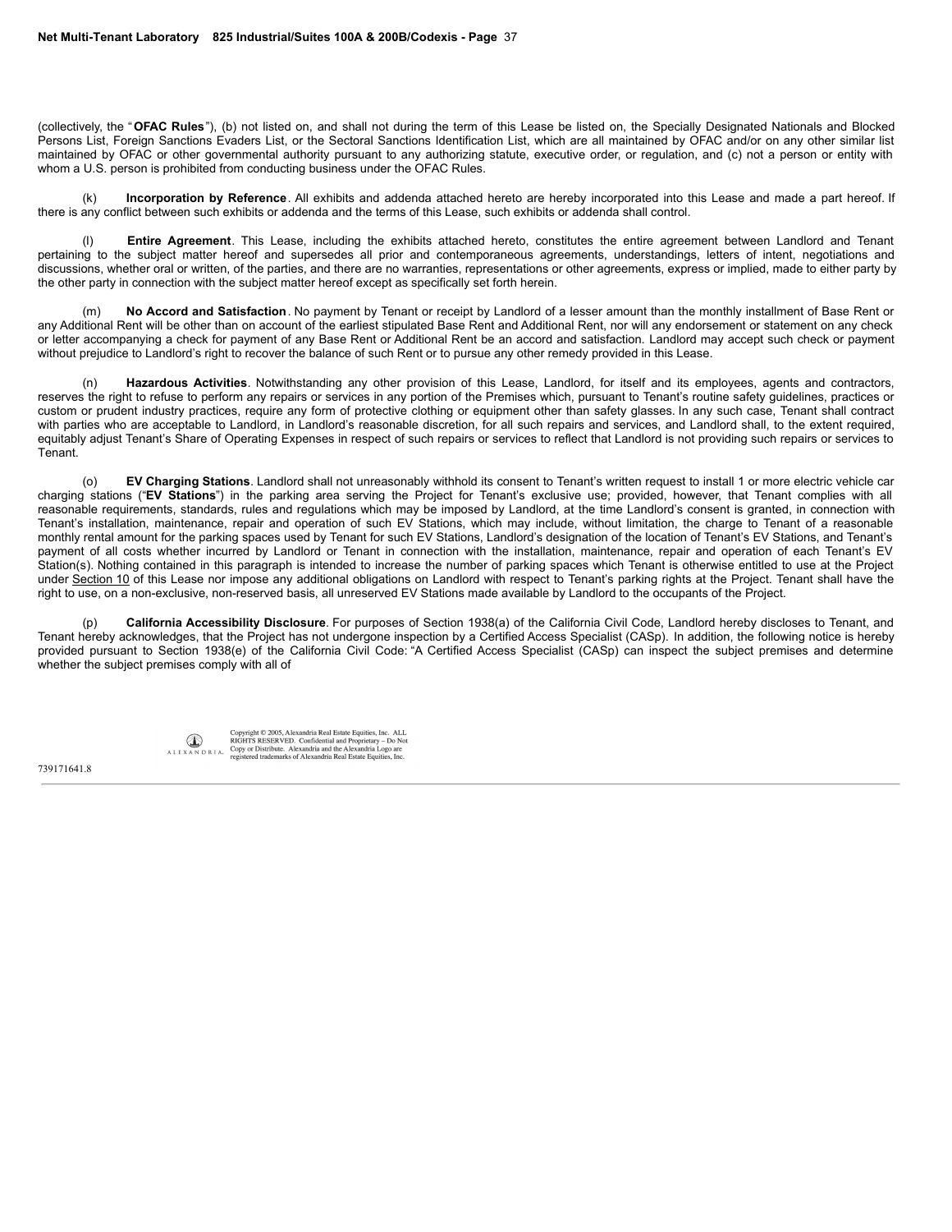(collectively, the "**OFAC Rules**"), (b) not listed on, and shall not during the term of this Lease be listed on, the Specially Designated Nationals and Blocked Persons List, Foreign Sanctions Evaders List, or the Sectoral Sanctions Identification List, which are all maintained by OFAC and/or on any other similar list maintained by OFAC or other governmental authority pursuant to any authorizing statute, executive order, or regulation, and (c) not a person or entity with whom a U.S. person is prohibited from conducting business under the OFAC Rules.

(k) **Incorporation by Reference**. All exhibits and addenda attached hereto are hereby incorporated into this Lease and made a part hereof. If there is any conflict between such exhibits or addenda and the terms of this Lease, such exhibits or addenda shall control.

(l) **Entire Agreement**. This Lease, including the exhibits attached hereto, constitutes the entire agreement between Landlord and Tenant pertaining to the subject matter hereof and supersedes all prior and contemporaneous agreements, understandings, letters of intent, negotiations and discussions, whether oral or written, of the parties, and there are no warranties, representations or other agreements, express or implied, made to either party by the other party in connection with the subject matter hereof except as specifically set forth herein.

(m) **No Accord and Satisfaction**. No payment by Tenant or receipt by Landlord of a lesser amount than the monthly installment of Base Rent or any Additional Rent will be other than on account of the earliest stipulated Base Rent and Additional Rent, nor will any endorsement or statement on any check or letter accompanying a check for payment of any Base Rent or Additional Rent be an accord and satisfaction. Landlord may accept such check or payment without prejudice to Landlord's right to recover the balance of such Rent or to pursue any other remedy provided in this Lease.

(n) **Hazardous Activities**. Notwithstanding any other provision of this Lease, Landlord, for itself and its employees, agents and contractors, reserves the right to refuse to perform any repairs or services in any portion of the Premises which, pursuant to Tenant's routine safety guidelines, practices or custom or prudent industry practices, require any form of protective clothing or equipment other than safety glasses. In any such case, Tenant shall contract with parties who are acceptable to Landlord, in Landlord's reasonable discretion, for all such repairs and services, and Landlord shall, to the extent required, equitably adjust Tenant's Share of Operating Expenses in respect of such repairs or services to reflect that Landlord is not providing such repairs or services to Tenant.

(o) **EV Charging Stations**. Landlord shall not unreasonably withhold its consent to Tenant's written request to install 1 or more electric vehicle car charging stations ("**EV Stations**") in the parking area serving the Project for Tenant's exclusive use; provided, however, that Tenant complies with all reasonable requirements, standards, rules and regulations which may be imposed by Landlord, at the time Landlord's consent is granted, in connection with Tenant's installation, maintenance, repair and operation of such EV Stations, which may include, without limitation, the charge to Tenant of a reasonable monthly rental amount for the parking spaces used by Tenant for such EV Stations, Landlord's designation of the location of Tenant's EV Stations, and Tenant's payment of all costs whether incurred by Landlord or Tenant in connection with the installation, maintenance, repair and operation of each Tenant's EV Station(s). Nothing contained in this paragraph is intended to increase the number of parking spaces which Tenant is otherwise entitled to use at the Project under Section 10 of this Lease nor impose any additional obligations on Landlord with respect to Tenant's parking rights at the Project. Tenant shall have the right to use, on a non-exclusive, non-reserved basis, all unreserved EV Stations made available by Landlord to the occupants of the Project.

(p) **California Accessibility Disclosure**. For purposes of Section 1938(a) of the California Civil Code, Landlord hereby discloses to Tenant, and Tenant hereby acknowledges, that the Project has not undergone inspection by a Certified Access Specialist (CASp). In addition, the following notice is hereby provided pursuant to Section 1938(e) of the California Civil Code: "A Certified Access Specialist (CASp) can inspect the subject premises and determine whether the subject premises comply with all of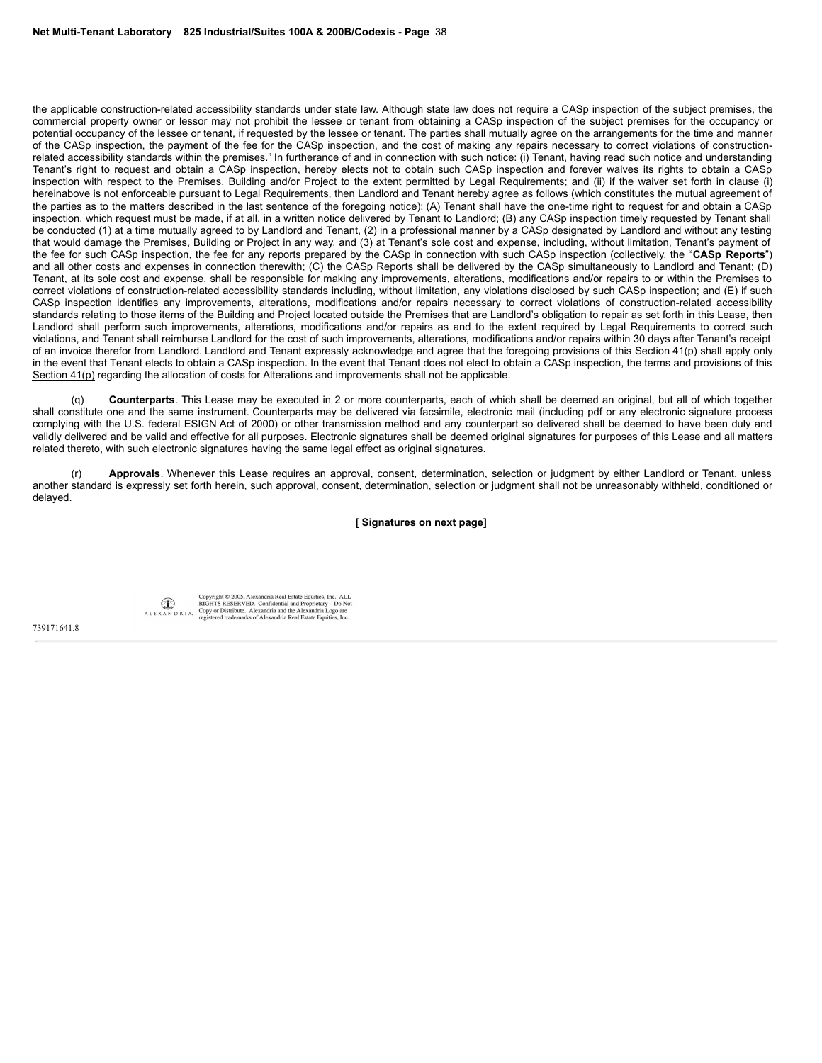the applicable construction-related accessibility standards under state law. Although state law does not require a CASp inspection of the subject premises, the commercial property owner or lessor may not prohibit the lessee or tenant from obtaining a CASp inspection of the subject premises for the occupancy or potential occupancy of the lessee or tenant, if requested by the lessee or tenant. The parties shall mutually agree on the arrangements for the time and manner of the CASp inspection, the payment of the fee for the CASp inspection, and the cost of making any repairs necessary to correct violations of construction-related accessibility standards within the premises." In furtherance of and in connection with such notice: (i) Tenant, having read such notice and understanding Tenant's right to request and obtain a CASp inspection, hereby elects not to obtain such CASp inspection and forever waives its rights to obtain a CASp inspection with respect to the Premises, Building and/or Project to the extent permitted by Legal Requirements; and (ii) if the waiver set forth in clause (i) hereinabove is not enforceable pursuant to Legal Requirements, then Landlord and Tenant hereby agree as follows (which constitutes the mutual agreement of the parties as to the matters described in the last sentence of the foregoing notice): (A) Tenant shall have the one-time right to request for and obtain a CASp inspection, which request must be made, if at all, in a written notice delivered by Tenant to Landlord; (B) any CASp inspection timely requested by Tenant shall be conducted (1) at a time mutually agreed to by Landlord and Tenant, (2) in a professional manner by a CASp designated by Landlord and without any testing that would damage the Premises, Building or Project in any way, and (3) at Tenant's sole cost and expense, including, without limitation, Tenant's payment of the fee for such CASp inspection, the fee for any reports prepared by the CASp in connection with such CASp inspection (collectively, the "**CASp Reports**") and all other costs and expenses in connection therewith; (C) the CASp Reports shall be delivered by the CASp simultaneously to Landlord and Tenant; (D) Tenant, at its sole cost and expense, shall be responsible for making any improvements, alterations, modifications and/or repairs to or within the Premises to correct violations of construction-related accessibility standards including, without limitation, any violations disclosed by such CASp inspection; and (E) if such CASp inspection identifies any improvements, alterations, modifications and/or repairs necessary to correct violations of construction-related accessibility standards relating to those items of the Building and Project located outside the Premises that are Landlord's obligation to repair as set forth in this Lease, then Landlord shall perform such improvements, alterations, modifications and/or repairs as and to the extent required by Legal Requirements to correct such violations, and Tenant shall reimburse Landlord for the cost of such improvements, alterations, modifications and/or repairs within 30 days after Tenant's receipt of an invoice therefor from Landlord. Landlord and Tenant expressly acknowledge and agree that the foregoing provisions of this Section 41(p) shall apply only in the event that Tenant elects to obtain a CASp inspection. In the event that Tenant does not elect to obtain a CASp inspection, the terms and provisions of this Section 41(p) regarding the allocation of costs for Alterations and improvements shall not be applicable.

(q) **Counterparts**. This Lease may be executed in 2 or more counterparts, each of which shall be deemed an original, but all of which together shall constitute one and the same instrument. Counterparts may be delivered via facsimile, electronic mail (including pdf or any electronic signature process complying with the U.S. federal ESIGN Act of 2000) or other transmission method and any counterpart so delivered shall be deemed to have been duly and validly delivered and be valid and effective for all purposes. Electronic signatures shall be deemed original signatures for purposes of this Lease and all matters related thereto, with such electronic signatures having the same legal effect as original signatures.

(r) **Approvals**. Whenever this Lease requires an approval, consent, determination, selection or judgment by either Landlord or Tenant, unless another standard is expressly set forth herein, such approval, consent, determination, selection or judgment shall not be unreasonably withheld, conditioned or delayed.

**[ Signatures on next page]**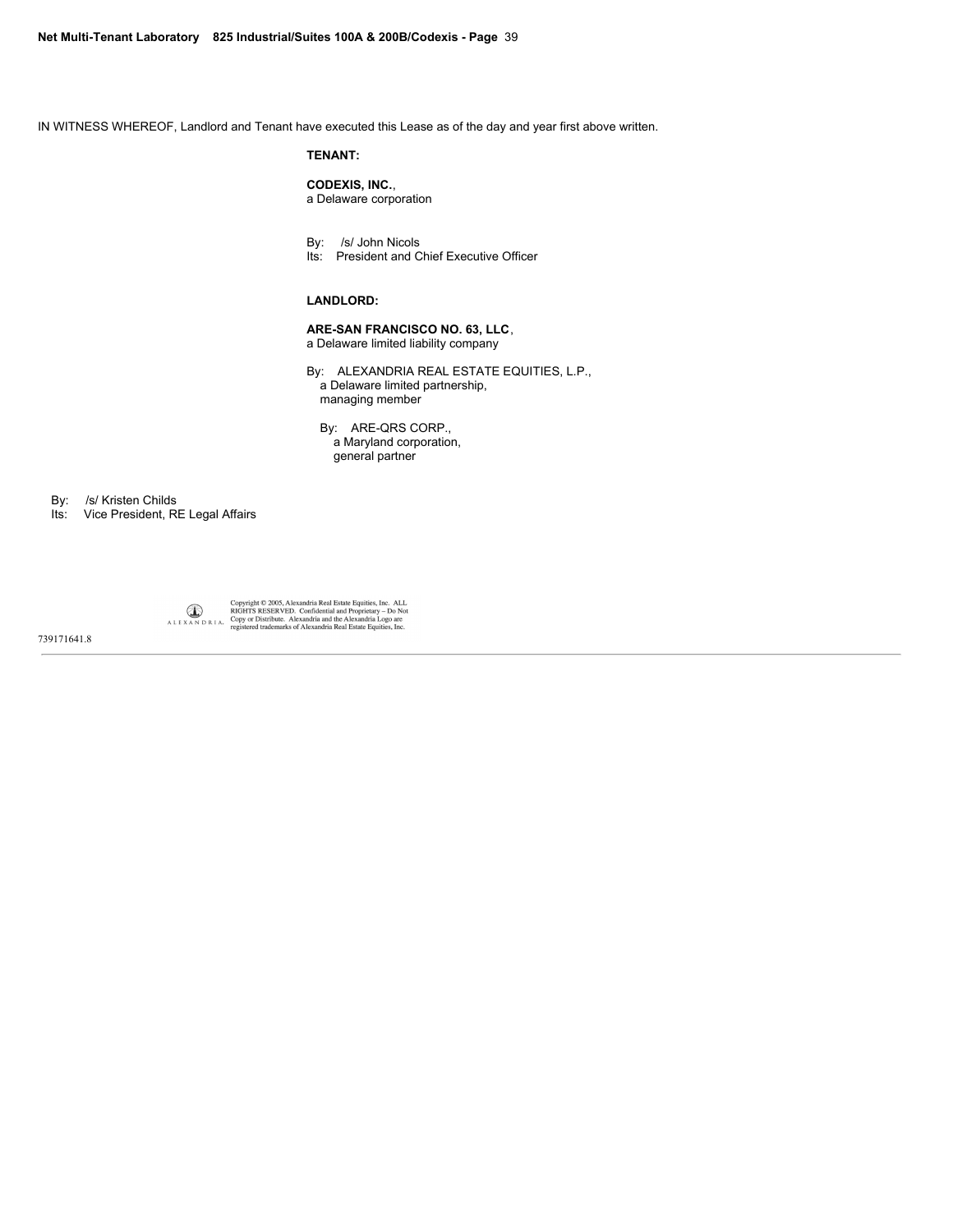IN WITNESS WHEREOF, Landlord and Tenant have executed this Lease as of the day and year first above written.

**TENANT:**

**CODEXIS, INC.**,
a Delaware corporation

By: /s/ John Nicols
Its: President and Chief Executive Officer

**LANDLORD:**

**ARE-SAN FRANCISCO NO. 63, LLC**,
a Delaware limited liability company

By: ALEXANDRIA REAL ESTATE EQUITIES, L.P.,
a Delaware limited partnership,
managing member

By: ARE-QRS CORP.,
a Maryland corporation,
general partner

By: /s/ Kristen Childs
Its: Vice President, RE Legal Affairs

Copyright © 2005, Alexandria Real Estate Equities, Inc. ALL RIGHTS RESERVED. Confidential and Proprietary – Do Not Copy or Distribute. Alexandria and the Alexandria Logo are registered trademarks of Alexandria Real Estate Equities, Inc.

739171641.8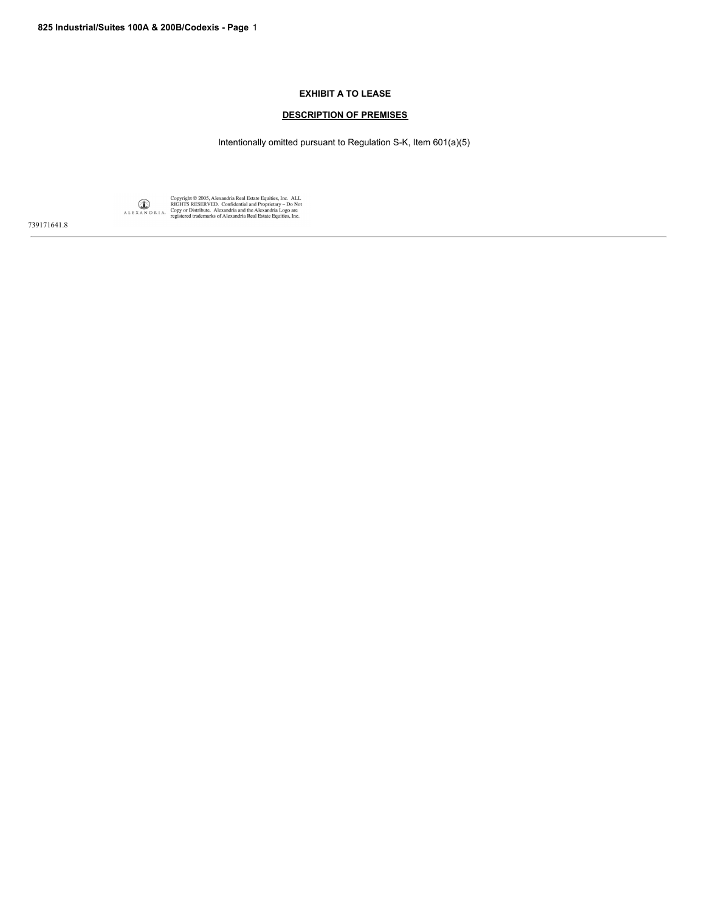**EXHIBIT A TO LEASE**

**DESCRIPTION OF PREMISES**

Intentionally omitted pursuant to Regulation S-K, Item 601(a)(5)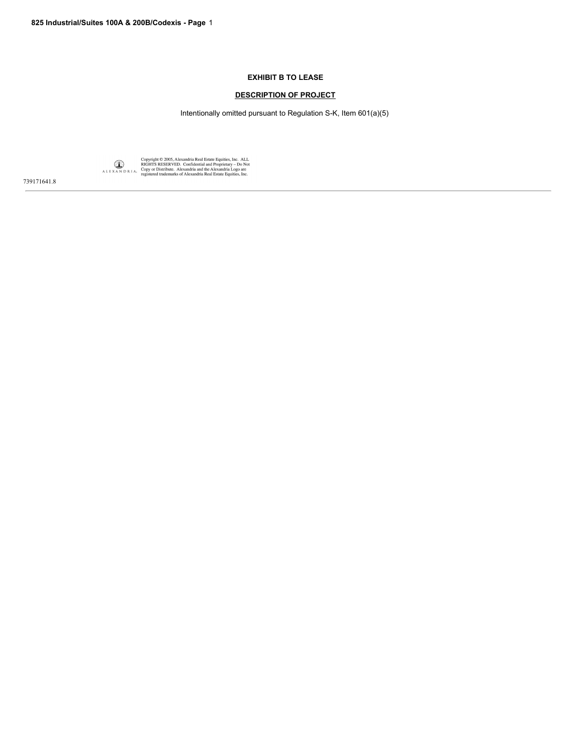# EXHIBIT B TO LEASE

## DESCRIPTION OF PROJECT

Intentionally omitted pursuant to Regulation S-K, Item 601(a)(5)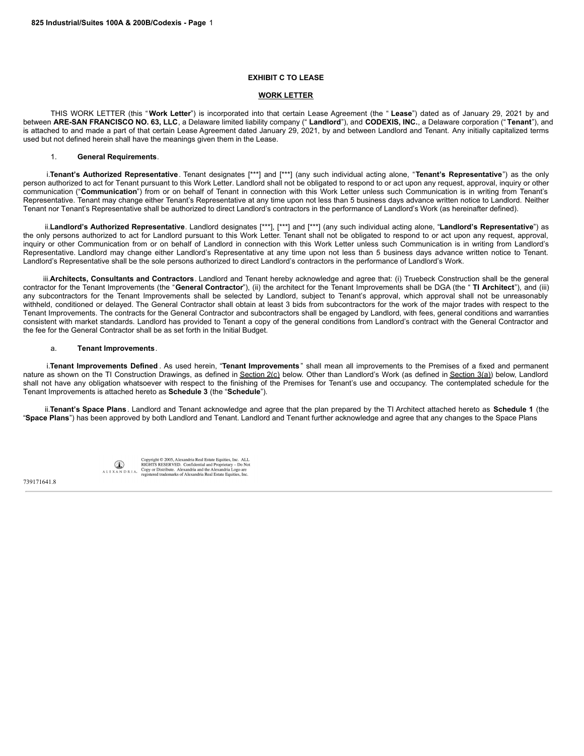# EXHIBIT C TO LEASE

## WORK LETTER

THIS WORK LETTER (this "**Work Letter**") is incorporated into that certain Lease Agreement (the "**Lease**") dated as of January 29, 2021 by and between **ARE-SAN FRANCISCO NO. 63, LLC**, a Delaware limited liability company ("**Landlord**"), and **CODEXIS, INC.**, a Delaware corporation ("**Tenant**"), and is attached to and made a part of that certain Lease Agreement dated January 29, 2021, by and between Landlord and Tenant. Any initially capitalized terms used but not defined herein shall have the meanings given them in the Lease.

1. **General Requirements**.

i. **Tenant's Authorized Representative**. Tenant designates [***] and [***] (any such individual acting alone, "**Tenant's Representative**") as the only person authorized to act for Tenant pursuant to this Work Letter. Landlord shall not be obligated to respond to or act upon any request, approval, inquiry or other communication ("**Communication**") from or on behalf of Tenant in connection with this Work Letter unless such Communication is in writing from Tenant's Representative. Tenant may change either Tenant's Representative at any time upon not less than 5 business days advance written notice to Landlord. Neither Tenant nor Tenant's Representative shall be authorized to direct Landlord's contractors in the performance of Landlord's Work (as hereinafter defined).

ii. **Landlord's Authorized Representative**. Landlord designates [***], [***] and [***] (any such individual acting alone, "**Landlord's Representative**") as the only persons authorized to act for Landlord pursuant to this Work Letter. Tenant shall not be obligated to respond to or act upon any request, approval, inquiry or other Communication from or on behalf of Landlord in connection with this Work Letter unless such Communication is in writing from Landlord's Representative. Landlord may change either Landlord's Representative at any time upon not less than 5 business days advance written notice to Tenant. Landlord's Representative shall be the sole persons authorized to direct Landlord's contractors in the performance of Landlord's Work.

iii. **Architects, Consultants and Contractors**. Landlord and Tenant hereby acknowledge and agree that: (i) Truebeck Construction shall be the general contractor for the Tenant Improvements (the "**General Contractor**"), (ii) the architect for the Tenant Improvements shall be DGA (the "**TI Architect**"), and (iii) any subcontractors for the Tenant Improvements shall be selected by Landlord, subject to Tenant's approval, which approval shall not be unreasonably withheld, conditioned or delayed. The General Contractor shall obtain at least 3 bids from subcontractors for the work of the major trades with respect to the Tenant Improvements. The contracts for the General Contractor and subcontractors shall be engaged by Landlord, with fees, general conditions and warranties consistent with market standards. Landlord has provided to Tenant a copy of the general conditions from Landlord's contract with the General Contractor and the fee for the General Contractor shall be as set forth in the Initial Budget.

a. **Tenant Improvements**.

i. **Tenant Improvements Defined**. As used herein, "**Tenant Improvements**" shall mean all improvements to the Premises of a fixed and permanent nature as shown on the TI Construction Drawings, as defined in Section 2(c) below. Other than Landlord's Work (as defined in Section 3(a)) below, Landlord shall not have any obligation whatsoever with respect to the finishing of the Premises for Tenant's use and occupancy. The contemplated schedule for the Tenant Improvements is attached hereto as **Schedule 3** (the "**Schedule**").

ii. **Tenant's Space Plans**. Landlord and Tenant acknowledge and agree that the plan prepared by the TI Architect attached hereto as **Schedule 1** (the "**Space Plans**") has been approved by both Landlord and Tenant. Landlord and Tenant further acknowledge and agree that any changes to the Space Plans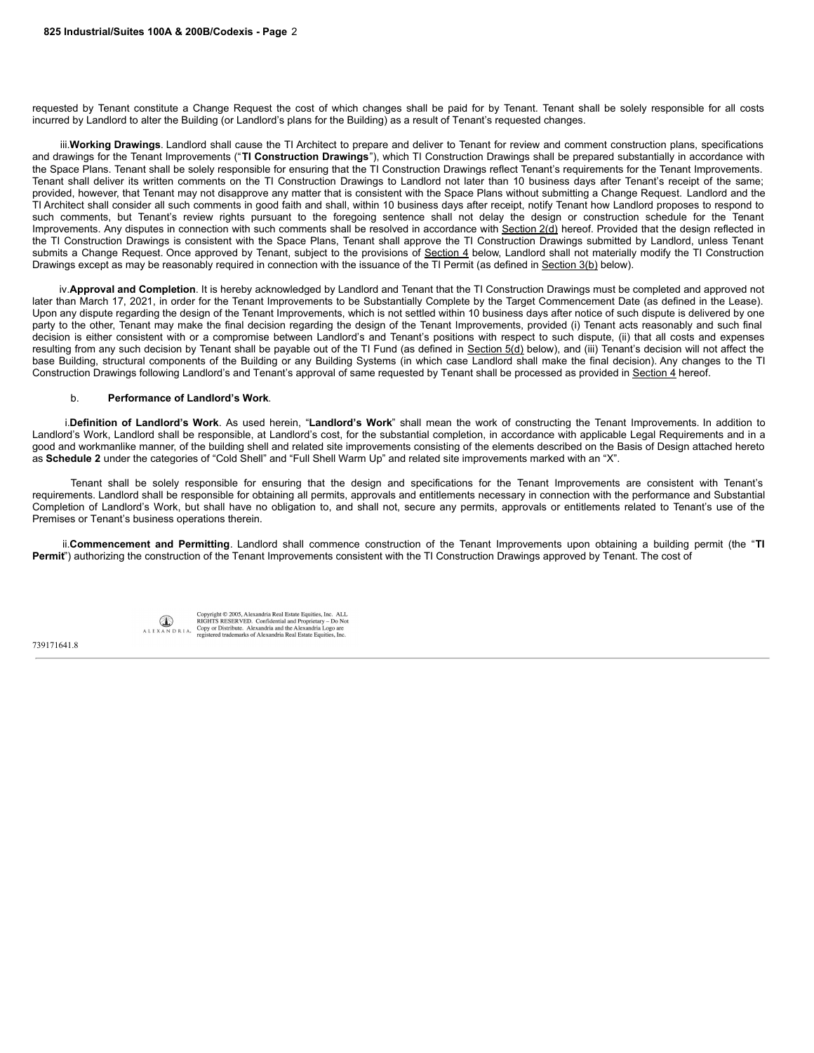requested by Tenant constitute a Change Request the cost of which changes shall be paid for by Tenant. Tenant shall be solely responsible for all costs incurred by Landlord to alter the Building (or Landlord's plans for the Building) as a result of Tenant's requested changes.

iii. **Working Drawings**. Landlord shall cause the TI Architect to prepare and deliver to Tenant for review and comment construction plans, specifications and drawings for the Tenant Improvements ("**TI Construction Drawings**"), which TI Construction Drawings shall be prepared substantially in accordance with the Space Plans. Tenant shall be solely responsible for ensuring that the TI Construction Drawings reflect Tenant's requirements for the Tenant Improvements. Tenant shall deliver its written comments on the TI Construction Drawings to Landlord not later than 10 business days after Tenant's receipt of the same; provided, however, that Tenant may not disapprove any matter that is consistent with the Space Plans without submitting a Change Request. Landlord and the TI Architect shall consider all such comments in good faith and shall, within 10 business days after receipt, notify Tenant how Landlord proposes to respond to such comments, but Tenant's review rights pursuant to the foregoing sentence shall not delay the design or construction schedule for the Tenant Improvements. Any disputes in connection with such comments shall be resolved in accordance with Section 2(d) hereof. Provided that the design reflected in the TI Construction Drawings is consistent with the Space Plans, Tenant shall approve the TI Construction Drawings submitted by Landlord, unless Tenant submits a Change Request. Once approved by Tenant, subject to the provisions of Section 4 below, Landlord shall not materially modify the TI Construction Drawings except as may be reasonably required in connection with the issuance of the TI Permit (as defined in Section 3(b) below).

iv. **Approval and Completion**. It is hereby acknowledged by Landlord and Tenant that the TI Construction Drawings must be completed and approved not later than March 17, 2021, in order for the Tenant Improvements to be Substantially Complete by the Target Commencement Date (as defined in the Lease). Upon any dispute regarding the design of the Tenant Improvements, which is not settled within 10 business days after notice of such dispute is delivered by one party to the other, Tenant may make the final decision regarding the design of the Tenant Improvements, provided (i) Tenant acts reasonably and such final decision is either consistent with or a compromise between Landlord's and Tenant's positions with respect to such dispute, (ii) that all costs and expenses resulting from any such decision by Tenant shall be payable out of the TI Fund (as defined in Section 5(d) below), and (iii) Tenant's decision will not affect the base Building, structural components of the Building or any Building Systems (in which case Landlord shall make the final decision). Any changes to the TI Construction Drawings following Landlord's and Tenant's approval of same requested by Tenant shall be processed as provided in Section 4 hereof.

b. **Performance of Landlord's Work**.

i. **Definition of Landlord's Work**. As used herein, "**Landlord's Work**" shall mean the work of constructing the Tenant Improvements. In addition to Landlord's Work, Landlord shall be responsible, at Landlord's cost, for the substantial completion, in accordance with applicable Legal Requirements and in a good and workmanlike manner, of the building shell and related site improvements consisting of the elements described on the Basis of Design attached hereto as **Schedule 2** under the categories of "Cold Shell" and "Full Shell Warm Up" and related site improvements marked with an "X".

Tenant shall be solely responsible for ensuring that the design and specifications for the Tenant Improvements are consistent with Tenant's requirements. Landlord shall be responsible for obtaining all permits, approvals and entitlements necessary in connection with the performance and Substantial Completion of Landlord's Work, but shall have no obligation to, and shall not, secure any permits, approvals or entitlements related to Tenant's use of the Premises or Tenant's business operations therein.

ii. **Commencement and Permitting**. Landlord shall commence construction of the Tenant Improvements upon obtaining a building permit (the "**TI Permit**") authorizing the construction of the Tenant Improvements consistent with the TI Construction Drawings approved by Tenant. The cost of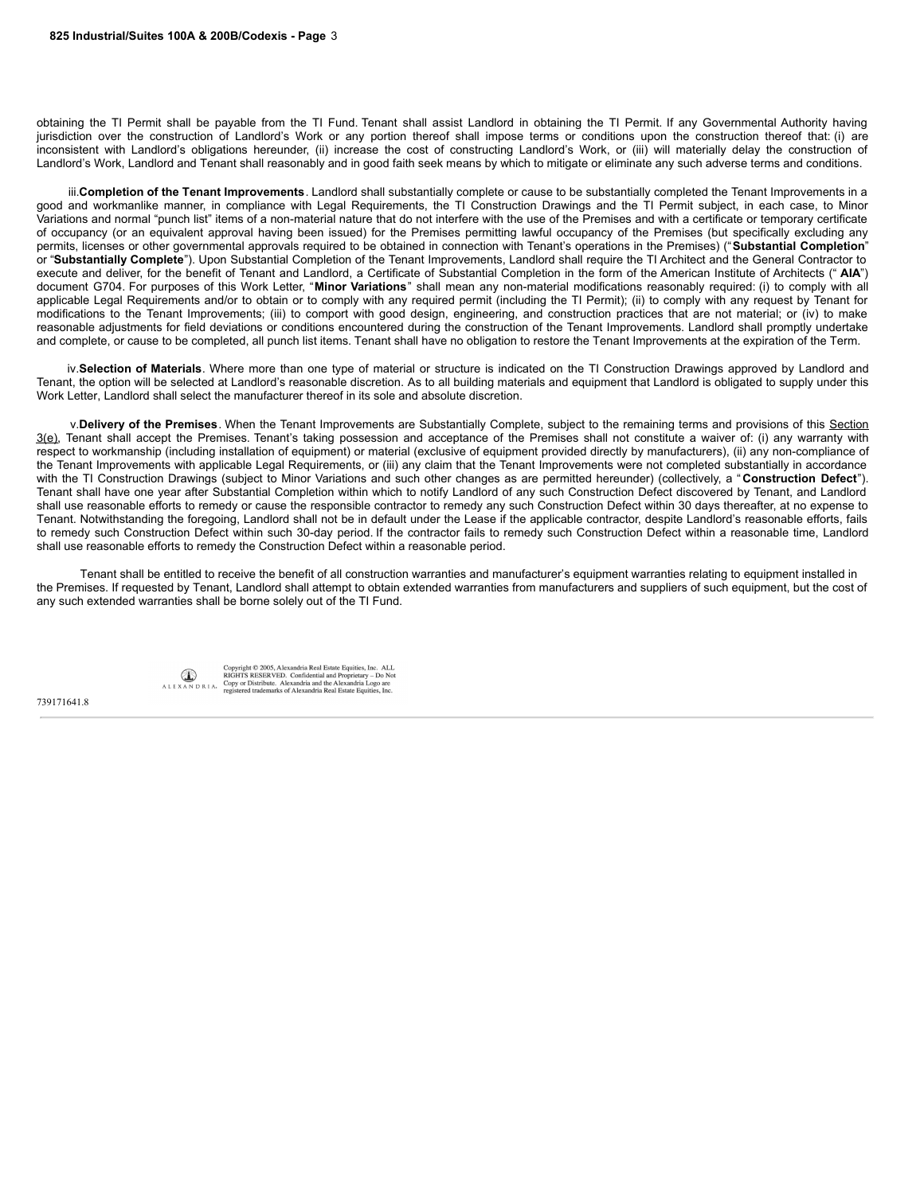obtaining the TI Permit shall be payable from the TI Fund. Tenant shall assist Landlord in obtaining the TI Permit. If any Governmental Authority having jurisdiction over the construction of Landlord's Work or any portion thereof shall impose terms or conditions upon the construction thereof that: (i) are inconsistent with Landlord's obligations hereunder, (ii) increase the cost of constructing Landlord's Work, or (iii) will materially delay the construction of Landlord's Work, Landlord and Tenant shall reasonably and in good faith seek means by which to mitigate or eliminate any such adverse terms and conditions.

iii. **Completion of the Tenant Improvements**. Landlord shall substantially complete or cause to be substantially completed the Tenant Improvements in a good and workmanlike manner, in compliance with Legal Requirements, the TI Construction Drawings and the TI Permit subject, in each case, to Minor Variations and normal "punch list" items of a non-material nature that do not interfere with the use of the Premises and with a certificate or temporary certificate of occupancy (or an equivalent approval having been issued) for the Premises permitting lawful occupancy of the Premises (but specifically excluding any permits, licenses or other governmental approvals required to be obtained in connection with Tenant's operations in the Premises) ("**Substantial Completion**" or "**Substantially Complete**"). Upon Substantial Completion of the Tenant Improvements, Landlord shall require the TI Architect and the General Contractor to execute and deliver, for the benefit of Tenant and Landlord, a Certificate of Substantial Completion in the form of the American Institute of Architects ("**AIA**") document G704. For purposes of this Work Letter, "**Minor Variations**" shall mean any non-material modifications reasonably required: (i) to comply with all applicable Legal Requirements and/or to obtain or to comply with any required permit (including the TI Permit); (ii) to comply with any request by Tenant for modifications to the Tenant Improvements; (iii) to comport with good design, engineering, and construction practices that are not material; or (iv) to make reasonable adjustments for field deviations or conditions encountered during the construction of the Tenant Improvements. Landlord shall promptly undertake and complete, or cause to be completed, all punch list items. Tenant shall have no obligation to restore the Tenant Improvements at the expiration of the Term.

iv. **Selection of Materials**. Where more than one type of material or structure is indicated on the TI Construction Drawings approved by Landlord and Tenant, the option will be selected at Landlord's reasonable discretion. As to all building materials and equipment that Landlord is obligated to supply under this Work Letter, Landlord shall select the manufacturer thereof in its sole and absolute discretion.

v. **Delivery of the Premises**. When the Tenant Improvements are Substantially Complete, subject to the remaining terms and provisions of this Section 3(e), Tenant shall accept the Premises. Tenant's taking possession and acceptance of the Premises shall not constitute a waiver of: (i) any warranty with respect to workmanship (including installation of equipment) or material (exclusive of equipment provided directly by manufacturers), (ii) any non-compliance of the Tenant Improvements with applicable Legal Requirements, or (iii) any claim that the Tenant Improvements were not completed substantially in accordance with the TI Construction Drawings (subject to Minor Variations and such other changes as are permitted hereunder) (collectively, a "**Construction Defect**"). Tenant shall have one year after Substantial Completion within which to notify Landlord of any such Construction Defect discovered by Tenant, and Landlord shall use reasonable efforts to remedy or cause the responsible contractor to remedy any such Construction Defect within 30 days thereafter, at no expense to Tenant. Notwithstanding the foregoing, Landlord shall not be in default under the Lease if the applicable contractor, despite Landlord's reasonable efforts, fails to remedy such Construction Defect within such 30-day period. If the contractor fails to remedy such Construction Defect within a reasonable time, Landlord shall use reasonable efforts to remedy the Construction Defect within a reasonable period.

Tenant shall be entitled to receive the benefit of all construction warranties and manufacturer's equipment warranties relating to equipment installed in the Premises. If requested by Tenant, Landlord shall attempt to obtain extended warranties from manufacturers and suppliers of such equipment, but the cost of any such extended warranties shall be borne solely out of the TI Fund.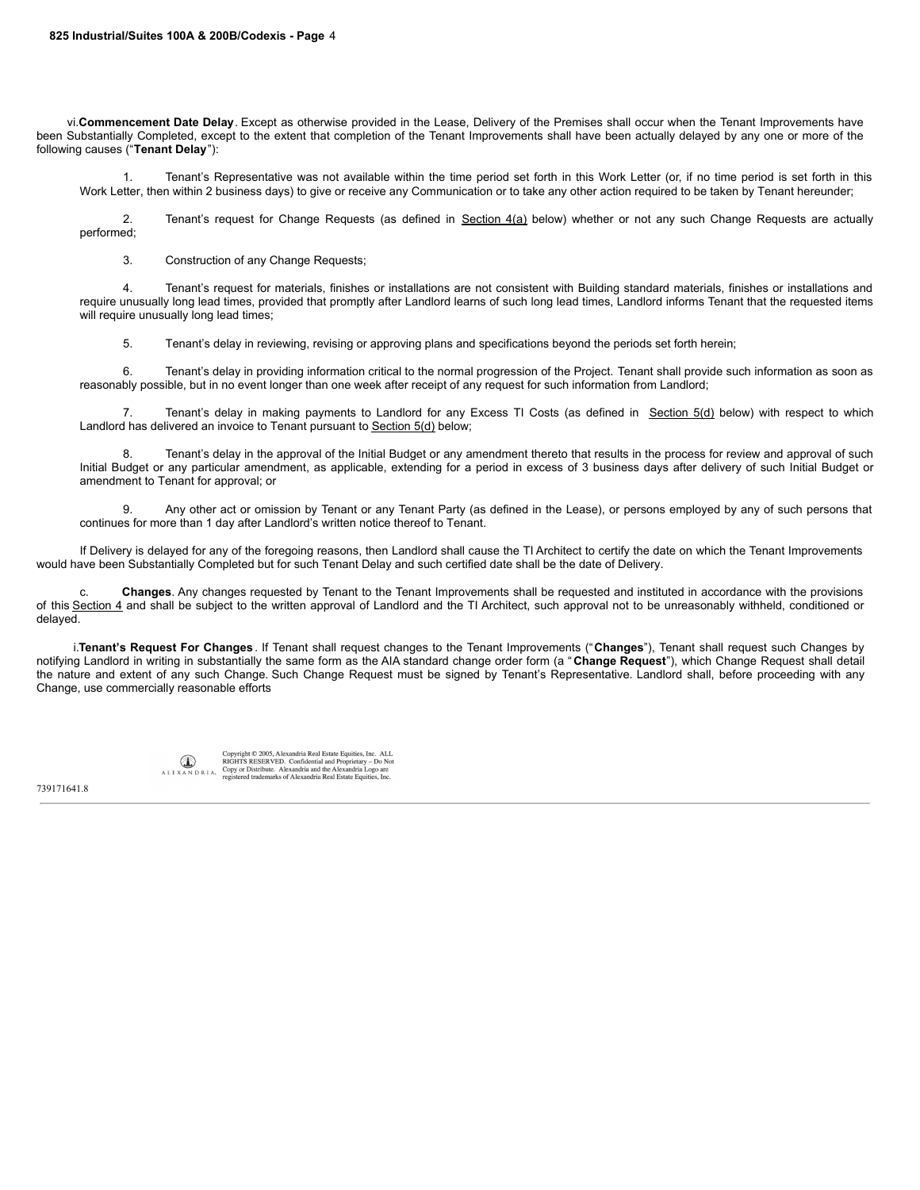vi. **Commencement Date Delay**. Except as otherwise provided in the Lease, Delivery of the Premises shall occur when the Tenant Improvements have been Substantially Completed, except to the extent that completion of the Tenant Improvements shall have been actually delayed by any one or more of the following causes ("**Tenant Delay**"):

1. Tenant's Representative was not available within the time period set forth in this Work Letter (or, if no time period is set forth in this Work Letter, then within 2 business days) to give or receive any Communication or to take any other action required to be taken by Tenant hereunder;

2. Tenant's request for Change Requests (as defined in Section 4(a) below) whether or not any such Change Requests are actually performed;

3. Construction of any Change Requests;

4. Tenant's request for materials, finishes or installations are not consistent with Building standard materials, finishes or installations and require unusually long lead times, provided that promptly after Landlord learns of such long lead times, Landlord informs Tenant that the requested items will require unusually long lead times;

5. Tenant's delay in reviewing, revising or approving plans and specifications beyond the periods set forth herein;

6. Tenant's delay in providing information critical to the normal progression of the Project. Tenant shall provide such information as soon as reasonably possible, but in no event longer than one week after receipt of any request for such information from Landlord;

7. Tenant's delay in making payments to Landlord for any Excess TI Costs (as defined in Section 5(d) below) with respect to which Landlord has delivered an invoice to Tenant pursuant to Section 5(d) below;

8. Tenant's delay in the approval of the Initial Budget or any amendment thereto that results in the process for review and approval of such Initial Budget or any particular amendment, as applicable, extending for a period in excess of 3 business days after delivery of such Initial Budget or amendment to Tenant for approval; or

9. Any other act or omission by Tenant or any Tenant Party (as defined in the Lease), or persons employed by any of such persons that continues for more than 1 day after Landlord's written notice thereof to Tenant.

If Delivery is delayed for any of the foregoing reasons, then Landlord shall cause the TI Architect to certify the date on which the Tenant Improvements would have been Substantially Completed but for such Tenant Delay and such certified date shall be the date of Delivery.

c. **Changes**. Any changes requested by Tenant to the Tenant Improvements shall be requested and instituted in accordance with the provisions of this Section 4 and shall be subject to the written approval of Landlord and the TI Architect, such approval not to be unreasonably withheld, conditioned or delayed.

i. **Tenant's Request For Changes**. If Tenant shall request changes to the Tenant Improvements ("**Changes**"), Tenant shall request such Changes by notifying Landlord in writing in substantially the same form as the AIA standard change order form (a "**Change Request**"), which Change Request shall detail the nature and extent of any such Change. Such Change Request must be signed by Tenant's Representative. Landlord shall, before proceeding with any Change, use commercially reasonable efforts

Copyright © 2005, Alexandria Real Estate Equities, Inc. ALL RIGHTS RESERVED. Confidential and Proprietary – Do Not Copy or Distribute. Alexandria and the Alexandria Logo are registered trademarks of Alexandria Real Estate Equities, Inc.

739171641.8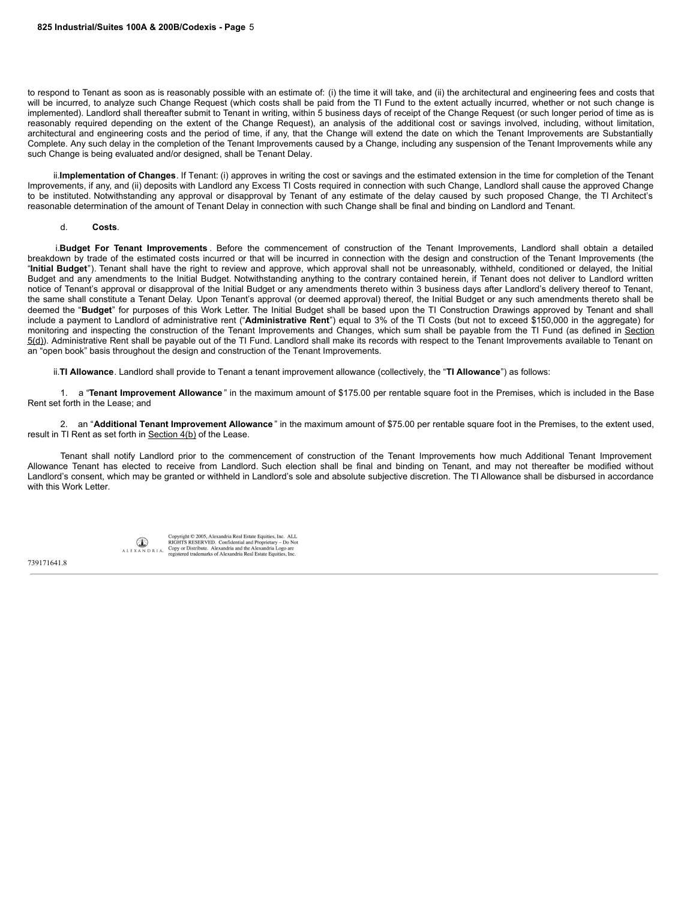to respond to Tenant as soon as is reasonably possible with an estimate of: (i) the time it will take, and (ii) the architectural and engineering fees and costs that will be incurred, to analyze such Change Request (which costs shall be paid from the TI Fund to the extent actually incurred, whether or not such change is implemented). Landlord shall thereafter submit to Tenant in writing, within 5 business days of receipt of the Change Request (or such longer period of time as is reasonably required depending on the extent of the Change Request), an analysis of the additional cost or savings involved, including, without limitation, architectural and engineering costs and the period of time, if any, that the Change will extend the date on which the Tenant Improvements are Substantially Complete. Any such delay in the completion of the Tenant Improvements caused by a Change, including any suspension of the Tenant Improvements while any such Change is being evaluated and/or designed, shall be Tenant Delay.

ii. **Implementation of Changes**. If Tenant: (i) approves in writing the cost or savings and the estimated extension in the time for completion of the Tenant Improvements, if any, and (ii) deposits with Landlord any Excess TI Costs required in connection with such Change, Landlord shall cause the approved Change to be instituted. Notwithstanding any approval or disapproval by Tenant of any estimate of the delay caused by such proposed Change, the TI Architect's reasonable determination of the amount of Tenant Delay in connection with such Change shall be final and binding on Landlord and Tenant.

d. **Costs**.

i. **Budget For Tenant Improvements**. Before the commencement of construction of the Tenant Improvements, Landlord shall obtain a detailed breakdown by trade of the estimated costs incurred or that will be incurred in connection with the design and construction of the Tenant Improvements (the "**Initial Budget**"). Tenant shall have the right to review and approve, which approval shall not be unreasonably, withheld, conditioned or delayed, the Initial Budget and any amendments to the Initial Budget. Notwithstanding anything to the contrary contained herein, if Tenant does not deliver to Landlord written notice of Tenant's approval or disapproval of the Initial Budget or any amendments thereto within 3 business days after Landlord's delivery thereof to Tenant, the same shall constitute a Tenant Delay. Upon Tenant's approval (or deemed approval) thereof, the Initial Budget or any such amendments thereto shall be deemed the "**Budget**" for purposes of this Work Letter. The Initial Budget shall be based upon the TI Construction Drawings approved by Tenant and shall include a payment to Landlord of administrative rent ("**Administrative Rent**") equal to 3% of the TI Costs (but not to exceed $150,000 in the aggregate) for monitoring and inspecting the construction of the Tenant Improvements and Changes, which sum shall be payable from the TI Fund (as defined in Section 5(d)). Administrative Rent shall be payable out of the TI Fund. Landlord shall make its records with respect to the Tenant Improvements available to Tenant on an "open book" basis throughout the design and construction of the Tenant Improvements.

ii. **TI Allowance**. Landlord shall provide to Tenant a tenant improvement allowance (collectively, the "**TI Allowance**") as follows:

1. a "**Tenant Improvement Allowance**" in the maximum amount of $175.00 per rentable square foot in the Premises, which is included in the Base Rent set forth in the Lease; and

2. an "**Additional Tenant Improvement Allowance**" in the maximum amount of $75.00 per rentable square foot in the Premises, to the extent used, result in TI Rent as set forth in Section 4(b) of the Lease.

Tenant shall notify Landlord prior to the commencement of construction of the Tenant Improvements how much Additional Tenant Improvement Allowance Tenant has elected to receive from Landlord. Such election shall be final and binding on Tenant, and may not thereafter be modified without Landlord's consent, which may be granted or withheld in Landlord's sole and absolute subjective discretion. The TI Allowance shall be disbursed in accordance with this Work Letter.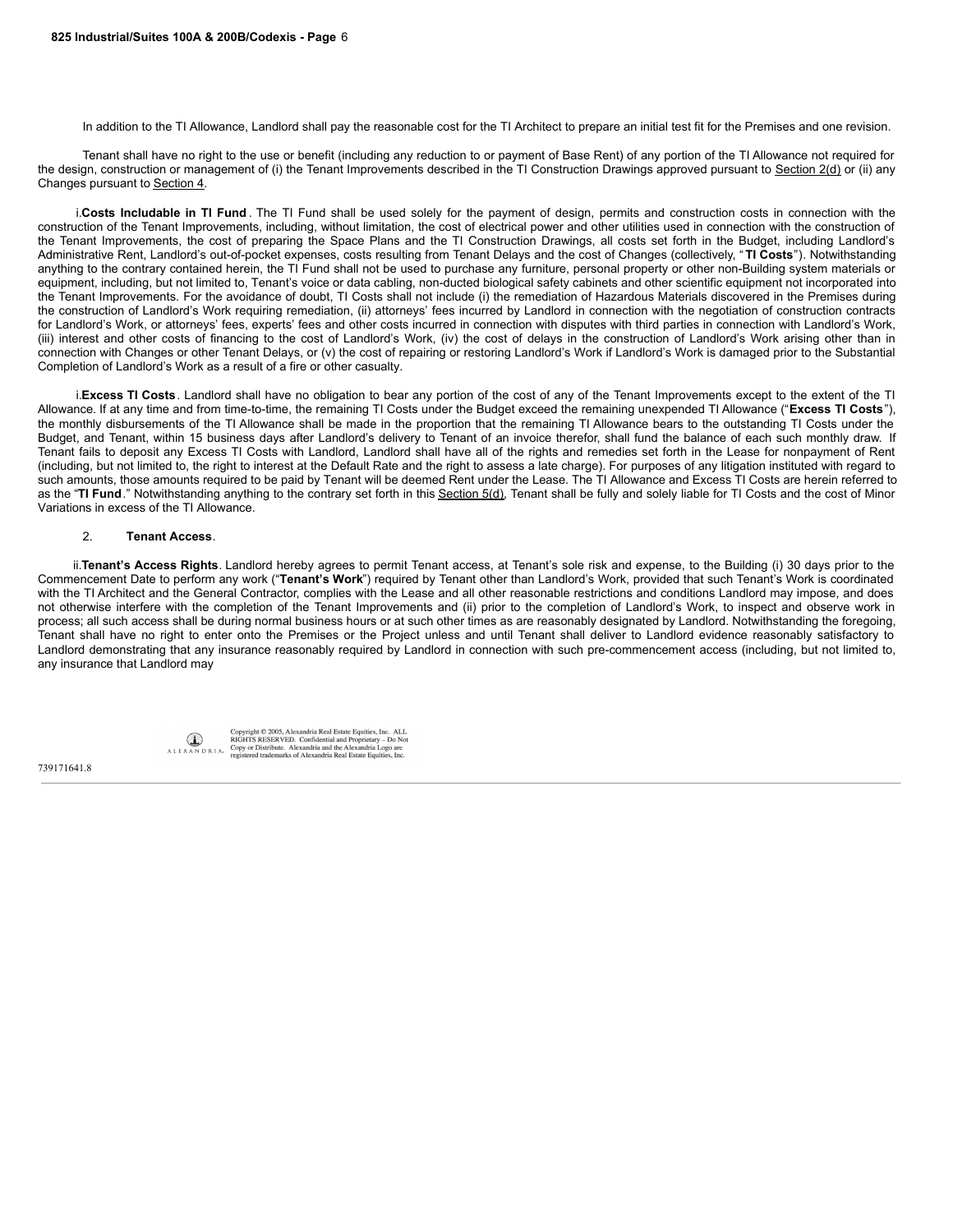In addition to the TI Allowance, Landlord shall pay the reasonable cost for the TI Architect to prepare an initial test fit for the Premises and one revision.

Tenant shall have no right to the use or benefit (including any reduction to or payment of Base Rent) of any portion of the TI Allowance not required for the design, construction or management of (i) the Tenant Improvements described in the TI Construction Drawings approved pursuant to Section 2(d) or (ii) any Changes pursuant to Section 4.

i. **Costs Includable in TI Fund**. The TI Fund shall be used solely for the payment of design, permits and construction costs in connection with the construction of the Tenant Improvements, including, without limitation, the cost of electrical power and other utilities used in connection with the construction of the Tenant Improvements, the cost of preparing the Space Plans and the TI Construction Drawings, all costs set forth in the Budget, including Landlord's Administrative Rent, Landlord's out-of-pocket expenses, costs resulting from Tenant Delays and the cost of Changes (collectively, "**TI Costs**"). Notwithstanding anything to the contrary contained herein, the TI Fund shall not be used to purchase any furniture, personal property or other non-Building system materials or equipment, including, but not limited to, Tenant's voice or data cabling, non-ducted biological safety cabinets and other scientific equipment not incorporated into the Tenant Improvements. For the avoidance of doubt, TI Costs shall not include (i) the remediation of Hazardous Materials discovered in the Premises during the construction of Landlord's Work requiring remediation, (ii) attorneys' fees incurred by Landlord in connection with the negotiation of construction contracts for Landlord's Work, or attorneys' fees, experts' fees and other costs incurred in connection with disputes with third parties in connection with Landlord's Work, (iii) interest and other costs of financing to the cost of Landlord's Work, (iv) the cost of delays in the construction of Landlord's Work arising other than in connection with Changes or other Tenant Delays, or (v) the cost of repairing or restoring Landlord's Work if Landlord's Work is damaged prior to the Substantial Completion of Landlord's Work as a result of a fire or other casualty.

i. **Excess TI Costs**. Landlord shall have no obligation to bear any portion of the cost of any of the Tenant Improvements except to the extent of the TI Allowance. If at any time and from time-to-time, the remaining TI Costs under the Budget exceed the remaining unexpended TI Allowance ("**Excess TI Costs**"), the monthly disbursements of the TI Allowance shall be made in the proportion that the remaining TI Allowance bears to the outstanding TI Costs under the Budget, and Tenant, within 15 business days after Landlord's delivery to Tenant of an invoice therefor, shall fund the balance of each such monthly draw. If Tenant fails to deposit any Excess TI Costs with Landlord, Landlord shall have all of the rights and remedies set forth in the Lease for nonpayment of Rent (including, but not limited to, the right to interest at the Default Rate and the right to assess a late charge). For purposes of any litigation instituted with regard to such amounts, those amounts required to be paid by Tenant will be deemed Rent under the Lease. The TI Allowance and Excess TI Costs are herein referred to as the "**TI Fund**." Notwithstanding anything to the contrary set forth in this Section 5(d), Tenant shall be fully and solely liable for TI Costs and the cost of Minor Variations in excess of the TI Allowance.

2. **Tenant Access**.

ii. **Tenant's Access Rights**. Landlord hereby agrees to permit Tenant access, at Tenant's sole risk and expense, to the Building (i) 30 days prior to the Commencement Date to perform any work ("**Tenant's Work**") required by Tenant other than Landlord's Work, provided that such Tenant's Work is coordinated with the TI Architect and the General Contractor, complies with the Lease and all other reasonable restrictions and conditions Landlord may impose, and does not otherwise interfere with the completion of the Tenant Improvements and (ii) prior to the completion of Landlord's Work, to inspect and observe work in process; all such access shall be during normal business hours or at such other times as are reasonably designated by Landlord. Notwithstanding the foregoing, Tenant shall have no right to enter onto the Premises or the Project unless and until Tenant shall deliver to Landlord evidence reasonably satisfactory to Landlord demonstrating that any insurance reasonably required by Landlord in connection with such pre-commencement access (including, but not limited to, any insurance that Landlord may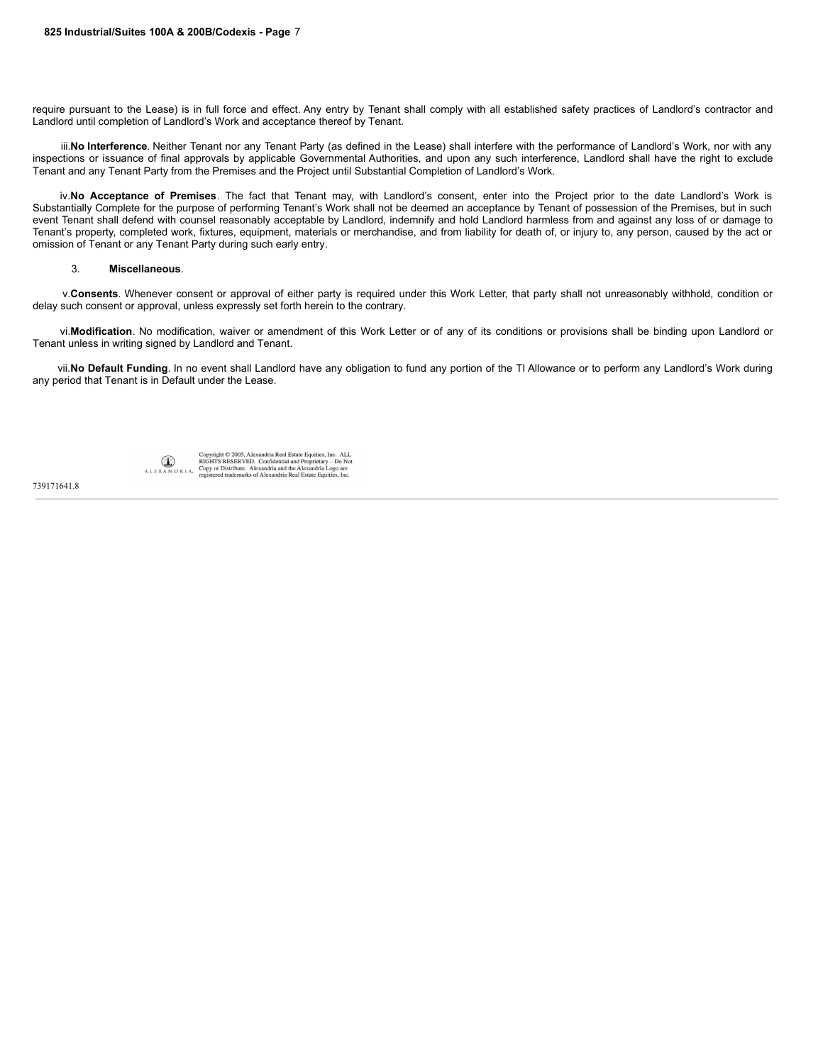require pursuant to the Lease) is in full force and effect. Any entry by Tenant shall comply with all established safety practices of Landlord's contractor and Landlord until completion of Landlord's Work and acceptance thereof by Tenant.

iii.**No Interference**. Neither Tenant nor any Tenant Party (as defined in the Lease) shall interfere with the performance of Landlord's Work, nor with any inspections or issuance of final approvals by applicable Governmental Authorities, and upon any such interference, Landlord shall have the right to exclude Tenant and any Tenant Party from the Premises and the Project until Substantial Completion of Landlord's Work.

iv.**No Acceptance of Premises**. The fact that Tenant may, with Landlord's consent, enter into the Project prior to the date Landlord's Work is Substantially Complete for the purpose of performing Tenant's Work shall not be deemed an acceptance by Tenant of possession of the Premises, but in such event Tenant shall defend with counsel reasonably acceptable by Landlord, indemnify and hold Landlord harmless from and against any loss of or damage to Tenant's property, completed work, fixtures, equipment, materials or merchandise, and from liability for death of, or injury to, any person, caused by the act or omission of Tenant or any Tenant Party during such early entry.

3. **Miscellaneous**.

v.**Consents**. Whenever consent or approval of either party is required under this Work Letter, that party shall not unreasonably withhold, condition or delay such consent or approval, unless expressly set forth herein to the contrary.

vi.**Modification**. No modification, waiver or amendment of this Work Letter or of any of its conditions or provisions shall be binding upon Landlord or Tenant unless in writing signed by Landlord and Tenant.

vii.**No Default Funding**. In no event shall Landlord have any obligation to fund any portion of the TI Allowance or to perform any Landlord's Work during any period that Tenant is in Default under the Lease.

Copyright © 2005, Alexandria Real Estate Equities, Inc. ALL RIGHTS RESERVED. Confidential and Proprietary – Do Not Copy or Distribute. Alexandria and the Alexandria Logo are registered trademarks of Alexandria Real Estate Equities, Inc.

739171641.8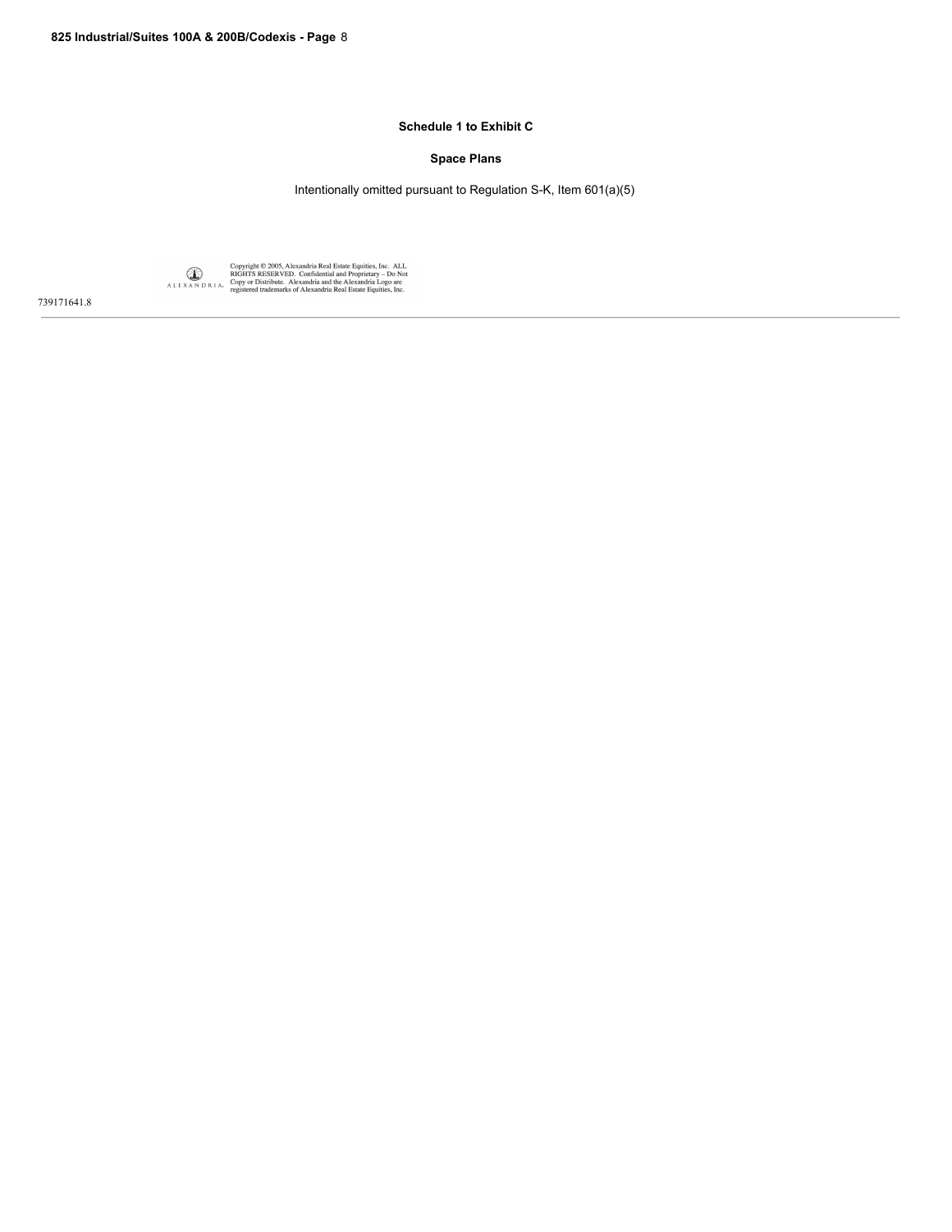**Schedule 1 to Exhibit C**

**Space Plans**

Intentionally omitted pursuant to Regulation S-K, Item 601(a)(5)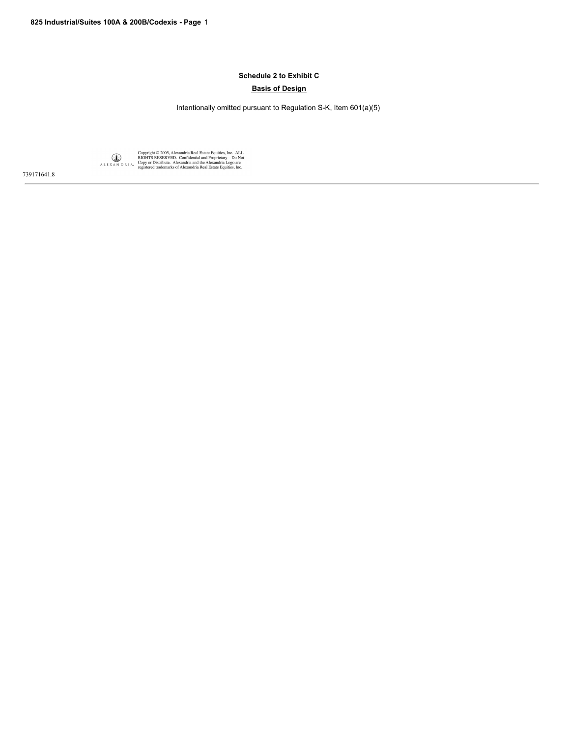## Schedule 2 to Exhibit C

**Basis of Design**

Intentionally omitted pursuant to Regulation S-K, Item 601(a)(5)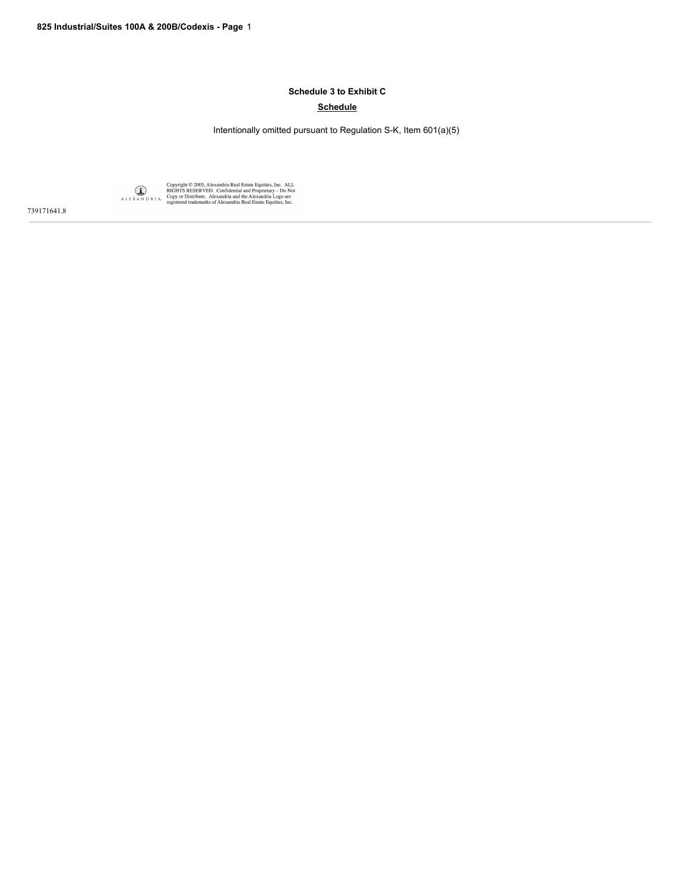**Schedule 3 to Exhibit C**

**Schedule**

Intentionally omitted pursuant to Regulation S-K, Item 601(a)(5)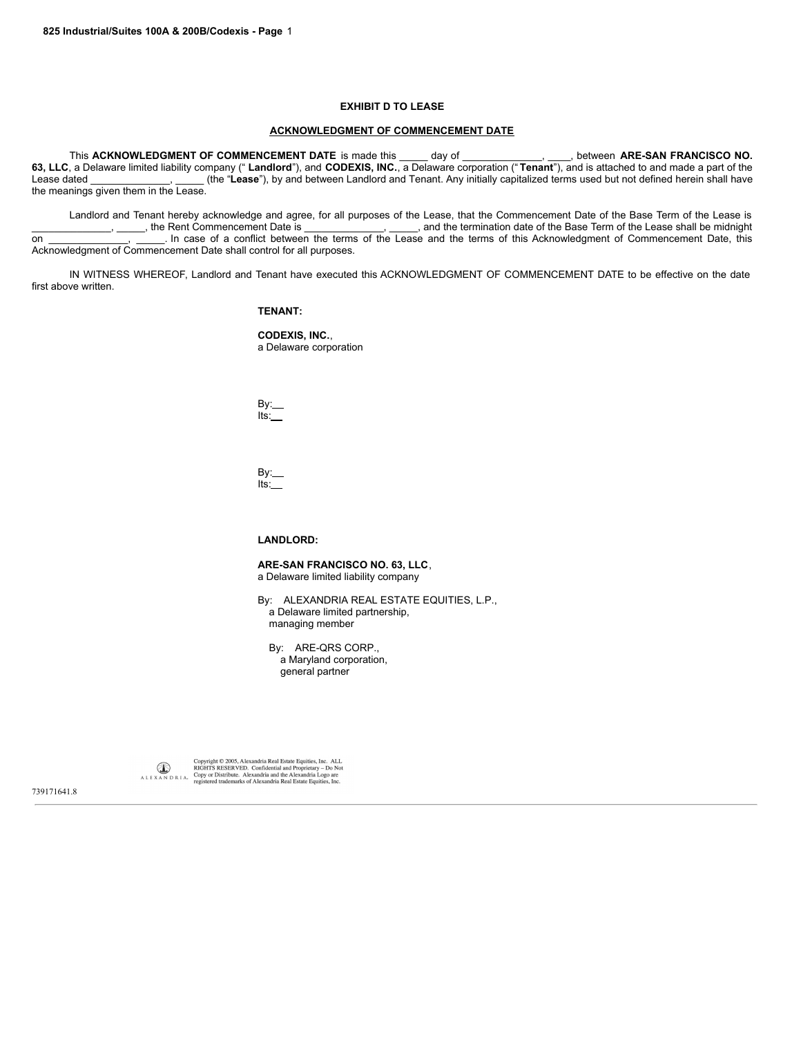**EXHIBIT D TO LEASE**

**ACKNOWLEDGMENT OF COMMENCEMENT DATE**

This **ACKNOWLEDGMENT OF COMMENCEMENT DATE** is made this _____ day of ______________, ____, between **ARE-SAN FRANCISCO NO. 63, LLC**, a Delaware limited liability company (" **Landlord**"), and **CODEXIS, INC.**, a Delaware corporation (" **Tenant**"), and is attached to and made a part of the Lease dated ______________, _____ (the "**Lease**"), by and between Landlord and Tenant. Any initially capitalized terms used but not defined herein shall have the meanings given them in the Lease.

Landlord and Tenant hereby acknowledge and agree, for all purposes of the Lease, that the Commencement Date of the Base Term of the Lease is ______________, _____, the Rent Commencement Date is ______________, _____, and the termination date of the Base Term of the Lease shall be midnight on ______________, _____. In case of a conflict between the terms of the Lease and the terms of this Acknowledgment of Commencement Date, this Acknowledgment of Commencement Date shall control for all purposes.

IN WITNESS WHEREOF, Landlord and Tenant have executed this ACKNOWLEDGMENT OF COMMENCEMENT DATE to be effective on the date first above written.

**TENANT:**

**CODEXIS, INC.**,
a Delaware corporation

By:\_\_
Its:\_\_

By:\_\_
Its:\_\_

**LANDLORD:**

**ARE-SAN FRANCISCO NO. 63, LLC**,
a Delaware limited liability company

By: ALEXANDRIA REAL ESTATE EQUITIES, L.P.,
a Delaware limited partnership,
managing member

By: ARE-QRS CORP.,
a Maryland corporation,
general partner

Copyright © 2005, Alexandria Real Estate Equities, Inc. ALL RIGHTS RESERVED. Confidential and Proprietary – Do Not Copy or Distribute. Alexandria and the Alexandria Logo are registered trademarks of Alexandria Real Estate Equities, Inc.

739171641.8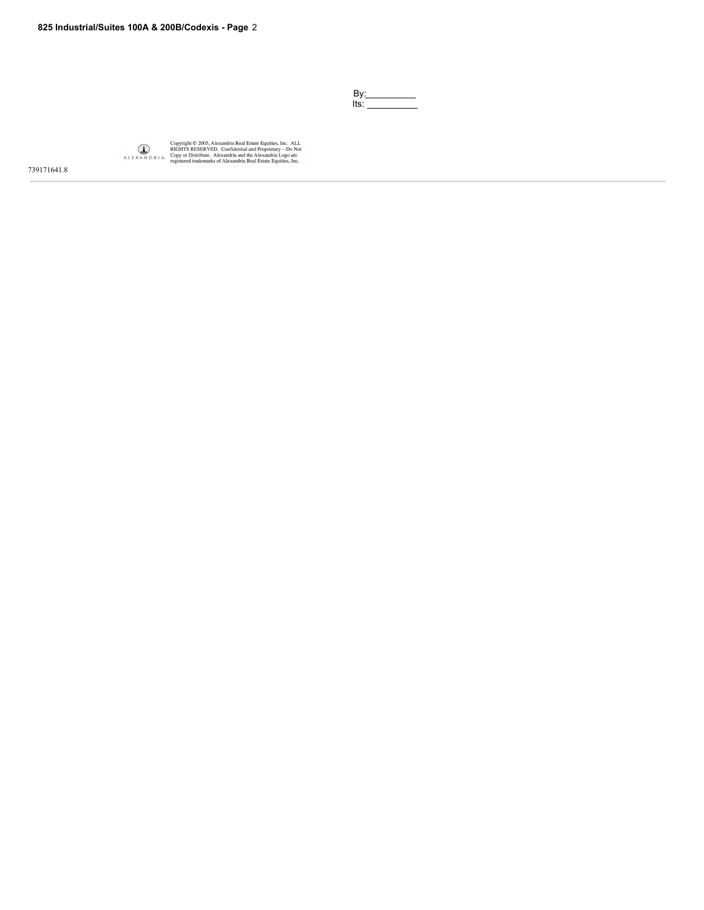By:\_\_\_\_\_\_\_\_\_\_
Its: \_\_\_\_\_\_\_\_\_\_

Copyright © 2005, Alexandria Real Estate Equities, Inc. ALL RIGHTS RESERVED. Confidential and Proprietary – Do Not Copy or Distribute. Alexandria and the Alexandria Logo are registered trademarks of Alexandria Real Estate Equities, Inc.

739171641.8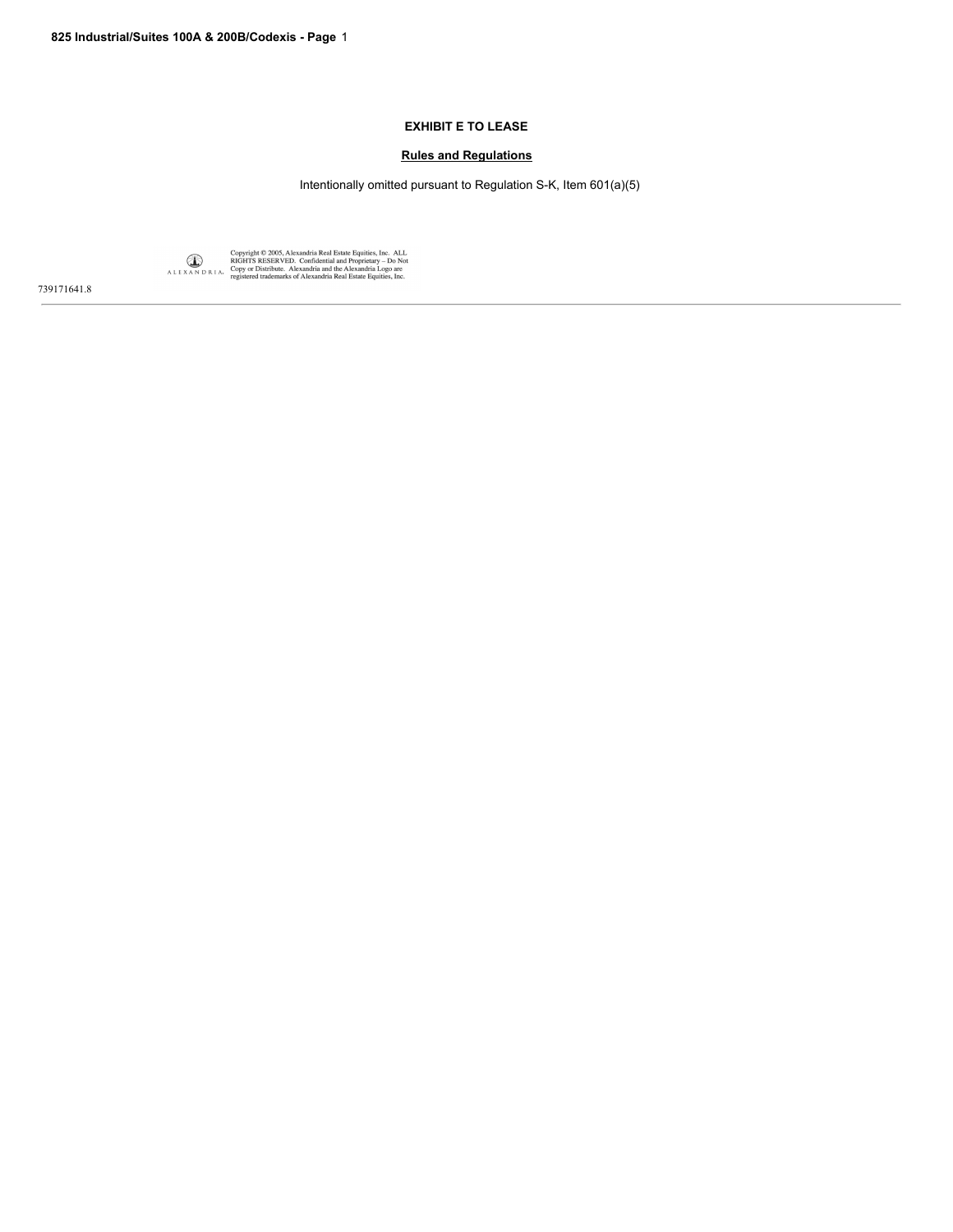**EXHIBIT E TO LEASE**

**Rules and Regulations**

Intentionally omitted pursuant to Regulation S-K, Item 601(a)(5)

Copyright © 2005, Alexandria Real Estate Equities, Inc. ALL RIGHTS RESERVED. Confidential and Proprietary – Do Not Copy or Distribute. Alexandria and the Alexandria Logo are registered trademarks of Alexandria Real Estate Equities, Inc.

739171641.8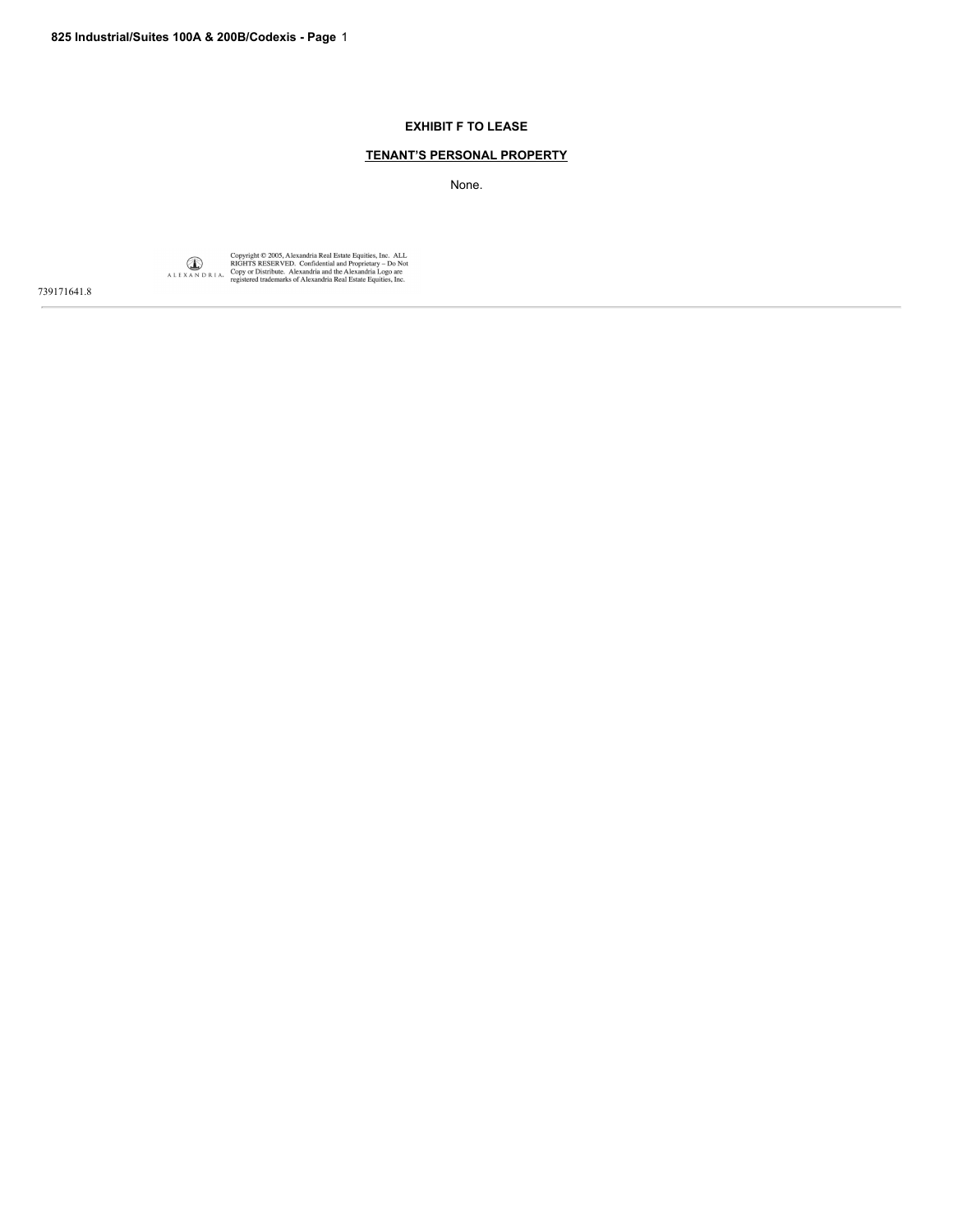# EXHIBIT F TO LEASE

## TENANT'S PERSONAL PROPERTY

None.

Copyright © 2005, Alexandria Real Estate Equities, Inc. ALL RIGHTS RESERVED. Confidential and Proprietary – Do Not Copy or Distribute. Alexandria and the Alexandria Logo are registered trademarks of Alexandria Real Estate Equities, Inc.

739171641.8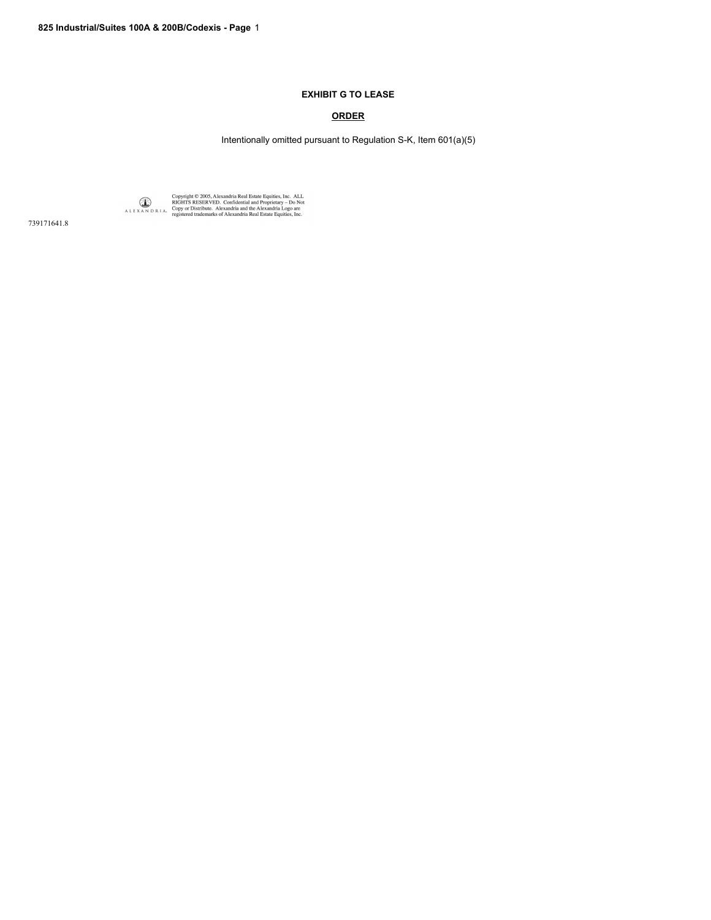**EXHIBIT G TO LEASE**

**ORDER**

Intentionally omitted pursuant to Regulation S-K, Item 601(a)(5)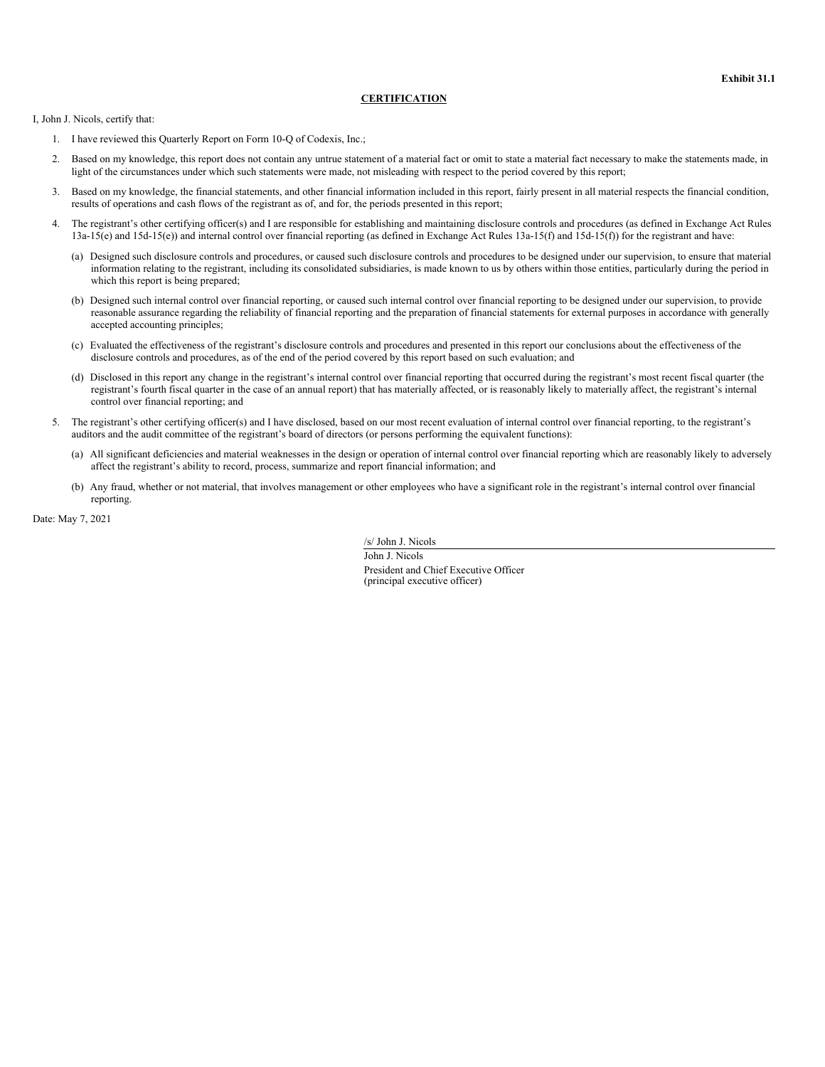**Exhibit 31.1**

**CERTIFICATION**

I, John J. Nicols, certify that:

1. I have reviewed this Quarterly Report on Form 10-Q of Codexis, Inc.;
2. Based on my knowledge, this report does not contain any untrue statement of a material fact or omit to state a material fact necessary to make the statements made, in light of the circumstances under which such statements were made, not misleading with respect to the period covered by this report;
3. Based on my knowledge, the financial statements, and other financial information included in this report, fairly present in all material respects the financial condition, results of operations and cash flows of the registrant as of, and for, the periods presented in this report;
4. The registrant's other certifying officer(s) and I are responsible for establishing and maintaining disclosure controls and procedures (as defined in Exchange Act Rules 13a-15(e) and 15d-15(e)) and internal control over financial reporting (as defined in Exchange Act Rules 13a-15(f) and 15d-15(f)) for the registrant and have:
   (a) Designed such disclosure controls and procedures, or caused such disclosure controls and procedures to be designed under our supervision, to ensure that material information relating to the registrant, including its consolidated subsidiaries, is made known to us by others within those entities, particularly during the period in which this report is being prepared;
   (b) Designed such internal control over financial reporting, or caused such internal control over financial reporting to be designed under our supervision, to provide reasonable assurance regarding the reliability of financial reporting and the preparation of financial statements for external purposes in accordance with generally accepted accounting principles;
   (c) Evaluated the effectiveness of the registrant's disclosure controls and procedures and presented in this report our conclusions about the effectiveness of the disclosure controls and procedures, as of the end of the period covered by this report based on such evaluation; and
   (d) Disclosed in this report any change in the registrant's internal control over financial reporting that occurred during the registrant's most recent fiscal quarter (the registrant's fourth fiscal quarter in the case of an annual report) that has materially affected, or is reasonably likely to materially affect, the registrant's internal control over financial reporting; and
5. The registrant's other certifying officer(s) and I have disclosed, based on our most recent evaluation of internal control over financial reporting, to the registrant's auditors and the audit committee of the registrant's board of directors (or persons performing the equivalent functions):
   (a) All significant deficiencies and material weaknesses in the design or operation of internal control over financial reporting which are reasonably likely to adversely affect the registrant's ability to record, process, summarize and report financial information; and
   (b) Any fraud, whether or not material, that involves management or other employees who have a significant role in the registrant's internal control over financial reporting.

Date: May 7, 2021

/s/ John J. Nicols

John J. Nicols
President and Chief Executive Officer
(principal executive officer)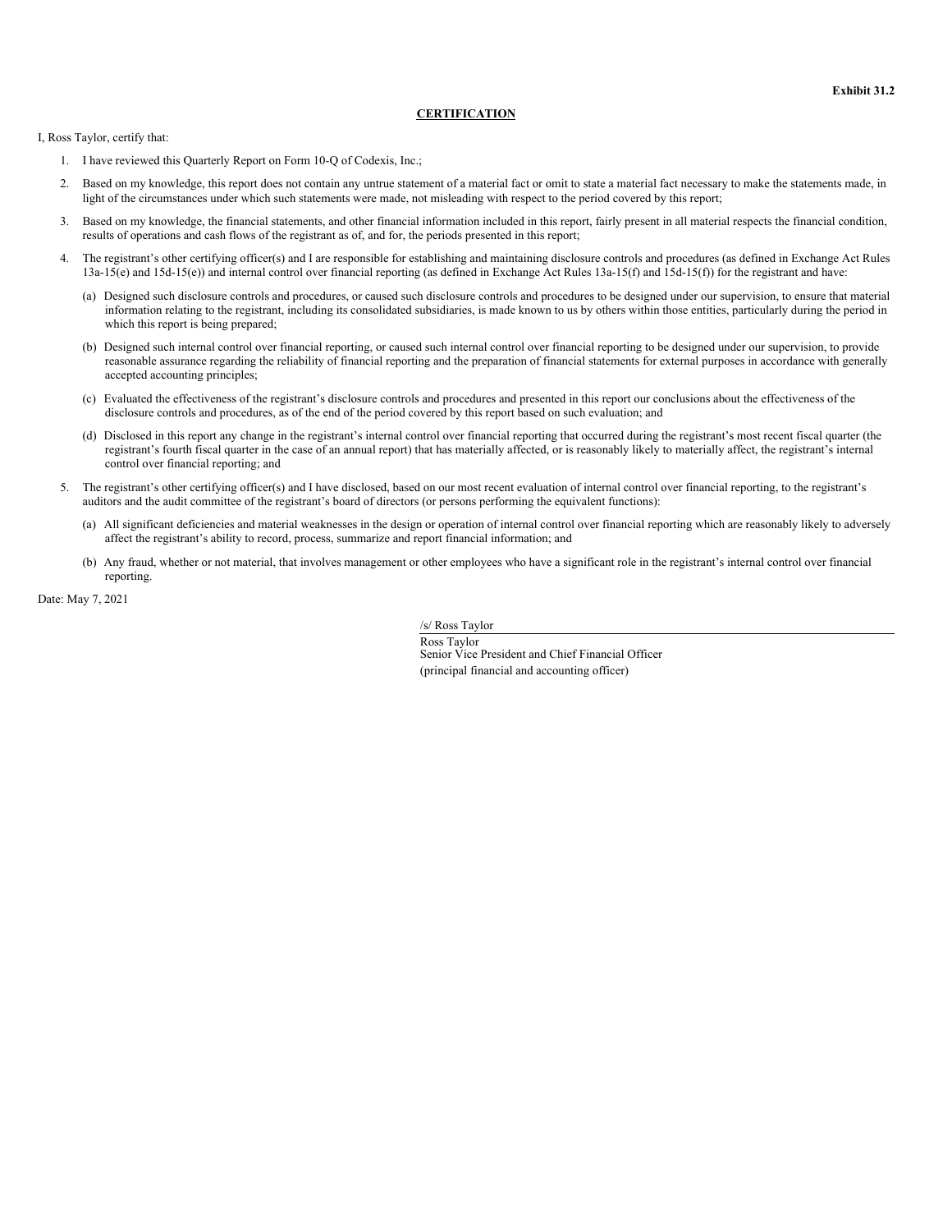**Exhibit 31.2**

**CERTIFICATION**

I, Ross Taylor, certify that:

1. I have reviewed this Quarterly Report on Form 10-Q of Codexis, Inc.;
2. Based on my knowledge, this report does not contain any untrue statement of a material fact or omit to state a material fact necessary to make the statements made, in light of the circumstances under which such statements were made, not misleading with respect to the period covered by this report;
3. Based on my knowledge, the financial statements, and other financial information included in this report, fairly present in all material respects the financial condition, results of operations and cash flows of the registrant as of, and for, the periods presented in this report;
4. The registrant's other certifying officer(s) and I are responsible for establishing and maintaining disclosure controls and procedures (as defined in Exchange Act Rules 13a-15(e) and 15d-15(e)) and internal control over financial reporting (as defined in Exchange Act Rules 13a-15(f) and 15d-15(f)) for the registrant and have:
   (a) Designed such disclosure controls and procedures, or caused such disclosure controls and procedures to be designed under our supervision, to ensure that material information relating to the registrant, including its consolidated subsidiaries, is made known to us by others within those entities, particularly during the period in which this report is being prepared;
   (b) Designed such internal control over financial reporting, or caused such internal control over financial reporting to be designed under our supervision, to provide reasonable assurance regarding the reliability of financial reporting and the preparation of financial statements for external purposes in accordance with generally accepted accounting principles;
   (c) Evaluated the effectiveness of the registrant's disclosure controls and procedures and presented in this report our conclusions about the effectiveness of the disclosure controls and procedures, as of the end of the period covered by this report based on such evaluation; and
   (d) Disclosed in this report any change in the registrant's internal control over financial reporting that occurred during the registrant's most recent fiscal quarter (the registrant's fourth fiscal quarter in the case of an annual report) that has materially affected, or is reasonably likely to materially affect, the registrant's internal control over financial reporting; and
5. The registrant's other certifying officer(s) and I have disclosed, based on our most recent evaluation of internal control over financial reporting, to the registrant's auditors and the audit committee of the registrant's board of directors (or persons performing the equivalent functions):
   (a) All significant deficiencies and material weaknesses in the design or operation of internal control over financial reporting which are reasonably likely to adversely affect the registrant's ability to record, process, summarize and report financial information; and
   (b) Any fraud, whether or not material, that involves management or other employees who have a significant role in the registrant's internal control over financial reporting.

Date: May 7, 2021

/s/ Ross Taylor

Ross Taylor
Senior Vice President and Chief Financial Officer
(principal financial and accounting officer)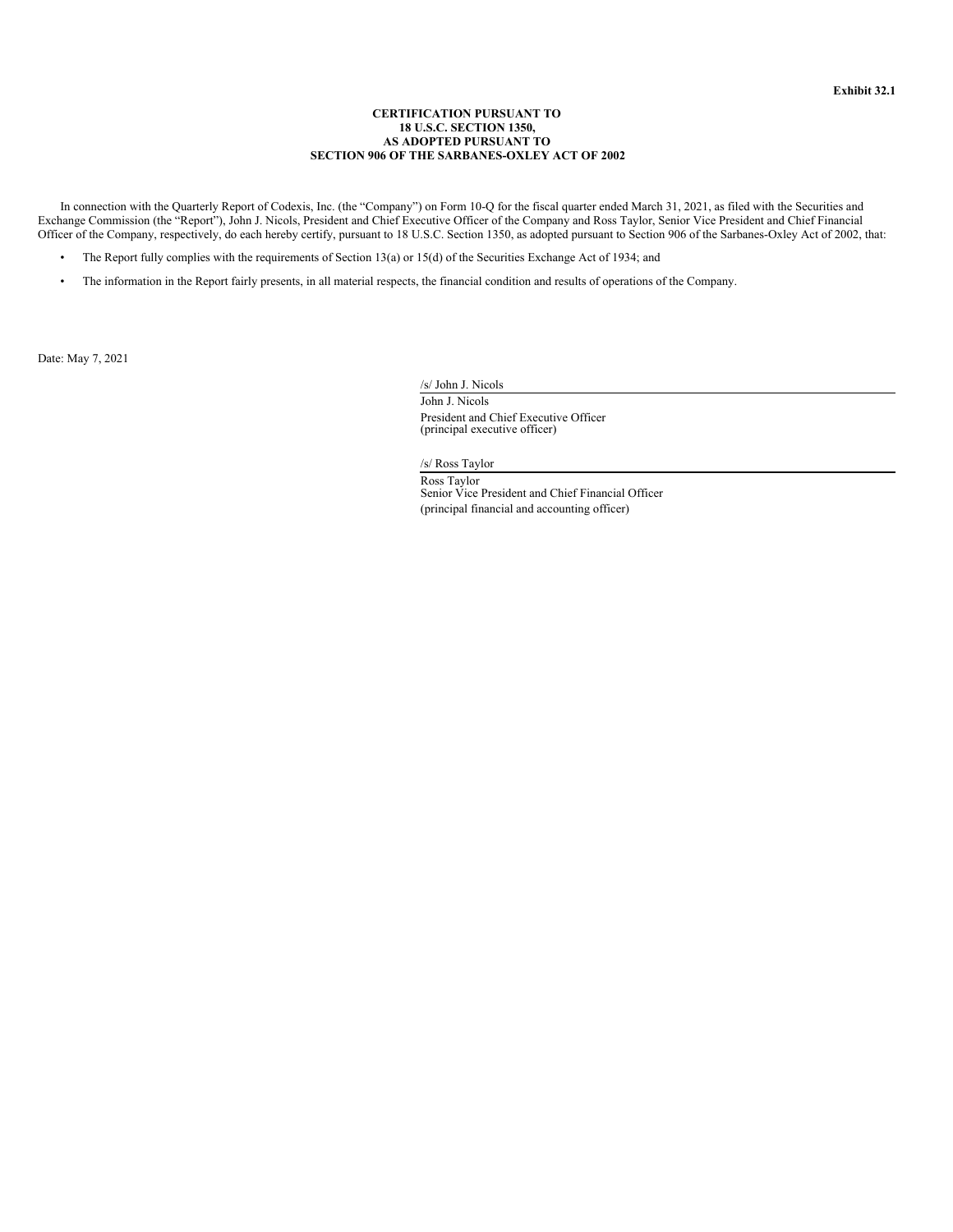**Exhibit 32.1**

**CERTIFICATION PURSUANT TO**
**18 U.S.C. SECTION 1350,**
**AS ADOPTED PURSUANT TO**
**SECTION 906 OF THE SARBANES-OXLEY ACT OF 2002**

In connection with the Quarterly Report of Codexis, Inc. (the "Company") on Form 10-Q for the fiscal quarter ended March 31, 2021, as filed with the Securities and Exchange Commission (the "Report"), John J. Nicols, President and Chief Executive Officer of the Company and Ross Taylor, Senior Vice President and Chief Financial Officer of the Company, respectively, do each hereby certify, pursuant to 18 U.S.C. Section 1350, as adopted pursuant to Section 906 of the Sarbanes-Oxley Act of 2002, that:

- The Report fully complies with the requirements of Section 13(a) or 15(d) of the Securities Exchange Act of 1934; and
- The information in the Report fairly presents, in all material respects, the financial condition and results of operations of the Company.

Date: May 7, 2021

/s/ John J. Nicols

John J. Nicols
President and Chief Executive Officer
(principal executive officer)

/s/ Ross Taylor

Ross Taylor
Senior Vice President and Chief Financial Officer
(principal financial and accounting officer)